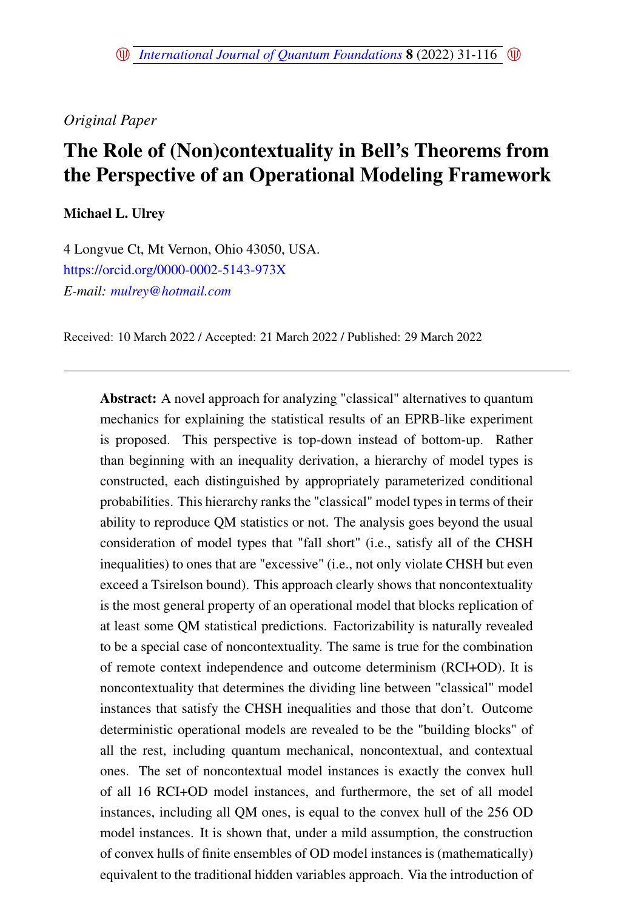*Original Paper*

# The Role of (Non)contextuality in Bell's Theorems from the Perspective of an Operational Modeling Framework

**Michael L. Ulrey**

4 Longvue Ct, Mt Vernon, Ohio 43050, USA.
https://orcid.org/0000-0002-5143-973X
*E-mail: mulrey@hotmail.com*

Received: 10 March 2022 / Accepted: 21 March 2022 / Published: 29 March 2022

---

**Abstract:** A novel approach for analyzing "classical" alternatives to quantum mechanics for explaining the statistical results of an EPRB-like experiment is proposed. This perspective is top-down instead of bottom-up. Rather than beginning with an inequality derivation, a hierarchy of model types is constructed, each distinguished by appropriately parameterized conditional probabilities. This hierarchy ranks the "classical" model types in terms of their ability to reproduce QM statistics or not. The analysis goes beyond the usual consideration of model types that "fall short" (i.e., satisfy all of the CHSH inequalities) to ones that are "excessive" (i.e., not only violate CHSH but even exceed a Tsirelson bound). This approach clearly shows that noncontextuality is the most general property of an operational model that blocks replication of at least some QM statistical predictions. Factorizability is naturally revealed to be a special case of noncontextuality. The same is true for the combination of remote context independence and outcome determinism (RCI+OD). It is noncontextuality that determines the dividing line between "classical" model instances that satisfy the CHSH inequalities and those that don't. Outcome deterministic operational models are revealed to be the "building blocks" of all the rest, including quantum mechanical, noncontextual, and contextual ones. The set of noncontextual model instances is exactly the convex hull of all 16 RCI+OD model instances, and furthermore, the set of all model instances, including all QM ones, is equal to the convex hull of the 256 OD model instances. It is shown that, under a mild assumption, the construction of convex hulls of finite ensembles of OD model instances is (mathematically) equivalent to the traditional hidden variables approach. Via the introduction of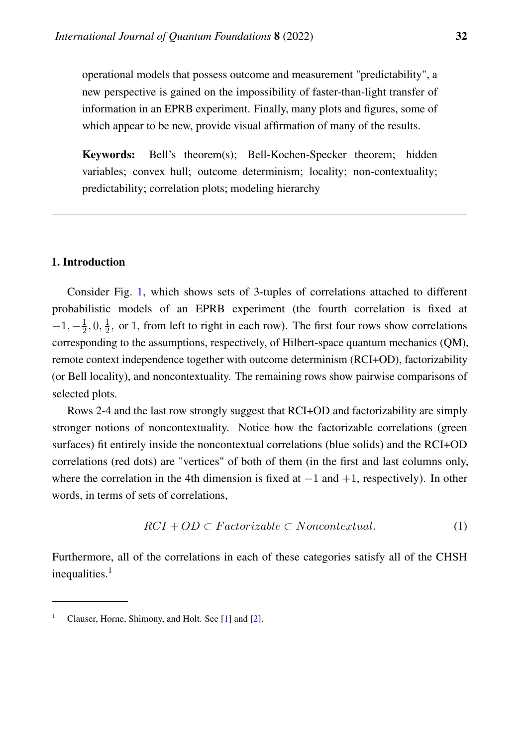operational models that possess outcome and measurement "predictability", a new perspective is gained on the impossibility of faster-than-light transfer of information in an EPRB experiment. Finally, many plots and figures, some of which appear to be new, provide visual affirmation of many of the results.

**Keywords:** Bell's theorem(s); Bell-Kochen-Specker theorem; hidden variables; convex hull; outcome determinism; locality; non-contextuality; predictability; correlation plots; modeling hierarchy

---

## 1. Introduction

Consider Fig. 1, which shows sets of 3-tuples of correlations attached to different probabilistic models of an EPRB experiment (the fourth correlation is fixed at $-1, -\frac{1}{2}, 0, \frac{1}{2},$ or 1, from left to right in each row). The first four rows show correlations corresponding to the assumptions, respectively, of Hilbert-space quantum mechanics (QM), remote context independence together with outcome determinism (RCI+OD), factorizability (or Bell locality), and noncontextuality. The remaining rows show pairwise comparisons of selected plots.

Rows 2-4 and the last row strongly suggest that RCI+OD and factorizability are simply stronger notions of noncontextuality. Notice how the factorizable correlations (green surfaces) fit entirely inside the noncontextual correlations (blue solids) and the RCI+OD correlations (red dots) are "vertices" of both of them (in the first and last columns only, where the correlation in the 4th dimension is fixed at $-1$ and $+1$, respectively). In other words, in terms of sets of correlations,

$$RCI + OD \subset Factorizable \subset Noncontextual. \tag{1}$$

Furthermore, all of the correlations in each of these categories satisfy all of the CHSH inequalities.[1]

[1] Clauser, Horne, Shimony, and Holt. See [1] and [2].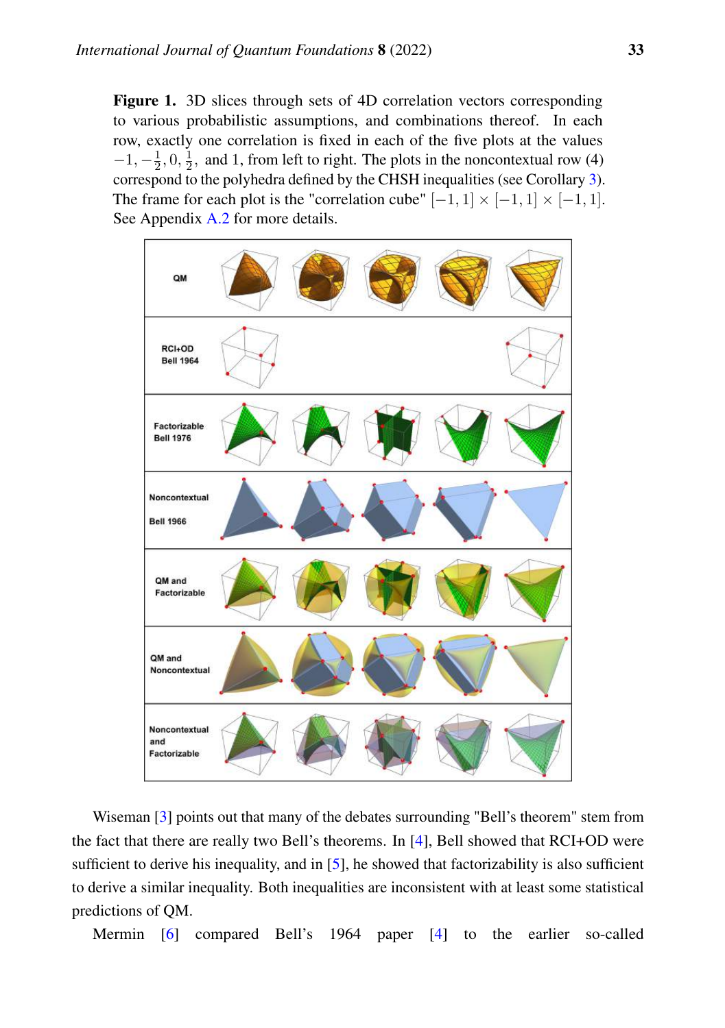**Figure 1.** 3D slices through sets of 4D correlation vectors corresponding to various probabilistic assumptions, and combinations thereof. In each row, exactly one correlation is fixed in each of the five plots at the values $-1, -\frac{1}{2}, 0, \frac{1}{2},$ and 1, from left to right. The plots in the noncontextual row (4) correspond to the polyhedra defined by the CHSH inequalities (see Corollary 3). The frame for each plot is the "correlation cube" $[-1, 1] \times [-1, 1] \times [-1, 1]$. See Appendix A.2 for more details.

Wiseman [3] points out that many of the debates surrounding "Bell's theorem" stem from the fact that there are really two Bell's theorems. In [4], Bell showed that RCI+OD were sufficient to derive his inequality, and in [5], he showed that factorizability is also sufficient to derive a similar inequality. Both inequalities are inconsistent with at least some statistical predictions of QM.

Mermin [6] compared Bell's 1964 paper [4] to the earlier so-called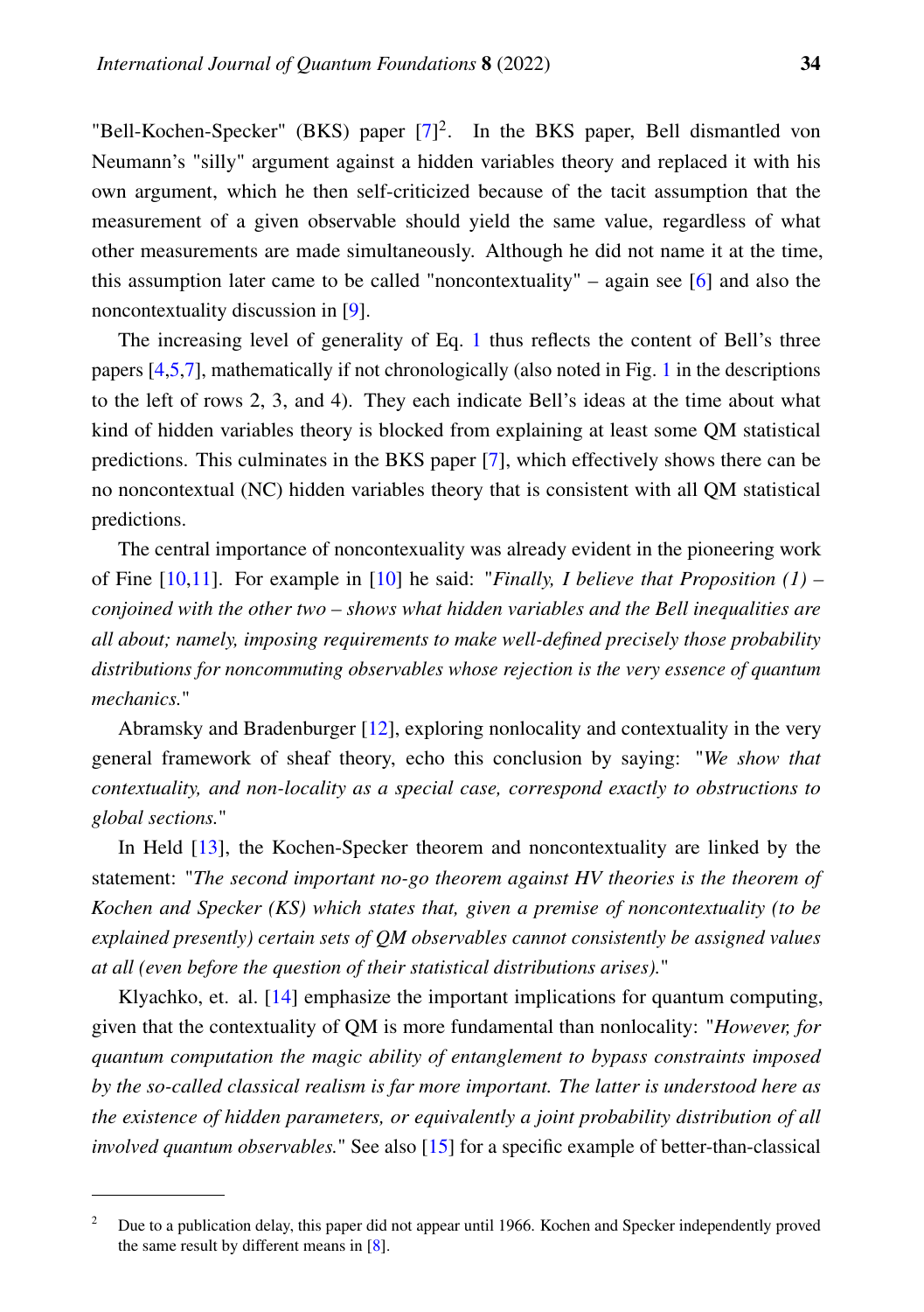"Bell-Kochen-Specker" (BKS) paper [7][2]. In the BKS paper, Bell dismantled von Neumann's "silly" argument against a hidden variables theory and replaced it with his own argument, which he then self-criticized because of the tacit assumption that the measurement of a given observable should yield the same value, regardless of what other measurements are made simultaneously. Although he did not name it at the time, this assumption later came to be called "noncontextuality" – again see [6] and also the noncontextuality discussion in [9].

The increasing level of generality of Eq. 1 thus reflects the content of Bell's three papers [4,5,7], mathematically if not chronologically (also noted in Fig. 1 in the descriptions to the left of rows 2, 3, and 4). They each indicate Bell's ideas at the time about what kind of hidden variables theory is blocked from explaining at least some QM statistical predictions. This culminates in the BKS paper [7], which effectively shows there can be no noncontextual (NC) hidden variables theory that is consistent with all QM statistical predictions.

The central importance of noncontexuality was already evident in the pioneering work of Fine [10,11]. For example in [10] he said: "*Finally, I believe that Proposition (1) – conjoined with the other two – shows what hidden variables and the Bell inequalities are all about; namely, imposing requirements to make well-defined precisely those probability distributions for noncommuting observables whose rejection is the very essence of quantum mechanics.*"

Abramsky and Bradenburger [12], exploring nonlocality and contextuality in the very general framework of sheaf theory, echo this conclusion by saying: "*We show that contextuality, and non-locality as a special case, correspond exactly to obstructions to global sections.*"

In Held [13], the Kochen-Specker theorem and noncontextuality are linked by the statement: "*The second important no-go theorem against HV theories is the theorem of Kochen and Specker (KS) which states that, given a premise of noncontextuality (to be explained presently) certain sets of QM observables cannot consistently be assigned values at all (even before the question of their statistical distributions arises).*"

Klyachko, et. al. [14] emphasize the important implications for quantum computing, given that the contextuality of QM is more fundamental than nonlocality: "*However, for quantum computation the magic ability of entanglement to bypass constraints imposed by the so-called classical realism is far more important. The latter is understood here as the existence of hidden parameters, or equivalently a joint probability distribution of all involved quantum observables.*" See also [15] for a specific example of better-than-classical

---

[2] Due to a publication delay, this paper did not appear until 1966. Kochen and Specker independently proved the same result by different means in [8].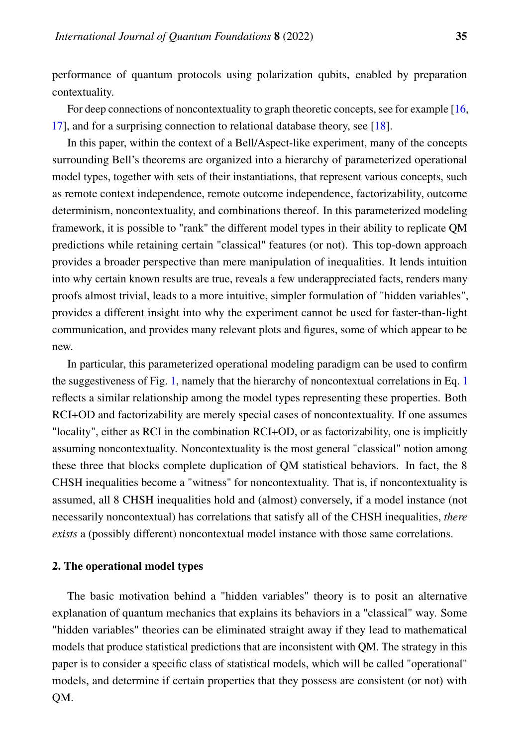performance of quantum protocols using polarization qubits, enabled by preparation contextuality.

For deep connections of noncontextuality to graph theoretic concepts, see for example [16, 17], and for a surprising connection to relational database theory, see [18].

In this paper, within the context of a Bell/Aspect-like experiment, many of the concepts surrounding Bell's theorems are organized into a hierarchy of parameterized operational model types, together with sets of their instantiations, that represent various concepts, such as remote context independence, remote outcome independence, factorizability, outcome determinism, noncontextuality, and combinations thereof. In this parameterized modeling framework, it is possible to "rank" the different model types in their ability to replicate QM predictions while retaining certain "classical" features (or not). This top-down approach provides a broader perspective than mere manipulation of inequalities. It lends intuition into why certain known results are true, reveals a few underappreciated facts, renders many proofs almost trivial, leads to a more intuitive, simpler formulation of "hidden variables", provides a different insight into why the experiment cannot be used for faster-than-light communication, and provides many relevant plots and figures, some of which appear to be new.

In particular, this parameterized operational modeling paradigm can be used to confirm the suggestiveness of Fig. 1, namely that the hierarchy of noncontextual correlations in Eq. 1 reflects a similar relationship among the model types representing these properties. Both RCI+OD and factorizability are merely special cases of noncontextuality. If one assumes "locality", either as RCI in the combination RCI+OD, or as factorizability, one is implicitly assuming noncontextuality. Noncontextuality is the most general "classical" notion among these three that blocks complete duplication of QM statistical behaviors. In fact, the 8 CHSH inequalities become a "witness" for noncontextuality. That is, if noncontextuality is assumed, all 8 CHSH inequalities hold and (almost) conversely, if a model instance (not necessarily noncontextual) has correlations that satisfy all of the CHSH inequalities, *there exists* a (possibly different) noncontextual model instance with those same correlations.

## 2. The operational model types

The basic motivation behind a "hidden variables" theory is to posit an alternative explanation of quantum mechanics that explains its behaviors in a "classical" way. Some "hidden variables" theories can be eliminated straight away if they lead to mathematical models that produce statistical predictions that are inconsistent with QM. The strategy in this paper is to consider a specific class of statistical models, which will be called "operational" models, and determine if certain properties that they possess are consistent (or not) with QM.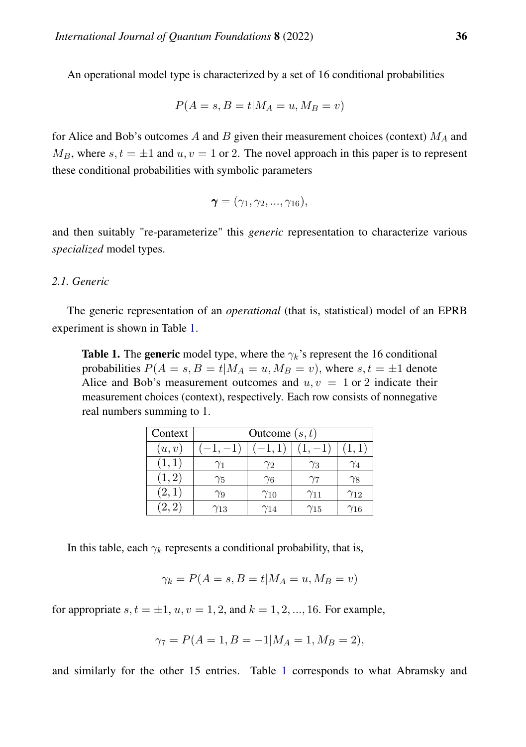An operational model type is characterized by a set of 16 conditional probabilities

$$P(A = s, B = t | M_A = u, M_B = v)$$

for Alice and Bob's outcomes $A$ and $B$ given their measurement choices (context) $M_A$ and $M_B$, where $s, t = \pm 1$ and $u, v = 1$ or 2. The novel approach in this paper is to represent these conditional probabilities with symbolic parameters

$$\boldsymbol{\gamma} = (\gamma_1, \gamma_2, ..., \gamma_{16}),$$

and then suitably "re-parameterize" this *generic* representation to characterize various *specialized* model types.

### 2.1. Generic

The generic representation of an *operational* (that is, statistical) model of an EPRB experiment is shown in Table 1.

**Table 1.** The **generic** model type, where the $\gamma_k$'s represent the 16 conditional probabilities $P(A = s, B = t | M_A = u, M_B = v)$, where $s, t = \pm 1$ denote Alice and Bob's measurement outcomes and $u, v = 1$ or 2 indicate their measurement choices (context), respectively. Each row consists of nonnegative real numbers summing to 1.

| Context | Outcome $(s,t)$ | | | |
|---|---|---|---|---|
| $(u,v)$ | $(-1,-1)$ | $(-1,1)$ | $(1,-1)$ | $(1,1)$ |
| $(1,1)$ | $\gamma_1$ | $\gamma_2$ | $\gamma_3$ | $\gamma_4$ |
| $(1,2)$ | $\gamma_5$ | $\gamma_6$ | $\gamma_7$ | $\gamma_8$ |
| $(2,1)$ | $\gamma_9$ | $\gamma_{10}$ | $\gamma_{11}$ | $\gamma_{12}$ |
| $(2,2)$ | $\gamma_{13}$ | $\gamma_{14}$ | $\gamma_{15}$ | $\gamma_{16}$ |

In this table, each $\gamma_k$ represents a conditional probability, that is,

$$\gamma_k = P(A = s, B = t | M_A = u, M_B = v)$$

for appropriate $s, t = \pm 1$, $u, v = 1, 2$, and $k = 1, 2, ..., 16$. For example,

$$\gamma_7 = P(A = 1, B = -1 | M_A = 1, M_B = 2),$$

and similarly for the other 15 entries. Table 1 corresponds to what Abramsky and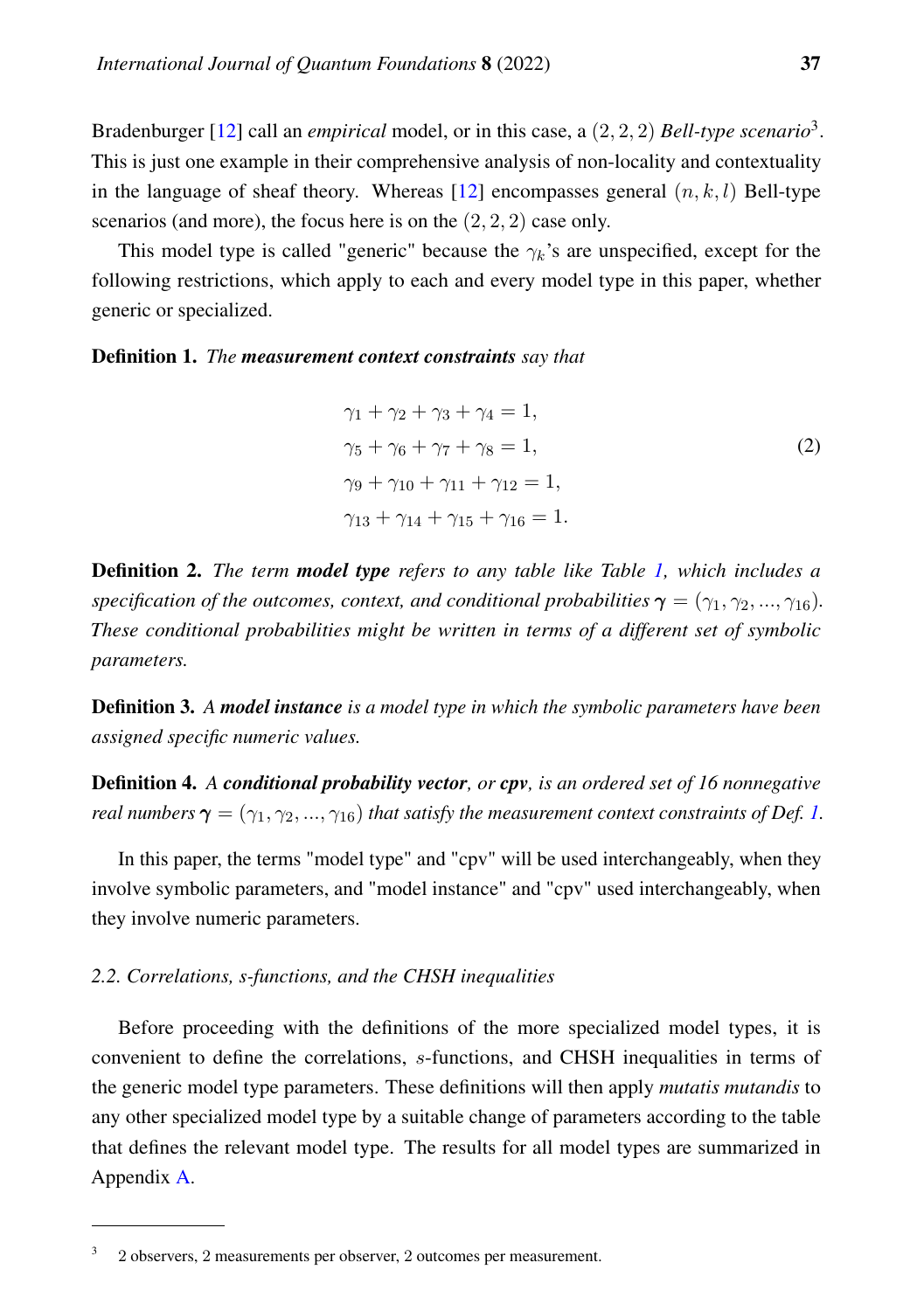Bradenburger [12] call an *empirical* model, or in this case, a $(2, 2, 2)$ *Bell-type scenario*[3]. This is just one example in their comprehensive analysis of non-locality and contextuality in the language of sheaf theory. Whereas [12] encompasses general $(n, k, l)$ Bell-type scenarios (and more), the focus here is on the $(2, 2, 2)$ case only.

This model type is called "generic" because the $\gamma_k$'s are unspecified, except for the following restrictions, which apply to each and every model type in this paper, whether generic or specialized.

**Definition 1.** *The* ***measurement context constraints*** *say that*

$$
\begin{aligned}
\gamma_1 + \gamma_2 + \gamma_3 + \gamma_4 &= 1, \\
\gamma_5 + \gamma_6 + \gamma_7 + \gamma_8 &= 1, \\
\gamma_9 + \gamma_{10} + \gamma_{11} + \gamma_{12} &= 1, \\
\gamma_{13} + \gamma_{14} + \gamma_{15} + \gamma_{16} &= 1.
\end{aligned} \tag{2}
$$

**Definition 2.** *The term* ***model type*** *refers to any table like Table 1, which includes a specification of the outcomes, context, and conditional probabilities* $\boldsymbol{\gamma} = (\gamma_1, \gamma_2, ..., \gamma_{16})$. *These conditional probabilities might be written in terms of a different set of symbolic parameters.*

**Definition 3.** *A* ***model instance*** *is a model type in which the symbolic parameters have been assigned specific numeric values.*

**Definition 4.** *A* ***conditional probability vector****, or* ***cpv****, is an ordered set of 16 nonnegative real numbers* $\boldsymbol{\gamma} = (\gamma_1, \gamma_2, ..., \gamma_{16})$ *that satisfy the measurement context constraints of Def. 1.*

In this paper, the terms "model type" and "cpv" will be used interchangeably, when they involve symbolic parameters, and "model instance" and "cpv" used interchangeably, when they involve numeric parameters.

### *2.2. Correlations, s-functions, and the CHSH inequalities*

Before proceeding with the definitions of the more specialized model types, it is convenient to define the correlations, $s$-functions, and CHSH inequalities in terms of the generic model type parameters. These definitions will then apply *mutatis mutandis* to any other specialized model type by a suitable change of parameters according to the table that defines the relevant model type. The results for all model types are summarized in Appendix A.

---

[3] 2 observers, 2 measurements per observer, 2 outcomes per measurement.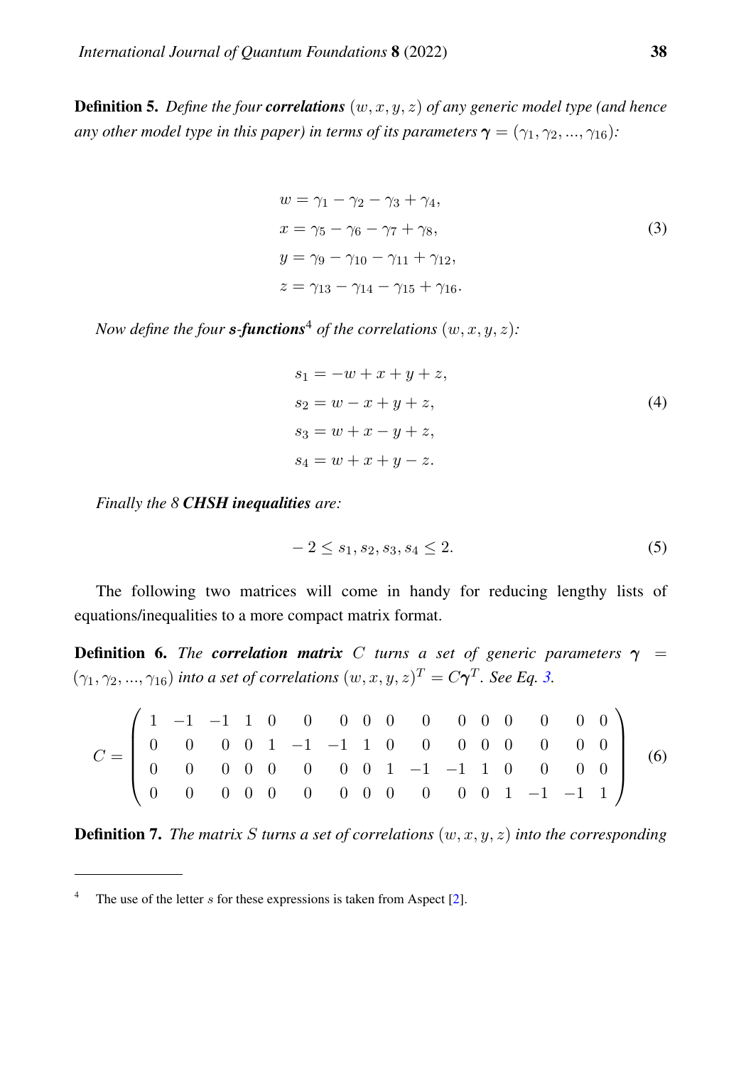**Definition 5.** *Define the four* ***correlations*** $(w, x, y, z)$ *of any generic model type (and hence any other model type in this paper) in terms of its parameters* $\boldsymbol{\gamma} = (\gamma_1, \gamma_2, ..., \gamma_{16})$*:*

$$
\begin{aligned}
w &= \gamma_1 - \gamma_2 - \gamma_3 + \gamma_4, \\
x &= \gamma_5 - \gamma_6 - \gamma_7 + \gamma_8, \\
y &= \gamma_9 - \gamma_{10} - \gamma_{11} + \gamma_{12}, \\
z &= \gamma_{13} - \gamma_{14} - \gamma_{15} + \gamma_{16}.
\end{aligned}
\tag{3}
$$

*Now define the four* ***s-functions***[4] *of the correlations* $(w, x, y, z)$*:*

$$
\begin{aligned}
s_1 &= -w + x + y + z, \\
s_2 &= w - x + y + z, \\
s_3 &= w + x - y + z, \\
s_4 &= w + x + y - z.
\end{aligned}
\tag{4}
$$

*Finally the 8* ***CHSH inequalities*** *are:*

$$
-2 \leq s_1, s_2, s_3, s_4 \leq 2. \tag{5}
$$

The following two matrices will come in handy for reducing lengthy lists of equations/inequalities to a more compact matrix format.

**Definition 6.** *The* ***correlation matrix*** $C$ *turns a set of generic parameters* $\boldsymbol{\gamma} = (\gamma_1, \gamma_2, ..., \gamma_{16})$ *into a set of correlations* $(w, x, y, z)^T = C\boldsymbol{\gamma}^T$*. See Eq. 3.*

$$
C = \begin{pmatrix}
1 & -1 & -1 & 1 & 0 & 0 & 0 & 0 & 0 & 0 & 0 & 0 & 0 & 0 & 0 & 0 \\
0 & 0 & 0 & 0 & 1 & -1 & -1 & 1 & 0 & 0 & 0 & 0 & 0 & 0 & 0 & 0 \\
0 & 0 & 0 & 0 & 0 & 0 & 0 & 0 & 1 & -1 & -1 & 1 & 0 & 0 & 0 & 0 \\
0 & 0 & 0 & 0 & 0 & 0 & 0 & 0 & 0 & 0 & 0 & 0 & 1 & -1 & -1 & 1
\end{pmatrix}
\tag{6}
$$

**Definition 7.** *The matrix* $S$ *turns a set of correlations* $(w, x, y, z)$ *into the corresponding*

[4] The use of the letter $s$ for these expressions is taken from Aspect [2].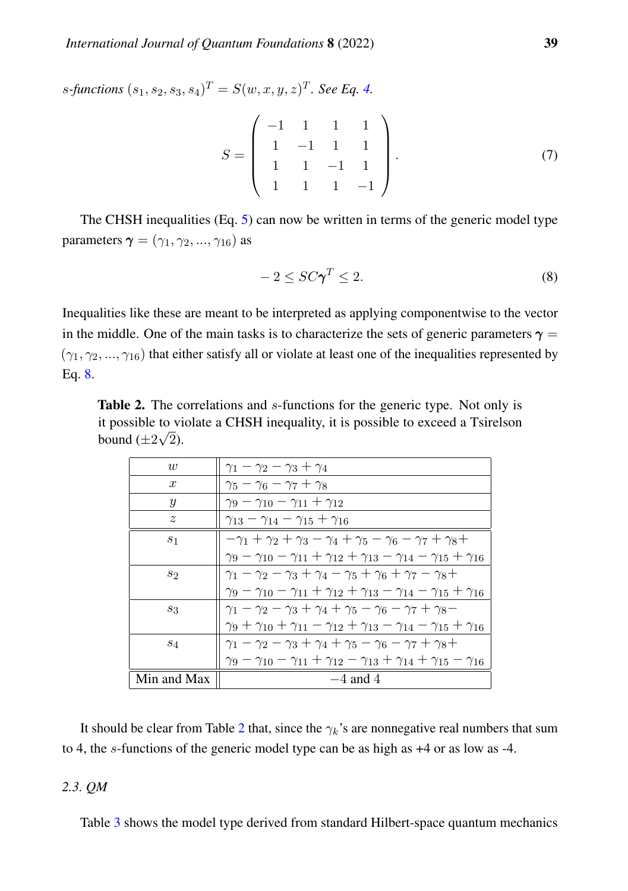*s-functions* $(s_1, s_2, s_3, s_4)^T = S(w, x, y, z)^T$. *See Eq. 4.*

$$S = \begin{pmatrix} -1 & 1 & 1 & 1 \\ 1 & -1 & 1 & 1 \\ 1 & 1 & -1 & 1 \\ 1 & 1 & 1 & -1 \end{pmatrix}. \tag{7}$$

The CHSH inequalities (Eq. 5) can now be written in terms of the generic model type parameters $\boldsymbol{\gamma} = (\gamma_1, \gamma_2, ..., \gamma_{16})$ as

$$-2 \leq SC\boldsymbol{\gamma}^T \leq 2. \tag{8}$$

Inequalities like these are meant to be interpreted as applying componentwise to the vector in the middle. One of the main tasks is to characterize the sets of generic parameters $\boldsymbol{\gamma} = (\gamma_1, \gamma_2, ..., \gamma_{16})$ that either satisfy all or violate at least one of the inequalities represented by Eq. 8.

**Table 2.** The correlations and $s$-functions for the generic type. Not only is it possible to violate a CHSH inequality, it is possible to exceed a Tsirelson bound ($\pm 2\sqrt{2}$).

| | |
|---|---|
| $w$ | $\gamma_1 - \gamma_2 - \gamma_3 + \gamma_4$ |
| $x$ | $\gamma_5 - \gamma_6 - \gamma_7 + \gamma_8$ |
| $y$ | $\gamma_9 - \gamma_{10} - \gamma_{11} + \gamma_{12}$ |
| $z$ | $\gamma_{13} - \gamma_{14} - \gamma_{15} + \gamma_{16}$ |
| $s_1$ | $-\gamma_1 + \gamma_2 + \gamma_3 - \gamma_4 + \gamma_5 - \gamma_6 - \gamma_7 + \gamma_8 +$ $\gamma_9 - \gamma_{10} - \gamma_{11} + \gamma_{12} + \gamma_{13} - \gamma_{14} - \gamma_{15} + \gamma_{16}$ |
| $s_2$ | $\gamma_1 - \gamma_2 - \gamma_3 + \gamma_4 - \gamma_5 + \gamma_6 + \gamma_7 - \gamma_8 +$ $\gamma_9 - \gamma_{10} - \gamma_{11} + \gamma_{12} + \gamma_{13} - \gamma_{14} - \gamma_{15} + \gamma_{16}$ |
| $s_3$ | $\gamma_1 - \gamma_2 - \gamma_3 + \gamma_4 + \gamma_5 - \gamma_6 - \gamma_7 + \gamma_8 -$ $\gamma_9 + \gamma_{10} + \gamma_{11} - \gamma_{12} + \gamma_{13} - \gamma_{14} - \gamma_{15} + \gamma_{16}$ |
| $s_4$ | $\gamma_1 - \gamma_2 - \gamma_3 + \gamma_4 + \gamma_5 - \gamma_6 - \gamma_7 + \gamma_8 +$ $\gamma_9 - \gamma_{10} - \gamma_{11} + \gamma_{12} - \gamma_{13} + \gamma_{14} + \gamma_{15} - \gamma_{16}$ |
| Min and Max | $-4$ and $4$ |

It should be clear from Table 2 that, since the $\gamma_k$'s are nonnegative real numbers that sum to 4, the $s$-functions of the generic model type can be as high as +4 or as low as -4.

### *2.3. QM*

Table 3 shows the model type derived from standard Hilbert-space quantum mechanics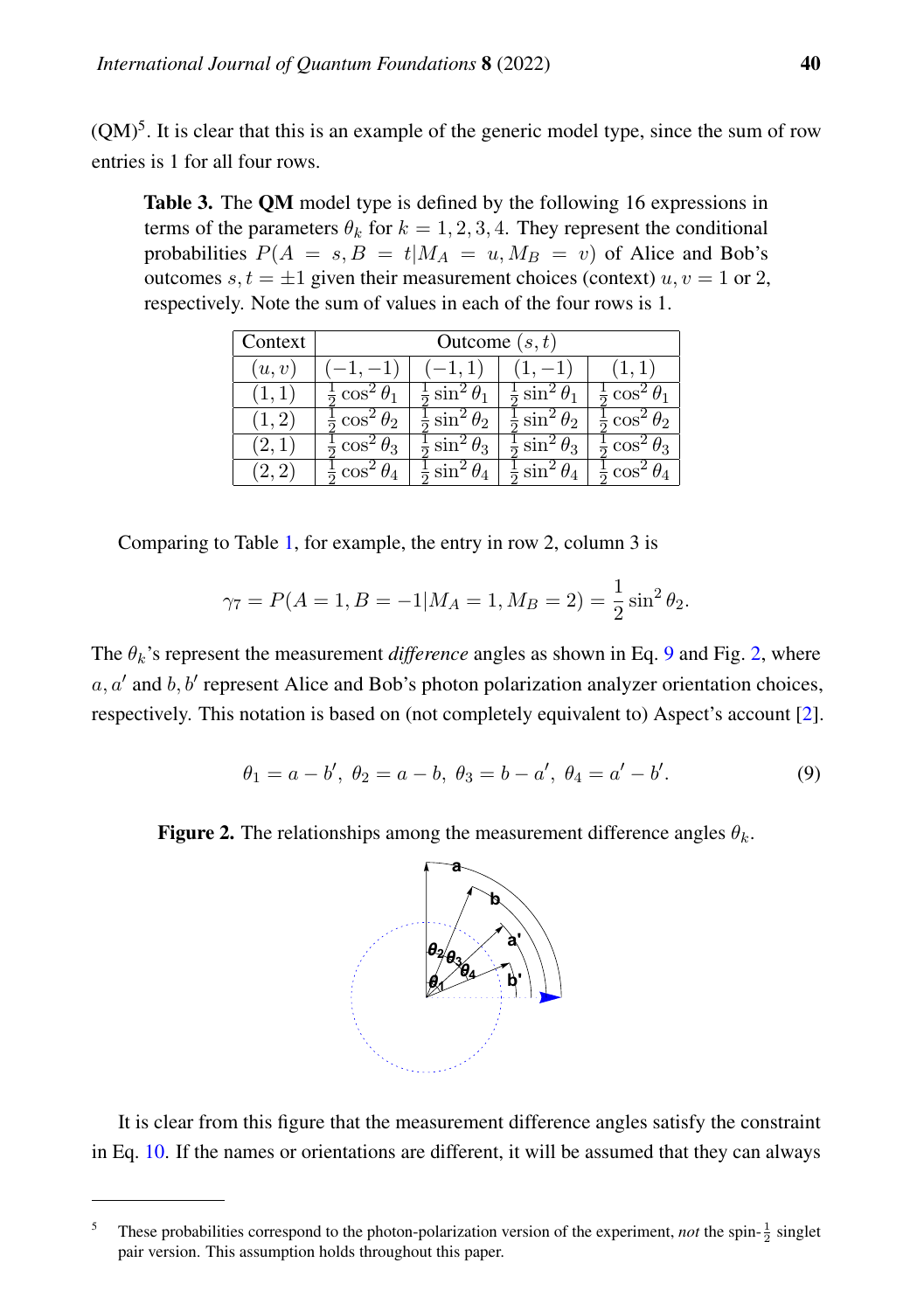(QM)[5]. It is clear that this is an example of the generic model type, since the sum of row entries is 1 for all four rows.

**Table 3.** The **QM** model type is defined by the following 16 expressions in terms of the parameters $\theta_k$ for $k = 1, 2, 3, 4$. They represent the conditional probabilities $P(A = s, B = t | M_A = u, M_B = v)$ of Alice and Bob's outcomes $s, t = \pm 1$ given their measurement choices (context) $u, v = 1$ or 2, respectively. Note the sum of values in each of the four rows is 1.

| Context | Outcome $(s,t)$ | | | |
|---|---|---|---|---|
| $(u,v)$ | $(-1,-1)$ | $(-1,1)$ | $(1,-1)$ | $(1,1)$ |
| $(1,1)$ | $\frac{1}{2}\cos^2\theta_1$ | $\frac{1}{2}\sin^2\theta_1$ | $\frac{1}{2}\sin^2\theta_1$ | $\frac{1}{2}\cos^2\theta_1$ |
| $(1,2)$ | $\frac{1}{2}\cos^2\theta_2$ | $\frac{1}{2}\sin^2\theta_2$ | $\frac{1}{2}\sin^2\theta_2$ | $\frac{1}{2}\cos^2\theta_2$ |
| $(2,1)$ | $\frac{1}{2}\cos^2\theta_3$ | $\frac{1}{2}\sin^2\theta_3$ | $\frac{1}{2}\sin^2\theta_3$ | $\frac{1}{2}\cos^2\theta_3$ |
| $(2,2)$ | $\frac{1}{2}\cos^2\theta_4$ | $\frac{1}{2}\sin^2\theta_4$ | $\frac{1}{2}\sin^2\theta_4$ | $\frac{1}{2}\cos^2\theta_4$ |

Comparing to Table 1, for example, the entry in row 2, column 3 is

$$\gamma_7 = P(A = 1, B = -1 | M_A = 1, M_B = 2) = \frac{1}{2}\sin^2\theta_2.$$

The $\theta_k$'s represent the measurement *difference* angles as shown in Eq. 9 and Fig. 2, where $a, a'$ and $b, b'$ represent Alice and Bob's photon polarization analyzer orientation choices, respectively. This notation is based on (not completely equivalent to) Aspect's account [2].

$$\theta_1 = a - b',\ \theta_2 = a - b,\ \theta_3 = b - a',\ \theta_4 = a' - b'. \tag{9}$$

**Figure 2.** The relationships among the measurement difference angles $\theta_k$.

It is clear from this figure that the measurement difference angles satisfy the constraint in Eq. 10. If the names or orientations are different, it will be assumed that they can always

[5] These probabilities correspond to the photon-polarization version of the experiment, *not* the spin-$\frac{1}{2}$ singlet pair version. This assumption holds throughout this paper.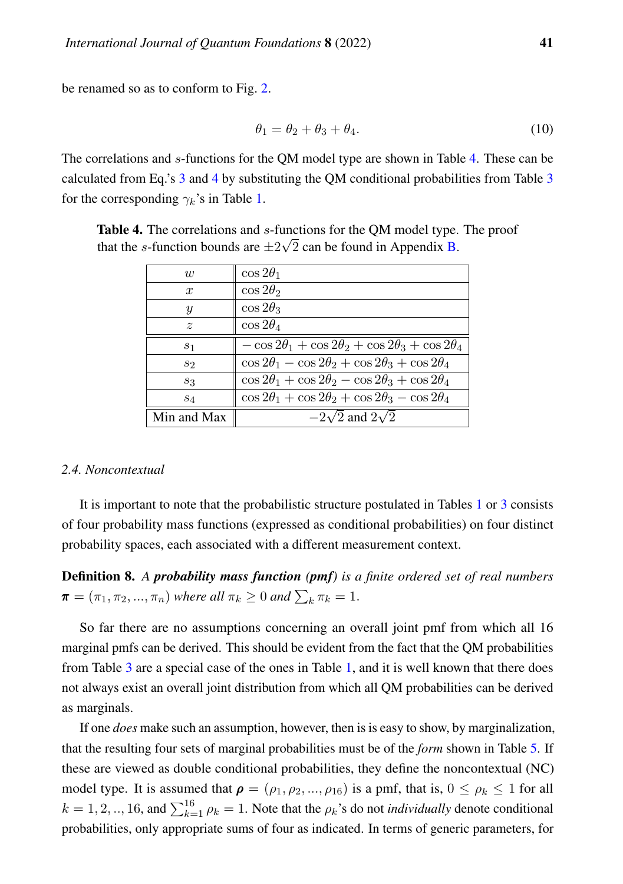be renamed so as to conform to Fig. 2.

$$\theta_1 = \theta_2 + \theta_3 + \theta_4. \tag{10}$$

The correlations and $s$-functions for the QM model type are shown in Table 4. These can be calculated from Eq.'s 3 and 4 by substituting the QM conditional probabilities from Table 3 for the corresponding $\gamma_k$'s in Table 1.

**Table 4.** The correlations and $s$-functions for the QM model type. The proof that the $s$-function bounds are $\pm 2\sqrt{2}$ can be found in Appendix B.

| | |
|---|---|
| $w$ | $\cos 2\theta_1$ |
| $x$ | $\cos 2\theta_2$ |
| $y$ | $\cos 2\theta_3$ |
| $z$ | $\cos 2\theta_4$ |
| $s_1$ | $-\cos 2\theta_1 + \cos 2\theta_2 + \cos 2\theta_3 + \cos 2\theta_4$ |
| $s_2$ | $\cos 2\theta_1 - \cos 2\theta_2 + \cos 2\theta_3 + \cos 2\theta_4$ |
| $s_3$ | $\cos 2\theta_1 + \cos 2\theta_2 - \cos 2\theta_3 + \cos 2\theta_4$ |
| $s_4$ | $\cos 2\theta_1 + \cos 2\theta_2 + \cos 2\theta_3 - \cos 2\theta_4$ |
| Min and Max | $-2\sqrt{2}$ and $2\sqrt{2}$ |

### 2.4. Noncontextual

It is important to note that the probabilistic structure postulated in Tables 1 or 3 consists of four probability mass functions (expressed as conditional probabilities) on four distinct probability spaces, each associated with a different measurement context.

**Definition 8.** *A **probability mass function (pmf)** is a finite ordered set of real numbers $\boldsymbol{\pi} = (\pi_1, \pi_2, ..., \pi_n)$ where all $\pi_k \geq 0$ and $\sum_k \pi_k = 1$.*

So far there are no assumptions concerning an overall joint pmf from which all 16 marginal pmfs can be derived. This should be evident from the fact that the QM probabilities from Table 3 are a special case of the ones in Table 1, and it is well known that there does not always exist an overall joint distribution from which all QM probabilities can be derived as marginals.

If one *does* make such an assumption, however, then is is easy to show, by marginalization, that the resulting four sets of marginal probabilities must be of the *form* shown in Table 5. If these are viewed as double conditional probabilities, they define the noncontextual (NC) model type. It is assumed that $\boldsymbol{\rho} = (\rho_1, \rho_2, ..., \rho_{16})$ is a pmf, that is, $0 \leq \rho_k \leq 1$ for all $k = 1, 2, .., 16$, and $\sum_{k=1}^{16} \rho_k = 1$. Note that the $\rho_k$'s do not *individually* denote conditional probabilities, only appropriate sums of four as indicated. In terms of generic parameters, for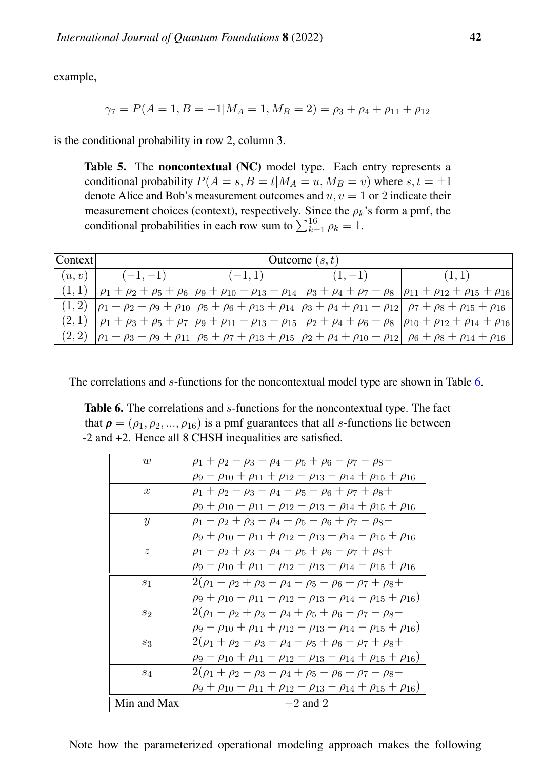example,

$$\gamma_7 = P(A = 1, B = -1|M_A = 1, M_B = 2) = \rho_3 + \rho_4 + \rho_{11} + \rho_{12}$$

is the conditional probability in row 2, column 3.

**Table 5.** The **noncontextual (NC)** model type. Each entry represents a conditional probability $P(A = s, B = t|M_A = u, M_B = v)$ where $s, t = \pm 1$ denote Alice and Bob's measurement outcomes and $u, v = 1$ or 2 indicate their measurement choices (context), respectively. Since the $\rho_k$'s form a pmf, the conditional probabilities in each row sum to $\sum_{k=1}^{16} \rho_k = 1$.

| Context | Outcome $(s, t)$ | | | |
|---|---|---|---|---|
| $(u, v)$ | $(-1, -1)$ | $(-1, 1)$ | $(1, -1)$ | $(1, 1)$ |
| $(1, 1)$ | $\rho_1 + \rho_2 + \rho_5 + \rho_6$ | $\rho_9 + \rho_{10} + \rho_{13} + \rho_{14}$ | $\rho_3 + \rho_4 + \rho_7 + \rho_8$ | $\rho_{11} + \rho_{12} + \rho_{15} + \rho_{16}$ |
| $(1, 2)$ | $\rho_1 + \rho_2 + \rho_9 + \rho_{10}$ | $\rho_5 + \rho_6 + \rho_{13} + \rho_{14}$ | $\rho_3 + \rho_4 + \rho_{11} + \rho_{12}$ | $\rho_7 + \rho_8 + \rho_{15} + \rho_{16}$ |
| $(2, 1)$ | $\rho_1 + \rho_3 + \rho_5 + \rho_7$ | $\rho_9 + \rho_{11} + \rho_{13} + \rho_{15}$ | $\rho_2 + \rho_4 + \rho_6 + \rho_8$ | $\rho_{10} + \rho_{12} + \rho_{14} + \rho_{16}$ |
| $(2, 2)$ | $\rho_1 + \rho_3 + \rho_9 + \rho_{11}$ | $\rho_5 + \rho_7 + \rho_{13} + \rho_{15}$ | $\rho_2 + \rho_4 + \rho_{10} + \rho_{12}$ | $\rho_6 + \rho_8 + \rho_{14} + \rho_{16}$ |

The correlations and $s$-functions for the noncontextual model type are shown in Table 6.

**Table 6.** The correlations and $s$-functions for the noncontextual type. The fact that $\boldsymbol{\rho} = (\rho_1, \rho_2, ..., \rho_{16})$ is a pmf guarantees that all $s$-functions lie between -2 and +2. Hence all 8 CHSH inequalities are satisfied.

| | |
|---|---|
| $w$ | $\rho_1 + \rho_2 - \rho_3 - \rho_4 + \rho_5 + \rho_6 - \rho_7 - \rho_8 - \rho_9 - \rho_{10} + \rho_{11} + \rho_{12} - \rho_{13} - \rho_{14} + \rho_{15} + \rho_{16}$ |
| $x$ | $\rho_1 + \rho_2 - \rho_3 - \rho_4 - \rho_5 - \rho_6 + \rho_7 + \rho_8 + \rho_9 + \rho_{10} - \rho_{11} - \rho_{12} - \rho_{13} - \rho_{14} + \rho_{15} + \rho_{16}$ |
| $y$ | $\rho_1 - \rho_2 + \rho_3 - \rho_4 + \rho_5 - \rho_6 + \rho_7 - \rho_8 - \rho_9 + \rho_{10} - \rho_{11} + \rho_{12} - \rho_{13} + \rho_{14} - \rho_{15} + \rho_{16}$ |
| $z$ | $\rho_1 - \rho_2 + \rho_3 - \rho_4 - \rho_5 + \rho_6 - \rho_7 + \rho_8 + \rho_9 - \rho_{10} + \rho_{11} - \rho_{12} - \rho_{13} + \rho_{14} - \rho_{15} + \rho_{16}$ |
| $s_1$ | $2(\rho_1 - \rho_2 + \rho_3 - \rho_4 - \rho_5 - \rho_6 + \rho_7 + \rho_8 + \rho_9 + \rho_{10} - \rho_{11} - \rho_{12} - \rho_{13} + \rho_{14} - \rho_{15} + \rho_{16})$ |
| $s_2$ | $2(\rho_1 - \rho_2 + \rho_3 - \rho_4 + \rho_5 + \rho_6 - \rho_7 - \rho_8 - \rho_9 - \rho_{10} + \rho_{11} + \rho_{12} - \rho_{13} + \rho_{14} - \rho_{15} + \rho_{16})$ |
| $s_3$ | $2(\rho_1 + \rho_2 - \rho_3 - \rho_4 - \rho_5 + \rho_6 - \rho_7 + \rho_8 + \rho_9 - \rho_{10} + \rho_{11} - \rho_{12} - \rho_{13} - \rho_{14} + \rho_{15} + \rho_{16})$ |
| $s_4$ | $2(\rho_1 + \rho_2 - \rho_3 - \rho_4 + \rho_5 - \rho_6 + \rho_7 - \rho_8 - \rho_9 + \rho_{10} - \rho_{11} + \rho_{12} - \rho_{13} - \rho_{14} + \rho_{15} + \rho_{16})$ |
| Min and Max | $-2$ and 2 |

Note how the parameterized operational modeling approach makes the following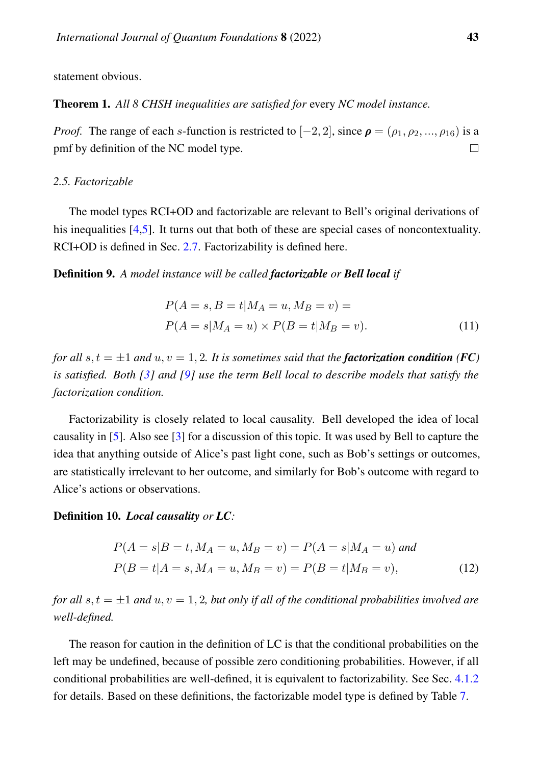statement obvious.

**Theorem 1.** *All 8 CHSH inequalities are satisfied for* every *NC model instance.*

*Proof.* The range of each $s$-function is restricted to $[-2, 2]$, since $\boldsymbol{\rho} = (\rho_1, \rho_2, ..., \rho_{16})$ is a pmf by definition of the NC model type. □

### *2.5. Factorizable*

The model types RCI+OD and factorizable are relevant to Bell's original derivations of his inequalities [4,5]. It turns out that both of these are special cases of noncontextuality. RCI+OD is defined in Sec. 2.7. Factorizability is defined here.

**Definition 9.** *A model instance will be called* ***factorizable*** *or* ***Bell local*** *if*

$$P(A = s, B = t|M_A = u, M_B = v) =$$
$$P(A = s|M_A = u) \times P(B = t|M_B = v). \tag{11}$$

*for all $s, t = \pm 1$ and $u, v = 1, 2$. It is sometimes said that the* ***factorization condition*** *(**FC**) is satisfied. Both [3] and [9] use the term Bell local to describe models that satisfy the factorization condition.*

Factorizability is closely related to local causality. Bell developed the idea of local causality in [5]. Also see [3] for a discussion of this topic. It was used by Bell to capture the idea that anything outside of Alice's past light cone, such as Bob's settings or outcomes, are statistically irrelevant to her outcome, and similarly for Bob's outcome with regard to Alice's actions or observations.

**Definition 10.** ***Local causality*** *or* ***LC****:*

$$P(A = s|B = t, M_A = u, M_B = v) = P(A = s|M_A = u) \text{ and}$$
$$P(B = t|A = s, M_A = u, M_B = v) = P(B = t|M_B = v), \tag{12}$$

*for all $s, t = \pm 1$ and $u, v = 1, 2$, but only if all of the conditional probabilities involved are well-defined.*

The reason for caution in the definition of LC is that the conditional probabilities on the left may be undefined, because of possible zero conditioning probabilities. However, if all conditional probabilities are well-defined, it is equivalent to factorizability. See Sec. 4.1.2 for details. Based on these definitions, the factorizable model type is defined by Table 7.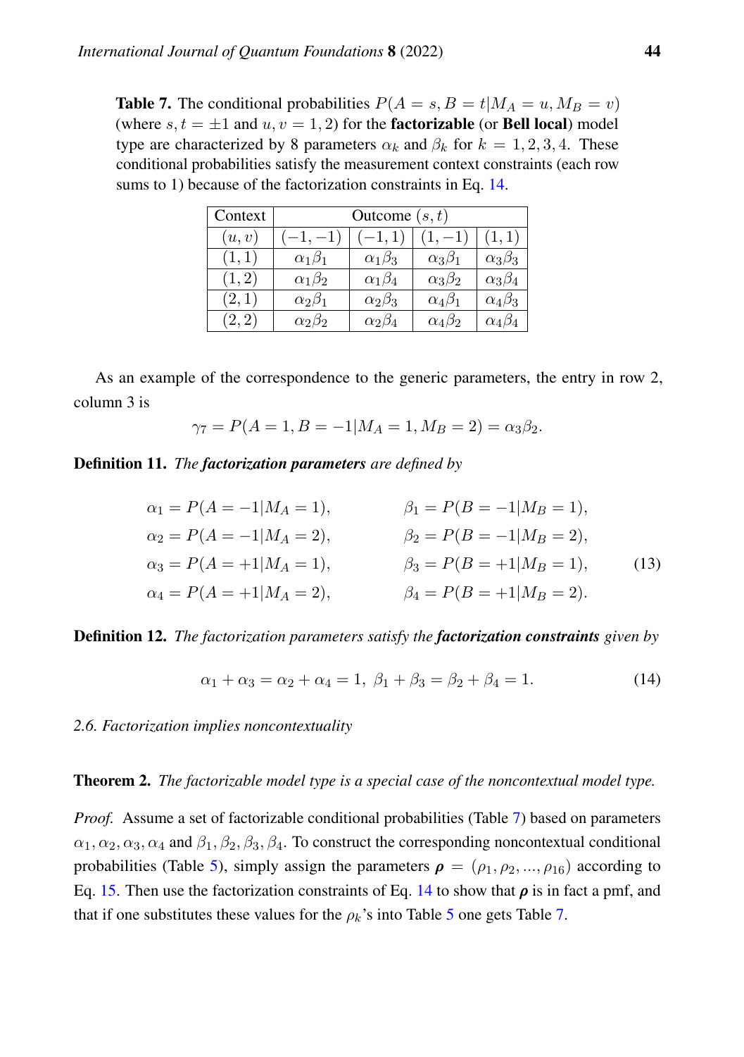**Table 7.** The conditional probabilities $P(A = s, B = t|M_A = u, M_B = v)$ (where $s, t = \pm 1$ and $u, v = 1, 2$) for the **factorizable** (or **Bell local**) model type are characterized by 8 parameters $\alpha_k$ and $\beta_k$ for $k = 1, 2, 3, 4$. These conditional probabilities satisfy the measurement context constraints (each row sums to 1) because of the factorization constraints in Eq. 14.

| Context | Outcome $(s, t)$ | | | |
|---|---|---|---|---|
| $(u, v)$ | $(-1, -1)$ | $(-1, 1)$ | $(1, -1)$ | $(1, 1)$ |
| $(1, 1)$ | $\alpha_1\beta_1$ | $\alpha_1\beta_3$ | $\alpha_3\beta_1$ | $\alpha_3\beta_3$ |
| $(1, 2)$ | $\alpha_1\beta_2$ | $\alpha_1\beta_4$ | $\alpha_3\beta_2$ | $\alpha_3\beta_4$ |
| $(2, 1)$ | $\alpha_2\beta_1$ | $\alpha_2\beta_3$ | $\alpha_4\beta_1$ | $\alpha_4\beta_3$ |
| $(2, 2)$ | $\alpha_2\beta_2$ | $\alpha_2\beta_4$ | $\alpha_4\beta_2$ | $\alpha_4\beta_4$ |

As an example of the correspondence to the generic parameters, the entry in row 2, column 3 is

$$\gamma_7 = P(A = 1, B = -1|M_A = 1, M_B = 2) = \alpha_3\beta_2.$$

**Definition 11.** *The **factorization parameters** are defined by*

$$\begin{aligned}
\alpha_1 &= P(A = -1|M_A = 1), & \beta_1 &= P(B = -1|M_B = 1),\\
\alpha_2 &= P(A = -1|M_A = 2), & \beta_2 &= P(B = -1|M_B = 2),\\
\alpha_3 &= P(A = +1|M_A = 1), & \beta_3 &= P(B = +1|M_B = 1),\\
\alpha_4 &= P(A = +1|M_A = 2), & \beta_4 &= P(B = +1|M_B = 2).
\end{aligned} \tag{13}$$

**Definition 12.** *The factorization parameters satisfy the **factorization constraints** given by*

$$\alpha_1 + \alpha_3 = \alpha_2 + \alpha_4 = 1, \ \beta_1 + \beta_3 = \beta_2 + \beta_4 = 1. \tag{14}$$

### *2.6. Factorization implies noncontextuality*

**Theorem 2.** *The factorizable model type is a special case of the noncontextual model type.*

*Proof.* Assume a set of factorizable conditional probabilities (Table 7) based on parameters $\alpha_1, \alpha_2, \alpha_3, \alpha_4$ and $\beta_1, \beta_2, \beta_3, \beta_4$. To construct the corresponding noncontextual conditional probabilities (Table 5), simply assign the parameters $\boldsymbol{\rho} = (\rho_1, \rho_2, ..., \rho_{16})$ according to Eq. 15. Then use the factorization constraints of Eq. 14 to show that $\boldsymbol{\rho}$ is in fact a pmf, and that if one substitutes these values for the $\rho_k$'s into Table 5 one gets Table 7.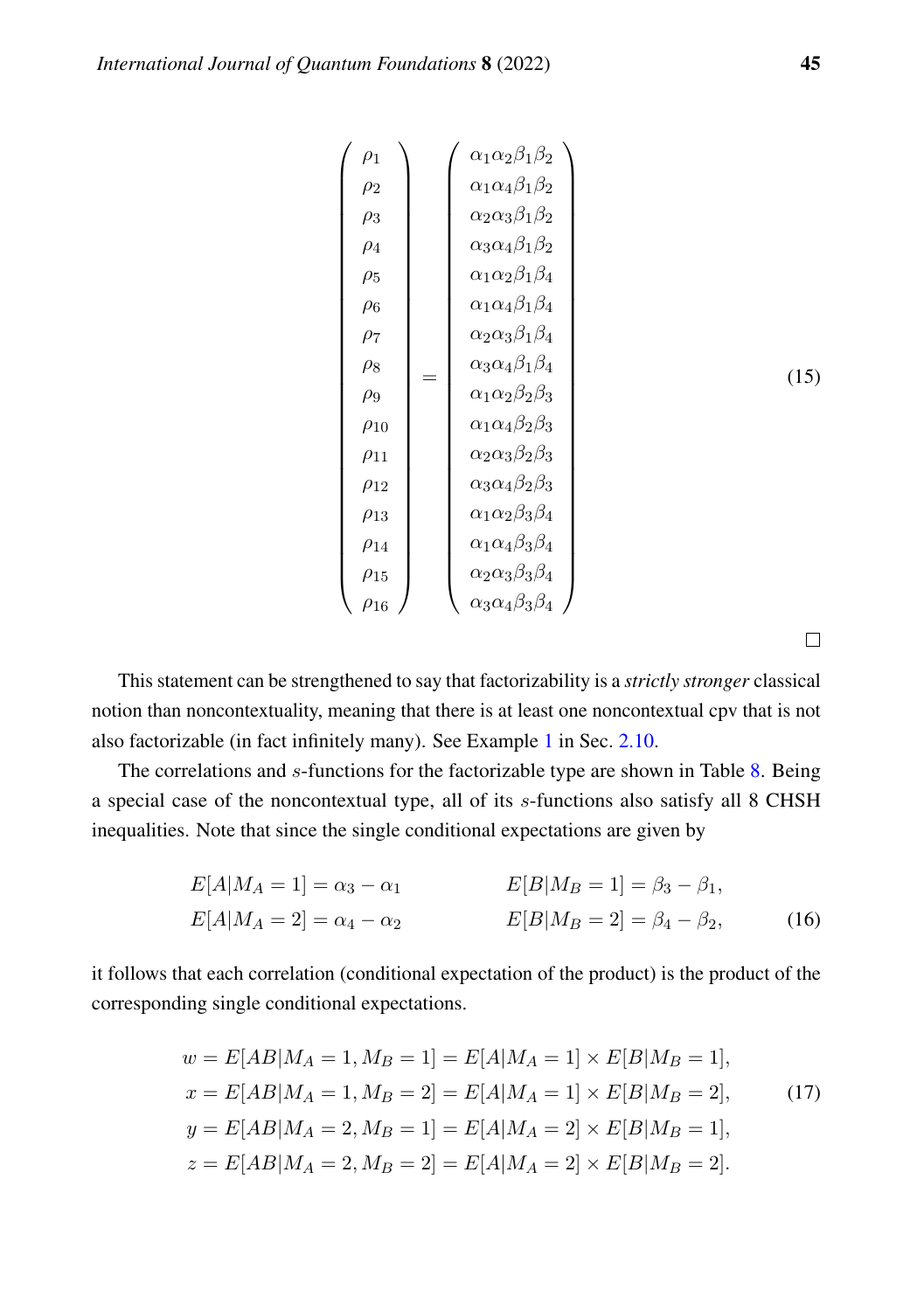$$
\begin{pmatrix} \rho_1 \\ \rho_2 \\ \rho_3 \\ \rho_4 \\ \rho_5 \\ \rho_6 \\ \rho_7 \\ \rho_8 \\ \rho_9 \\ \rho_{10} \\ \rho_{11} \\ \rho_{12} \\ \rho_{13} \\ \rho_{14} \\ \rho_{15} \\ \rho_{16} \end{pmatrix} = \begin{pmatrix} \alpha_1\alpha_2\beta_1\beta_2 \\ \alpha_1\alpha_4\beta_1\beta_2 \\ \alpha_2\alpha_3\beta_1\beta_2 \\ \alpha_3\alpha_4\beta_1\beta_2 \\ \alpha_1\alpha_2\beta_1\beta_4 \\ \alpha_1\alpha_4\beta_1\beta_4 \\ \alpha_2\alpha_3\beta_1\beta_4 \\ \alpha_3\alpha_4\beta_1\beta_4 \\ \alpha_1\alpha_2\beta_2\beta_3 \\ \alpha_1\alpha_4\beta_2\beta_3 \\ \alpha_2\alpha_3\beta_2\beta_3 \\ \alpha_3\alpha_4\beta_2\beta_3 \\ \alpha_1\alpha_2\beta_3\beta_4 \\ \alpha_1\alpha_4\beta_3\beta_4 \\ \alpha_2\alpha_3\beta_3\beta_4 \\ \alpha_3\alpha_4\beta_3\beta_4 \end{pmatrix} \tag{15}
$$

□

This statement can be strengthened to say that factorizability is a *strictly stronger* classical notion than noncontextuality, meaning that there is at least one noncontextual cpv that is not also factorizable (in fact infinitely many). See Example 1 in Sec. 2.10.

The correlations and $s$-functions for the factorizable type are shown in Table 8. Being a special case of the noncontextual type, all of its $s$-functions also satisfy all 8 CHSH inequalities. Note that since the single conditional expectations are given by

$$
\begin{aligned}
E[A|M_A = 1] &= \alpha_3 - \alpha_1 \qquad & E[B|M_B = 1] &= \beta_3 - \beta_1, \\
E[A|M_A = 2] &= \alpha_4 - \alpha_2 \qquad & E[B|M_B = 2] &= \beta_4 - \beta_2,
\end{aligned} \tag{16}
$$

it follows that each correlation (conditional expectation of the product) is the product of the corresponding single conditional expectations.

$$
\begin{aligned}
w &= E[AB|M_A = 1, M_B = 1] = E[A|M_A = 1] \times E[B|M_B = 1], \\
x &= E[AB|M_A = 1, M_B = 2] = E[A|M_A = 1] \times E[B|M_B = 2], \\
y &= E[AB|M_A = 2, M_B = 1] = E[A|M_A = 2] \times E[B|M_B = 1], \\
z &= E[AB|M_A = 2, M_B = 2] = E[A|M_A = 2] \times E[B|M_B = 2].
\end{aligned} \tag{17}
$$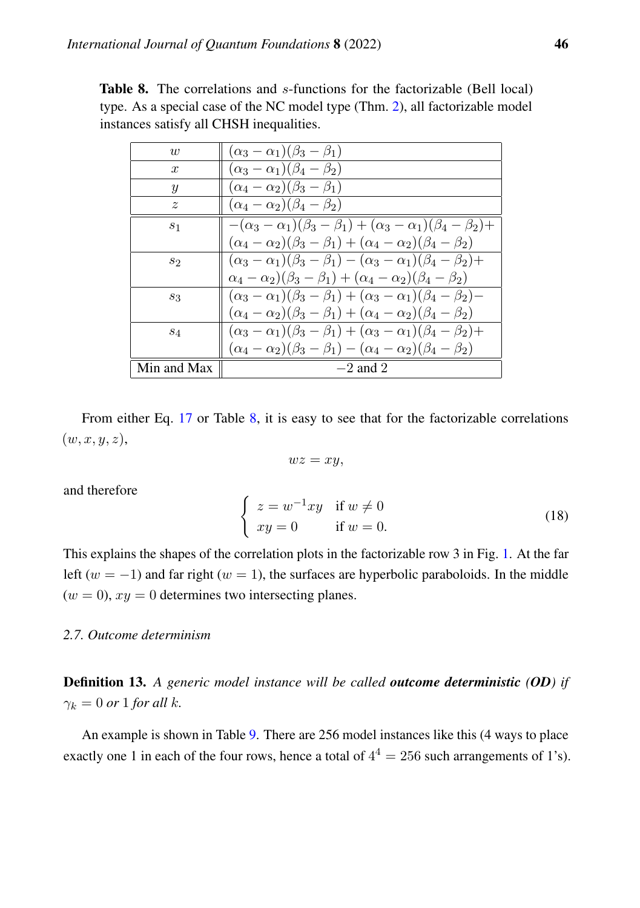**Table 8.** The correlations and $s$-functions for the factorizable (Bell local) type. As a special case of the NC model type (Thm. 2), all factorizable model instances satisfy all CHSH inequalities.

| | |
|---|---|
| $w$ | $(\alpha_3 - \alpha_1)(\beta_3 - \beta_1)$ |
| $x$ | $(\alpha_3 - \alpha_1)(\beta_4 - \beta_2)$ |
| $y$ | $(\alpha_4 - \alpha_2)(\beta_3 - \beta_1)$ |
| $z$ | $(\alpha_4 - \alpha_2)(\beta_4 - \beta_2)$ |
| $s_1$ | $-(\alpha_3 - \alpha_1)(\beta_3 - \beta_1) + (\alpha_3 - \alpha_1)(\beta_4 - \beta_2) +$ $(\alpha_4 - \alpha_2)(\beta_3 - \beta_1) + (\alpha_4 - \alpha_2)(\beta_4 - \beta_2)$ |
| $s_2$ | $(\alpha_3 - \alpha_1)(\beta_3 - \beta_1) - (\alpha_3 - \alpha_1)(\beta_4 - \beta_2) +$ $\alpha_4 - \alpha_2)(\beta_3 - \beta_1) + (\alpha_4 - \alpha_2)(\beta_4 - \beta_2)$ |
| $s_3$ | $(\alpha_3 - \alpha_1)(\beta_3 - \beta_1) + (\alpha_3 - \alpha_1)(\beta_4 - \beta_2) -$ $(\alpha_4 - \alpha_2)(\beta_3 - \beta_1) + (\alpha_4 - \alpha_2)(\beta_4 - \beta_2)$ |
| $s_4$ | $(\alpha_3 - \alpha_1)(\beta_3 - \beta_1) + (\alpha_3 - \alpha_1)(\beta_4 - \beta_2) +$ $(\alpha_4 - \alpha_2)(\beta_3 - \beta_1) - (\alpha_4 - \alpha_2)(\beta_4 - \beta_2)$ |
| Min and Max | $-2$ and $2$ |

From either Eq. 17 or Table 8, it is easy to see that for the factorizable correlations $(w, x, y, z)$,

$$wz = xy,$$

and therefore

$$\begin{cases} z = w^{-1}xy & \text{if } w \neq 0 \\ xy = 0 & \text{if } w = 0. \end{cases} \tag{18}$$

This explains the shapes of the correlation plots in the factorizable row 3 in Fig. 1. At the far left ($w = -1$) and far right ($w = 1$), the surfaces are hyperbolic paraboloids. In the middle ($w = 0$), $xy = 0$ determines two intersecting planes.

### 2.7. Outcome determinism

**Definition 13.** *A generic model instance will be called* ***outcome deterministic (OD)*** *if $\gamma_k = 0$ or $1$ for all $k$.*

An example is shown in Table 9. There are 256 model instances like this (4 ways to place exactly one 1 in each of the four rows, hence a total of $4^4 = 256$ such arrangements of 1's).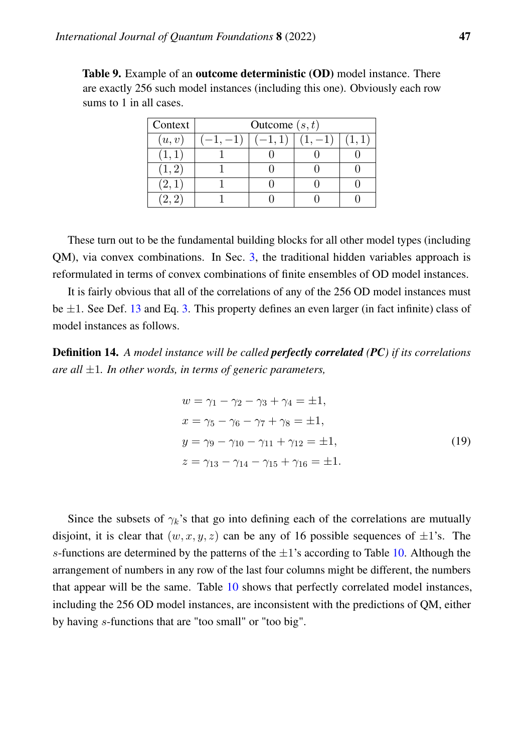**Table 9.** Example of an **outcome deterministic (OD)** model instance. There are exactly 256 such model instances (including this one). Obviously each row sums to 1 in all cases.

| Context | Outcome $(s,t)$ | | | |
|---|---|---|---|---|
| $(u,v)$ | $(-1,-1)$ | $(-1,1)$ | $(1,-1)$ | $(1,1)$ |
| $(1,1)$ | 1 | 0 | 0 | 0 |
| $(1,2)$ | 1 | 0 | 0 | 0 |
| $(2,1)$ | 1 | 0 | 0 | 0 |
| $(2,2)$ | 1 | 0 | 0 | 0 |

These turn out to be the fundamental building blocks for all other model types (including QM), via convex combinations. In Sec. 3, the traditional hidden variables approach is reformulated in terms of convex combinations of finite ensembles of OD model instances.

It is fairly obvious that all of the correlations of any of the 256 OD model instances must be $\pm 1$. See Def. 13 and Eq. 3. This property defines an even larger (in fact infinite) class of model instances as follows.

**Definition 14.** *A model instance will be called **perfectly correlated (PC)** if its correlations are all $\pm 1$. In other words, in terms of generic parameters,*

$$
\begin{aligned}
w &= \gamma_1 - \gamma_2 - \gamma_3 + \gamma_4 = \pm 1, \\
x &= \gamma_5 - \gamma_6 - \gamma_7 + \gamma_8 = \pm 1, \\
y &= \gamma_9 - \gamma_{10} - \gamma_{11} + \gamma_{12} = \pm 1, \\
z &= \gamma_{13} - \gamma_{14} - \gamma_{15} + \gamma_{16} = \pm 1.
\end{aligned} \tag{19}
$$

Since the subsets of $\gamma_k$'s that go into defining each of the correlations are mutually disjoint, it is clear that $(w,x,y,z)$ can be any of 16 possible sequences of $\pm 1$'s. The $s$-functions are determined by the patterns of the $\pm 1$'s according to Table 10. Although the arrangement of numbers in any row of the last four columns might be different, the numbers that appear will be the same. Table 10 shows that perfectly correlated model instances, including the 256 OD model instances, are inconsistent with the predictions of QM, either by having $s$-functions that are "too small" or "too big".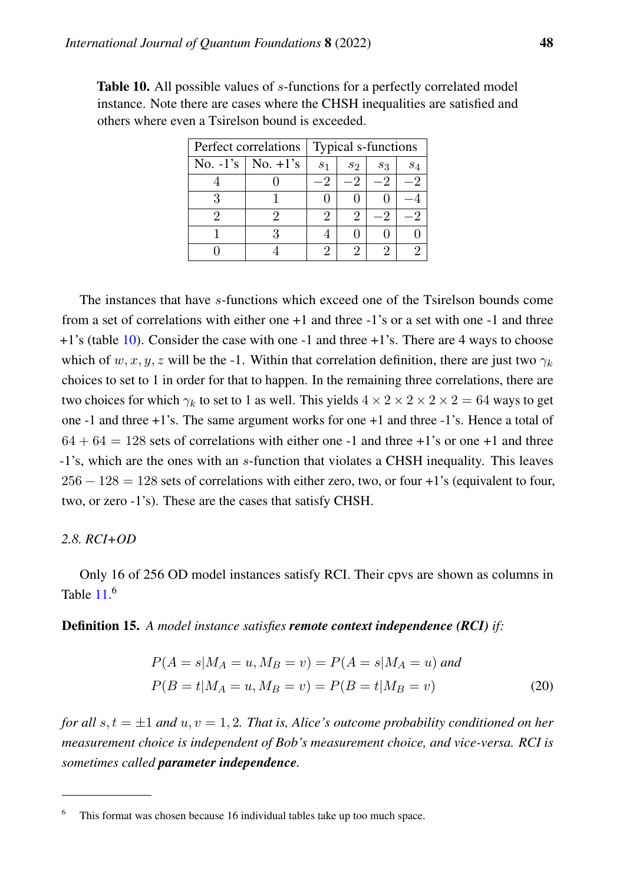**Table 10.** All possible values of $s$-functions for a perfectly correlated model instance. Note there are cases where the CHSH inequalities are satisfied and others where even a Tsirelson bound is exceeded.

| Perfect correlations | | Typical s-functions | | | |
|---|---|---|---|---|---|
| No. -1's | No. +1's | $s_1$ | $s_2$ | $s_3$ | $s_4$ |
| 4 | 0 | $-2$ | $-2$ | $-2$ | $-2$ |
| 3 | 1 | 0 | 0 | 0 | $-4$ |
| 2 | 2 | 2 | 2 | $-2$ | $-2$ |
| 1 | 3 | 4 | 0 | 0 | 0 |
| 0 | 4 | 2 | 2 | 2 | 2 |

The instances that have $s$-functions which exceed one of the Tsirelson bounds come from a set of correlations with either one +1 and three -1's or a set with one -1 and three +1's (table 10). Consider the case with one -1 and three +1's. There are 4 ways to choose which of $w, x, y, z$ will be the -1. Within that correlation definition, there are just two $\gamma_k$ choices to set to 1 in order for that to happen. In the remaining three correlations, there are two choices for which $\gamma_k$ to set to 1 as well. This yields $4 \times 2 \times 2 \times 2 \times 2 = 64$ ways to get one -1 and three +1's. The same argument works for one +1 and three -1's. Hence a total of $64 + 64 = 128$ sets of correlations with either one -1 and three +1's or one +1 and three -1's, which are the ones with an $s$-function that violates a CHSH inequality. This leaves $256 - 128 = 128$ sets of correlations with either zero, two, or four +1's (equivalent to four, two, or zero -1's). These are the cases that satisfy CHSH.

### *2.8. RCI+OD*

Only 16 of 256 OD model instances satisfy RCI. Their cpvs are shown as columns in Table 11.[6]

**Definition 15.** *A model instance satisfies **remote context independence (RCI)** if:*

$$P(A = s | M_A = u, M_B = v) = P(A = s | M_A = u) \text{ and}$$
$$P(B = t | M_A = u, M_B = v) = P(B = t | M_B = v) \tag{20}$$

*for all $s, t = \pm 1$ and $u, v = 1, 2$. That is, Alice's outcome probability conditioned on her measurement choice is independent of Bob's measurement choice, and vice-versa. RCI is sometimes called **parameter independence**.*

[6] This format was chosen because 16 individual tables take up too much space.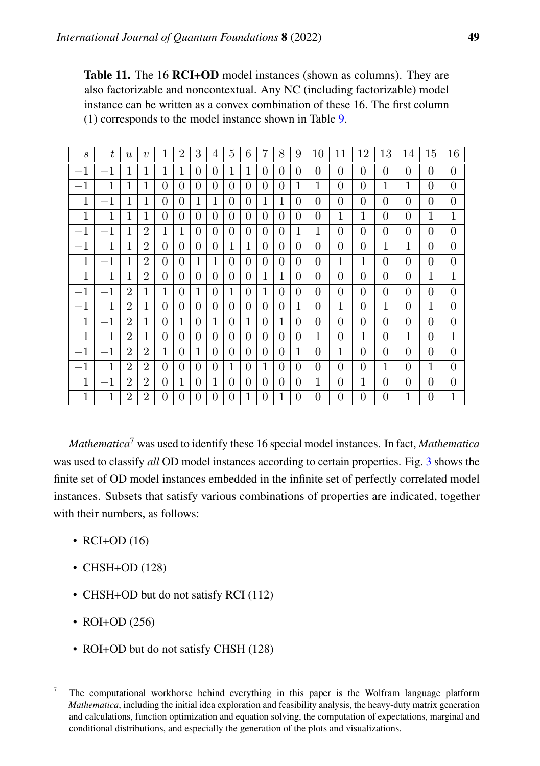**Table 11.** The 16 **RCI+OD** model instances (shown as columns). They are also factorizable and noncontextual. Any NC (including factorizable) model instance can be written as a convex combination of these 16. The first column (1) corresponds to the model instance shown in Table 9.

| $s$ | $t$ | $u$ | $v$ | 1 | 2 | 3 | 4 | 5 | 6 | 7 | 8 | 9 | 10 | 11 | 12 | 13 | 14 | 15 | 16 |
|---|---|---|---|---|---|---|---|---|---|---|---|---|---|---|---|---|---|---|---|
| $-1$ | $-1$ | 1 | 1 | 1 | 1 | 0 | 0 | 1 | 1 | 0 | 0 | 0 | 0 | 0 | 0 | 0 | 0 | 0 | 0 |
| $-1$ | 1 | 1 | 1 | 0 | 0 | 0 | 0 | 0 | 0 | 0 | 0 | 1 | 1 | 0 | 0 | 1 | 1 | 0 | 0 |
| 1 | $-1$ | 1 | 1 | 0 | 0 | 1 | 1 | 0 | 0 | 1 | 1 | 0 | 0 | 0 | 0 | 0 | 0 | 0 | 0 |
| 1 | 1 | 1 | 1 | 0 | 0 | 0 | 0 | 0 | 0 | 0 | 0 | 0 | 0 | 1 | 1 | 0 | 0 | 1 | 1 |
| $-1$ | $-1$ | 1 | 2 | 1 | 1 | 0 | 0 | 0 | 0 | 0 | 0 | 1 | 1 | 0 | 0 | 0 | 0 | 0 | 0 |
| $-1$ | 1 | 1 | 2 | 0 | 0 | 0 | 0 | 1 | 1 | 0 | 0 | 0 | 0 | 0 | 0 | 1 | 1 | 0 | 0 |
| 1 | $-1$ | 1 | 2 | 0 | 0 | 1 | 1 | 0 | 0 | 0 | 0 | 0 | 0 | 1 | 1 | 0 | 0 | 0 | 0 |
| 1 | 1 | 1 | 2 | 0 | 0 | 0 | 0 | 0 | 0 | 1 | 1 | 0 | 0 | 0 | 0 | 0 | 0 | 1 | 1 |
| $-1$ | $-1$ | 2 | 1 | 1 | 0 | 1 | 0 | 1 | 0 | 1 | 0 | 0 | 0 | 0 | 0 | 0 | 0 | 0 | 0 |
| $-1$ | 1 | 2 | 1 | 0 | 0 | 0 | 0 | 0 | 0 | 0 | 0 | 1 | 0 | 1 | 0 | 1 | 0 | 1 | 0 |
| 1 | $-1$ | 2 | 1 | 0 | 1 | 0 | 1 | 0 | 1 | 0 | 1 | 0 | 0 | 0 | 0 | 0 | 0 | 0 | 0 |
| 1 | 1 | 2 | 1 | 0 | 0 | 0 | 0 | 0 | 0 | 0 | 0 | 0 | 1 | 0 | 1 | 0 | 1 | 0 | 1 |
| $-1$ | $-1$ | 2 | 2 | 1 | 0 | 1 | 0 | 0 | 0 | 0 | 0 | 1 | 0 | 1 | 0 | 0 | 0 | 0 | 0 |
| $-1$ | 1 | 2 | 2 | 0 | 0 | 0 | 0 | 1 | 0 | 1 | 0 | 0 | 0 | 0 | 0 | 1 | 0 | 1 | 0 |
| 1 | $-1$ | 2 | 2 | 0 | 1 | 0 | 1 | 0 | 0 | 0 | 0 | 0 | 1 | 0 | 1 | 0 | 0 | 0 | 0 |
| 1 | 1 | 2 | 2 | 0 | 0 | 0 | 0 | 0 | 1 | 0 | 1 | 0 | 0 | 0 | 0 | 0 | 1 | 0 | 1 |

*Mathematica*[7] was used to identify these 16 special model instances. In fact, *Mathematica* was used to classify *all* OD model instances according to certain properties. Fig. 3 shows the finite set of OD model instances embedded in the infinite set of perfectly correlated model instances. Subsets that satisfy various combinations of properties are indicated, together with their numbers, as follows:

- RCI+OD (16)
- CHSH+OD (128)
- CHSH+OD but do not satisfy RCI (112)
- ROI+OD (256)
- ROI+OD but do not satisfy CHSH (128)

[7] The computational workhorse behind everything in this paper is the Wolfram language platform *Mathematica*, including the initial idea exploration and feasibility analysis, the heavy-duty matrix generation and calculations, function optimization and equation solving, the computation of expectations, marginal and conditional distributions, and especially the generation of the plots and visualizations.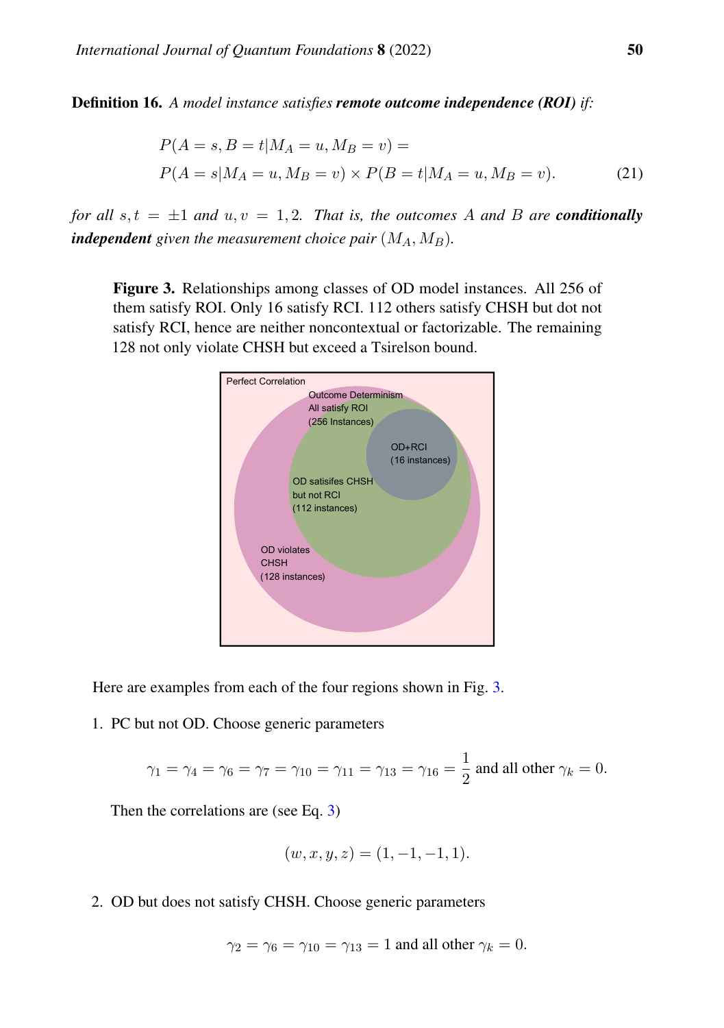**Definition 16.** *A model instance satisfies* ***remote outcome independence (ROI)*** *if:*

$$
\begin{aligned}
&P(A = s, B = t | M_A = u, M_B = v) = \\
&P(A = s | M_A = u, M_B = v) \times P(B = t | M_A = u, M_B = v). \qquad (21)
\end{aligned}
$$

*for all* $s, t = \pm 1$ *and* $u, v = 1, 2$*. That is, the outcomes* $A$ *and* $B$ *are* ***conditionally independent*** *given the measurement choice pair* $(M_A, M_B)$*.*

**Figure 3.** Relationships among classes of OD model instances. All 256 of them satisfy ROI. Only 16 satisfy RCI. 112 others satisfy CHSH but dot not satisfy RCI, hence are neither noncontextual or factorizable. The remaining 128 not only violate CHSH but exceed a Tsirelson bound.

Here are examples from each of the four regions shown in Fig. 3.

1. PC but not OD. Choose generic parameters

$$\gamma_1 = \gamma_4 = \gamma_6 = \gamma_7 = \gamma_{10} = \gamma_{11} = \gamma_{13} = \gamma_{16} = \frac{1}{2} \text{ and all other } \gamma_k = 0.$$

   Then the correlations are (see Eq. 3)

$$(w, x, y, z) = (1, -1, -1, 1).$$

2. OD but does not satisfy CHSH. Choose generic parameters

$$\gamma_2 = \gamma_6 = \gamma_{10} = \gamma_{13} = 1 \text{ and all other } \gamma_k = 0.$$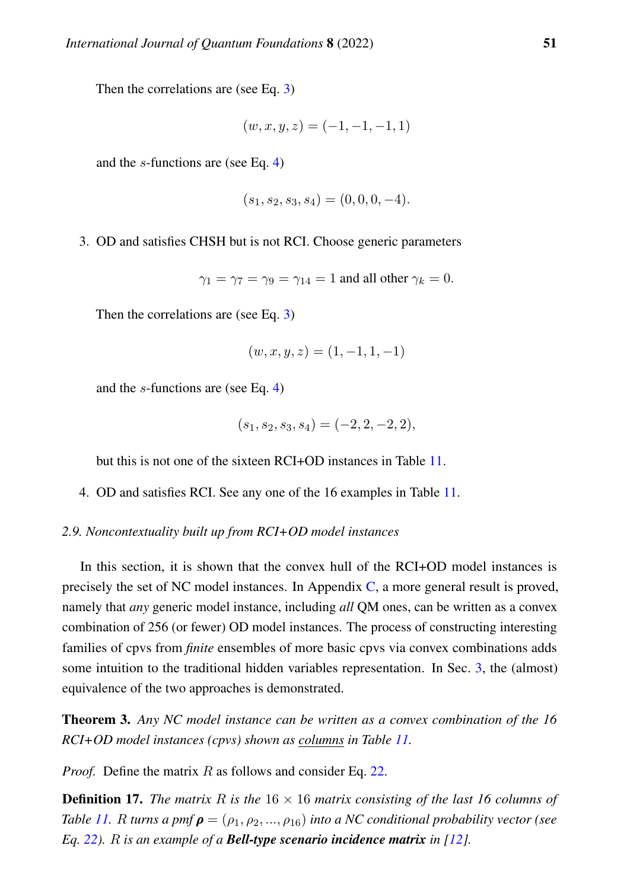Then the correlations are (see Eq. 3)

$$(w, x, y, z) = (-1, -1, -1, 1)$$

and the $s$-functions are (see Eq. 4)

$$(s_1, s_2, s_3, s_4) = (0, 0, 0, -4).$$

3. OD and satisfies CHSH but is not RCI. Choose generic parameters

$$\gamma_1 = \gamma_7 = \gamma_9 = \gamma_{14} = 1 \text{ and all other } \gamma_k = 0.$$

Then the correlations are (see Eq. 3)

$$(w, x, y, z) = (1, -1, 1, -1)$$

and the $s$-functions are (see Eq. 4)

$$(s_1, s_2, s_3, s_4) = (-2, 2, -2, 2),$$

but this is not one of the sixteen RCI+OD instances in Table 11.

4. OD and satisfies RCI. See any one of the 16 examples in Table 11.

### *2.9. Noncontextuality built up from RCI+OD model instances*

In this section, it is shown that the convex hull of the RCI+OD model instances is precisely the set of NC model instances. In Appendix C, a more general result is proved, namely that *any* generic model instance, including *all* QM ones, can be written as a convex combination of 256 (or fewer) OD model instances. The process of constructing interesting families of cpvs from *finite* ensembles of more basic cpvs via convex combinations adds some intuition to the traditional hidden variables representation. In Sec. 3, the (almost) equivalence of the two approaches is demonstrated.

**Theorem 3.** *Any NC model instance can be written as a convex combination of the 16 RCI+OD model instances (cpvs) shown as* <u>*columns*</u> *in Table 11.*

*Proof.* Define the matrix $R$ as follows and consider Eq. 22.

**Definition 17.** *The matrix $R$ is the $16 \times 16$ matrix consisting of the last 16 columns of Table 11. $R$ turns a pmf $\boldsymbol{\rho} = (\rho_1, \rho_2, ..., \rho_{16})$ into a NC conditional probability vector (see Eq. 22). $R$ is an example of a* ***Bell-type scenario incidence matrix*** *in [12].*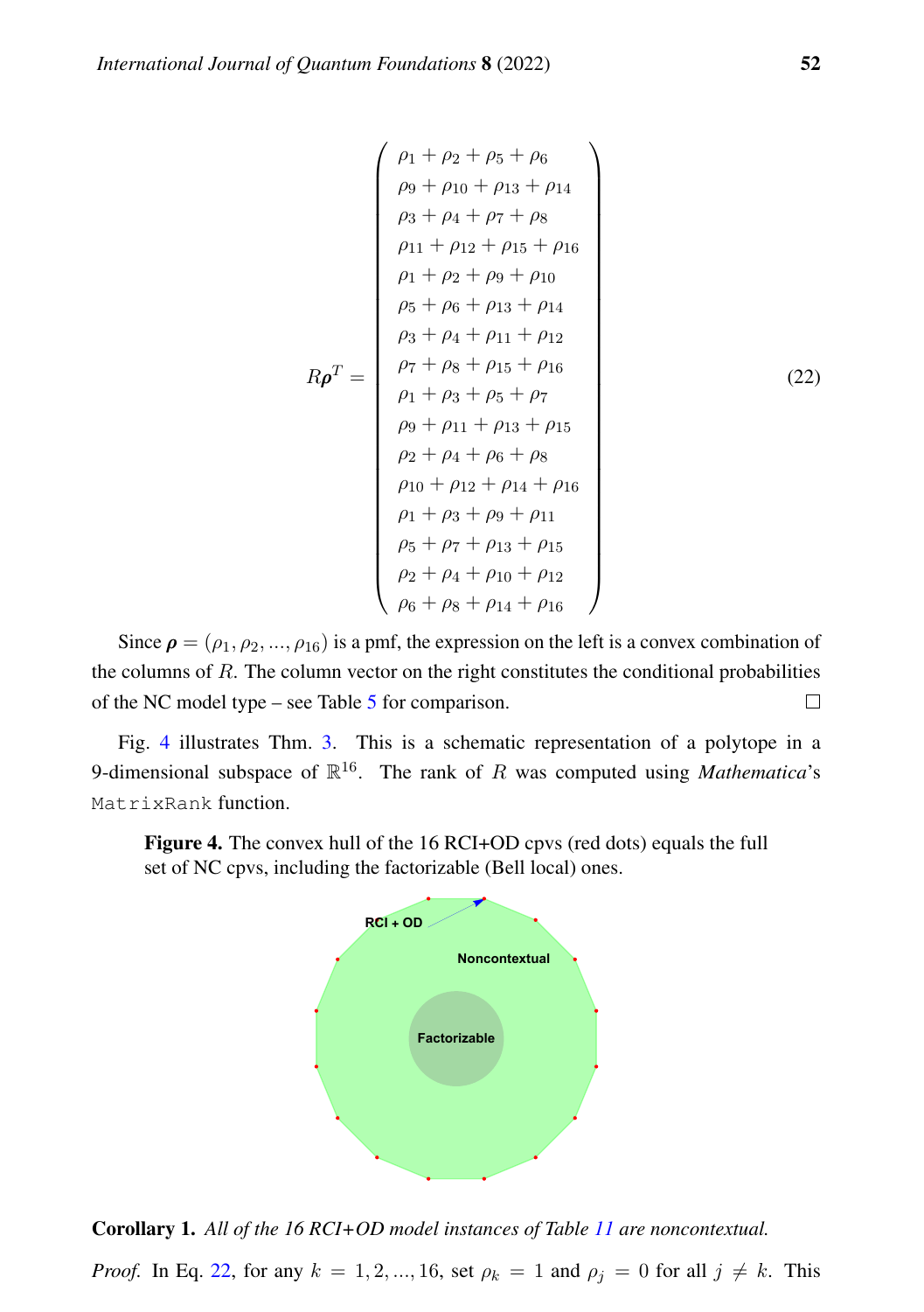$$
R\boldsymbol{\rho}^T = \begin{pmatrix}
\rho_1 + \rho_2 + \rho_5 + \rho_6 \\
\rho_9 + \rho_{10} + \rho_{13} + \rho_{14} \\
\rho_3 + \rho_4 + \rho_7 + \rho_8 \\
\rho_{11} + \rho_{12} + \rho_{15} + \rho_{16} \\
\rho_1 + \rho_2 + \rho_9 + \rho_{10} \\
\rho_5 + \rho_6 + \rho_{13} + \rho_{14} \\
\rho_3 + \rho_4 + \rho_{11} + \rho_{12} \\
\rho_7 + \rho_8 + \rho_{15} + \rho_{16} \\
\rho_1 + \rho_3 + \rho_5 + \rho_7 \\
\rho_9 + \rho_{11} + \rho_{13} + \rho_{15} \\
\rho_2 + \rho_4 + \rho_6 + \rho_8 \\
\rho_{10} + \rho_{12} + \rho_{14} + \rho_{16} \\
\rho_1 + \rho_3 + \rho_9 + \rho_{11} \\
\rho_5 + \rho_7 + \rho_{13} + \rho_{15} \\
\rho_2 + \rho_4 + \rho_{10} + \rho_{12} \\
\rho_6 + \rho_8 + \rho_{14} + \rho_{16}
\end{pmatrix} \tag{22}
$$

Since $\boldsymbol{\rho} = (\rho_1, \rho_2, ..., \rho_{16})$ is a pmf, the expression on the left is a convex combination of the columns of $R$. The column vector on the right constitutes the conditional probabilities of the NC model type – see Table 5 for comparison. □

Fig. 4 illustrates Thm. 3. This is a schematic representation of a polytope in a 9-dimensional subspace of $\mathbb{R}^{16}$. The rank of $R$ was computed using *Mathematica*'s `MatrixRank` function.

**Figure 4.** The convex hull of the 16 RCI+OD cpvs (red dots) equals the full set of NC cpvs, including the factorizable (Bell local) ones.

**Corollary 1.** *All of the 16 RCI+OD model instances of Table 11 are noncontextual.*

*Proof.* In Eq. 22, for any $k = 1, 2, ..., 16$, set $\rho_k = 1$ and $\rho_j = 0$ for all $j \neq k$. This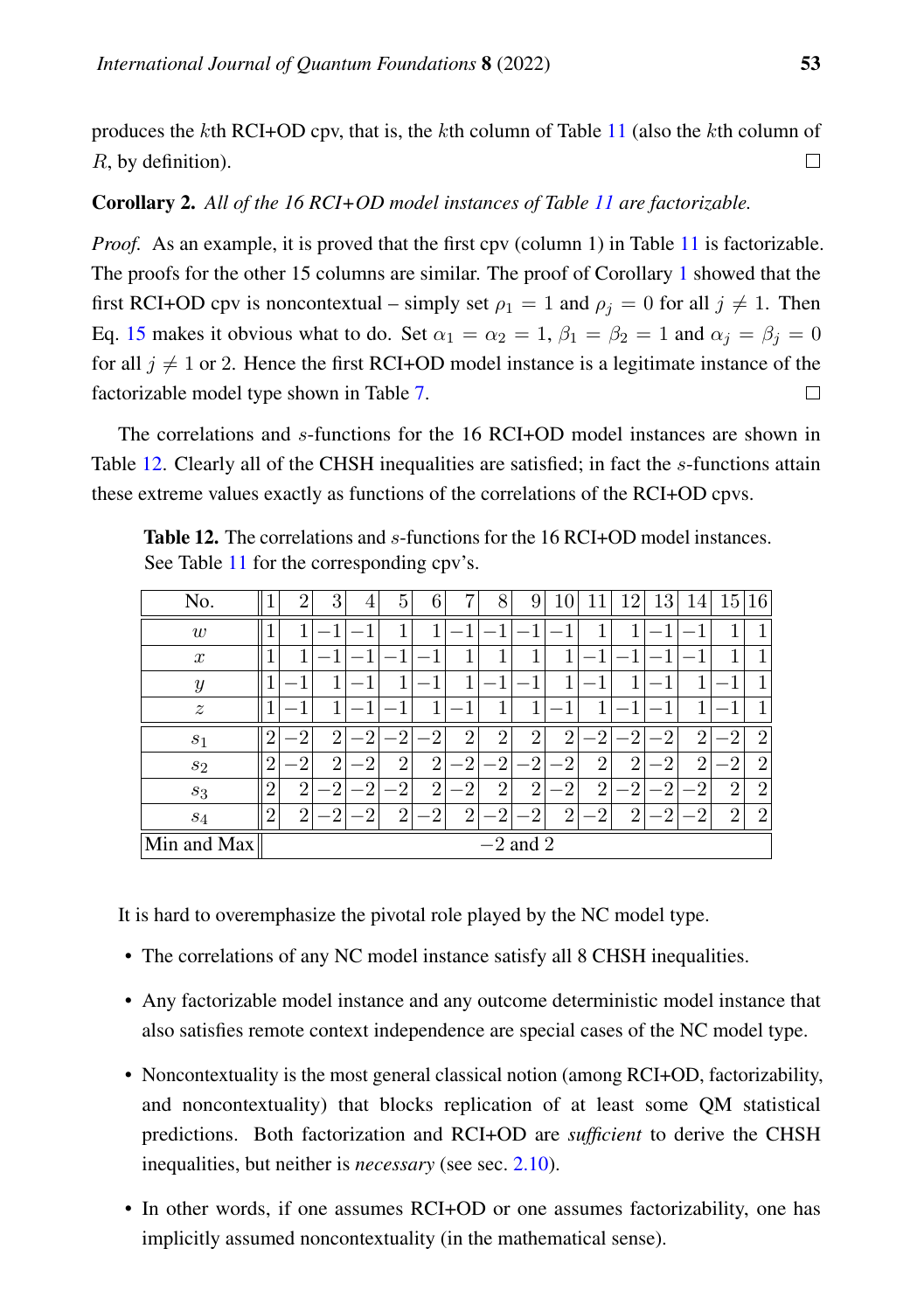produces the $k$th RCI+OD cpv, that is, the $k$th column of Table 11 (also the $k$th column of $R$, by definition). □

**Corollary 2.** *All of the 16 RCI+OD model instances of Table 11 are factorizable.*

*Proof.* As an example, it is proved that the first cpv (column 1) in Table 11 is factorizable. The proofs for the other 15 columns are similar. The proof of Corollary 1 showed that the first RCI+OD cpv is noncontextual – simply set $\rho_1 = 1$ and $\rho_j = 0$ for all $j \neq 1$. Then Eq. 15 makes it obvious what to do. Set $\alpha_1 = \alpha_2 = 1$, $\beta_1 = \beta_2 = 1$ and $\alpha_j = \beta_j = 0$ for all $j \neq 1$ or 2. Hence the first RCI+OD model instance is a legitimate instance of the factorizable model type shown in Table 7. □

The correlations and $s$-functions for the 16 RCI+OD model instances are shown in Table 12. Clearly all of the CHSH inequalities are satisfied; in fact the $s$-functions attain these extreme values exactly as functions of the correlations of the RCI+OD cpvs.

**Table 12.** The correlations and $s$-functions for the 16 RCI+OD model instances. See Table 11 for the corresponding cpv's.

| No. | 1 | 2 | 3 | 4 | 5 | 6 | 7 | 8 | 9 | 10 | 11 | 12 | 13 | 14 | 15 | 16 |
|---|---|---|---|---|---|---|---|---|---|---|---|---|---|---|---|---|
| $w$ | 1 | 1 | $-1$ | $-1$ | 1 | 1 | $-1$ | $-1$ | $-1$ | $-1$ | 1 | 1 | $-1$ | $-1$ | 1 | 1 |
| $x$ | 1 | 1 | $-1$ | $-1$ | $-1$ | $-1$ | 1 | 1 | 1 | 1 | $-1$ | $-1$ | $-1$ | $-1$ | 1 | 1 |
| $y$ | 1 | $-1$ | 1 | $-1$ | 1 | $-1$ | 1 | $-1$ | $-1$ | 1 | $-1$ | 1 | $-1$ | 1 | $-1$ | 1 |
| $z$ | 1 | $-1$ | 1 | $-1$ | $-1$ | 1 | $-1$ | 1 | 1 | $-1$ | 1 | $-1$ | $-1$ | 1 | $-1$ | 1 |
| $s_1$ | 2 | $-2$ | 2 | $-2$ | $-2$ | $-2$ | 2 | 2 | 2 | 2 | $-2$ | $-2$ | $-2$ | 2 | $-2$ | 2 |
| $s_2$ | 2 | $-2$ | 2 | $-2$ | 2 | 2 | $-2$ | $-2$ | $-2$ | $-2$ | 2 | 2 | $-2$ | 2 | $-2$ | 2 |
| $s_3$ | 2 | 2 | $-2$ | $-2$ | $-2$ | 2 | $-2$ | 2 | 2 | $-2$ | 2 | $-2$ | $-2$ | $-2$ | 2 | 2 |
| $s_4$ | 2 | 2 | $-2$ | $-2$ | 2 | $-2$ | 2 | $-2$ | $-2$ | 2 | $-2$ | 2 | $-2$ | $-2$ | 2 | 2 |
| Min and Max | $-2$ and 2 | | | | | | | | | | | | | | | |

It is hard to overemphasize the pivotal role played by the NC model type.

- The correlations of any NC model instance satisfy all 8 CHSH inequalities.
- Any factorizable model instance and any outcome deterministic model instance that also satisfies remote context independence are special cases of the NC model type.
- Noncontextuality is the most general classical notion (among RCI+OD, factorizability, and noncontextuality) that blocks replication of at least some QM statistical predictions. Both factorization and RCI+OD are *sufficient* to derive the CHSH inequalities, but neither is *necessary* (see sec. 2.10).
- In other words, if one assumes RCI+OD or one assumes factorizability, one has implicitly assumed noncontextuality (in the mathematical sense).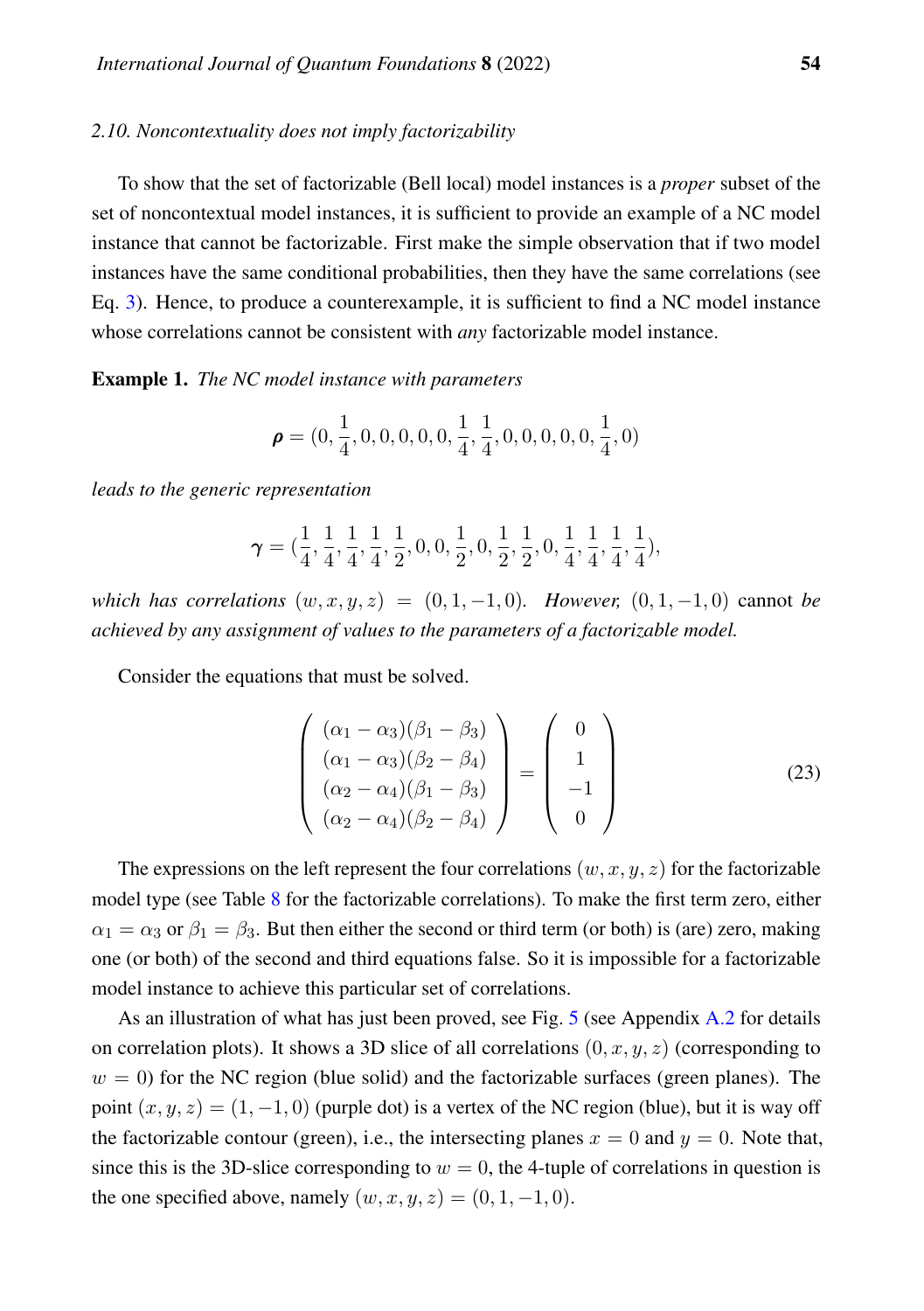### 2.10. Noncontextuality does not imply factorizability

To show that the set of factorizable (Bell local) model instances is a *proper* subset of the set of noncontextual model instances, it is sufficient to provide an example of a NC model instance that cannot be factorizable. First make the simple observation that if two model instances have the same conditional probabilities, then they have the same correlations (see Eq. 3). Hence, to produce a counterexample, it is sufficient to find a NC model instance whose correlations cannot be consistent with *any* factorizable model instance.

**Example 1.** *The NC model instance with parameters*

$$\boldsymbol{\rho} = (0, \frac{1}{4}, 0, 0, 0, 0, 0, \frac{1}{4}, \frac{1}{4}, 0, 0, 0, 0, 0, \frac{1}{4}, 0)$$

*leads to the generic representation*

$$\boldsymbol{\gamma} = (\frac{1}{4}, \frac{1}{4}, \frac{1}{4}, \frac{1}{4}, \frac{1}{2}, 0, 0, \frac{1}{2}, 0, \frac{1}{2}, \frac{1}{2}, 0, \frac{1}{4}, \frac{1}{4}, \frac{1}{4}, \frac{1}{4}),$$

*which has correlations* $(w, x, y, z) = (0, 1, -1, 0)$*. However,* $(0, 1, -1, 0)$ cannot *be achieved by any assignment of values to the parameters of a factorizable model.*

Consider the equations that must be solved.

$$\begin{pmatrix} (\alpha_1 - \alpha_3)(\beta_1 - \beta_3) \\ (\alpha_1 - \alpha_3)(\beta_2 - \beta_4) \\ (\alpha_2 - \alpha_4)(\beta_1 - \beta_3) \\ (\alpha_2 - \alpha_4)(\beta_2 - \beta_4) \end{pmatrix} = \begin{pmatrix} 0 \\ 1 \\ -1 \\ 0 \end{pmatrix} \tag{23}$$

The expressions on the left represent the four correlations $(w, x, y, z)$ for the factorizable model type (see Table 8 for the factorizable correlations). To make the first term zero, either $\alpha_1 = \alpha_3$ or $\beta_1 = \beta_3$. But then either the second or third term (or both) is (are) zero, making one (or both) of the second and third equations false. So it is impossible for a factorizable model instance to achieve this particular set of correlations.

As an illustration of what has just been proved, see Fig. 5 (see Appendix A.2 for details on correlation plots). It shows a 3D slice of all correlations $(0, x, y, z)$ (corresponding to $w = 0$) for the NC region (blue solid) and the factorizable surfaces (green planes). The point $(x, y, z) = (1, -1, 0)$ (purple dot) is a vertex of the NC region (blue), but it is way off the factorizable contour (green), i.e., the intersecting planes $x = 0$ and $y = 0$. Note that, since this is the 3D-slice corresponding to $w = 0$, the 4-tuple of correlations in question is the one specified above, namely $(w, x, y, z) = (0, 1, -1, 0)$.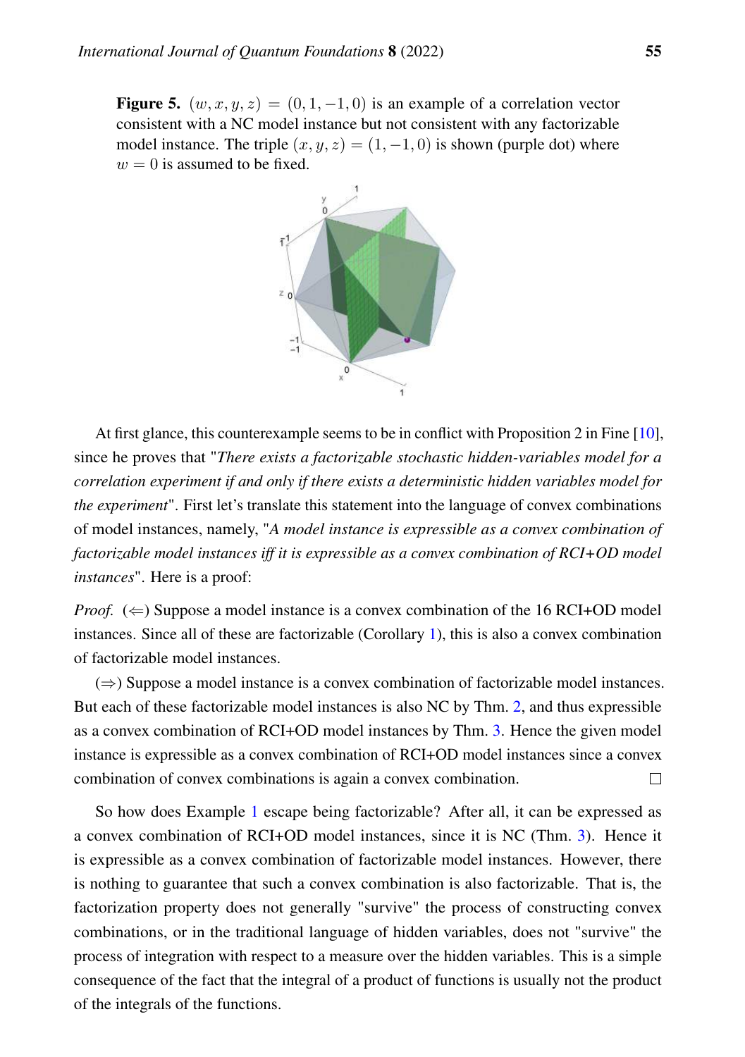**Figure 5.** $(w, x, y, z) = (0, 1, -1, 0)$ is an example of a correlation vector consistent with a NC model instance but not consistent with any factorizable model instance. The triple $(x, y, z) = (1, -1, 0)$ is shown (purple dot) where $w = 0$ is assumed to be fixed.

At first glance, this counterexample seems to be in conflict with Proposition 2 in Fine [10], since he proves that "*There exists a factorizable stochastic hidden-variables model for a correlation experiment if and only if there exists a deterministic hidden variables model for the experiment*". First let's translate this statement into the language of convex combinations of model instances, namely, "*A model instance is expressible as a convex combination of factorizable model instances iff it is expressible as a convex combination of RCI+OD model instances*". Here is a proof:

*Proof.* ($\Leftarrow$) Suppose a model instance is a convex combination of the 16 RCI+OD model instances. Since all of these are factorizable (Corollary 1), this is also a convex combination of factorizable model instances.

($\Rightarrow$) Suppose a model instance is a convex combination of factorizable model instances. But each of these factorizable model instances is also NC by Thm. 2, and thus expressible as a convex combination of RCI+OD model instances by Thm. 3. Hence the given model instance is expressible as a convex combination of RCI+OD model instances since a convex combination of convex combinations is again a convex combination. □

So how does Example 1 escape being factorizable? After all, it can be expressed as a convex combination of RCI+OD model instances, since it is NC (Thm. 3). Hence it is expressible as a convex combination of factorizable model instances. However, there is nothing to guarantee that such a convex combination is also factorizable. That is, the factorization property does not generally "survive" the process of constructing convex combinations, or in the traditional language of hidden variables, does not "survive" the process of integration with respect to a measure over the hidden variables. This is a simple consequence of the fact that the integral of a product of functions is usually not the product of the integrals of the functions.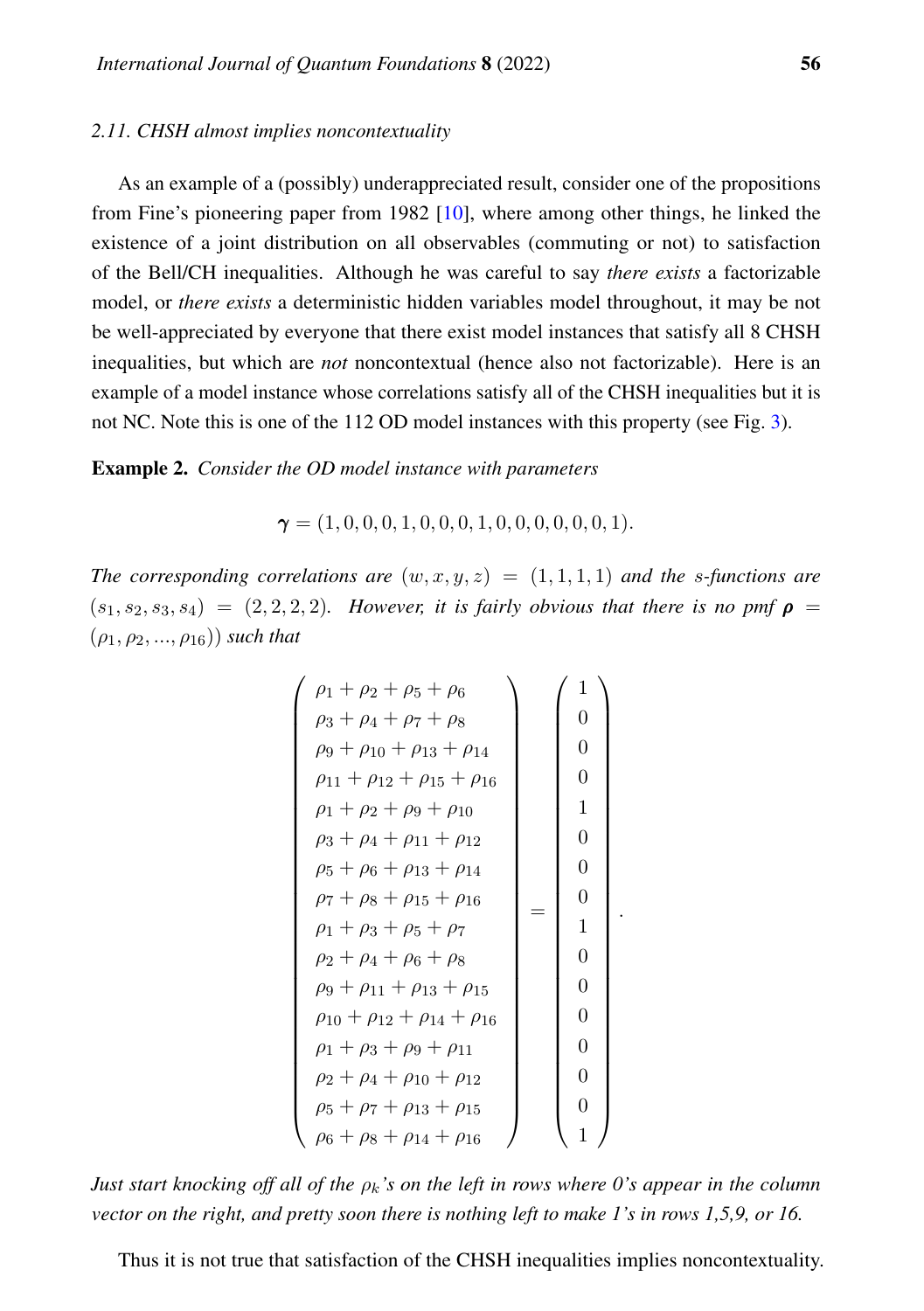### 2.11. CHSH almost implies noncontextuality

As an example of a (possibly) underappreciated result, consider one of the propositions from Fine's pioneering paper from 1982 [10], where among other things, he linked the existence of a joint distribution on all observables (commuting or not) to satisfaction of the Bell/CH inequalities. Although he was careful to say *there exists* a factorizable model, or *there exists* a deterministic hidden variables model throughout, it may be not be well-appreciated by everyone that there exist model instances that satisfy all 8 CHSH inequalities, but which are *not* noncontextual (hence also not factorizable). Here is an example of a model instance whose correlations satisfy all of the CHSH inequalities but it is not NC. Note this is one of the 112 OD model instances with this property (see Fig. 3).

**Example 2.** *Consider the OD model instance with parameters*

$$\boldsymbol{\gamma} = (1, 0, 0, 0, 1, 0, 0, 0, 1, 0, 0, 0, 0, 0, 0, 1).$$

*The corresponding correlations are* $(w, x, y, z) = (1, 1, 1, 1)$ *and the* $s$*-functions are* $(s_1, s_2, s_3, s_4) = (2, 2, 2, 2)$. *However, it is fairly obvious that there is no pmf* $\boldsymbol{\rho} = (\rho_1, \rho_2, ..., \rho_{16}))$ *such that*

$$\begin{pmatrix} \rho_1 + \rho_2 + \rho_5 + \rho_6 \\ \rho_3 + \rho_4 + \rho_7 + \rho_8 \\ \rho_9 + \rho_{10} + \rho_{13} + \rho_{14} \\ \rho_{11} + \rho_{12} + \rho_{15} + \rho_{16} \\ \rho_1 + \rho_2 + \rho_9 + \rho_{10} \\ \rho_3 + \rho_4 + \rho_{11} + \rho_{12} \\ \rho_5 + \rho_6 + \rho_{13} + \rho_{14} \\ \rho_7 + \rho_8 + \rho_{15} + \rho_{16} \\ \rho_1 + \rho_3 + \rho_5 + \rho_7 \\ \rho_2 + \rho_4 + \rho_6 + \rho_8 \\ \rho_9 + \rho_{11} + \rho_{13} + \rho_{15} \\ \rho_{10} + \rho_{12} + \rho_{14} + \rho_{16} \\ \rho_1 + \rho_3 + \rho_9 + \rho_{11} \\ \rho_2 + \rho_4 + \rho_{10} + \rho_{12} \\ \rho_5 + \rho_7 + \rho_{13} + \rho_{15} \\ \rho_6 + \rho_8 + \rho_{14} + \rho_{16} \end{pmatrix} = \begin{pmatrix} 1 \\ 0 \\ 0 \\ 0 \\ 1 \\ 0 \\ 0 \\ 0 \\ 1 \\ 0 \\ 0 \\ 0 \\ 0 \\ 0 \\ 0 \\ 1 \end{pmatrix}.$$

*Just start knocking off all of the* $\rho_k$*'s on the left in rows where 0's appear in the column vector on the right, and pretty soon there is nothing left to make 1's in rows 1,5,9, or 16.*

Thus it is not true that satisfaction of the CHSH inequalities implies noncontextuality.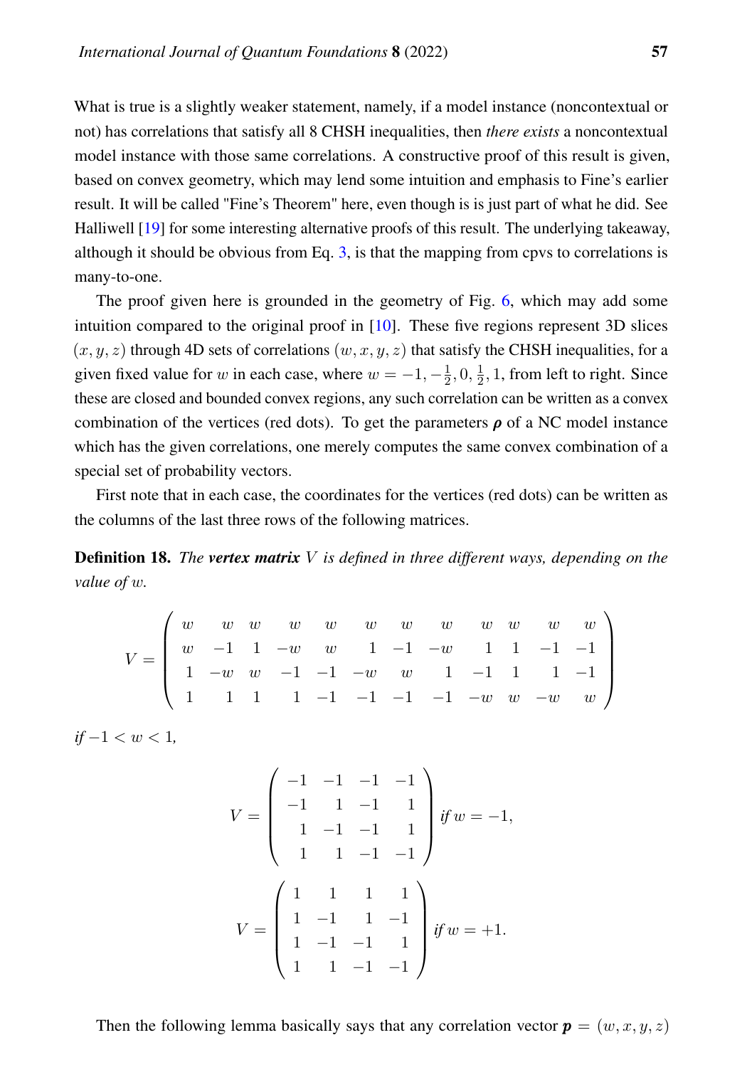What is true is a slightly weaker statement, namely, if a model instance (noncontextual or not) has correlations that satisfy all 8 CHSH inequalities, then *there exists* a noncontextual model instance with those same correlations. A constructive proof of this result is given, based on convex geometry, which may lend some intuition and emphasis to Fine's earlier result. It will be called "Fine's Theorem" here, even though is is just part of what he did. See Halliwell [19] for some interesting alternative proofs of this result. The underlying takeaway, although it should be obvious from Eq. 3, is that the mapping from cpvs to correlations is many-to-one.

The proof given here is grounded in the geometry of Fig. 6, which may add some intuition compared to the original proof in [10]. These five regions represent 3D slices $(x, y, z)$ through 4D sets of correlations $(w, x, y, z)$ that satisfy the CHSH inequalities, for a given fixed value for $w$ in each case, where $w = -1, -\frac{1}{2}, 0, \frac{1}{2}, 1$, from left to right. Since these are closed and bounded convex regions, any such correlation can be written as a convex combination of the vertices (red dots). To get the parameters $\boldsymbol{\rho}$ of a NC model instance which has the given correlations, one merely computes the same convex combination of a special set of probability vectors.

First note that in each case, the coordinates for the vertices (red dots) can be written as the columns of the last three rows of the following matrices.

**Definition 18.** *The **vertex matrix** $V$ is defined in three different ways, depending on the value of $w$.*

$$V = \begin{pmatrix} w & w & w & w & w & w & w & w & w & w & w & w \\ w & -1 & 1 & -w & w & 1 & -1 & -w & 1 & 1 & -1 & -1 \\ 1 & -w & w & -1 & -1 & -w & w & 1 & -1 & 1 & 1 & -1 \\ 1 & 1 & 1 & 1 & -1 & -1 & -1 & -1 & -w & w & -w & w \end{pmatrix}$$

*if $-1 < w < 1$,*

$$V = \begin{pmatrix} -1 & -1 & -1 & -1 \\ -1 & 1 & -1 & 1 \\ 1 & -1 & -1 & 1 \\ 1 & 1 & -1 & -1 \end{pmatrix} \text{ if } w = -1,$$

$$V = \begin{pmatrix} 1 & 1 & 1 & 1 \\ 1 & -1 & 1 & -1 \\ 1 & -1 & -1 & 1 \\ 1 & 1 & -1 & -1 \end{pmatrix} \text{ if } w = +1.$$

Then the following lemma basically says that any correlation vector $\boldsymbol{p} = (w, x, y, z)$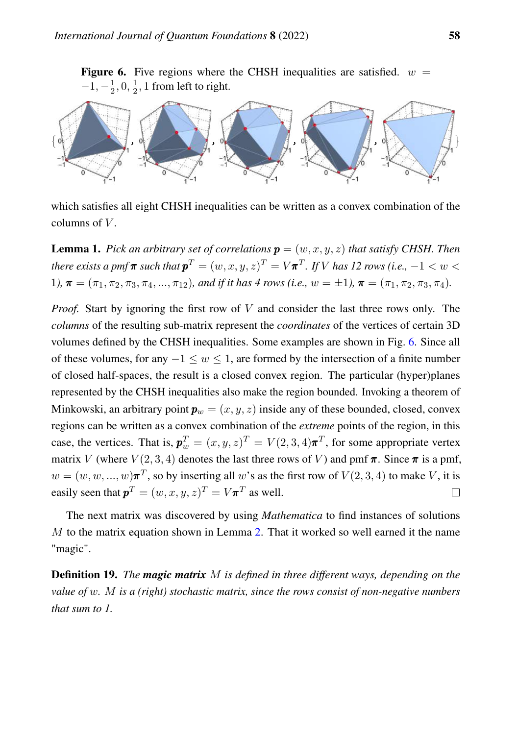**Figure 6.** Five regions where the CHSH inequalities are satisfied. $w = -1, -\frac{1}{2}, 0, \frac{1}{2}, 1$ from left to right.

which satisfies all eight CHSH inequalities can be written as a convex combination of the columns of $V$.

**Lemma 1.** *Pick an arbitrary set of correlations $\boldsymbol{p} = (w, x, y, z)$ that satisfy CHSH. Then there exists a pmf $\boldsymbol{\pi}$ such that $\boldsymbol{p}^T = (w, x, y, z)^T = V\boldsymbol{\pi}^T$. If $V$ has 12 rows (i.e., $-1 < w < 1$), $\boldsymbol{\pi} = (\pi_1, \pi_2, \pi_3, \pi_4, ..., \pi_{12})$, and if it has 4 rows (i.e., $w = \pm 1$), $\boldsymbol{\pi} = (\pi_1, \pi_2, \pi_3, \pi_4)$.*

*Proof.* Start by ignoring the first row of $V$ and consider the last three rows only. The *columns* of the resulting sub-matrix represent the *coordinates* of the vertices of certain 3D volumes defined by the CHSH inequalities. Some examples are shown in Fig. 6. Since all of these volumes, for any $-1 \leq w \leq 1$, are formed by the intersection of a finite number of closed half-spaces, the result is a closed convex region. The particular (hyper)planes represented by the CHSH inequalities also make the region bounded. Invoking a theorem of Minkowski, an arbitrary point $\boldsymbol{p}_w = (x, y, z)$ inside any of these bounded, closed, convex regions can be written as a convex combination of the *extreme* points of the region, in this case, the vertices. That is, $\boldsymbol{p}_w^T = (x, y, z)^T = V(2, 3, 4)\boldsymbol{\pi}^T$, for some appropriate vertex matrix $V$ (where $V(2, 3, 4)$ denotes the last three rows of $V$) and pmf $\boldsymbol{\pi}$. Since $\boldsymbol{\pi}$ is a pmf, $w = (w, w, ..., w)\boldsymbol{\pi}^T$, so by inserting all $w$'s as the first row of $V(2, 3, 4)$ to make $V$, it is easily seen that $\boldsymbol{p}^T = (w, x, y, z)^T = V\boldsymbol{\pi}^T$ as well. $\square$

The next matrix was discovered by using *Mathematica* to find instances of solutions $M$ to the matrix equation shown in Lemma 2. That it worked so well earned it the name "magic".

**Definition 19.** *The **magic matrix** $M$ is defined in three different ways, depending on the value of $w$. $M$ is a (right) stochastic matrix, since the rows consist of non-negative numbers that sum to 1.*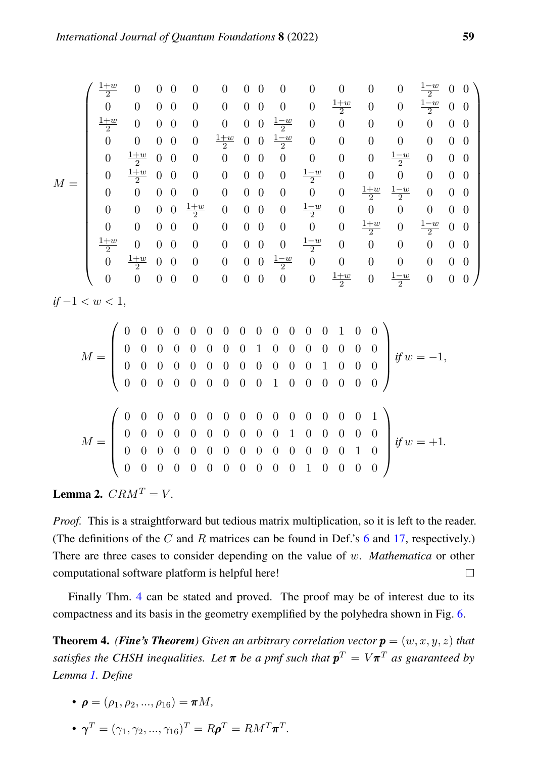$$
M = \begin{pmatrix}
\frac{1+w}{2} & 0 & 0 & 0 & 0 & 0 & 0 & 0 & 0 & 0 & 0 & 0 & 0 & \frac{1-w}{2} & 0 & 0 \\
0 & 0 & 0 & 0 & 0 & 0 & 0 & 0 & 0 & 0 & \frac{1+w}{2} & 0 & 0 & \frac{1-w}{2} & 0 & 0 \\
\frac{1+w}{2} & 0 & 0 & 0 & 0 & 0 & 0 & 0 & \frac{1-w}{2} & 0 & 0 & 0 & 0 & 0 & 0 & 0 \\
0 & 0 & 0 & 0 & 0 & \frac{1+w}{2} & 0 & 0 & \frac{1-w}{2} & 0 & 0 & 0 & 0 & 0 & 0 & 0 \\
0 & \frac{1+w}{2} & 0 & 0 & 0 & 0 & 0 & 0 & 0 & 0 & 0 & 0 & \frac{1-w}{2} & 0 & 0 & 0 \\
0 & \frac{1+w}{2} & 0 & 0 & 0 & 0 & 0 & 0 & 0 & \frac{1-w}{2} & 0 & 0 & 0 & 0 & 0 & 0 \\
0 & 0 & 0 & 0 & 0 & 0 & 0 & 0 & 0 & 0 & 0 & \frac{1+w}{2} & \frac{1-w}{2} & 0 & 0 & 0 \\
0 & 0 & 0 & 0 & \frac{1+w}{2} & 0 & 0 & 0 & 0 & \frac{1-w}{2} & 0 & 0 & 0 & 0 & 0 & 0 \\
0 & 0 & 0 & 0 & 0 & 0 & 0 & 0 & 0 & 0 & 0 & \frac{1+w}{2} & 0 & \frac{1-w}{2} & 0 & 0 \\
\frac{1+w}{2} & 0 & 0 & 0 & 0 & 0 & 0 & 0 & 0 & \frac{1-w}{2} & 0 & 0 & 0 & 0 & 0 & 0 \\
0 & \frac{1+w}{2} & 0 & 0 & 0 & 0 & 0 & 0 & \frac{1-w}{2} & 0 & 0 & 0 & 0 & 0 & 0 & 0 \\
0 & 0 & 0 & 0 & 0 & 0 & 0 & 0 & 0 & 0 & \frac{1+w}{2} & 0 & \frac{1-w}{2} & 0 & 0 & 0
\end{pmatrix}
$$

*if* $-1 < w < 1$,

$$
M = \begin{pmatrix}
0 & 0 & 0 & 0 & 0 & 0 & 0 & 0 & 0 & 0 & 0 & 0 & 0 & 1 & 0 & 0 \\
0 & 0 & 0 & 0 & 0 & 0 & 0 & 0 & 1 & 0 & 0 & 0 & 0 & 0 & 0 & 0 \\
0 & 0 & 0 & 0 & 0 & 0 & 0 & 0 & 0 & 0 & 0 & 0 & 1 & 0 & 0 & 0 \\
0 & 0 & 0 & 0 & 0 & 0 & 0 & 0 & 0 & 1 & 0 & 0 & 0 & 0 & 0 & 0
\end{pmatrix} \text{ if } w = -1,
$$

$$
M = \begin{pmatrix}
0 & 0 & 0 & 0 & 0 & 0 & 0 & 0 & 0 & 0 & 0 & 0 & 0 & 0 & 0 & 1 \\
0 & 0 & 0 & 0 & 0 & 0 & 0 & 0 & 0 & 0 & 1 & 0 & 0 & 0 & 0 & 0 \\
0 & 0 & 0 & 0 & 0 & 0 & 0 & 0 & 0 & 0 & 0 & 0 & 0 & 0 & 1 & 0 \\
0 & 0 & 0 & 0 & 0 & 0 & 0 & 0 & 0 & 0 & 0 & 1 & 0 & 0 & 0 & 0
\end{pmatrix} \text{ if } w = +1.
$$

**Lemma 2.** $CRM^T = V$.

*Proof.* This is a straightforward but tedious matrix multiplication, so it is left to the reader. (The definitions of the $C$ and $R$ matrices can be found in Def.'s 6 and 17, respectively.) There are three cases to consider depending on the value of $w$. *Mathematica* or other computational software platform is helpful here! □

Finally Thm. 4 can be stated and proved. The proof may be of interest due to its compactness and its basis in the geometry exemplified by the polyhedra shown in Fig. 6.

**Theorem 4.** ***(Fine's Theorem)*** *Given an arbitrary correlation vector* $\boldsymbol{p} = (w, x, y, z)$ *that satisfies the CHSH inequalities. Let* $\boldsymbol{\pi}$ *be a pmf such that* $\boldsymbol{p}^T = V\boldsymbol{\pi}^T$ *as guaranteed by Lemma 1. Define*

- $\boldsymbol{\rho} = (\rho_1, \rho_2, ..., \rho_{16}) = \boldsymbol{\pi} M$,
- $\boldsymbol{\gamma}^T = (\gamma_1, \gamma_2, ..., \gamma_{16})^T = R\boldsymbol{\rho}^T = RM^T\boldsymbol{\pi}^T$.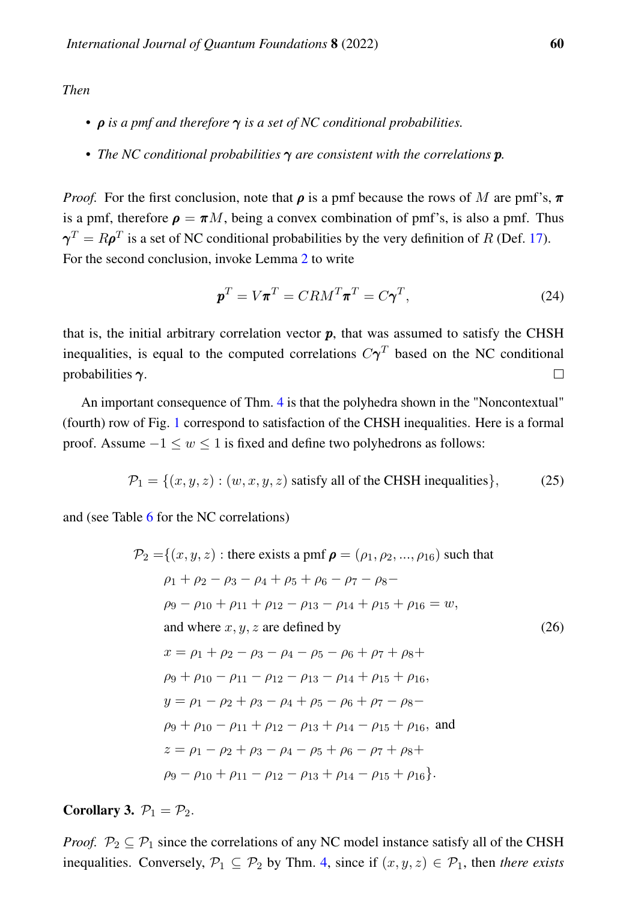*Then*

- *$\boldsymbol{\rho}$ is a pmf and therefore $\boldsymbol{\gamma}$ is a set of NC conditional probabilities.*
- *The NC conditional probabilities $\boldsymbol{\gamma}$ are consistent with the correlations $\boldsymbol{p}$.*

*Proof.* For the first conclusion, note that $\boldsymbol{\rho}$ is a pmf because the rows of $M$ are pmf's, $\boldsymbol{\pi}$ is a pmf, therefore $\boldsymbol{\rho} = \boldsymbol{\pi} M$, being a convex combination of pmf's, is also a pmf. Thus $\boldsymbol{\gamma}^T = R\boldsymbol{\rho}^T$ is a set of NC conditional probabilities by the very definition of $R$ (Def. 17). For the second conclusion, invoke Lemma 2 to write

$$\boldsymbol{p}^T = V\boldsymbol{\pi}^T = CRM^T\boldsymbol{\pi}^T = C\boldsymbol{\gamma}^T, \tag{24}$$

that is, the initial arbitrary correlation vector $\boldsymbol{p}$, that was assumed to satisfy the CHSH inequalities, is equal to the computed correlations $C\boldsymbol{\gamma}^T$ based on the NC conditional probabilities $\boldsymbol{\gamma}$. □

An important consequence of Thm. 4 is that the polyhedra shown in the "Noncontextual" (fourth) row of Fig. 1 correspond to satisfaction of the CHSH inequalities. Here is a formal proof. Assume $-1 \leq w \leq 1$ is fixed and define two polyhedrons as follows:

$$\mathcal{P}_1 = \{(x, y, z) : (w, x, y, z) \text{ satisfy all of the CHSH inequalities}\}, \tag{25}$$

and (see Table 6 for the NC correlations)

$$\begin{aligned}
\mathcal{P}_2 =\{&(x, y, z) : \text{there exists a pmf } \boldsymbol{\rho} = (\rho_1, \rho_2, ..., \rho_{16}) \text{ such that} \\
&\rho_1 + \rho_2 - \rho_3 - \rho_4 + \rho_5 + \rho_6 - \rho_7 - \rho_8 - \\
&\rho_9 - \rho_{10} + \rho_{11} + \rho_{12} - \rho_{13} - \rho_{14} + \rho_{15} + \rho_{16} = w, \\
&\text{and where } x, y, z \text{ are defined by} \\
&x = \rho_1 + \rho_2 - \rho_3 - \rho_4 - \rho_5 - \rho_6 + \rho_7 + \rho_8 + \\
&\rho_9 + \rho_{10} - \rho_{11} - \rho_{12} - \rho_{13} - \rho_{14} + \rho_{15} + \rho_{16}, \\
&y = \rho_1 - \rho_2 + \rho_3 - \rho_4 + \rho_5 - \rho_6 + \rho_7 - \rho_8 - \\
&\rho_9 + \rho_{10} - \rho_{11} + \rho_{12} - \rho_{13} + \rho_{14} - \rho_{15} + \rho_{16}, \text{ and} \\
&z = \rho_1 - \rho_2 + \rho_3 - \rho_4 - \rho_5 + \rho_6 - \rho_7 + \rho_8 + \\
&\rho_9 - \rho_{10} + \rho_{11} - \rho_{12} - \rho_{13} + \rho_{14} - \rho_{15} + \rho_{16}\}.
\end{aligned} \tag{26}$$

**Corollary 3.** $\mathcal{P}_1 = \mathcal{P}_2$.

*Proof.* $\mathcal{P}_2 \subseteq \mathcal{P}_1$ since the correlations of any NC model instance satisfy all of the CHSH inequalities. Conversely, $\mathcal{P}_1 \subseteq \mathcal{P}_2$ by Thm. 4, since if $(x, y, z) \in \mathcal{P}_1$, then *there exists*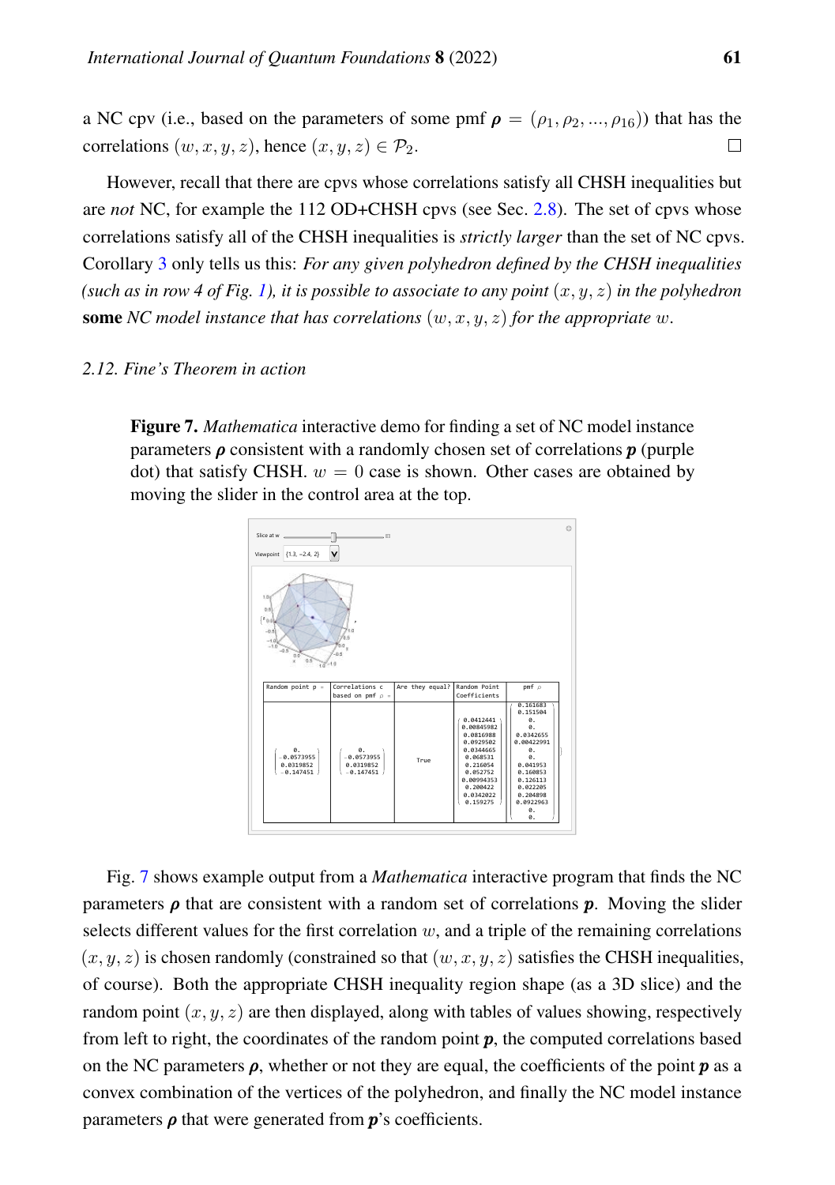a NC cpv (i.e., based on the parameters of some pmf $\boldsymbol{\rho} = (\rho_1, \rho_2, ..., \rho_{16})$) that has the correlations $(w, x, y, z)$, hence $(x, y, z) \in \mathcal{P}_2$. □

However, recall that there are cpvs whose correlations satisfy all CHSH inequalities but are *not* NC, for example the 112 OD+CHSH cpvs (see Sec. 2.8). The set of cpvs whose correlations satisfy all of the CHSH inequalities is *strictly larger* than the set of NC cpvs. Corollary 3 only tells us this: *For any given polyhedron defined by the CHSH inequalities (such as in row 4 of Fig. 1), it is possible to associate to any point $(x, y, z)$ in the polyhedron* **some** *NC model instance that has correlations $(w, x, y, z)$ for the appropriate $w$.*

### 2.12. Fine's Theorem in action

**Figure 7.** *Mathematica* interactive demo for finding a set of NC model instance parameters $\boldsymbol{\rho}$ consistent with a randomly chosen set of correlations $\boldsymbol{p}$ (purple dot) that satisfy CHSH. $w = 0$ case is shown. Other cases are obtained by moving the slider in the control area at the top.

Fig. 7 shows example output from a *Mathematica* interactive program that finds the NC parameters $\boldsymbol{\rho}$ that are consistent with a random set of correlations $\boldsymbol{p}$. Moving the slider selects different values for the first correlation $w$, and a triple of the remaining correlations $(x, y, z)$ is chosen randomly (constrained so that $(w, x, y, z)$ satisfies the CHSH inequalities, of course). Both the appropriate CHSH inequality region shape (as a 3D slice) and the random point $(x, y, z)$ are then displayed, along with tables of values showing, respectively from left to right, the coordinates of the random point $\boldsymbol{p}$, the computed correlations based on the NC parameters $\boldsymbol{\rho}$, whether or not they are equal, the coefficients of the point $\boldsymbol{p}$ as a convex combination of the vertices of the polyhedron, and finally the NC model instance parameters $\boldsymbol{\rho}$ that were generated from $\boldsymbol{p}$'s coefficients.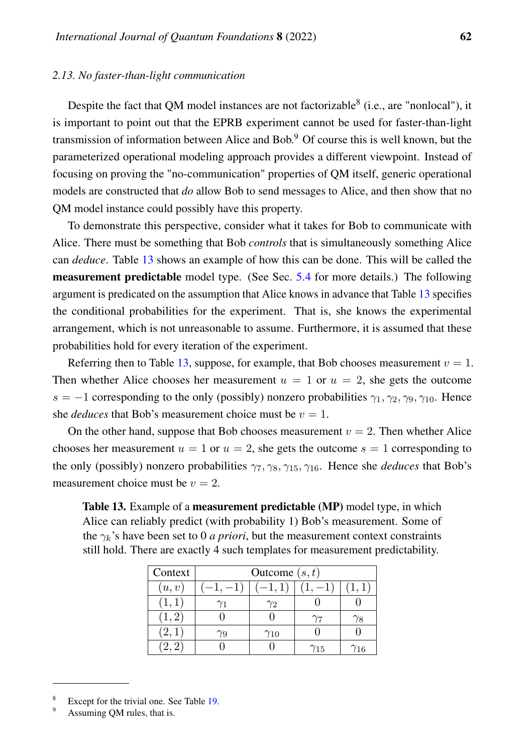### 2.13. No faster-than-light communication

Despite the fact that QM model instances are not factorizable[8] (i.e., are "nonlocal"), it is important to point out that the EPRB experiment cannot be used for faster-than-light transmission of information between Alice and Bob.[9] Of course this is well known, but the parameterized operational modeling approach provides a different viewpoint. Instead of focusing on proving the "no-communication" properties of QM itself, generic operational models are constructed that *do* allow Bob to send messages to Alice, and then show that no QM model instance could possibly have this property.

To demonstrate this perspective, consider what it takes for Bob to communicate with Alice. There must be something that Bob *controls* that is simultaneously something Alice can *deduce*. Table 13 shows an example of how this can be done. This will be called the **measurement predictable** model type. (See Sec. 5.4 for more details.) The following argument is predicated on the assumption that Alice knows in advance that Table 13 specifies the conditional probabilities for the experiment. That is, she knows the experimental arrangement, which is not unreasonable to assume. Furthermore, it is assumed that these probabilities hold for every iteration of the experiment.

Referring then to Table 13, suppose, for example, that Bob chooses measurement $v = 1$. Then whether Alice chooses her measurement $u = 1$ or $u = 2$, she gets the outcome $s = -1$ corresponding to the only (possibly) nonzero probabilities $\gamma_1, \gamma_2, \gamma_9, \gamma_{10}$. Hence she *deduces* that Bob's measurement choice must be $v = 1$.

On the other hand, suppose that Bob chooses measurement $v = 2$. Then whether Alice chooses her measurement $u = 1$ or $u = 2$, she gets the outcome $s = 1$ corresponding to the only (possibly) nonzero probabilities $\gamma_7, \gamma_8, \gamma_{15}, \gamma_{16}$. Hence she *deduces* that Bob's measurement choice must be $v = 2$.

**Table 13.** Example of a **measurement predictable (MP)** model type, in which Alice can reliably predict (with probability 1) Bob's measurement. Some of the $\gamma_k$'s have been set to 0 *a priori*, but the measurement context constraints still hold. There are exactly 4 such templates for measurement predictability.

| Context | Outcome $(s, t)$ | | | |
|---|---|---|---|---|
| $(u, v)$ | $(-1, -1)$ | $(-1, 1)$ | $(1, -1)$ | $(1, 1)$ |
| $(1, 1)$ | $\gamma_1$ | $\gamma_2$ | $0$ | $0$ |
| $(1, 2)$ | $0$ | $0$ | $\gamma_7$ | $\gamma_8$ |
| $(2, 1)$ | $\gamma_9$ | $\gamma_{10}$ | $0$ | $0$ |
| $(2, 2)$ | $0$ | $0$ | $\gamma_{15}$ | $\gamma_{16}$ |

---

[8] Except for the trivial one. See Table 19.

[9] Assuming QM rules, that is.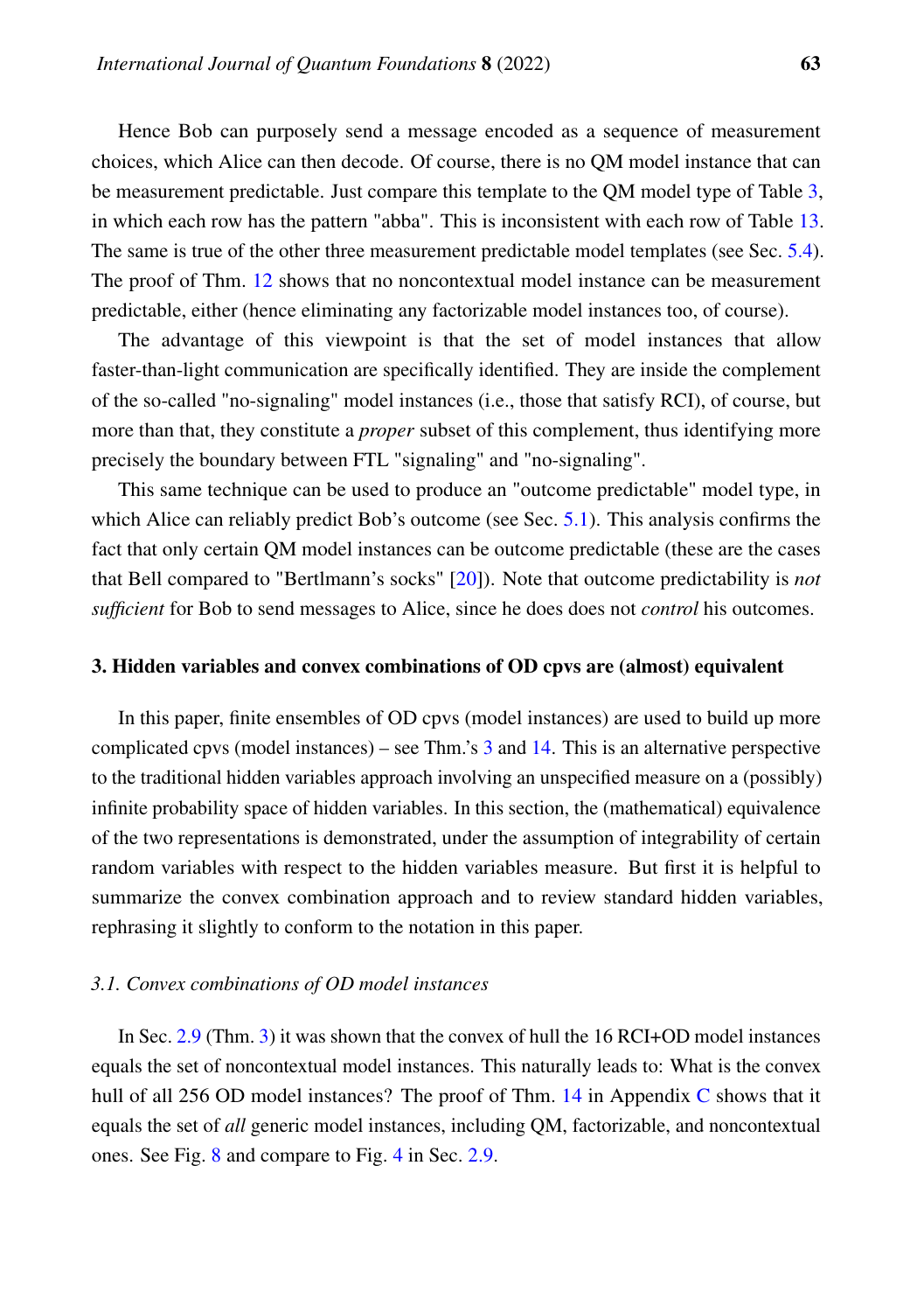Hence Bob can purposely send a message encoded as a sequence of measurement choices, which Alice can then decode. Of course, there is no QM model instance that can be measurement predictable. Just compare this template to the QM model type of Table 3, in which each row has the pattern "abba". This is inconsistent with each row of Table 13. The same is true of the other three measurement predictable model templates (see Sec. 5.4). The proof of Thm. 12 shows that no noncontextual model instance can be measurement predictable, either (hence eliminating any factorizable model instances too, of course).

The advantage of this viewpoint is that the set of model instances that allow faster-than-light communication are specifically identified. They are inside the complement of the so-called "no-signaling" model instances (i.e., those that satisfy RCI), of course, but more than that, they constitute a *proper* subset of this complement, thus identifying more precisely the boundary between FTL "signaling" and "no-signaling".

This same technique can be used to produce an "outcome predictable" model type, in which Alice can reliably predict Bob's outcome (see Sec. 5.1). This analysis confirms the fact that only certain QM model instances can be outcome predictable (these are the cases that Bell compared to "Bertlmann's socks" [20]). Note that outcome predictability is *not sufficient* for Bob to send messages to Alice, since he does does not *control* his outcomes.

## 3. Hidden variables and convex combinations of OD cpvs are (almost) equivalent

In this paper, finite ensembles of OD cpvs (model instances) are used to build up more complicated cpvs (model instances) – see Thm.'s 3 and 14. This is an alternative perspective to the traditional hidden variables approach involving an unspecified measure on a (possibly) infinite probability space of hidden variables. In this section, the (mathematical) equivalence of the two representations is demonstrated, under the assumption of integrability of certain random variables with respect to the hidden variables measure. But first it is helpful to summarize the convex combination approach and to review standard hidden variables, rephrasing it slightly to conform to the notation in this paper.

### *3.1. Convex combinations of OD model instances*

In Sec. 2.9 (Thm. 3) it was shown that the convex of hull the 16 RCI+OD model instances equals the set of noncontextual model instances. This naturally leads to: What is the convex hull of all 256 OD model instances? The proof of Thm. 14 in Appendix C shows that it equals the set of *all* generic model instances, including QM, factorizable, and noncontextual ones. See Fig. 8 and compare to Fig. 4 in Sec. 2.9.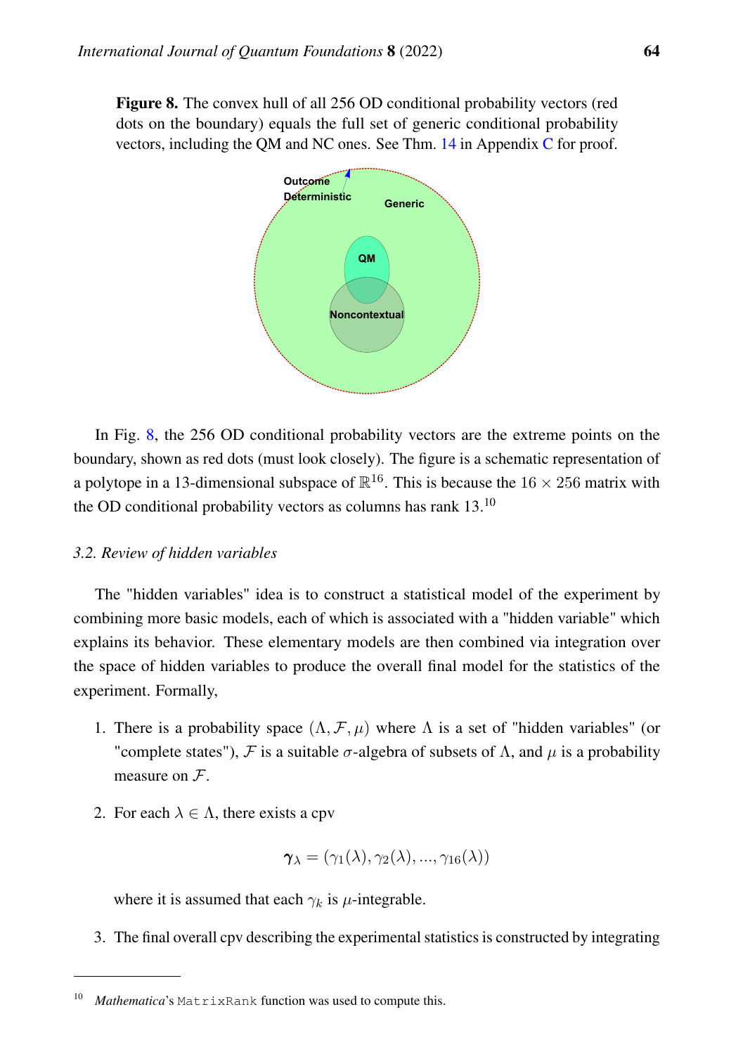**Figure 8.** The convex hull of all 256 OD conditional probability vectors (red dots on the boundary) equals the full set of generic conditional probability vectors, including the QM and NC ones. See Thm. 14 in Appendix C for proof.

In Fig. 8, the 256 OD conditional probability vectors are the extreme points on the boundary, shown as red dots (must look closely). The figure is a schematic representation of a polytope in a 13-dimensional subspace of $\mathbb{R}^{16}$. This is because the $16 \times 256$ matrix with the OD conditional probability vectors as columns has rank 13.[10]

### *3.2. Review of hidden variables*

The "hidden variables" idea is to construct a statistical model of the experiment by combining more basic models, each of which is associated with a "hidden variable" which explains its behavior. These elementary models are then combined via integration over the space of hidden variables to produce the overall final model for the statistics of the experiment. Formally,

1. There is a probability space $(\Lambda, \mathcal{F}, \mu)$ where $\Lambda$ is a set of "hidden variables" (or "complete states"), $\mathcal{F}$ is a suitable $\sigma$-algebra of subsets of $\Lambda$, and $\mu$ is a probability measure on $\mathcal{F}$.

2. For each $\lambda \in \Lambda$, there exists a cpv

$$\boldsymbol{\gamma}_\lambda = (\gamma_1(\lambda), \gamma_2(\lambda), ..., \gamma_{16}(\lambda))$$

   where it is assumed that each $\gamma_k$ is $\mu$-integrable.

3. The final overall cpv describing the experimental statistics is constructed by integrating

[10] *Mathematica*'s `MatrixRank` function was used to compute this.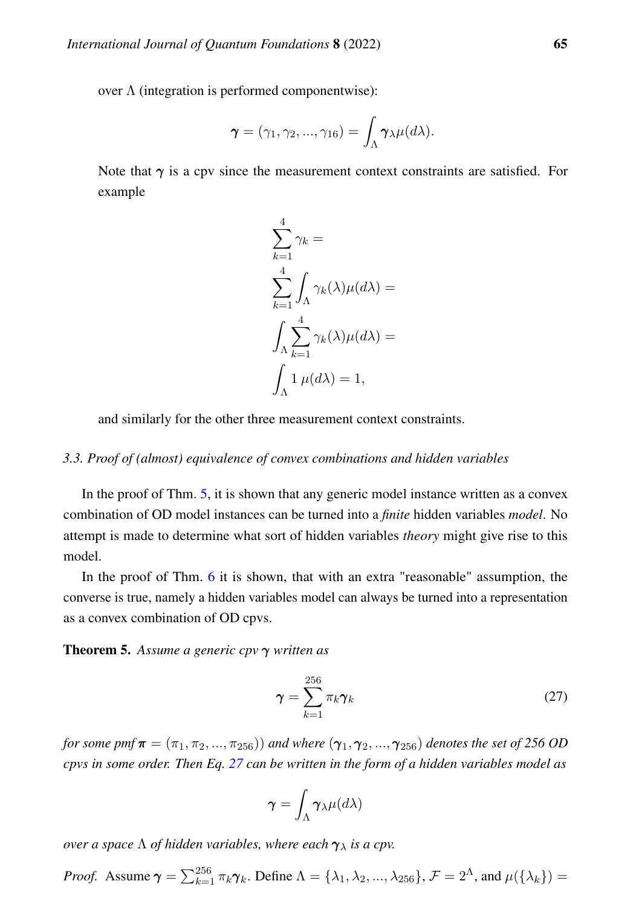over $\Lambda$ (integration is performed componentwise):

$$\boldsymbol{\gamma} = (\gamma_1, \gamma_2, ..., \gamma_{16}) = \int_\Lambda \boldsymbol{\gamma}_\lambda \mu(d\lambda).$$

Note that $\boldsymbol{\gamma}$ is a cpv since the measurement context constraints are satisfied. For example

$$\begin{aligned}
&\sum_{k=1}^{4} \gamma_k = \\
&\sum_{k=1}^{4} \int_\Lambda \gamma_k(\lambda)\mu(d\lambda) = \\
&\int_\Lambda \sum_{k=1}^{4} \gamma_k(\lambda)\mu(d\lambda) = \\
&\int_\Lambda 1 \; \mu(d\lambda) = 1,
\end{aligned}$$

and similarly for the other three measurement context constraints.

### *3.3. Proof of (almost) equivalence of convex combinations and hidden variables*

In the proof of Thm. 5, it is shown that any generic model instance written as a convex combination of OD model instances can be turned into a ***finite*** hidden variables *model*. No attempt is made to determine what sort of hidden variables *theory* might give rise to this model.

In the proof of Thm. 6 it is shown, that with an extra "reasonable" assumption, the converse is true, namely a hidden variables model can always be turned into a representation as a convex combination of OD cpvs.

**Theorem 5.** *Assume a generic cpv $\boldsymbol{\gamma}$ written as*

$$\boldsymbol{\gamma} = \sum_{k=1}^{256} \pi_k \boldsymbol{\gamma}_k \tag{27}$$

*for some pmf $\boldsymbol{\pi} = (\pi_1, \pi_2, ..., \pi_{256}))$ and where $(\boldsymbol{\gamma}_1, \boldsymbol{\gamma}_2, ..., \boldsymbol{\gamma}_{256})$ denotes the set of 256 OD cpvs in some order. Then Eq. 27 can be written in the form of a hidden variables model as*

$$\boldsymbol{\gamma} = \int_\Lambda \boldsymbol{\gamma}_\lambda \mu(d\lambda)$$

*over a space $\Lambda$ of hidden variables, where each $\boldsymbol{\gamma}_\lambda$ is a cpv.*

*Proof.* Assume $\boldsymbol{\gamma} = \sum_{k=1}^{256} \pi_k \boldsymbol{\gamma}_k$. Define $\Lambda = \{\lambda_1, \lambda_2, ..., \lambda_{256}\}$, $\mathcal{F} = 2^\Lambda$, and $\mu(\{\lambda_k\}) =$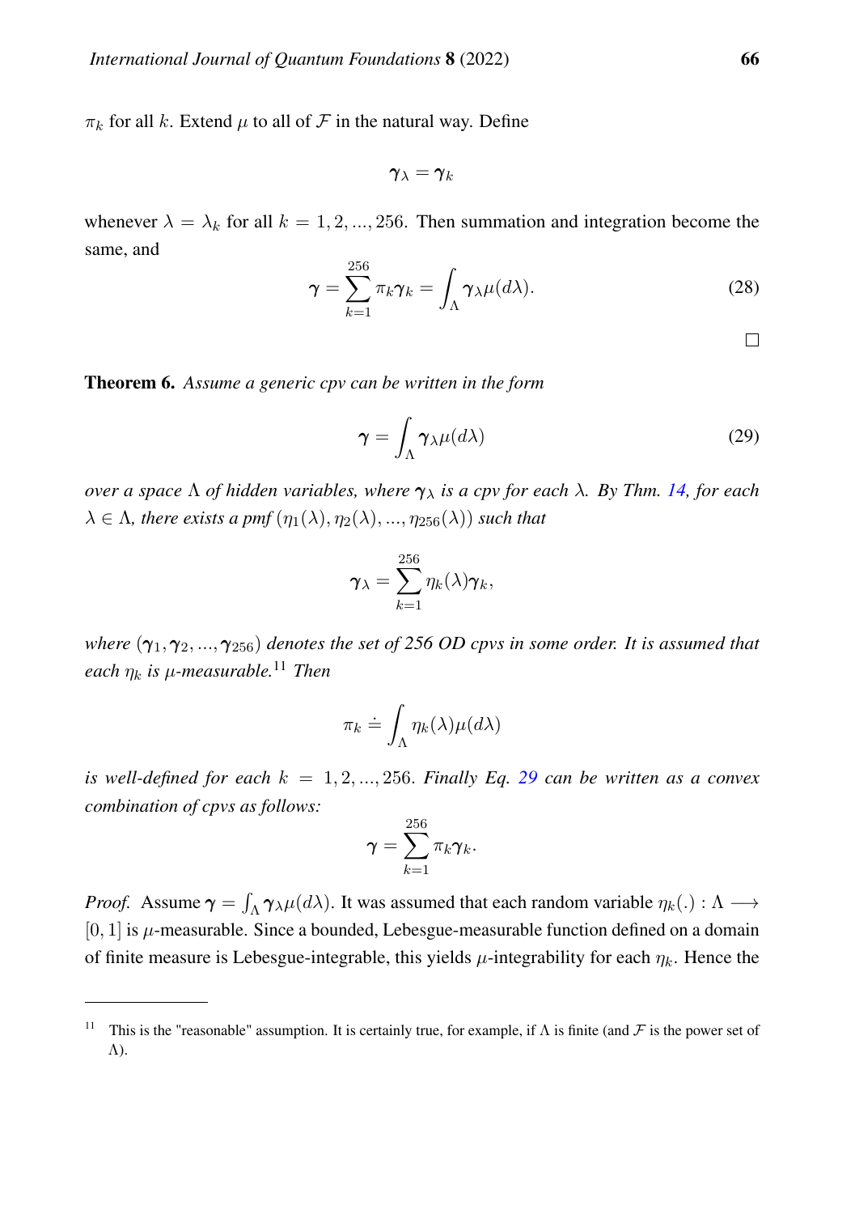$\pi_k$ for all $k$. Extend $\mu$ to all of $\mathcal{F}$ in the natural way. Define

$$\boldsymbol{\gamma}_\lambda = \boldsymbol{\gamma}_k$$

whenever $\lambda = \lambda_k$ for all $k = 1, 2, ..., 256$. Then summation and integration become the same, and

$$\boldsymbol{\gamma} = \sum_{k=1}^{256} \pi_k \boldsymbol{\gamma}_k = \int_\Lambda \boldsymbol{\gamma}_\lambda \mu(d\lambda). \tag{28}$$

□

**Theorem 6.** *Assume a generic cpv can be written in the form*

$$\boldsymbol{\gamma} = \int_\Lambda \boldsymbol{\gamma}_\lambda \mu(d\lambda) \tag{29}$$

*over a space $\Lambda$ of hidden variables, where $\boldsymbol{\gamma}_\lambda$ is a cpv for each $\lambda$. By Thm. 14, for each $\lambda \in \Lambda$, there exists a pmf $(\eta_1(\lambda), \eta_2(\lambda), ..., \eta_{256}(\lambda))$ such that*

$$\boldsymbol{\gamma}_\lambda = \sum_{k=1}^{256} \eta_k(\lambda) \boldsymbol{\gamma}_k,$$

*where $(\boldsymbol{\gamma}_1, \boldsymbol{\gamma}_2, ..., \boldsymbol{\gamma}_{256})$ denotes the set of 256 OD cpvs in some order. It is assumed that each $\eta_k$ is $\mu$-measurable.*[11] *Then*

$$\pi_k \doteq \int_\Lambda \eta_k(\lambda) \mu(d\lambda)$$

*is well-defined for each $k = 1, 2, ..., 256$. Finally Eq. 29 can be written as a convex combination of cpvs as follows:*

$$\boldsymbol{\gamma} = \sum_{k=1}^{256} \pi_k \boldsymbol{\gamma}_k.$$

*Proof.* Assume $\boldsymbol{\gamma} = \int_\Lambda \boldsymbol{\gamma}_\lambda \mu(d\lambda)$. It was assumed that each random variable $\eta_k(.) : \Lambda \longrightarrow [0, 1]$ is $\mu$-measurable. Since a bounded, Lebesgue-measurable function defined on a domain of finite measure is Lebesgue-integrable, this yields $\mu$-integrability for each $\eta_k$. Hence the

---

[11] This is the "reasonable" assumption. It is certainly true, for example, if $\Lambda$ is finite (and $\mathcal{F}$ is the power set of $\Lambda$).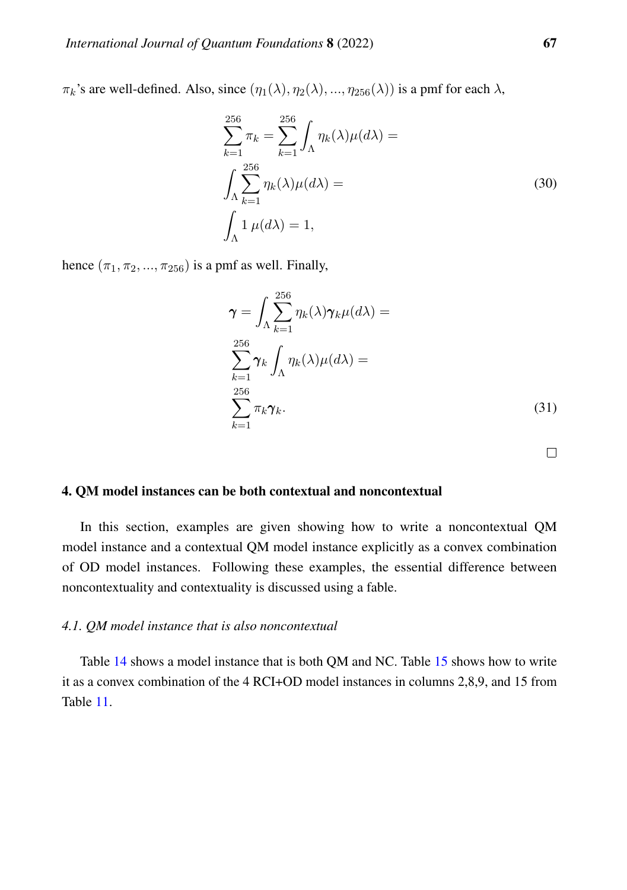$\pi_k$'s are well-defined. Also, since $(\eta_1(\lambda), \eta_2(\lambda), ..., \eta_{256}(\lambda))$ is a pmf for each $\lambda$,

$$
\begin{aligned}
&\sum_{k=1}^{256} \pi_k = \sum_{k=1}^{256} \int_\Lambda \eta_k(\lambda)\mu(d\lambda) = \\
&\int_\Lambda \sum_{k=1}^{256} \eta_k(\lambda)\mu(d\lambda) = \\
&\int_\Lambda 1 \, \mu(d\lambda) = 1,
\end{aligned}
\tag{30}
$$

hence $(\pi_1, \pi_2, ..., \pi_{256})$ is a pmf as well. Finally,

$$
\begin{aligned}
\boldsymbol{\gamma} &= \int_\Lambda \sum_{k=1}^{256} \eta_k(\lambda)\boldsymbol{\gamma}_k \mu(d\lambda) = \\
&\sum_{k=1}^{256} \boldsymbol{\gamma}_k \int_\Lambda \eta_k(\lambda)\mu(d\lambda) = \\
&\sum_{k=1}^{256} \pi_k \boldsymbol{\gamma}_k.
\end{aligned}
\tag{31}
$$

□

## 4. QM model instances can be both contextual and noncontextual

In this section, examples are given showing how to write a noncontextual QM model instance and a contextual QM model instance explicitly as a convex combination of OD model instances. Following these examples, the essential difference between noncontextuality and contextuality is discussed using a fable.

### *4.1. QM model instance that is also noncontextual*

Table 14 shows a model instance that is both QM and NC. Table 15 shows how to write it as a convex combination of the 4 RCI+OD model instances in columns 2,8,9, and 15 from Table 11.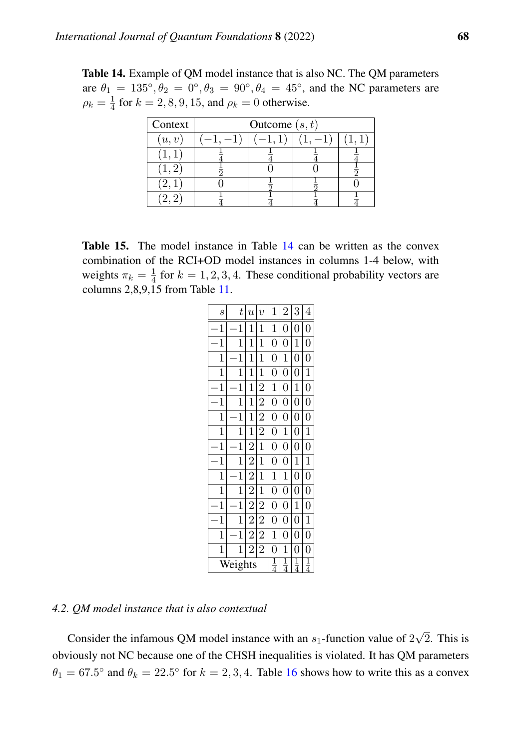**Table 14.** Example of QM model instance that is also NC. The QM parameters are $\theta_1 = 135°, \theta_2 = 0°, \theta_3 = 90°, \theta_4 = 45°$, and the NC parameters are $\rho_k = \frac{1}{4}$ for $k = 2, 8, 9, 15$, and $\rho_k = 0$ otherwise.

| Context | Outcome $(s,t)$ | | | |
|---|---|---|---|---|
| $(u,v)$ | $(-1,-1)$ | $(-1,1)$ | $(1,-1)$ | $(1,1)$ |
| $(1,1)$ | $\frac{1}{4}$ | $\frac{1}{4}$ | $\frac{1}{4}$ | $\frac{1}{4}$ |
| $(1,2)$ | $\frac{1}{2}$ | 0 | 0 | $\frac{1}{2}$ |
| $(2,1)$ | 0 | $\frac{1}{2}$ | $\frac{1}{2}$ | 0 |
| $(2,2)$ | $\frac{1}{4}$ | $\frac{1}{4}$ | $\frac{1}{4}$ | $\frac{1}{4}$ |

**Table 15.** The model instance in Table 14 can be written as the convex combination of the RCI+OD model instances in columns 1-4 below, with weights $\pi_k = \frac{1}{4}$ for $k = 1, 2, 3, 4$. These conditional probability vectors are columns 2,8,9,15 from Table 11.

| $s$ | $t$ | $u$ | $v$ | 1 | 2 | 3 | 4 |
|---|---|---|---|---|---|---|---|
| $-1$ | $-1$ | 1 | 1 | 1 | 0 | 0 | 0 |
| $-1$ | 1 | 1 | 1 | 0 | 0 | 1 | 0 |
| 1 | $-1$ | 1 | 1 | 0 | 1 | 0 | 0 |
| 1 | 1 | 1 | 1 | 0 | 0 | 0 | 1 |
| $-1$ | $-1$ | 1 | 2 | 1 | 0 | 1 | 0 |
| $-1$ | 1 | 1 | 2 | 0 | 0 | 0 | 0 |
| 1 | $-1$ | 1 | 2 | 0 | 0 | 0 | 0 |
| 1 | 1 | 1 | 2 | 0 | 1 | 0 | 1 |
| $-1$ | $-1$ | 2 | 1 | 0 | 0 | 0 | 0 |
| $-1$ | 1 | 2 | 1 | 0 | 0 | 1 | 1 |
| 1 | $-1$ | 2 | 1 | 1 | 1 | 0 | 0 |
| 1 | 1 | 2 | 1 | 0 | 0 | 0 | 0 |
| $-1$ | $-1$ | 2 | 2 | 0 | 0 | 1 | 0 |
| $-1$ | 1 | 2 | 2 | 0 | 0 | 0 | 1 |
| 1 | $-1$ | 2 | 2 | 1 | 0 | 0 | 0 |
| 1 | 1 | 2 | 2 | 0 | 1 | 0 | 0 |
| Weights | | | | $\frac{1}{4}$ | $\frac{1}{4}$ | $\frac{1}{4}$ | $\frac{1}{4}$ |

### 4.2. QM model instance that is also contextual

Consider the infamous QM model instance with an $s_1$-function value of $2\sqrt{2}$. This is obviously not NC because one of the CHSH inequalities is violated. It has QM parameters $\theta_1 = 67.5°$ and $\theta_k = 22.5°$ for $k = 2, 3, 4$. Table 16 shows how to write this as a convex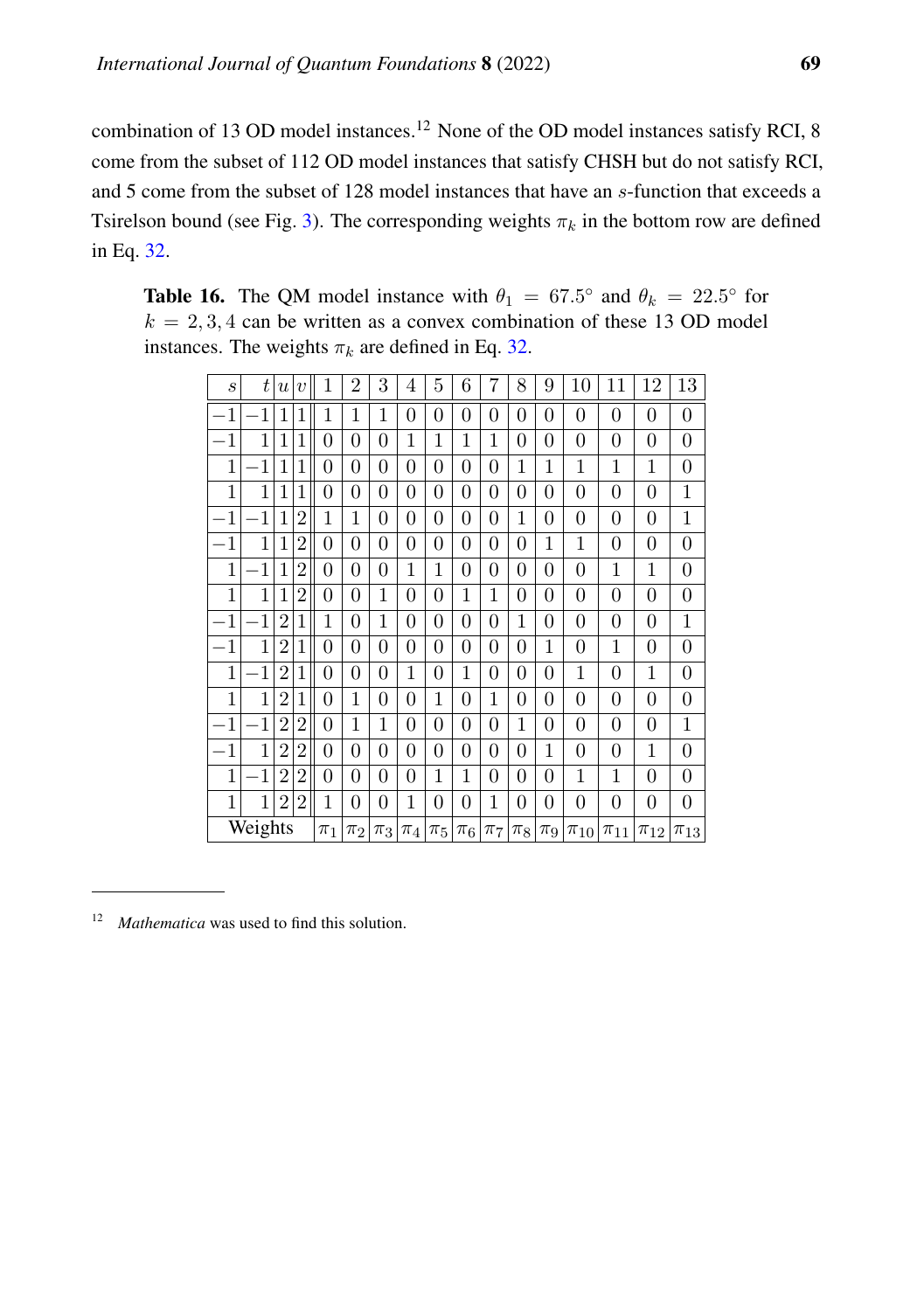combination of 13 OD model instances.[12] None of the OD model instances satisfy RCI, 8 come from the subset of 112 OD model instances that satisfy CHSH but do not satisfy RCI, and 5 come from the subset of 128 model instances that have an $s$-function that exceeds a Tsirelson bound (see Fig. 3). The corresponding weights $\pi_k$ in the bottom row are defined in Eq. 32.

**Table 16.** The QM model instance with $\theta_1 = 67.5°$ and $\theta_k = 22.5°$ for $k = 2, 3, 4$ can be written as a convex combination of these 13 OD model instances. The weights $\pi_k$ are defined in Eq. 32.

| $s$ | $t$ | $u$ | $v$ | 1 | 2 | 3 | 4 | 5 | 6 | 7 | 8 | 9 | 10 | 11 | 12 | 13 |
|---|---|---|---|---|---|---|---|---|---|---|---|---|---|---|---|---|
| −1 | −1 | 1 | 1 | 1 | 1 | 1 | 0 | 0 | 0 | 0 | 0 | 0 | 0 | 0 | 0 | 0 |
| −1 | 1 | 1 | 1 | 0 | 0 | 0 | 1 | 1 | 1 | 1 | 0 | 0 | 0 | 0 | 0 | 0 |
| 1 | −1 | 1 | 1 | 0 | 0 | 0 | 0 | 0 | 0 | 0 | 1 | 1 | 1 | 1 | 1 | 0 |
| 1 | 1 | 1 | 1 | 0 | 0 | 0 | 0 | 0 | 0 | 0 | 0 | 0 | 0 | 0 | 0 | 1 |
| −1 | −1 | 1 | 2 | 1 | 1 | 0 | 0 | 0 | 0 | 0 | 1 | 0 | 0 | 0 | 0 | 1 |
| −1 | 1 | 1 | 2 | 0 | 0 | 0 | 0 | 0 | 0 | 0 | 0 | 1 | 1 | 0 | 0 | 0 |
| 1 | −1 | 1 | 2 | 0 | 0 | 0 | 1 | 1 | 0 | 0 | 0 | 0 | 0 | 1 | 1 | 0 |
| 1 | 1 | 1 | 2 | 0 | 0 | 1 | 0 | 0 | 1 | 1 | 0 | 0 | 0 | 0 | 0 | 0 |
| −1 | −1 | 2 | 1 | 1 | 0 | 1 | 0 | 0 | 0 | 0 | 1 | 0 | 0 | 0 | 0 | 1 |
| −1 | 1 | 2 | 1 | 0 | 0 | 0 | 0 | 0 | 0 | 0 | 0 | 1 | 0 | 1 | 0 | 0 |
| 1 | −1 | 2 | 1 | 0 | 0 | 0 | 1 | 0 | 1 | 0 | 0 | 0 | 1 | 0 | 1 | 0 |
| 1 | 1 | 2 | 1 | 0 | 1 | 0 | 0 | 1 | 0 | 1 | 0 | 0 | 0 | 0 | 0 | 0 |
| −1 | −1 | 2 | 2 | 0 | 1 | 1 | 0 | 0 | 0 | 0 | 1 | 0 | 0 | 0 | 0 | 1 |
| −1 | 1 | 2 | 2 | 0 | 0 | 0 | 0 | 0 | 0 | 0 | 0 | 1 | 0 | 0 | 1 | 0 |
| 1 | −1 | 2 | 2 | 0 | 0 | 0 | 0 | 1 | 1 | 0 | 0 | 0 | 1 | 1 | 0 | 0 |
| 1 | 1 | 2 | 2 | 1 | 0 | 0 | 1 | 0 | 0 | 1 | 0 | 0 | 0 | 0 | 0 | 0 |
| Weights | | | | $\pi_1$ | $\pi_2$ | $\pi_3$ | $\pi_4$ | $\pi_5$ | $\pi_6$ | $\pi_7$ | $\pi_8$ | $\pi_9$ | $\pi_{10}$ | $\pi_{11}$ | $\pi_{12}$ | $\pi_{13}$ |

[12] *Mathematica* was used to find this solution.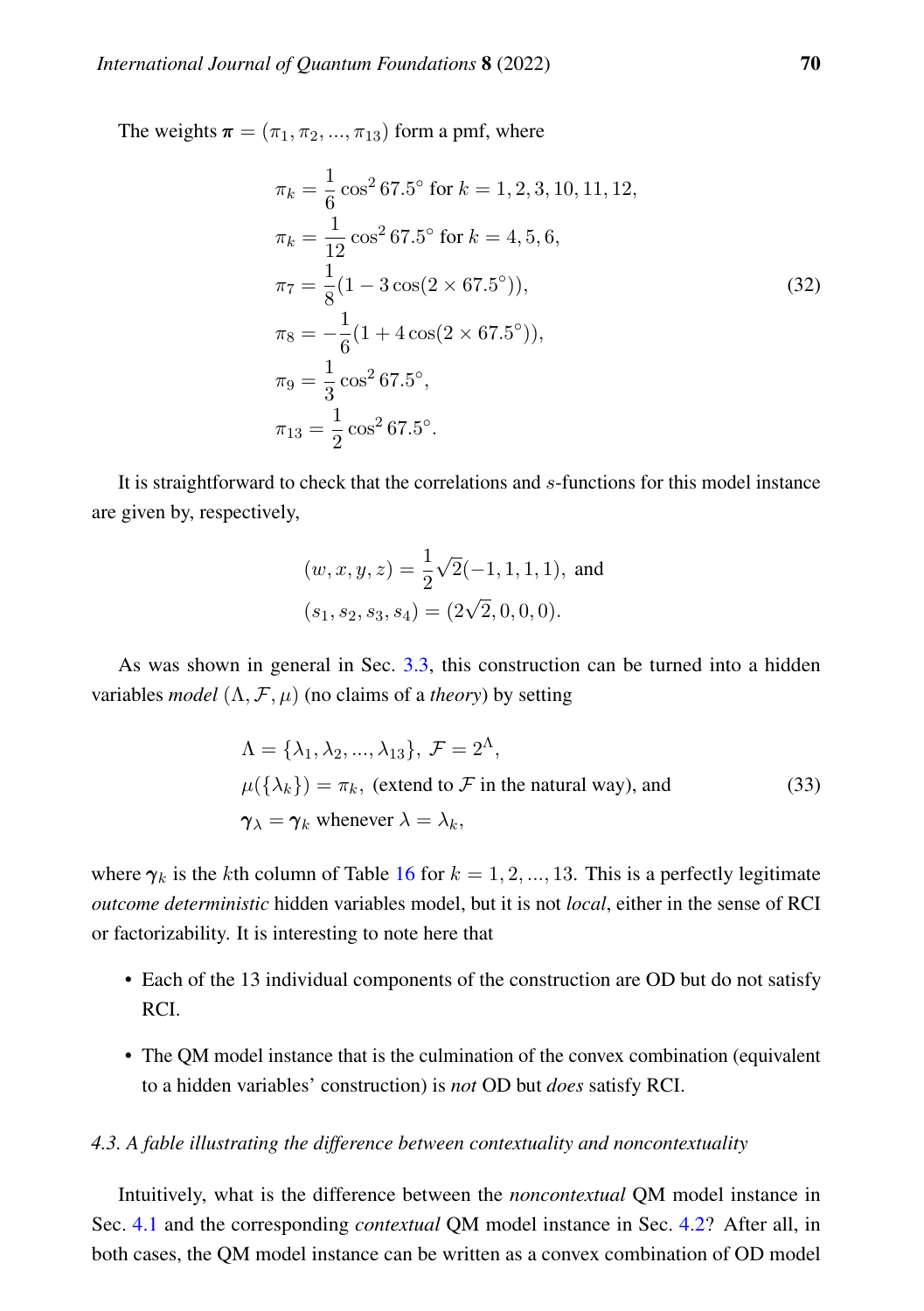The weights $\boldsymbol{\pi} = (\pi_1, \pi_2, ..., \pi_{13})$ form a pmf, where

$$
\begin{aligned}
\pi_k &= \frac{1}{6}\cos^2 67.5^\circ \text{ for } k = 1, 2, 3, 10, 11, 12, \\
\pi_k &= \frac{1}{12}\cos^2 67.5^\circ \text{ for } k = 4, 5, 6, \\
\pi_7 &= \frac{1}{8}(1 - 3\cos(2 \times 67.5^\circ)), \\
\pi_8 &= -\frac{1}{6}(1 + 4\cos(2 \times 67.5^\circ)), \\
\pi_9 &= \frac{1}{3}\cos^2 67.5^\circ, \\
\pi_{13} &= \frac{1}{2}\cos^2 67.5^\circ.
\end{aligned}
\tag{32}
$$

It is straightforward to check that the correlations and $s$-functions for this model instance are given by, respectively,

$$
\begin{aligned}
(w, x, y, z) &= \frac{1}{2}\sqrt{2}(-1, 1, 1, 1), \text{ and} \\
(s_1, s_2, s_3, s_4) &= (2\sqrt{2}, 0, 0, 0).
\end{aligned}
$$

As was shown in general in Sec. 3.3, this construction can be turned into a hidden variables *model* $(\Lambda, \mathcal{F}, \mu)$ (no claims of a *theory*) by setting

$$
\begin{aligned}
&\Lambda = \{\lambda_1, \lambda_2, ..., \lambda_{13}\},\ \mathcal{F} = 2^\Lambda, \\
&\mu(\{\lambda_k\}) = \pi_k, \text{ (extend to } \mathcal{F} \text{ in the natural way), and} \\
&\boldsymbol{\gamma}_\lambda = \boldsymbol{\gamma}_k \text{ whenever } \lambda = \lambda_k,
\end{aligned}
\tag{33}
$$

where $\boldsymbol{\gamma}_k$ is the $k$th column of Table 16 for $k = 1, 2, ..., 13$. This is a perfectly legitimate *outcome deterministic* hidden variables model, but it is not *local*, either in the sense of RCI or factorizability. It is interesting to note here that

- Each of the 13 individual components of the construction are OD but do not satisfy RCI.
- The QM model instance that is the culmination of the convex combination (equivalent to a hidden variables' construction) is *not* OD but *does* satisfy RCI.

#### 4.3. A fable illustrating the difference between contextuality and noncontextuality

Intuitively, what is the difference between the *noncontextual* QM model instance in Sec. 4.1 and the corresponding *contextual* QM model instance in Sec. 4.2? After all, in both cases, the QM model instance can be written as a convex combination of OD model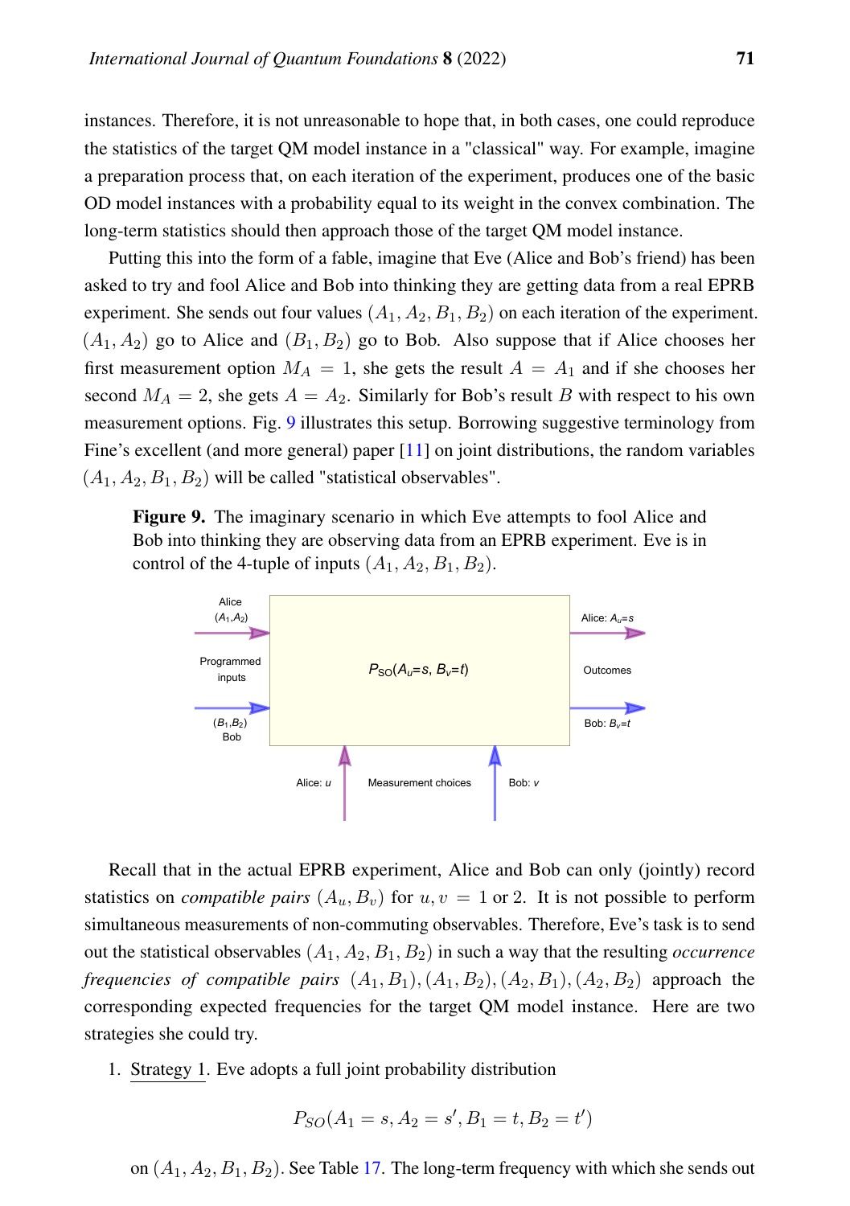instances. Therefore, it is not unreasonable to hope that, in both cases, one could reproduce the statistics of the target QM model instance in a "classical" way. For example, imagine a preparation process that, on each iteration of the experiment, produces one of the basic OD model instances with a probability equal to its weight in the convex combination. The long-term statistics should then approach those of the target QM model instance.

Putting this into the form of a fable, imagine that Eve (Alice and Bob's friend) has been asked to try and fool Alice and Bob into thinking they are getting data from a real EPRB experiment. She sends out four values $(A_1, A_2, B_1, B_2)$ on each iteration of the experiment. $(A_1, A_2)$ go to Alice and $(B_1, B_2)$ go to Bob. Also suppose that if Alice chooses her first measurement option $M_A = 1$, she gets the result $A = A_1$ and if she chooses her second $M_A = 2$, she gets $A = A_2$. Similarly for Bob's result $B$ with respect to his own measurement options. Fig. 9 illustrates this setup. Borrowing suggestive terminology from Fine's excellent (and more general) paper [11] on joint distributions, the random variables $(A_1, A_2, B_1, B_2)$ will be called "statistical observables".

**Figure 9.** The imaginary scenario in which Eve attempts to fool Alice and Bob into thinking they are observing data from an EPRB experiment. Eve is in control of the 4-tuple of inputs $(A_1, A_2, B_1, B_2)$.

Recall that in the actual EPRB experiment, Alice and Bob can only (jointly) record statistics on *compatible pairs* $(A_u, B_v)$ for $u, v = 1$ or 2. It is not possible to perform simultaneous measurements of non-commuting observables. Therefore, Eve's task is to send out the statistical observables $(A_1, A_2, B_1, B_2)$ in such a way that the resulting *occurrence frequencies of compatible pairs* $(A_1, B_1), (A_1, B_2), (A_2, B_1), (A_2, B_2)$ approach the corresponding expected frequencies for the target QM model instance. Here are two strategies she could try.

1. Strategy 1. Eve adopts a full joint probability distribution

$$P_{SO}(A_1 = s, A_2 = s', B_1 = t, B_2 = t')$$

on $(A_1, A_2, B_1, B_2)$. See Table 17. The long-term frequency with which she sends out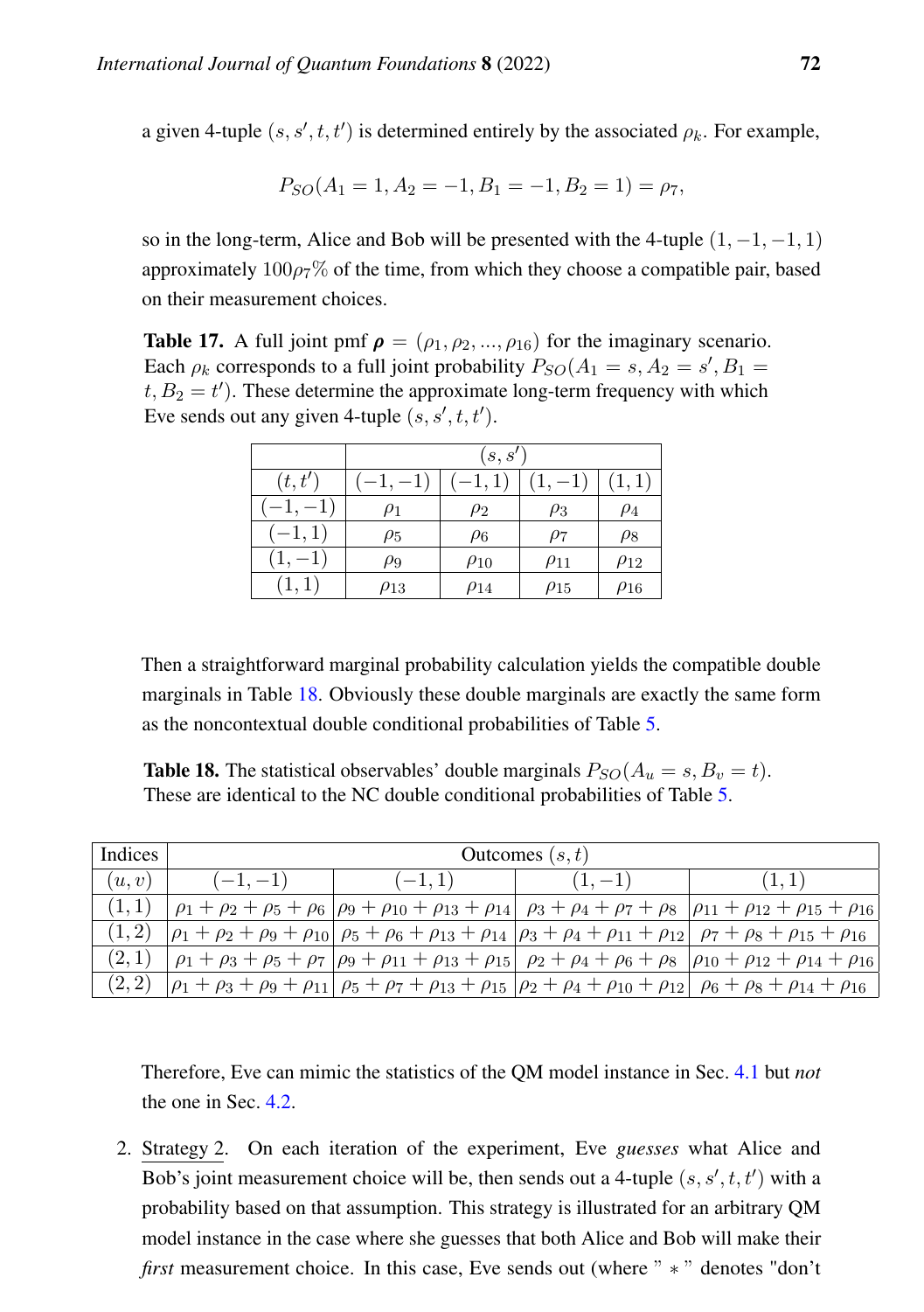a given 4-tuple $(s, s', t, t')$ is determined entirely by the associated $\rho_k$. For example,

$$P_{SO}(A_1 = 1, A_2 = -1, B_1 = -1, B_2 = 1) = \rho_7,$$

so in the long-term, Alice and Bob will be presented with the 4-tuple $(1, -1, -1, 1)$ approximately $100\rho_7\%$ of the time, from which they choose a compatible pair, based on their measurement choices.

**Table 17.** A full joint pmf $\boldsymbol{\rho} = (\rho_1, \rho_2, ..., \rho_{16})$ for the imaginary scenario. Each $\rho_k$ corresponds to a full joint probability $P_{SO}(A_1 = s, A_2 = s', B_1 = t, B_2 = t')$. These determine the approximate long-term frequency with which Eve sends out any given 4-tuple $(s, s', t, t')$.

| | $(s, s')$ | | | |
|---|---|---|---|---|
| $(t, t')$ | $(-1, -1)$ | $(-1, 1)$ | $(1, -1)$ | $(1, 1)$ |
| $(-1, -1)$ | $\rho_1$ | $\rho_2$ | $\rho_3$ | $\rho_4$ |
| $(-1, 1)$ | $\rho_5$ | $\rho_6$ | $\rho_7$ | $\rho_8$ |
| $(1, -1)$ | $\rho_9$ | $\rho_{10}$ | $\rho_{11}$ | $\rho_{12}$ |
| $(1, 1)$ | $\rho_{13}$ | $\rho_{14}$ | $\rho_{15}$ | $\rho_{16}$ |

Then a straightforward marginal probability calculation yields the compatible double marginals in Table 18. Obviously these double marginals are exactly the same form as the noncontextual double conditional probabilities of Table 5.

**Table 18.** The statistical observables' double marginals $P_{SO}(A_u = s, B_v = t)$. These are identical to the NC double conditional probabilities of Table 5.

| Indices | Outcomes $(s, t)$ | | | |
|---|---|---|---|---|
| $(u, v)$ | $(-1, -1)$ | $(-1, 1)$ | $(1, -1)$ | $(1, 1)$ |
| $(1, 1)$ | $\rho_1 + \rho_2 + \rho_5 + \rho_6$ | $\rho_9 + \rho_{10} + \rho_{13} + \rho_{14}$ | $\rho_3 + \rho_4 + \rho_7 + \rho_8$ | $\rho_{11} + \rho_{12} + \rho_{15} + \rho_{16}$ |
| $(1, 2)$ | $\rho_1 + \rho_2 + \rho_9 + \rho_{10}$ | $\rho_5 + \rho_6 + \rho_{13} + \rho_{14}$ | $\rho_3 + \rho_4 + \rho_{11} + \rho_{12}$ | $\rho_7 + \rho_8 + \rho_{15} + \rho_{16}$ |
| $(2, 1)$ | $\rho_1 + \rho_3 + \rho_5 + \rho_7$ | $\rho_9 + \rho_{11} + \rho_{13} + \rho_{15}$ | $\rho_2 + \rho_4 + \rho_6 + \rho_8$ | $\rho_{10} + \rho_{12} + \rho_{14} + \rho_{16}$ |
| $(2, 2)$ | $\rho_1 + \rho_3 + \rho_9 + \rho_{11}$ | $\rho_5 + \rho_7 + \rho_{13} + \rho_{15}$ | $\rho_2 + \rho_4 + \rho_{10} + \rho_{12}$ | $\rho_6 + \rho_8 + \rho_{14} + \rho_{16}$ |

Therefore, Eve can mimic the statistics of the QM model instance in Sec. 4.1 but *not* the one in Sec. 4.2.

2. Strategy 2. On each iteration of the experiment, Eve *guesses* what Alice and Bob's joint measurement choice will be, then sends out a 4-tuple $(s, s', t, t')$ with a probability based on that assumption. This strategy is illustrated for an arbitrary QM model instance in the case where she guesses that both Alice and Bob will make their *first* measurement choice. In this case, Eve sends out (where " $*$ " denotes "don't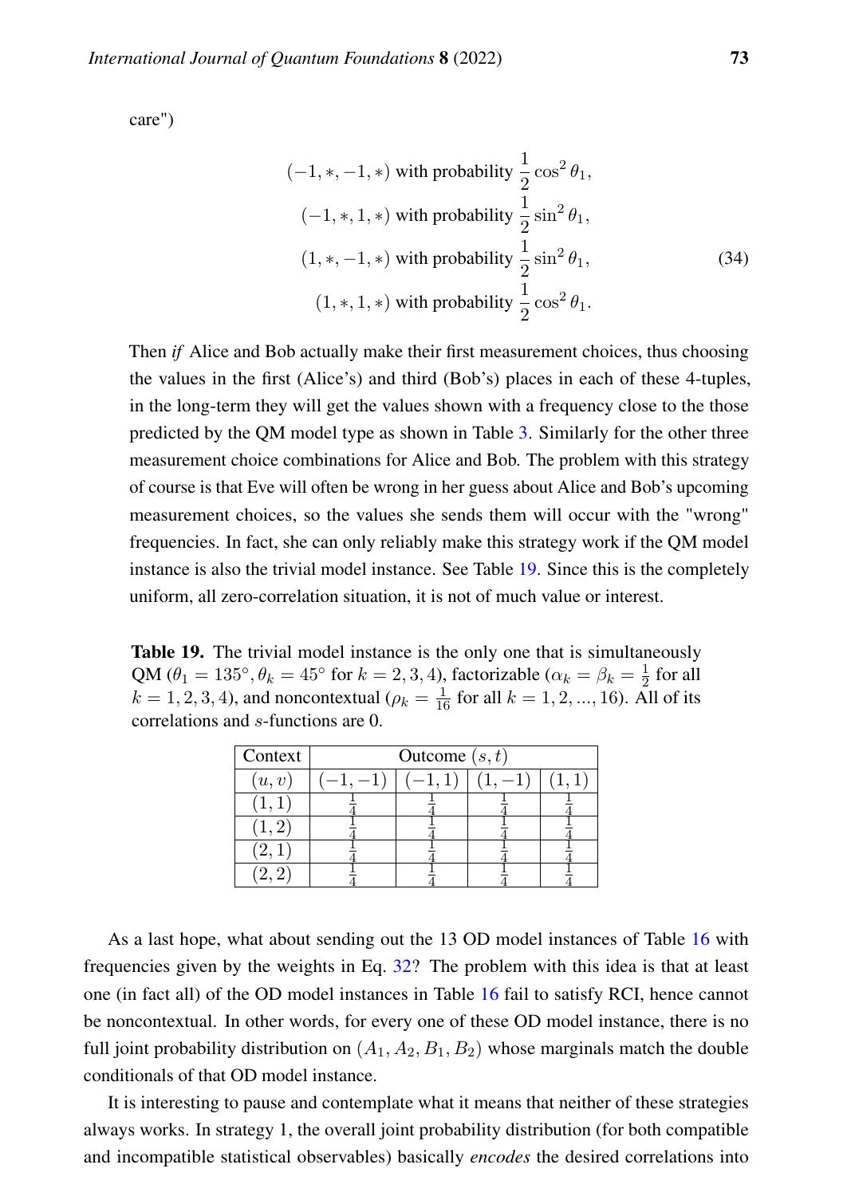care")

$$
\begin{aligned}
(-1, *, -1, *) &\text{ with probability } \frac{1}{2}\cos^2\theta_1, \\
(-1, *, 1, *) &\text{ with probability } \frac{1}{2}\sin^2\theta_1, \\
(1, *, -1, *) &\text{ with probability } \frac{1}{2}\sin^2\theta_1, \\
(1, *, 1, *) &\text{ with probability } \frac{1}{2}\cos^2\theta_1.
\end{aligned} \tag{34}
$$

Then *if* Alice and Bob actually make their first measurement choices, thus choosing the values in the first (Alice's) and third (Bob's) places in each of these 4-tuples, in the long-term they will get the values shown with a frequency close to the those predicted by the QM model type as shown in Table 3. Similarly for the other three measurement choice combinations for Alice and Bob. The problem with this strategy of course is that Eve will often be wrong in her guess about Alice and Bob's upcoming measurement choices, so the values she sends them will occur with the "wrong" frequencies. In fact, she can only reliably make this strategy work if the QM model instance is also the trivial model instance. See Table 19. Since this is the completely uniform, all zero-correlation situation, it is not of much value or interest.

**Table 19.** The trivial model instance is the only one that is simultaneously QM ($\theta_1 = 135°, \theta_k = 45°$ for $k = 2, 3, 4$), factorizable ($\alpha_k = \beta_k = \frac{1}{2}$ for all $k = 1, 2, 3, 4$), and noncontextual ($\rho_k = \frac{1}{16}$ for all $k = 1, 2, ..., 16$). All of its correlations and $s$-functions are 0.

| Context | Outcome $(s, t)$ | | | |
|---|---|---|---|---|
| $(u, v)$ | $(-1, -1)$ | $(-1, 1)$ | $(1, -1)$ | $(1, 1)$ |
| $(1, 1)$ | $\frac{1}{4}$ | $\frac{1}{4}$ | $\frac{1}{4}$ | $\frac{1}{4}$ |
| $(1, 2)$ | $\frac{1}{4}$ | $\frac{1}{4}$ | $\frac{1}{4}$ | $\frac{1}{4}$ |
| $(2, 1)$ | $\frac{1}{4}$ | $\frac{1}{4}$ | $\frac{1}{4}$ | $\frac{1}{4}$ |
| $(2, 2)$ | $\frac{1}{4}$ | $\frac{1}{4}$ | $\frac{1}{4}$ | $\frac{1}{4}$ |

As a last hope, what about sending out the 13 OD model instances of Table 16 with frequencies given by the weights in Eq. 32? The problem with this idea is that at least one (in fact all) of the OD model instances in Table 16 fail to satisfy RCI, hence cannot be noncontextual. In other words, for every one of these OD model instance, there is no full joint probability distribution on $(A_1, A_2, B_1, B_2)$ whose marginals match the double conditionals of that OD model instance.

It is interesting to pause and contemplate what it means that neither of these strategies always works. In strategy 1, the overall joint probability distribution (for both compatible and incompatible statistical observables) basically *encodes* the desired correlations into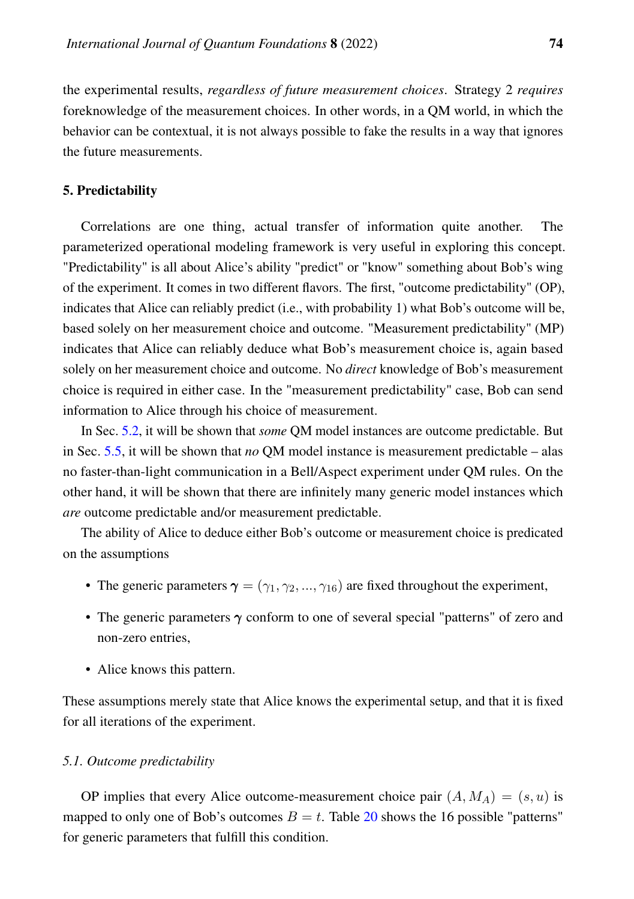the experimental results, *regardless of future measurement choices*. Strategy 2 *requires* foreknowledge of the measurement choices. In other words, in a QM world, in which the behavior can be contextual, it is not always possible to fake the results in a way that ignores the future measurements.

## 5. Predictability

Correlations are one thing, actual transfer of information quite another. The parameterized operational modeling framework is very useful in exploring this concept. "Predictability" is all about Alice's ability "predict" or "know" something about Bob's wing of the experiment. It comes in two different flavors. The first, "outcome predictability" (OP), indicates that Alice can reliably predict (i.e., with probability 1) what Bob's outcome will be, based solely on her measurement choice and outcome. "Measurement predictability" (MP) indicates that Alice can reliably deduce what Bob's measurement choice is, again based solely on her measurement choice and outcome. No *direct* knowledge of Bob's measurement choice is required in either case. In the "measurement predictability" case, Bob can send information to Alice through his choice of measurement.

In Sec. 5.2, it will be shown that *some* QM model instances are outcome predictable. But in Sec. 5.5, it will be shown that *no* QM model instance is measurement predictable – alas no faster-than-light communication in a Bell/Aspect experiment under QM rules. On the other hand, it will be shown that there are infinitely many generic model instances which *are* outcome predictable and/or measurement predictable.

The ability of Alice to deduce either Bob's outcome or measurement choice is predicated on the assumptions

- The generic parameters $\boldsymbol{\gamma} = (\gamma_1, \gamma_2, ..., \gamma_{16})$ are fixed throughout the experiment,
- The generic parameters $\boldsymbol{\gamma}$ conform to one of several special "patterns" of zero and non-zero entries,
- Alice knows this pattern.

These assumptions merely state that Alice knows the experimental setup, and that it is fixed for all iterations of the experiment.

### *5.1. Outcome predictability*

OP implies that every Alice outcome-measurement choice pair $(A, M_A) = (s, u)$ is mapped to only one of Bob's outcomes $B = t$. Table 20 shows the 16 possible "patterns" for generic parameters that fulfill this condition.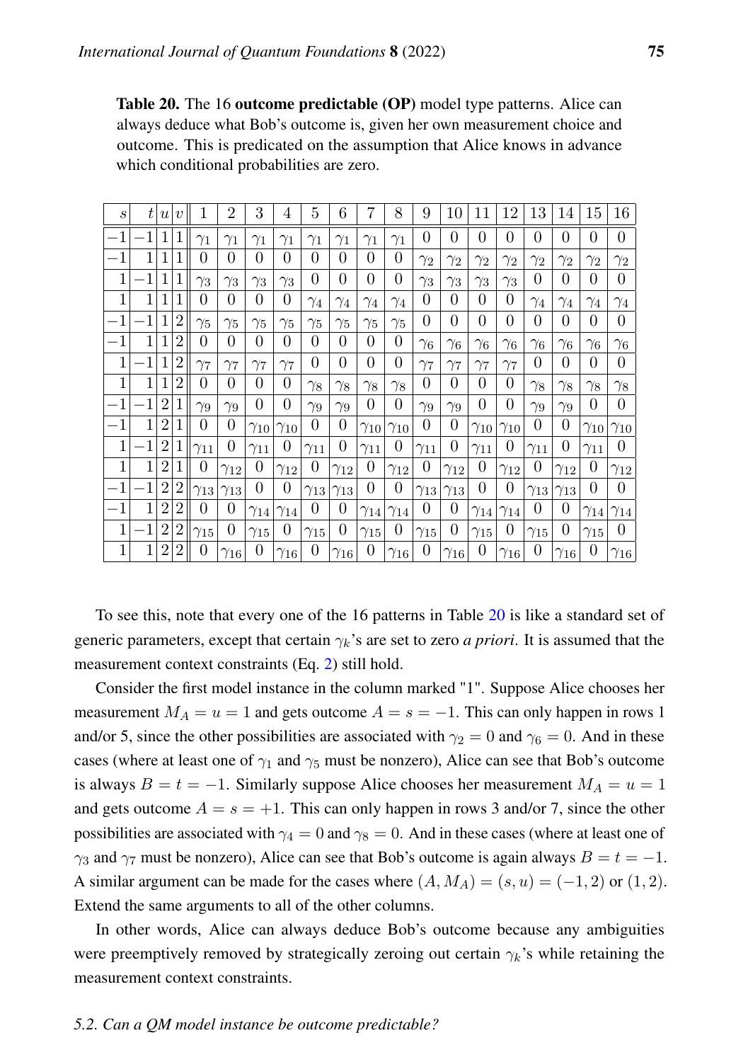**Table 20.** The 16 **outcome predictable (OP)** model type patterns. Alice can always deduce what Bob's outcome is, given her own measurement choice and outcome. This is predicated on the assumption that Alice knows in advance which conditional probabilities are zero.

| $s$ | $t$ | $u$ | $v$ | 1 | 2 | 3 | 4 | 5 | 6 | 7 | 8 | 9 | 10 | 11 | 12 | 13 | 14 | 15 | 16 |
|---|---|---|---|---|---|---|---|---|---|---|---|---|---|---|---|---|---|---|---|
| $-1$ | $-1$ | 1 | 1 | $\gamma_1$ | $\gamma_1$ | $\gamma_1$ | $\gamma_1$ | $\gamma_1$ | $\gamma_1$ | $\gamma_1$ | $\gamma_1$ | 0 | 0 | 0 | 0 | 0 | 0 | 0 | 0 |
| $-1$ | 1 | 1 | 1 | 0 | 0 | 0 | 0 | 0 | 0 | 0 | 0 | $\gamma_2$ | $\gamma_2$ | $\gamma_2$ | $\gamma_2$ | $\gamma_2$ | $\gamma_2$ | $\gamma_2$ | $\gamma_2$ |
| 1 | $-1$ | 1 | 1 | $\gamma_3$ | $\gamma_3$ | $\gamma_3$ | $\gamma_3$ | 0 | 0 | 0 | 0 | $\gamma_3$ | $\gamma_3$ | $\gamma_3$ | $\gamma_3$ | 0 | 0 | 0 | 0 |
| 1 | 1 | 1 | 1 | 0 | 0 | 0 | 0 | $\gamma_4$ | $\gamma_4$ | $\gamma_4$ | $\gamma_4$ | 0 | 0 | 0 | 0 | $\gamma_4$ | $\gamma_4$ | $\gamma_4$ | $\gamma_4$ |
| $-1$ | $-1$ | 1 | 2 | $\gamma_5$ | $\gamma_5$ | $\gamma_5$ | $\gamma_5$ | $\gamma_5$ | $\gamma_5$ | $\gamma_5$ | $\gamma_5$ | 0 | 0 | 0 | 0 | 0 | 0 | 0 | 0 |
| $-1$ | 1 | 1 | 2 | 0 | 0 | 0 | 0 | 0 | 0 | 0 | 0 | $\gamma_6$ | $\gamma_6$ | $\gamma_6$ | $\gamma_6$ | $\gamma_6$ | $\gamma_6$ | $\gamma_6$ | $\gamma_6$ |
| 1 | $-1$ | 1 | 2 | $\gamma_7$ | $\gamma_7$ | $\gamma_7$ | $\gamma_7$ | 0 | 0 | 0 | 0 | $\gamma_7$ | $\gamma_7$ | $\gamma_7$ | $\gamma_7$ | 0 | 0 | 0 | 0 |
| 1 | 1 | 1 | 2 | 0 | 0 | 0 | 0 | $\gamma_8$ | $\gamma_8$ | $\gamma_8$ | $\gamma_8$ | 0 | 0 | 0 | 0 | $\gamma_8$ | $\gamma_8$ | $\gamma_8$ | $\gamma_8$ |
| $-1$ | $-1$ | 2 | 1 | $\gamma_9$ | $\gamma_9$ | 0 | 0 | $\gamma_9$ | $\gamma_9$ | 0 | 0 | $\gamma_9$ | $\gamma_9$ | 0 | 0 | $\gamma_9$ | $\gamma_9$ | 0 | 0 |
| $-1$ | 1 | 2 | 1 | 0 | 0 | $\gamma_{10}$ | $\gamma_{10}$ | 0 | 0 | $\gamma_{10}$ | $\gamma_{10}$ | 0 | 0 | $\gamma_{10}$ | $\gamma_{10}$ | 0 | 0 | $\gamma_{10}$ | $\gamma_{10}$ |
| 1 | $-1$ | 2 | 1 | $\gamma_{11}$ | 0 | $\gamma_{11}$ | 0 | $\gamma_{11}$ | 0 | $\gamma_{11}$ | 0 | $\gamma_{11}$ | 0 | $\gamma_{11}$ | 0 | $\gamma_{11}$ | 0 | $\gamma_{11}$ | 0 |
| 1 | 1 | 2 | 1 | 0 | $\gamma_{12}$ | 0 | $\gamma_{12}$ | 0 | $\gamma_{12}$ | 0 | $\gamma_{12}$ | 0 | $\gamma_{12}$ | 0 | $\gamma_{12}$ | 0 | $\gamma_{12}$ | 0 | $\gamma_{12}$ |
| $-1$ | $-1$ | 2 | 2 | $\gamma_{13}$ | $\gamma_{13}$ | 0 | 0 | $\gamma_{13}$ | $\gamma_{13}$ | 0 | 0 | $\gamma_{13}$ | $\gamma_{13}$ | 0 | 0 | $\gamma_{13}$ | $\gamma_{13}$ | 0 | 0 |
| $-1$ | 1 | 2 | 2 | 0 | 0 | $\gamma_{14}$ | $\gamma_{14}$ | 0 | 0 | $\gamma_{14}$ | $\gamma_{14}$ | 0 | 0 | $\gamma_{14}$ | $\gamma_{14}$ | 0 | 0 | $\gamma_{14}$ | $\gamma_{14}$ |
| 1 | $-1$ | 2 | 2 | $\gamma_{15}$ | 0 | $\gamma_{15}$ | 0 | $\gamma_{15}$ | 0 | $\gamma_{15}$ | 0 | $\gamma_{15}$ | 0 | $\gamma_{15}$ | 0 | $\gamma_{15}$ | 0 | $\gamma_{15}$ | 0 |
| 1 | 1 | 2 | 2 | 0 | $\gamma_{16}$ | 0 | $\gamma_{16}$ | 0 | $\gamma_{16}$ | 0 | $\gamma_{16}$ | 0 | $\gamma_{16}$ | 0 | $\gamma_{16}$ | 0 | $\gamma_{16}$ | 0 | $\gamma_{16}$ |

To see this, note that every one of the 16 patterns in Table 20 is like a standard set of generic parameters, except that certain $\gamma_k$'s are set to zero *a priori*. It is assumed that the measurement context constraints (Eq. 2) still hold.

Consider the first model instance in the column marked "1". Suppose Alice chooses her measurement $M_A = u = 1$ and gets outcome $A = s = -1$. This can only happen in rows 1 and/or 5, since the other possibilities are associated with $\gamma_2 = 0$ and $\gamma_6 = 0$. And in these cases (where at least one of $\gamma_1$ and $\gamma_5$ must be nonzero), Alice can see that Bob's outcome is always $B = t = -1$. Similarly suppose Alice chooses her measurement $M_A = u = 1$ and gets outcome $A = s = +1$. This can only happen in rows 3 and/or 7, since the other possibilities are associated with $\gamma_4 = 0$ and $\gamma_8 = 0$. And in these cases (where at least one of $\gamma_3$ and $\gamma_7$ must be nonzero), Alice can see that Bob's outcome is again always $B = t = -1$. A similar argument can be made for the cases where $(A, M_A) = (s, u) = (-1, 2)$ or $(1, 2)$. Extend the same arguments to all of the other columns.

In other words, Alice can always deduce Bob's outcome because any ambiguities were preemptively removed by strategically zeroing out certain $\gamma_k$'s while retaining the measurement context constraints.

### *5.2. Can a QM model instance be outcome predictable?*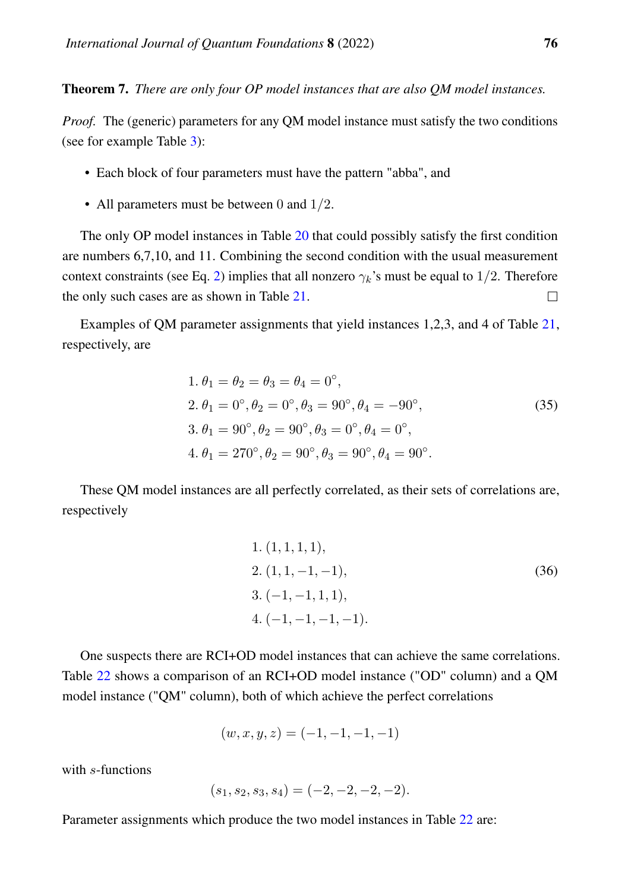**Theorem 7.** *There are only four OP model instances that are also QM model instances.*

*Proof.* The (generic) parameters for any QM model instance must satisfy the two conditions (see for example Table 3):

- Each block of four parameters must have the pattern "abba", and
- All parameters must be between 0 and $1/2$.

The only OP model instances in Table 20 that could possibly satisfy the first condition are numbers 6,7,10, and 11. Combining the second condition with the usual measurement context constraints (see Eq. 2) implies that all nonzero $\gamma_k$'s must be equal to $1/2$. Therefore the only such cases are as shown in Table 21. □

Examples of QM parameter assignments that yield instances 1,2,3, and 4 of Table 21, respectively, are

$$
\begin{aligned}
&1.\ \theta_1 = \theta_2 = \theta_3 = \theta_4 = 0^\circ, \\
&2.\ \theta_1 = 0^\circ, \theta_2 = 0^\circ, \theta_3 = 90^\circ, \theta_4 = -90^\circ, \\
&3.\ \theta_1 = 90^\circ, \theta_2 = 90^\circ, \theta_3 = 0^\circ, \theta_4 = 0^\circ, \\
&4.\ \theta_1 = 270^\circ, \theta_2 = 90^\circ, \theta_3 = 90^\circ, \theta_4 = 90^\circ.
\end{aligned}
\tag{35}
$$

These QM model instances are all perfectly correlated, as their sets of correlations are, respectively

$$
\begin{aligned}
&1.\ (1, 1, 1, 1), \\
&2.\ (1, 1, -1, -1), \\
&3.\ (-1, -1, 1, 1), \\
&4.\ (-1, -1, -1, -1).
\end{aligned}
\tag{36}
$$

One suspects there are RCI+OD model instances that can achieve the same correlations. Table 22 shows a comparison of an RCI+OD model instance ("OD" column) and a QM model instance ("QM" column), both of which achieve the perfect correlations

$$(w, x, y, z) = (-1, -1, -1, -1)$$

with $s$-functions

$$(s_1, s_2, s_3, s_4) = (-2, -2, -2, -2).$$

Parameter assignments which produce the two model instances in Table 22 are: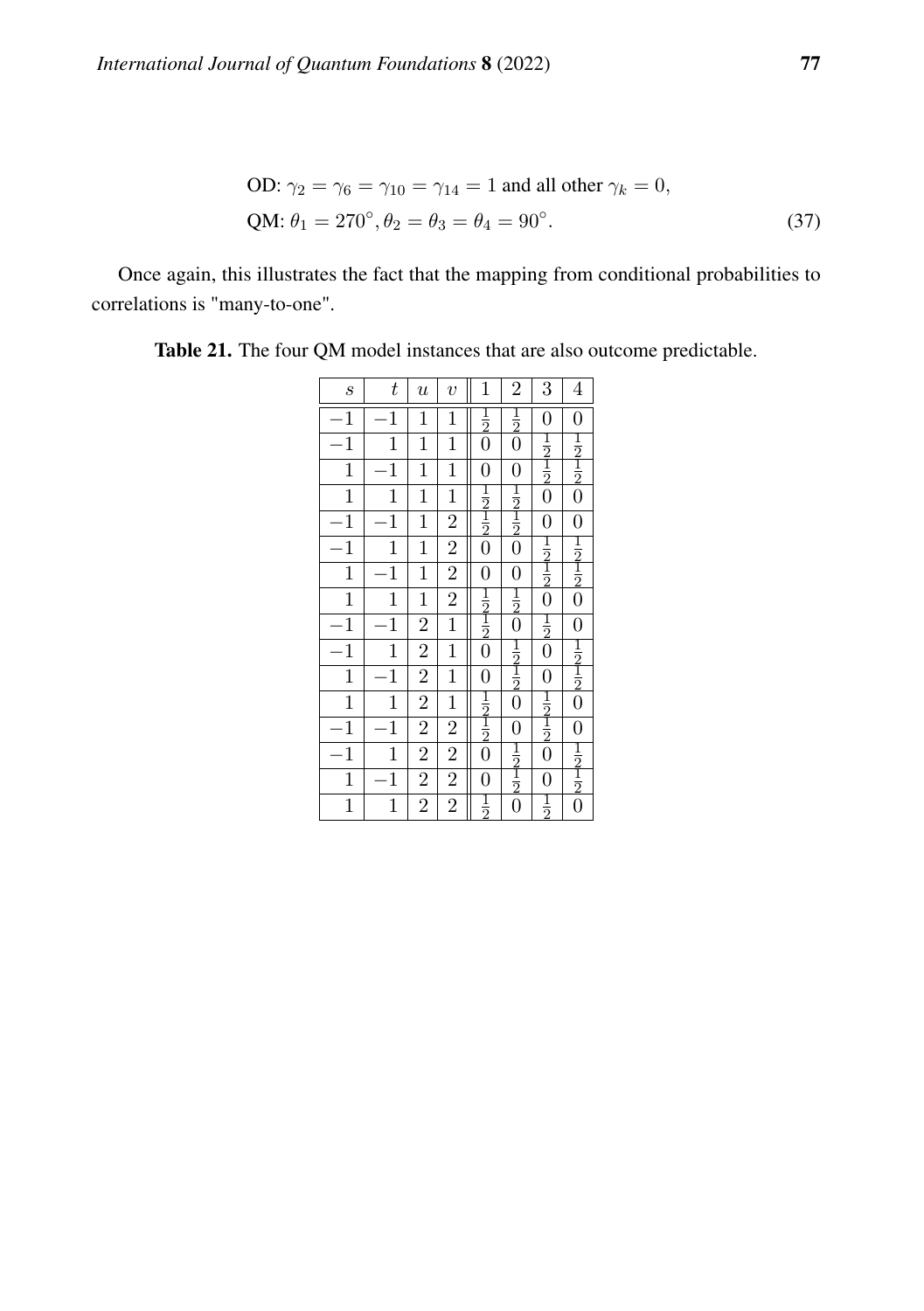$$
\begin{aligned}
&\text{OD: } \gamma_2 = \gamma_6 = \gamma_{10} = \gamma_{14} = 1 \text{ and all other } \gamma_k = 0, \\
&\text{QM: } \theta_1 = 270^\circ, \theta_2 = \theta_3 = \theta_4 = 90^\circ. \qquad (37)
\end{aligned}
$$

Once again, this illustrates the fact that the mapping from conditional probabilities to correlations is "many-to-one".

**Table 21.** The four QM model instances that are also outcome predictable.

| $s$ | $t$ | $u$ | $v$ | 1 | 2 | 3 | 4 |
|---|---|---|---|---|---|---|---|
| $-1$ | $-1$ | 1 | 1 | $\frac{1}{2}$ | $\frac{1}{2}$ | 0 | 0 |
| $-1$ | 1 | 1 | 1 | 0 | 0 | $\frac{1}{2}$ | $\frac{1}{2}$ |
| 1 | $-1$ | 1 | 1 | 0 | 0 | $\frac{1}{2}$ | $\frac{1}{2}$ |
| 1 | 1 | 1 | 1 | $\frac{1}{2}$ | $\frac{1}{2}$ | 0 | 0 |
| $-1$ | $-1$ | 1 | 2 | $\frac{1}{2}$ | $\frac{1}{2}$ | 0 | 0 |
| $-1$ | 1 | 1 | 2 | 0 | 0 | $\frac{1}{2}$ | $\frac{1}{2}$ |
| 1 | $-1$ | 1 | 2 | 0 | 0 | $\frac{1}{2}$ | $\frac{1}{2}$ |
| 1 | 1 | 1 | 2 | $\frac{1}{2}$ | $\frac{1}{2}$ | 0 | 0 |
| $-1$ | $-1$ | 2 | 1 | $\frac{1}{2}$ | 0 | $\frac{1}{2}$ | 0 |
| $-1$ | 1 | 2 | 1 | 0 | $\frac{1}{2}$ | 0 | $\frac{1}{2}$ |
| 1 | $-1$ | 2 | 1 | 0 | $\frac{1}{2}$ | 0 | $\frac{1}{2}$ |
| 1 | 1 | 2 | 1 | $\frac{1}{2}$ | 0 | $\frac{1}{2}$ | 0 |
| $-1$ | $-1$ | 2 | 2 | $\frac{1}{2}$ | 0 | $\frac{1}{2}$ | 0 |
| $-1$ | 1 | 2 | 2 | 0 | $\frac{1}{2}$ | 0 | $\frac{1}{2}$ |
| 1 | $-1$ | 2 | 2 | 0 | $\frac{1}{2}$ | 0 | $\frac{1}{2}$ |
| 1 | 1 | 2 | 2 | $\frac{1}{2}$ | 0 | $\frac{1}{2}$ | 0 |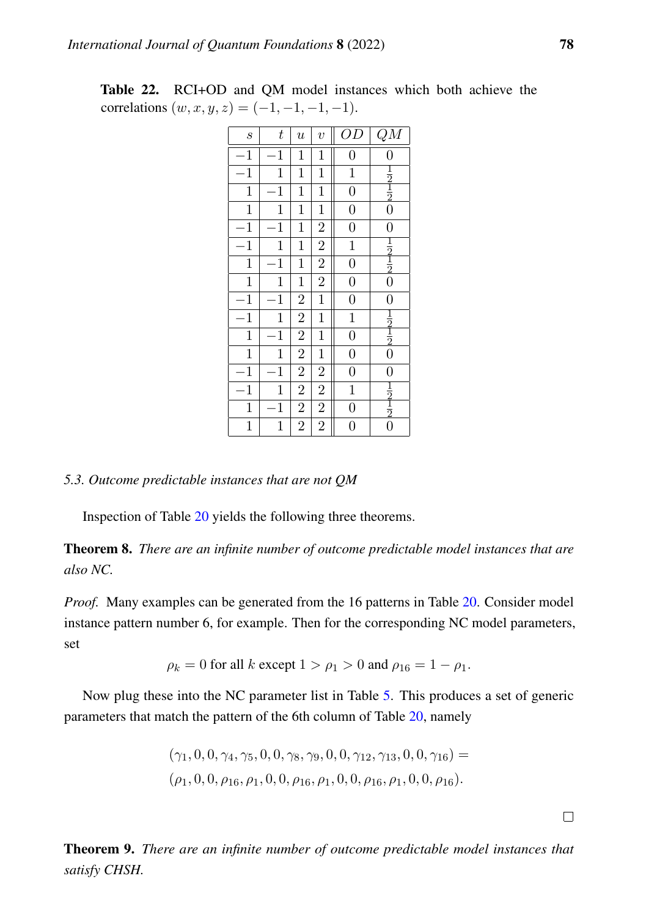**Table 22.** RCI+OD and QM model instances which both achieve the correlations $(w, x, y, z) = (-1, -1, -1, -1)$.

| $s$ | $t$ | $u$ | $v$ | $OD$ | $QM$ |
|---|---|---|---|---|---|
| $-1$ | $-1$ | 1 | 1 | 0 | 0 |
| $-1$ | 1 | 1 | 1 | 1 | $\frac{1}{2}$ |
| 1 | $-1$ | 1 | 1 | 0 | $\frac{1}{2}$ |
| 1 | 1 | 1 | 1 | 0 | 0 |
| $-1$ | $-1$ | 1 | 2 | 0 | 0 |
| $-1$ | 1 | 1 | 2 | 1 | $\frac{1}{2}$ |
| 1 | $-1$ | 1 | 2 | 0 | $\frac{1}{2}$ |
| 1 | 1 | 1 | 2 | 0 | 0 |
| $-1$ | $-1$ | 2 | 1 | 0 | 0 |
| $-1$ | 1 | 2 | 1 | 1 | $\frac{1}{2}$ |
| 1 | $-1$ | 2 | 1 | 0 | $\frac{1}{2}$ |
| 1 | 1 | 2 | 1 | 0 | 0 |
| $-1$ | $-1$ | 2 | 2 | 0 | 0 |
| $-1$ | 1 | 2 | 2 | 1 | $\frac{1}{2}$ |
| 1 | $-1$ | 2 | 2 | 0 | $\frac{1}{2}$ |
| 1 | 1 | 2 | 2 | 0 | 0 |

### *5.3. Outcome predictable instances that are not QM*

Inspection of Table 20 yields the following three theorems.

**Theorem 8.** *There are an infinite number of outcome predictable model instances that are also NC.*

*Proof.* Many examples can be generated from the 16 patterns in Table 20. Consider model instance pattern number 6, for example. Then for the corresponding NC model parameters, set

$$\rho_k = 0 \text{ for all } k \text{ except } 1 > \rho_1 > 0 \text{ and } \rho_{16} = 1 - \rho_1.$$

Now plug these into the NC parameter list in Table 5. This produces a set of generic parameters that match the pattern of the 6th column of Table 20, namely

$$(\gamma_1, 0, 0, \gamma_4, \gamma_5, 0, 0, \gamma_8, \gamma_9, 0, 0, \gamma_{12}, \gamma_{13}, 0, 0, \gamma_{16}) =$$
$$(\rho_1, 0, 0, \rho_{16}, \rho_1, 0, 0, \rho_{16}, \rho_1, 0, 0, \rho_{16}, \rho_1, 0, 0, \rho_{16}).$$

□

**Theorem 9.** *There are an infinite number of outcome predictable model instances that satisfy CHSH.*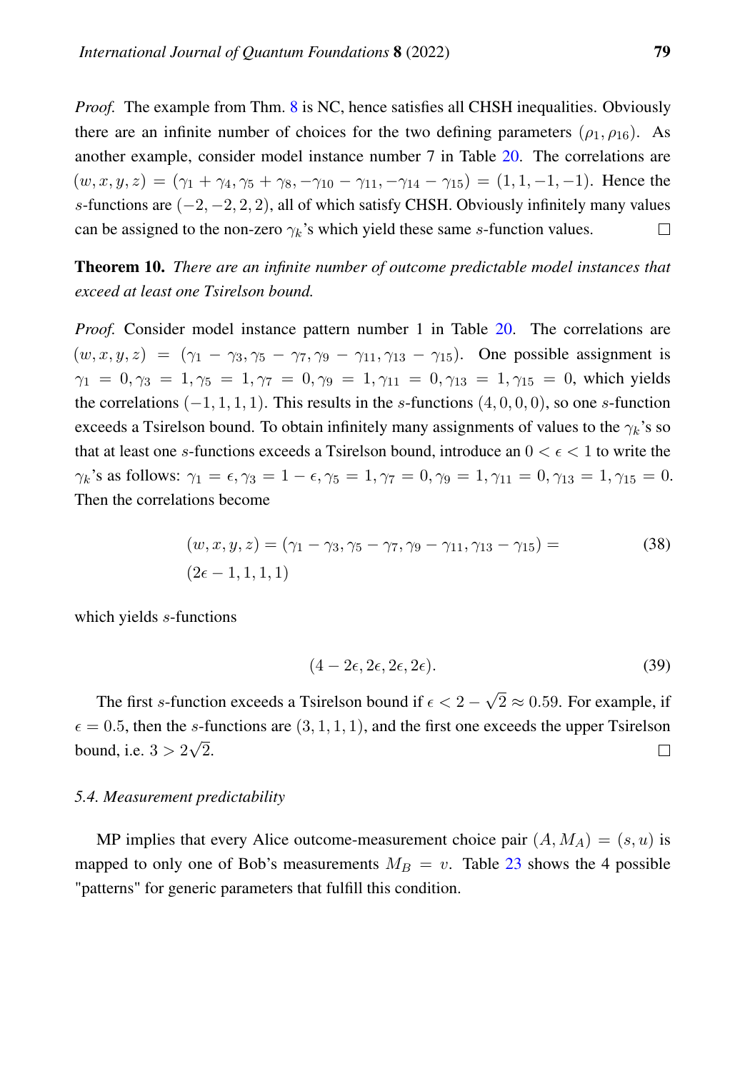*Proof.* The example from Thm. 8 is NC, hence satisfies all CHSH inequalities. Obviously there are an infinite number of choices for the two defining parameters $(\rho_1, \rho_{16})$. As another example, consider model instance number 7 in Table 20. The correlations are $(w, x, y, z) = (\gamma_1 + \gamma_4, \gamma_5 + \gamma_8, -\gamma_{10} - \gamma_{11}, -\gamma_{14} - \gamma_{15}) = (1, 1, -1, -1)$. Hence the $s$-functions are $(-2, -2, 2, 2)$, all of which satisfy CHSH. Obviously infinitely many values can be assigned to the non-zero $\gamma_k$'s which yield these same $s$-function values. □

**Theorem 10.** *There are an infinite number of outcome predictable model instances that exceed at least one Tsirelson bound.*

*Proof.* Consider model instance pattern number 1 in Table 20. The correlations are $(w, x, y, z) = (\gamma_1 - \gamma_3, \gamma_5 - \gamma_7, \gamma_9 - \gamma_{11}, \gamma_{13} - \gamma_{15})$. One possible assignment is $\gamma_1 = 0, \gamma_3 = 1, \gamma_5 = 1, \gamma_7 = 0, \gamma_9 = 1, \gamma_{11} = 0, \gamma_{13} = 1, \gamma_{15} = 0$, which yields the correlations $(-1, 1, 1, 1)$. This results in the $s$-functions $(4, 0, 0, 0)$, so one $s$-function exceeds a Tsirelson bound. To obtain infinitely many assignments of values to the $\gamma_k$'s so that at least one $s$-functions exceeds a Tsirelson bound, introduce an $0 < \epsilon < 1$ to write the $\gamma_k$'s as follows: $\gamma_1 = \epsilon, \gamma_3 = 1 - \epsilon, \gamma_5 = 1, \gamma_7 = 0, \gamma_9 = 1, \gamma_{11} = 0, \gamma_{13} = 1, \gamma_{15} = 0$. Then the correlations become

$$(w, x, y, z) = (\gamma_1 - \gamma_3, \gamma_5 - \gamma_7, \gamma_9 - \gamma_{11}, \gamma_{13} - \gamma_{15}) = (2\epsilon - 1, 1, 1, 1) \tag{38}$$

which yields $s$-functions

$$(4 - 2\epsilon, 2\epsilon, 2\epsilon, 2\epsilon). \tag{39}$$

The first $s$-function exceeds a Tsirelson bound if $\epsilon < 2 - \sqrt{2} \approx 0.59$. For example, if $\epsilon = 0.5$, then the $s$-functions are $(3, 1, 1, 1)$, and the first one exceeds the upper Tsirelson bound, i.e. $3 > 2\sqrt{2}$. □

### *5.4. Measurement predictability*

MP implies that every Alice outcome-measurement choice pair $(A, M_A) = (s, u)$ is mapped to only one of Bob's measurements $M_B = v$. Table 23 shows the 4 possible "patterns" for generic parameters that fulfill this condition.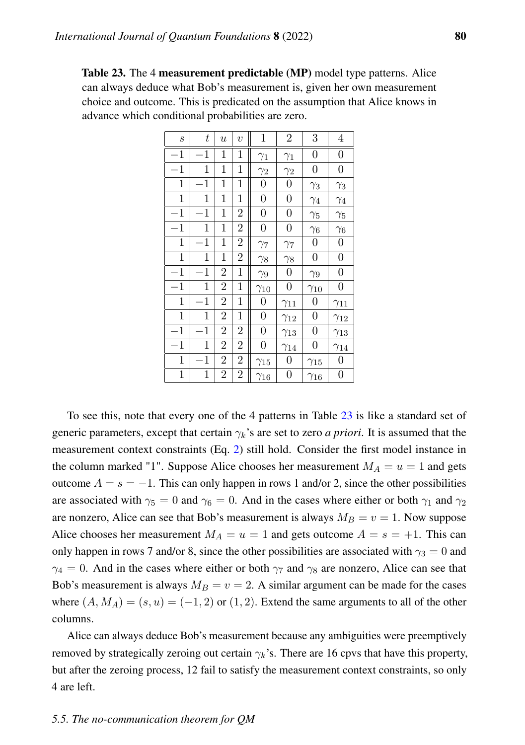**Table 23.** The 4 **measurement predictable (MP)** model type patterns. Alice can always deduce what Bob's measurement is, given her own measurement choice and outcome. This is predicated on the assumption that Alice knows in advance which conditional probabilities are zero.

| $s$ | $t$ | $u$ | $v$ | 1 | 2 | 3 | 4 |
|---|---|---|---|---|---|---|---|
| $-1$ | $-1$ | 1 | 1 | $\gamma_1$ | $\gamma_1$ | 0 | 0 |
| $-1$ | 1 | 1 | 1 | $\gamma_2$ | $\gamma_2$ | 0 | 0 |
| 1 | $-1$ | 1 | 1 | 0 | 0 | $\gamma_3$ | $\gamma_3$ |
| 1 | 1 | 1 | 1 | 0 | 0 | $\gamma_4$ | $\gamma_4$ |
| $-1$ | $-1$ | 1 | 2 | 0 | 0 | $\gamma_5$ | $\gamma_5$ |
| $-1$ | 1 | 1 | 2 | 0 | 0 | $\gamma_6$ | $\gamma_6$ |
| 1 | $-1$ | 1 | 2 | $\gamma_7$ | $\gamma_7$ | 0 | 0 |
| 1 | 1 | 1 | 2 | $\gamma_8$ | $\gamma_8$ | 0 | 0 |
| $-1$ | $-1$ | 2 | 1 | $\gamma_9$ | 0 | $\gamma_9$ | 0 |
| $-1$ | 1 | 2 | 1 | $\gamma_{10}$ | 0 | $\gamma_{10}$ | 0 |
| 1 | $-1$ | 2 | 1 | 0 | $\gamma_{11}$ | 0 | $\gamma_{11}$ |
| 1 | 1 | 2 | 1 | 0 | $\gamma_{12}$ | 0 | $\gamma_{12}$ |
| $-1$ | $-1$ | 2 | 2 | 0 | $\gamma_{13}$ | 0 | $\gamma_{13}$ |
| $-1$ | 1 | 2 | 2 | 0 | $\gamma_{14}$ | 0 | $\gamma_{14}$ |
| 1 | $-1$ | 2 | 2 | $\gamma_{15}$ | 0 | $\gamma_{15}$ | 0 |
| 1 | 1 | 2 | 2 | $\gamma_{16}$ | 0 | $\gamma_{16}$ | 0 |

To see this, note that every one of the 4 patterns in Table 23 is like a standard set of generic parameters, except that certain $\gamma_k$'s are set to zero *a priori*. It is assumed that the measurement context constraints (Eq. 2) still hold. Consider the first model instance in the column marked "1". Suppose Alice chooses her measurement $M_A = u = 1$ and gets outcome $A = s = -1$. This can only happen in rows 1 and/or 2, since the other possibilities are associated with $\gamma_5 = 0$ and $\gamma_6 = 0$. And in the cases where either or both $\gamma_1$ and $\gamma_2$ are nonzero, Alice can see that Bob's measurement is always $M_B = v = 1$. Now suppose Alice chooses her measurement $M_A = u = 1$ and gets outcome $A = s = +1$. This can only happen in rows 7 and/or 8, since the other possibilities are associated with $\gamma_3 = 0$ and $\gamma_4 = 0$. And in the cases where either or both $\gamma_7$ and $\gamma_8$ are nonzero, Alice can see that Bob's measurement is always $M_B = v = 2$. A similar argument can be made for the cases where $(A, M_A) = (s, u) = (-1, 2)$ or $(1, 2)$. Extend the same arguments to all of the other columns.

Alice can always deduce Bob's measurement because any ambiguities were preemptively removed by strategically zeroing out certain $\gamma_k$'s. There are 16 cpvs that have this property, but after the zeroing process, 12 fail to satisfy the measurement context constraints, so only 4 are left.

### *5.5. The no-communication theorem for QM*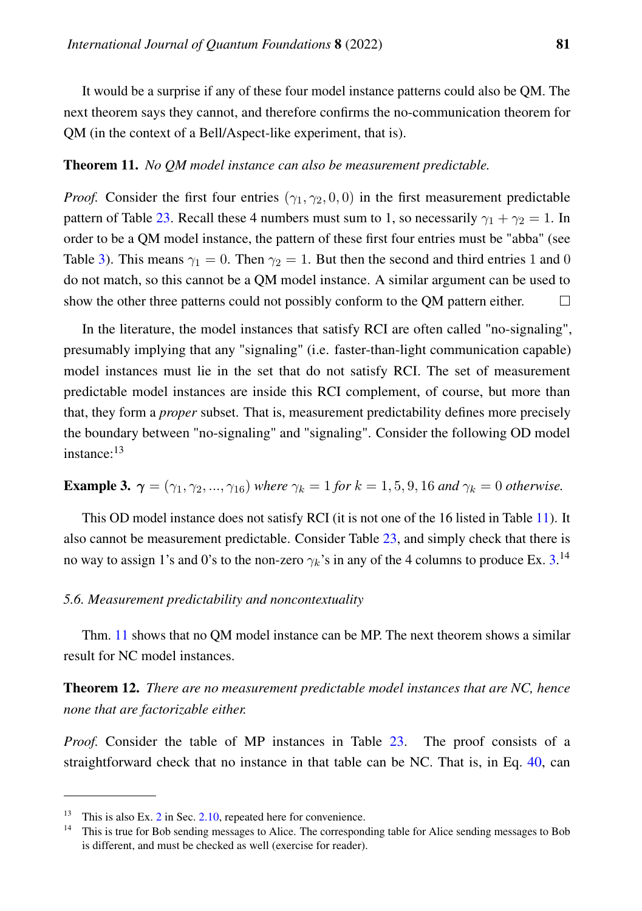It would be a surprise if any of these four model instance patterns could also be QM. The next theorem says they cannot, and therefore confirms the no-communication theorem for QM (in the context of a Bell/Aspect-like experiment, that is).

**Theorem 11.** *No QM model instance can also be measurement predictable.*

*Proof.* Consider the first four entries $(\gamma_1, \gamma_2, 0, 0)$ in the first measurement predictable pattern of Table 23. Recall these 4 numbers must sum to 1, so necessarily $\gamma_1 + \gamma_2 = 1$. In order to be a QM model instance, the pattern of these first four entries must be "abba" (see Table 3). This means $\gamma_1 = 0$. Then $\gamma_2 = 1$. But then the second and third entries 1 and 0 do not match, so this cannot be a QM model instance. A similar argument can be used to show the other three patterns could not possibly conform to the QM pattern either. □

In the literature, the model instances that satisfy RCI are often called "no-signaling", presumably implying that any "signaling" (i.e. faster-than-light communication capable) model instances must lie in the set that do not satisfy RCI. The set of measurement predictable model instances are inside this RCI complement, of course, but more than that, they form a *proper* subset. That is, measurement predictability defines more precisely the boundary between "no-signaling" and "signaling". Consider the following OD model instance:[13]

**Example 3.** $\boldsymbol{\gamma} = (\gamma_1, \gamma_2, ..., \gamma_{16})$ *where* $\gamma_k = 1$ *for* $k = 1, 5, 9, 16$ *and* $\gamma_k = 0$ *otherwise.*

This OD model instance does not satisfy RCI (it is not one of the 16 listed in Table 11). It also cannot be measurement predictable. Consider Table 23, and simply check that there is no way to assign 1's and 0's to the non-zero $\gamma_k$'s in any of the 4 columns to produce Ex. 3.[14]

### 5.6. Measurement predictability and noncontextuality

Thm. 11 shows that no QM model instance can be MP. The next theorem shows a similar result for NC model instances.

**Theorem 12.** *There are no measurement predictable model instances that are NC, hence none that are factorizable either.*

*Proof.* Consider the table of MP instances in Table 23. The proof consists of a straightforward check that no instance in that table can be NC. That is, in Eq. 40, can

---

[13] This is also Ex. 2 in Sec. 2.10, repeated here for convenience.

[14] This is true for Bob sending messages to Alice. The corresponding table for Alice sending messages to Bob is different, and must be checked as well (exercise for reader).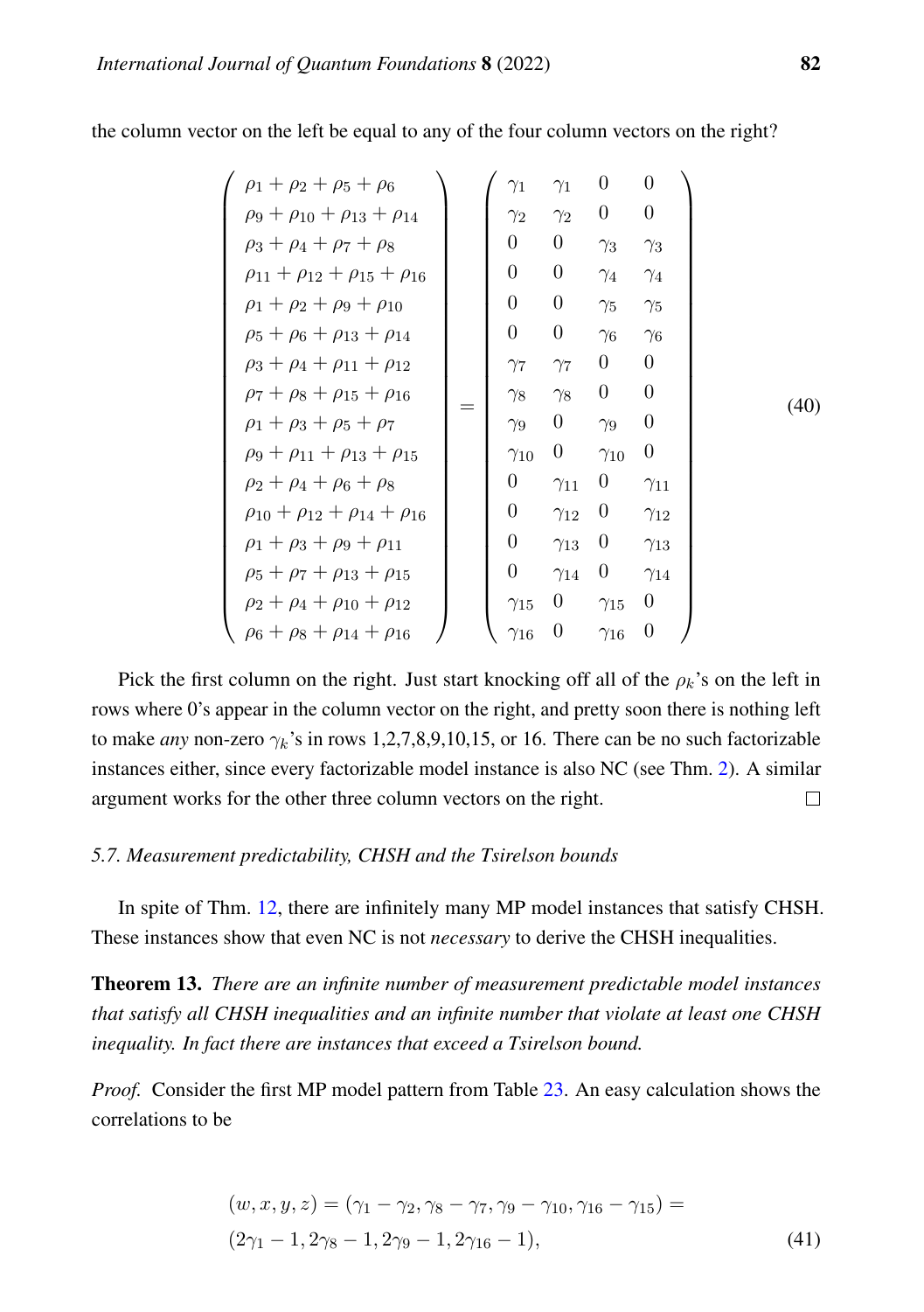the column vector on the left be equal to any of the four column vectors on the right?

$$
\begin{pmatrix}
\rho_1 + \rho_2 + \rho_5 + \rho_6 \\
\rho_9 + \rho_{10} + \rho_{13} + \rho_{14} \\
\rho_3 + \rho_4 + \rho_7 + \rho_8 \\
\rho_{11} + \rho_{12} + \rho_{15} + \rho_{16} \\
\rho_1 + \rho_2 + \rho_9 + \rho_{10} \\
\rho_5 + \rho_6 + \rho_{13} + \rho_{14} \\
\rho_3 + \rho_4 + \rho_{11} + \rho_{12} \\
\rho_7 + \rho_8 + \rho_{15} + \rho_{16} \\
\rho_1 + \rho_3 + \rho_5 + \rho_7 \\
\rho_9 + \rho_{11} + \rho_{13} + \rho_{15} \\
\rho_2 + \rho_4 + \rho_6 + \rho_8 \\
\rho_{10} + \rho_{12} + \rho_{14} + \rho_{16} \\
\rho_1 + \rho_3 + \rho_9 + \rho_{11} \\
\rho_5 + \rho_7 + \rho_{13} + \rho_{15} \\
\rho_2 + \rho_4 + \rho_{10} + \rho_{12} \\
\rho_6 + \rho_8 + \rho_{14} + \rho_{16}
\end{pmatrix}
=
\begin{pmatrix}
\gamma_1 & \gamma_1 & 0 & 0 \\
\gamma_2 & \gamma_2 & 0 & 0 \\
0 & 0 & \gamma_3 & \gamma_3 \\
0 & 0 & \gamma_4 & \gamma_4 \\
0 & 0 & \gamma_5 & \gamma_5 \\
0 & 0 & \gamma_6 & \gamma_6 \\
\gamma_7 & \gamma_7 & 0 & 0 \\
\gamma_8 & \gamma_8 & 0 & 0 \\
\gamma_9 & 0 & \gamma_9 & 0 \\
\gamma_{10} & 0 & \gamma_{10} & 0 \\
0 & \gamma_{11} & 0 & \gamma_{11} \\
0 & \gamma_{12} & 0 & \gamma_{12} \\
0 & \gamma_{13} & 0 & \gamma_{13} \\
0 & \gamma_{14} & 0 & \gamma_{14} \\
\gamma_{15} & 0 & \gamma_{15} & 0 \\
\gamma_{16} & 0 & \gamma_{16} & 0
\end{pmatrix}
\tag{40}
$$

Pick the first column on the right. Just start knocking off all of the $\rho_k$'s on the left in rows where 0's appear in the column vector on the right, and pretty soon there is nothing left to make *any* non-zero $\gamma_k$'s in rows 1,2,7,8,9,10,15, or 16. There can be no such factorizable instances either, since every factorizable model instance is also NC (see Thm. 2). A similar argument works for the other three column vectors on the right. □

### *5.7. Measurement predictability, CHSH and the Tsirelson bounds*

In spite of Thm. 12, there are infinitely many MP model instances that satisfy CHSH. These instances show that even NC is not *necessary* to derive the CHSH inequalities.

**Theorem 13.** *There are an infinite number of measurement predictable model instances that satisfy all CHSH inequalities and an infinite number that violate at least one CHSH inequality. In fact there are instances that exceed a Tsirelson bound.*

*Proof.* Consider the first MP model pattern from Table 23. An easy calculation shows the correlations to be

$$
\begin{aligned}
&(w, x, y, z) = (\gamma_1 - \gamma_2, \gamma_8 - \gamma_7, \gamma_9 - \gamma_{10}, \gamma_{16} - \gamma_{15}) = \\
&(2\gamma_1 - 1, 2\gamma_8 - 1, 2\gamma_9 - 1, 2\gamma_{16} - 1),
\end{aligned}
\tag{41}
$$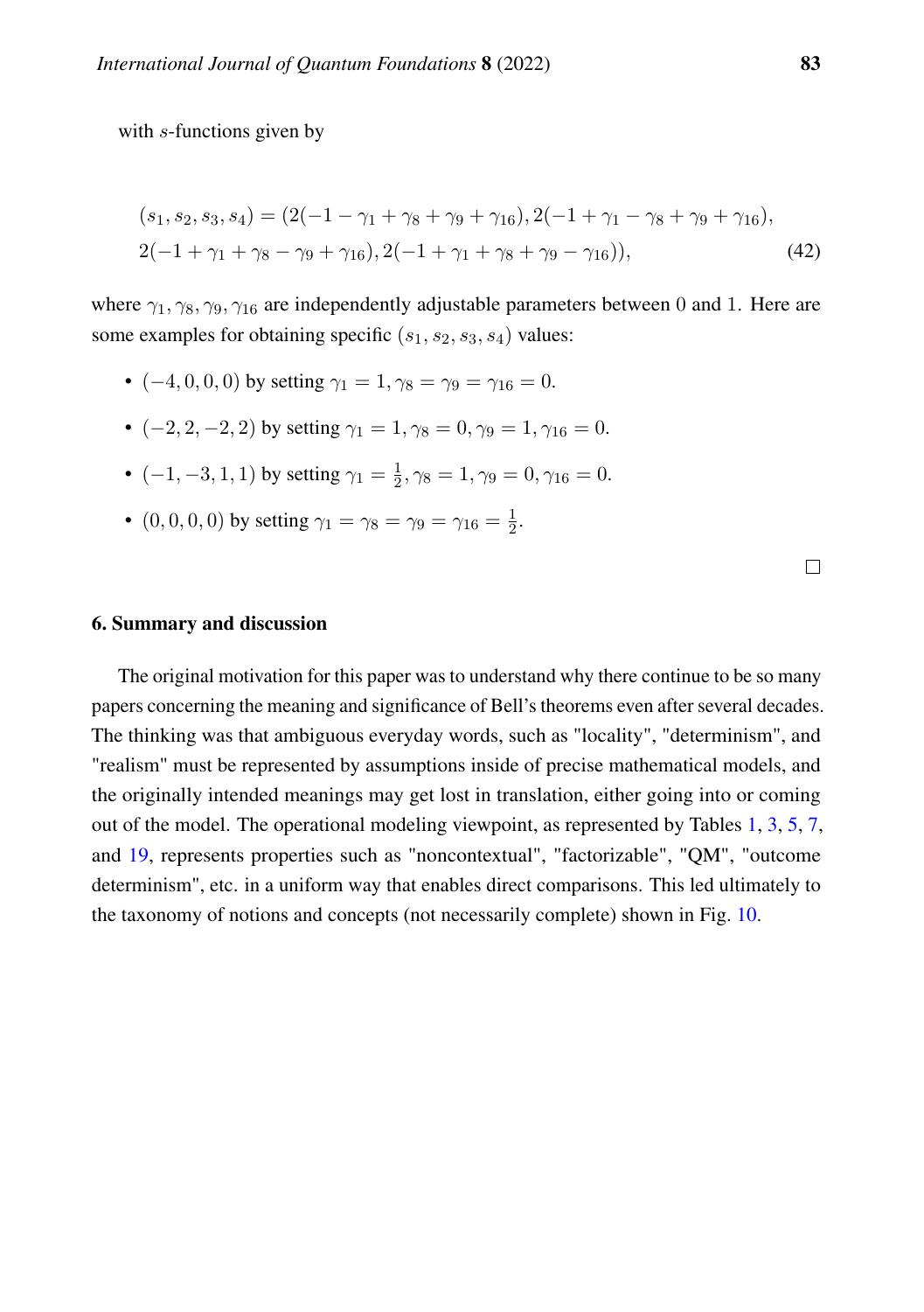with $s$-functions given by

$$
\begin{aligned}
(s_1, s_2, s_3, s_4) = (&2(-1 - \gamma_1 + \gamma_8 + \gamma_9 + \gamma_{16}), 2(-1 + \gamma_1 - \gamma_8 + \gamma_9 + \gamma_{16}), \\
&2(-1 + \gamma_1 + \gamma_8 - \gamma_9 + \gamma_{16}), 2(-1 + \gamma_1 + \gamma_8 + \gamma_9 - \gamma_{16})),
\end{aligned}
\tag{42}
$$

where $\gamma_1, \gamma_8, \gamma_9, \gamma_{16}$ are independently adjustable parameters between $0$ and $1$. Here are some examples for obtaining specific $(s_1, s_2, s_3, s_4)$ values:

- $(-4, 0, 0, 0)$ by setting $\gamma_1 = 1, \gamma_8 = \gamma_9 = \gamma_{16} = 0$.
- $(-2, 2, -2, 2)$ by setting $\gamma_1 = 1, \gamma_8 = 0, \gamma_9 = 1, \gamma_{16} = 0$.
- $(-1, -3, 1, 1)$ by setting $\gamma_1 = \frac{1}{2}, \gamma_8 = 1, \gamma_9 = 0, \gamma_{16} = 0$.
- $(0, 0, 0, 0)$ by setting $\gamma_1 = \gamma_8 = \gamma_9 = \gamma_{16} = \frac{1}{2}$.

□

## 6. Summary and discussion

The original motivation for this paper was to understand why there continue to be so many papers concerning the meaning and significance of Bell's theorems even after several decades. The thinking was that ambiguous everyday words, such as "locality", "determinism", and "realism" must be represented by assumptions inside of precise mathematical models, and the originally intended meanings may get lost in translation, either going into or coming out of the model. The operational modeling viewpoint, as represented by Tables 1, 3, 5, 7, and 19, represents properties such as "noncontextual", "factorizable", "QM", "outcome determinism", etc. in a uniform way that enables direct comparisons. This led ultimately to the taxonomy of notions and concepts (not necessarily complete) shown in Fig. 10.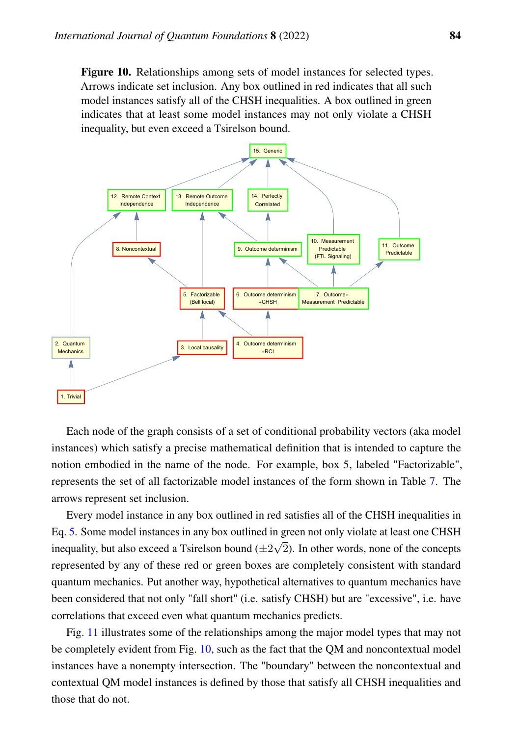**Figure 10.** Relationships among sets of model instances for selected types. Arrows indicate set inclusion. Any box outlined in red indicates that all such model instances satisfy all of the CHSH inequalities. A box outlined in green indicates that at least some model instances may not only violate a CHSH inequality, but even exceed a Tsirelson bound.

Each node of the graph consists of a set of conditional probability vectors (aka model instances) which satisfy a precise mathematical definition that is intended to capture the notion embodied in the name of the node. For example, box 5, labeled "Factorizable", represents the set of all factorizable model instances of the form shown in Table 7. The arrows represent set inclusion.

Every model instance in any box outlined in red satisfies all of the CHSH inequalities in Eq. 5. Some model instances in any box outlined in green not only violate at least one CHSH inequality, but also exceed a Tsirelson bound ($\pm 2\sqrt{2}$). In other words, none of the concepts represented by any of these red or green boxes are completely consistent with standard quantum mechanics. Put another way, hypothetical alternatives to quantum mechanics have been considered that not only "fall short" (i.e. satisfy CHSH) but are "excessive", i.e. have correlations that exceed even what quantum mechanics predicts.

Fig. 11 illustrates some of the relationships among the major model types that may not be completely evident from Fig. 10, such as the fact that the QM and noncontextual model instances have a nonempty intersection. The "boundary" between the noncontextual and contextual QM model instances is defined by those that satisfy all CHSH inequalities and those that do not.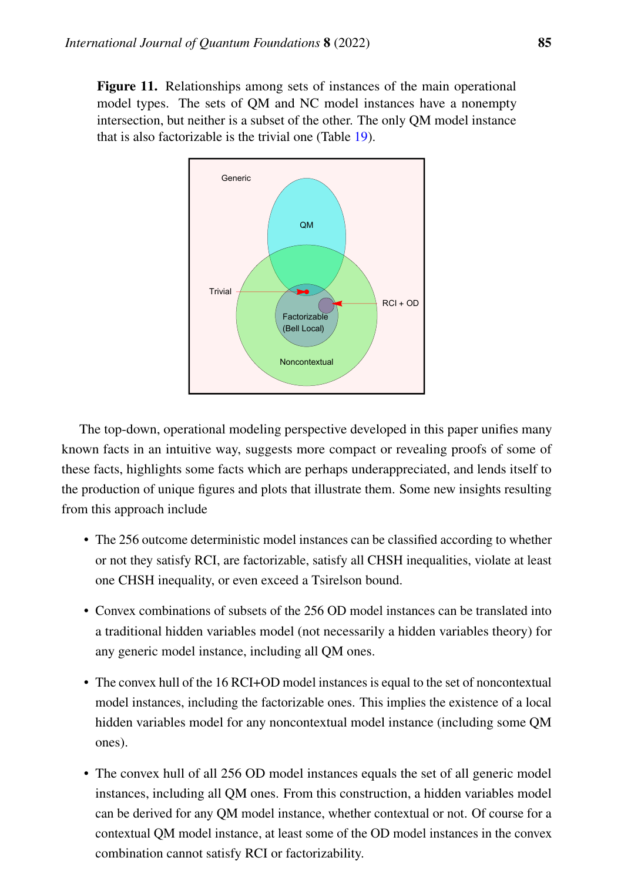**Figure 11.** Relationships among sets of instances of the main operational model types. The sets of QM and NC model instances have a nonempty intersection, but neither is a subset of the other. The only QM model instance that is also factorizable is the trivial one (Table 19).

The top-down, operational modeling perspective developed in this paper unifies many known facts in an intuitive way, suggests more compact or revealing proofs of some of these facts, highlights some facts which are perhaps underappreciated, and lends itself to the production of unique figures and plots that illustrate them. Some new insights resulting from this approach include

- The 256 outcome deterministic model instances can be classified according to whether or not they satisfy RCI, are factorizable, satisfy all CHSH inequalities, violate at least one CHSH inequality, or even exceed a Tsirelson bound.
- Convex combinations of subsets of the 256 OD model instances can be translated into a traditional hidden variables model (not necessarily a hidden variables theory) for any generic model instance, including all QM ones.
- The convex hull of the 16 RCI+OD model instances is equal to the set of noncontextual model instances, including the factorizable ones. This implies the existence of a local hidden variables model for any noncontextual model instance (including some QM ones).
- The convex hull of all 256 OD model instances equals the set of all generic model instances, including all QM ones. From this construction, a hidden variables model can be derived for any QM model instance, whether contextual or not. Of course for a contextual QM model instance, at least some of the OD model instances in the convex combination cannot satisfy RCI or factorizability.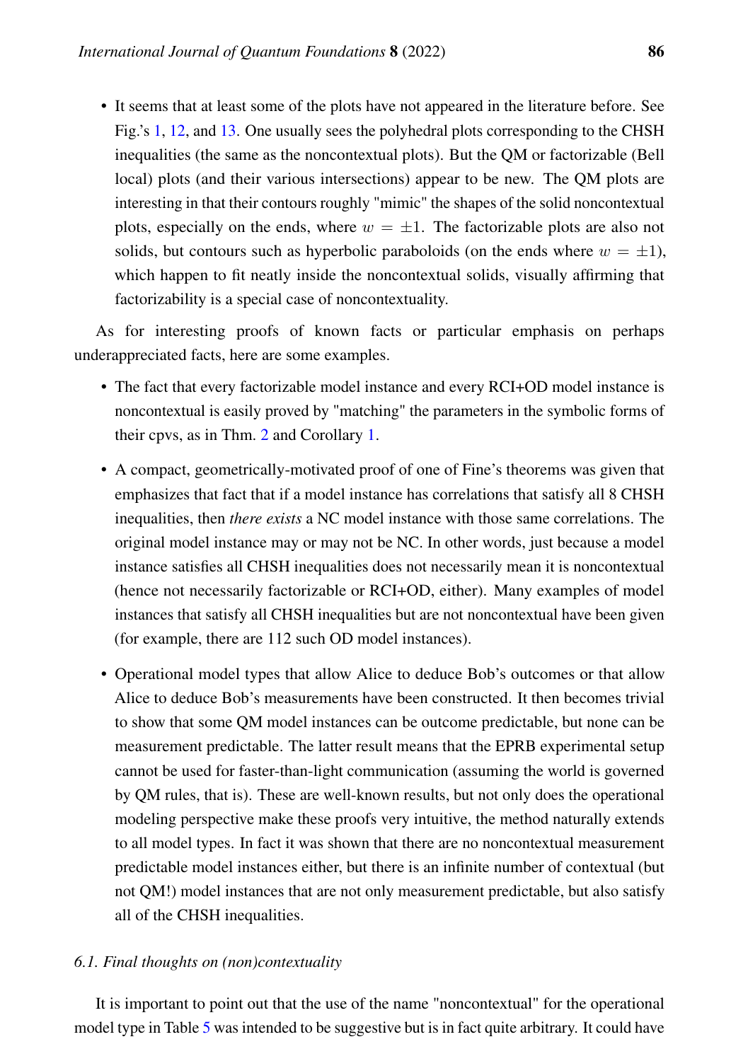- It seems that at least some of the plots have not appeared in the literature before. See Fig.'s 1, 12, and 13. One usually sees the polyhedral plots corresponding to the CHSH inequalities (the same as the noncontextual plots). But the QM or factorizable (Bell local) plots (and their various intersections) appear to be new. The QM plots are interesting in that their contours roughly "mimic" the shapes of the solid noncontextual plots, especially on the ends, where $w = \pm 1$. The factorizable plots are also not solids, but contours such as hyperbolic paraboloids (on the ends where $w = \pm 1$), which happen to fit neatly inside the noncontextual solids, visually affirming that factorizability is a special case of noncontextuality.

As for interesting proofs of known facts or particular emphasis on perhaps underappreciated facts, here are some examples.

- The fact that every factorizable model instance and every RCI+OD model instance is noncontextual is easily proved by "matching" the parameters in the symbolic forms of their cpvs, as in Thm. 2 and Corollary 1.
- A compact, geometrically-motivated proof of one of Fine's theorems was given that emphasizes that fact that if a model instance has correlations that satisfy all 8 CHSH inequalities, then *there exists* a NC model instance with those same correlations. The original model instance may or may not be NC. In other words, just because a model instance satisfies all CHSH inequalities does not necessarily mean it is noncontextual (hence not necessarily factorizable or RCI+OD, either). Many examples of model instances that satisfy all CHSH inequalities but are not noncontextual have been given (for example, there are 112 such OD model instances).
- Operational model types that allow Alice to deduce Bob's outcomes or that allow Alice to deduce Bob's measurements have been constructed. It then becomes trivial to show that some QM model instances can be outcome predictable, but none can be measurement predictable. The latter result means that the EPRB experimental setup cannot be used for faster-than-light communication (assuming the world is governed by QM rules, that is). These are well-known results, but not only does the operational modeling perspective make these proofs very intuitive, the method naturally extends to all model types. In fact it was shown that there are no noncontextual measurement predictable model instances either, but there is an infinite number of contextual (but not QM!) model instances that are not only measurement predictable, but also satisfy all of the CHSH inequalities.

### 6.1. Final thoughts on (non)contextuality

It is important to point out that the use of the name "noncontextual" for the operational model type in Table 5 was intended to be suggestive but is in fact quite arbitrary. It could have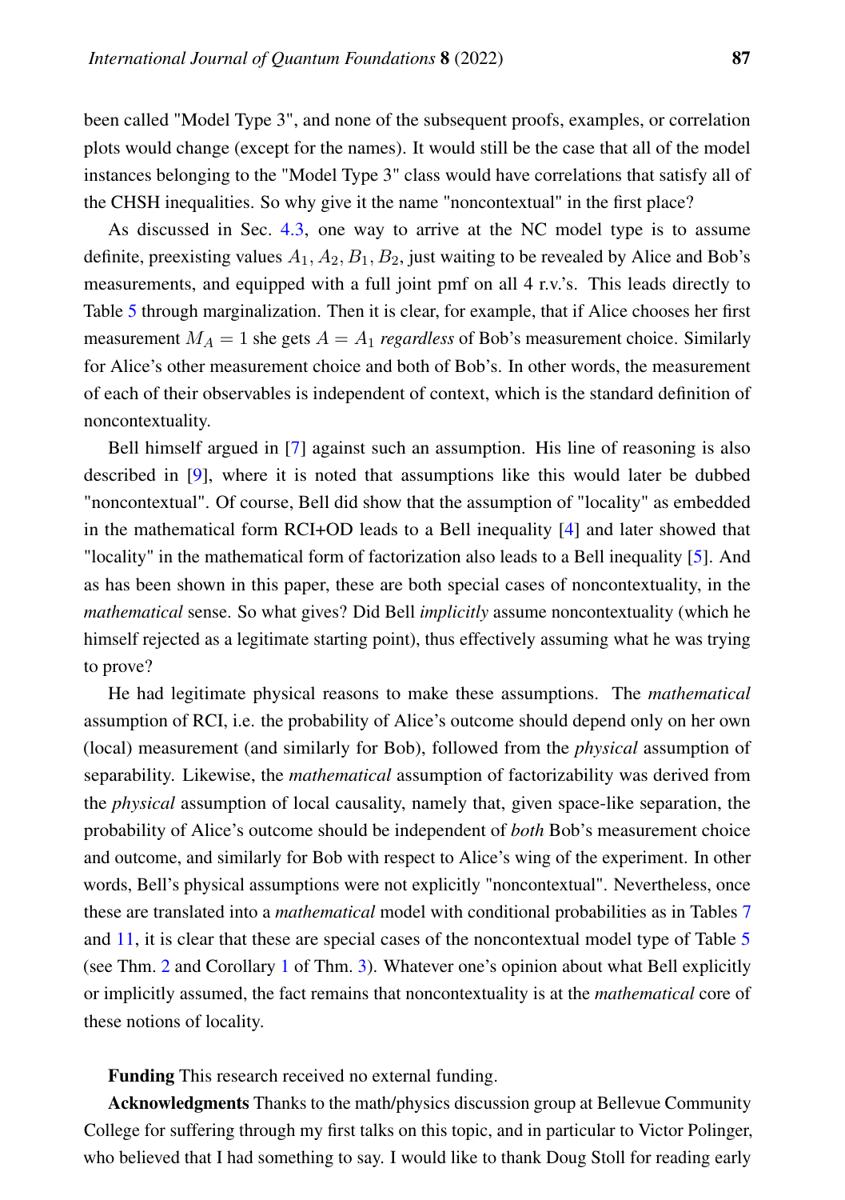been called "Model Type 3", and none of the subsequent proofs, examples, or correlation plots would change (except for the names). It would still be the case that all of the model instances belonging to the "Model Type 3" class would have correlations that satisfy all of the CHSH inequalities. So why give it the name "noncontextual" in the first place?

As discussed in Sec. 4.3, one way to arrive at the NC model type is to assume definite, preexisting values $A_1, A_2, B_1, B_2$, just waiting to be revealed by Alice and Bob's measurements, and equipped with a full joint pmf on all 4 r.v.'s. This leads directly to Table 5 through marginalization. Then it is clear, for example, that if Alice chooses her first measurement $M_A = 1$ she gets $A = A_1$ *regardless* of Bob's measurement choice. Similarly for Alice's other measurement choice and both of Bob's. In other words, the measurement of each of their observables is independent of context, which is the standard definition of noncontextuality.

Bell himself argued in [7] against such an assumption. His line of reasoning is also described in [9], where it is noted that assumptions like this would later be dubbed "noncontextual". Of course, Bell did show that the assumption of "locality" as embedded in the mathematical form RCI+OD leads to a Bell inequality [4] and later showed that "locality" in the mathematical form of factorization also leads to a Bell inequality [5]. And as has been shown in this paper, these are both special cases of noncontextuality, in the *mathematical* sense. So what gives? Did Bell *implicitly* assume noncontextuality (which he himself rejected as a legitimate starting point), thus effectively assuming what he was trying to prove?

He had legitimate physical reasons to make these assumptions. The *mathematical* assumption of RCI, i.e. the probability of Alice's outcome should depend only on her own (local) measurement (and similarly for Bob), followed from the *physical* assumption of separability. Likewise, the *mathematical* assumption of factorizability was derived from the *physical* assumption of local causality, namely that, given space-like separation, the probability of Alice's outcome should be independent of *both* Bob's measurement choice and outcome, and similarly for Bob with respect to Alice's wing of the experiment. In other words, Bell's physical assumptions were not explicitly "noncontextual". Nevertheless, once these are translated into a *mathematical* model with conditional probabilities as in Tables 7 and 11, it is clear that these are special cases of the noncontextual model type of Table 5 (see Thm. 2 and Corollary 1 of Thm. 3). Whatever one's opinion about what Bell explicitly or implicitly assumed, the fact remains that noncontextuality is at the *mathematical* core of these notions of locality.

**Funding** This research received no external funding.

**Acknowledgments** Thanks to the math/physics discussion group at Bellevue Community College for suffering through my first talks on this topic, and in particular to Victor Polinger, who believed that I had something to say. I would like to thank Doug Stoll for reading early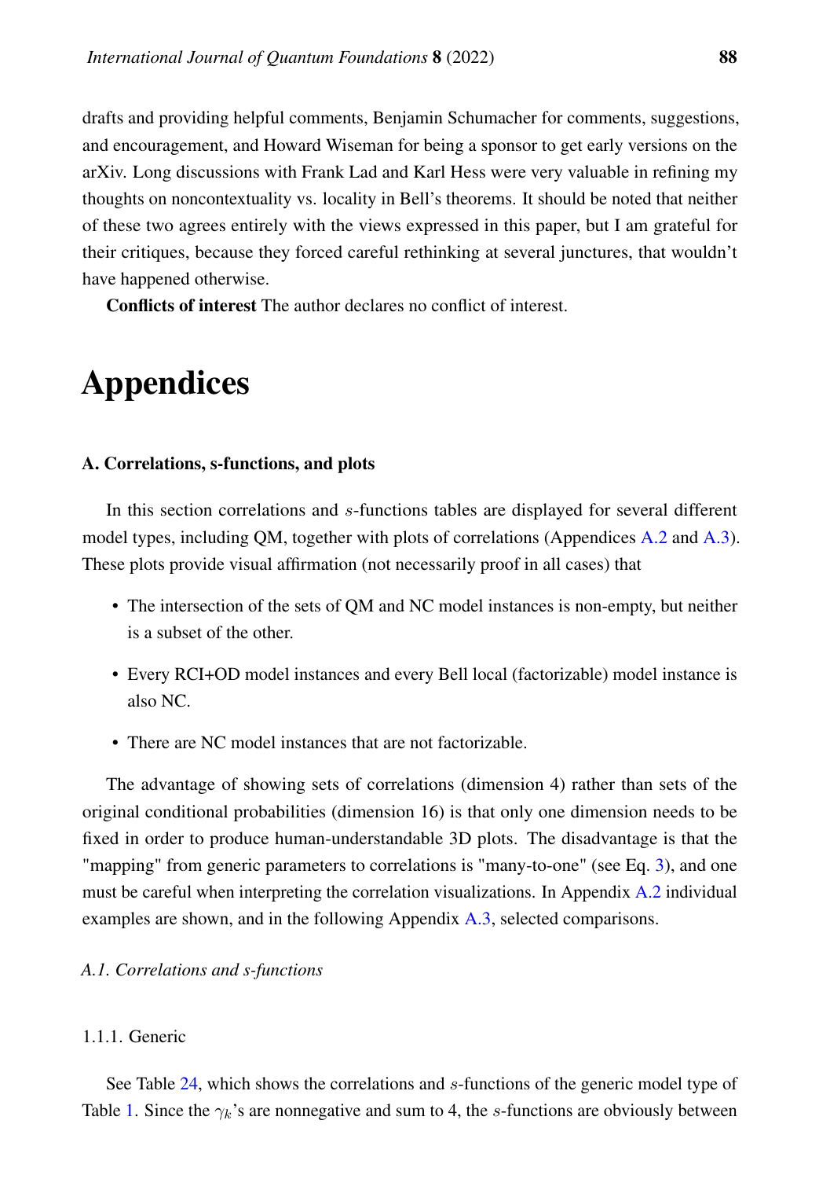drafts and providing helpful comments, Benjamin Schumacher for comments, suggestions, and encouragement, and Howard Wiseman for being a sponsor to get early versions on the arXiv. Long discussions with Frank Lad and Karl Hess were very valuable in refining my thoughts on noncontextuality vs. locality in Bell's theorems. It should be noted that neither of these two agrees entirely with the views expressed in this paper, but I am grateful for their critiques, because they forced careful rethinking at several junctures, that wouldn't have happened otherwise.

**Conflicts of interest** The author declares no conflict of interest.

# Appendices

### A. Correlations, s-functions, and plots

In this section correlations and $s$-functions tables are displayed for several different model types, including QM, together with plots of correlations (Appendices A.2 and A.3). These plots provide visual affirmation (not necessarily proof in all cases) that

- The intersection of the sets of QM and NC model instances is non-empty, but neither is a subset of the other.
- Every RCI+OD model instances and every Bell local (factorizable) model instance is also NC.
- There are NC model instances that are not factorizable.

The advantage of showing sets of correlations (dimension 4) rather than sets of the original conditional probabilities (dimension 16) is that only one dimension needs to be fixed in order to produce human-understandable 3D plots. The disadvantage is that the "mapping" from generic parameters to correlations is "many-to-one" (see Eq. 3), and one must be careful when interpreting the correlation visualizations. In Appendix A.2 individual examples are shown, and in the following Appendix A.3, selected comparisons.

#### *A.1. Correlations and s-functions*

1.1.1. Generic

See Table 24, which shows the correlations and $s$-functions of the generic model type of Table 1. Since the $\gamma_k$'s are nonnegative and sum to 4, the $s$-functions are obviously between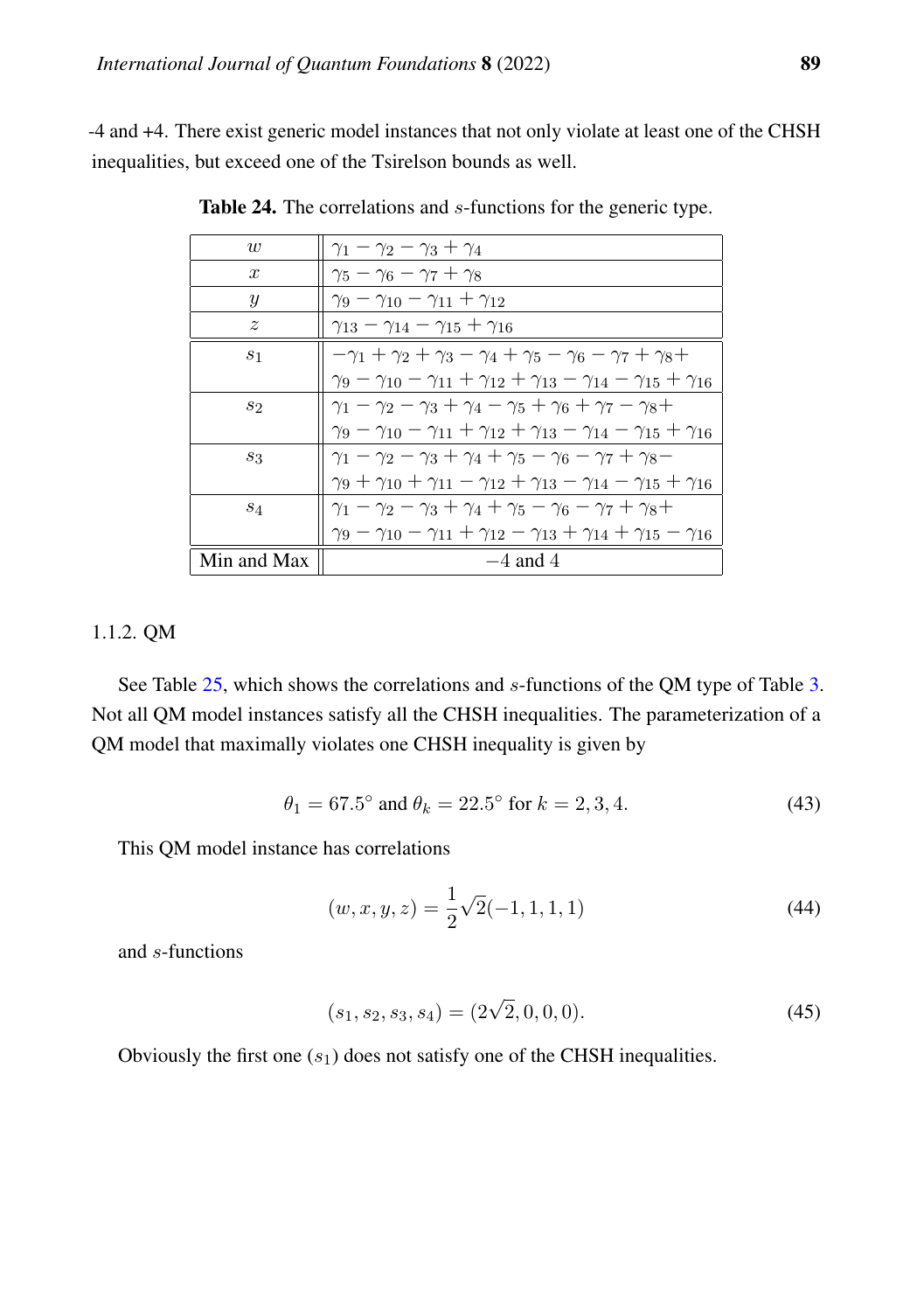-4 and +4. There exist generic model instances that not only violate at least one of the CHSH inequalities, but exceed one of the Tsirelson bounds as well.

**Table 24.** The correlations and $s$-functions for the generic type.

| | |
|---|---|
| $w$ | $\gamma_1 - \gamma_2 - \gamma_3 + \gamma_4$ |
| $x$ | $\gamma_5 - \gamma_6 - \gamma_7 + \gamma_8$ |
| $y$ | $\gamma_9 - \gamma_{10} - \gamma_{11} + \gamma_{12}$ |
| $z$ | $\gamma_{13} - \gamma_{14} - \gamma_{15} + \gamma_{16}$ |
| $s_1$ | $-\gamma_1 + \gamma_2 + \gamma_3 - \gamma_4 + \gamma_5 - \gamma_6 - \gamma_7 + \gamma_8 +$ $\gamma_9 - \gamma_{10} - \gamma_{11} + \gamma_{12} + \gamma_{13} - \gamma_{14} - \gamma_{15} + \gamma_{16}$ |
| $s_2$ | $\gamma_1 - \gamma_2 - \gamma_3 + \gamma_4 - \gamma_5 + \gamma_6 + \gamma_7 - \gamma_8 +$ $\gamma_9 - \gamma_{10} - \gamma_{11} + \gamma_{12} + \gamma_{13} - \gamma_{14} - \gamma_{15} + \gamma_{16}$ |
| $s_3$ | $\gamma_1 - \gamma_2 - \gamma_3 + \gamma_4 + \gamma_5 - \gamma_6 - \gamma_7 + \gamma_8 -$ $\gamma_9 + \gamma_{10} + \gamma_{11} - \gamma_{12} + \gamma_{13} - \gamma_{14} - \gamma_{15} + \gamma_{16}$ |
| $s_4$ | $\gamma_1 - \gamma_2 - \gamma_3 + \gamma_4 + \gamma_5 - \gamma_6 - \gamma_7 + \gamma_8 +$ $\gamma_9 - \gamma_{10} - \gamma_{11} + \gamma_{12} - \gamma_{13} + \gamma_{14} + \gamma_{15} - \gamma_{16}$ |
| Min and Max | $-4$ and $4$ |

1.1.2. QM

See Table 25, which shows the correlations and $s$-functions of the QM type of Table 3. Not all QM model instances satisfy all the CHSH inequalities. The parameterization of a QM model that maximally violates one CHSH inequality is given by

$$\theta_1 = 67.5^\circ \text{ and } \theta_k = 22.5^\circ \text{ for } k = 2, 3, 4. \tag{43}$$

This QM model instance has correlations

$$(w, x, y, z) = \frac{1}{2}\sqrt{2}(-1, 1, 1, 1) \tag{44}$$

and $s$-functions

$$(s_1, s_2, s_3, s_4) = (2\sqrt{2}, 0, 0, 0). \tag{45}$$

Obviously the first one ($s_1$) does not satisfy one of the CHSH inequalities.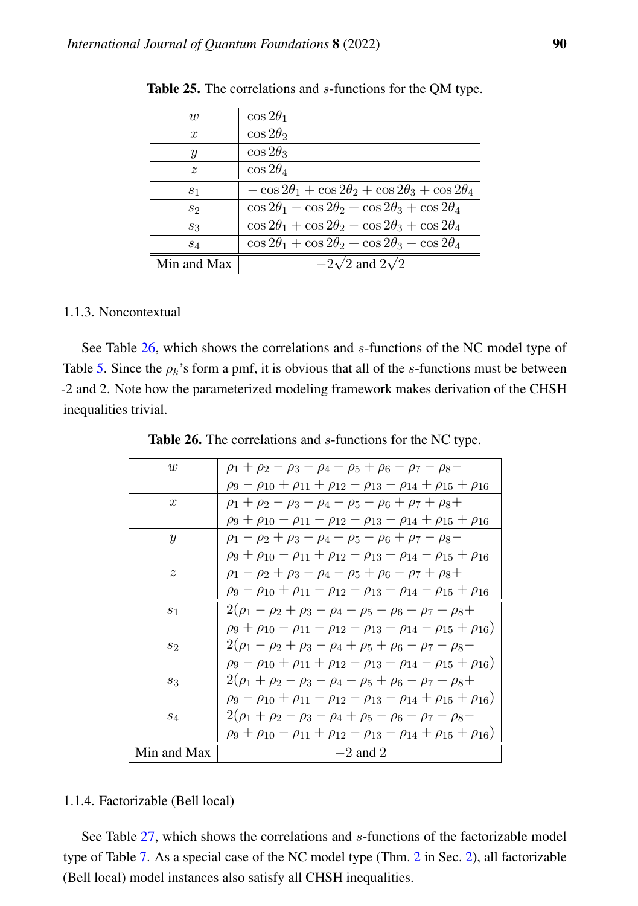**Table 25.** The correlations and $s$-functions for the QM type.

| | |
|---|---|
| $w$ | $\cos 2\theta_1$ |
| $x$ | $\cos 2\theta_2$ |
| $y$ | $\cos 2\theta_3$ |
| $z$ | $\cos 2\theta_4$ |
| $s_1$ | $-\cos 2\theta_1 + \cos 2\theta_2 + \cos 2\theta_3 + \cos 2\theta_4$ |
| $s_2$ | $\cos 2\theta_1 - \cos 2\theta_2 + \cos 2\theta_3 + \cos 2\theta_4$ |
| $s_3$ | $\cos 2\theta_1 + \cos 2\theta_2 - \cos 2\theta_3 + \cos 2\theta_4$ |
| $s_4$ | $\cos 2\theta_1 + \cos 2\theta_2 + \cos 2\theta_3 - \cos 2\theta_4$ |
| Min and Max | $-2\sqrt{2}$ and $2\sqrt{2}$ |

1.1.3. Noncontextual

See Table 26, which shows the correlations and $s$-functions of the NC model type of Table 5. Since the $\rho_k$'s form a pmf, it is obvious that all of the $s$-functions must be between -2 and 2. Note how the parameterized modeling framework makes derivation of the CHSH inequalities trivial.

**Table 26.** The correlations and $s$-functions for the NC type.

| | |
|---|---|
| $w$ | $\rho_1 + \rho_2 - \rho_3 - \rho_4 + \rho_5 + \rho_6 - \rho_7 - \rho_8 - \rho_9 - \rho_{10} + \rho_{11} + \rho_{12} - \rho_{13} - \rho_{14} + \rho_{15} + \rho_{16}$ |
| $x$ | $\rho_1 + \rho_2 - \rho_3 - \rho_4 - \rho_5 - \rho_6 + \rho_7 + \rho_8 + \rho_9 + \rho_{10} - \rho_{11} - \rho_{12} - \rho_{13} - \rho_{14} + \rho_{15} + \rho_{16}$ |
| $y$ | $\rho_1 - \rho_2 + \rho_3 - \rho_4 + \rho_5 - \rho_6 + \rho_7 - \rho_8 - \rho_9 + \rho_{10} - \rho_{11} + \rho_{12} - \rho_{13} + \rho_{14} - \rho_{15} + \rho_{16}$ |
| $z$ | $\rho_1 - \rho_2 + \rho_3 - \rho_4 - \rho_5 + \rho_6 - \rho_7 + \rho_8 + \rho_9 - \rho_{10} + \rho_{11} - \rho_{12} - \rho_{13} + \rho_{14} - \rho_{15} + \rho_{16}$ |
| $s_1$ | $2(\rho_1 - \rho_2 + \rho_3 - \rho_4 - \rho_5 - \rho_6 + \rho_7 + \rho_8 + \rho_9 + \rho_{10} - \rho_{11} - \rho_{12} - \rho_{13} + \rho_{14} - \rho_{15} + \rho_{16})$ |
| $s_2$ | $2(\rho_1 - \rho_2 + \rho_3 - \rho_4 + \rho_5 + \rho_6 - \rho_7 - \rho_8 - \rho_9 - \rho_{10} + \rho_{11} + \rho_{12} - \rho_{13} + \rho_{14} - \rho_{15} + \rho_{16})$ |
| $s_3$ | $2(\rho_1 + \rho_2 - \rho_3 - \rho_4 - \rho_5 + \rho_6 - \rho_7 + \rho_8 + \rho_9 - \rho_{10} + \rho_{11} - \rho_{12} - \rho_{13} - \rho_{14} + \rho_{15} + \rho_{16})$ |
| $s_4$ | $2(\rho_1 + \rho_2 - \rho_3 - \rho_4 + \rho_5 - \rho_6 + \rho_7 - \rho_8 - \rho_9 + \rho_{10} - \rho_{11} + \rho_{12} - \rho_{13} - \rho_{14} + \rho_{15} + \rho_{16})$ |
| Min and Max | $-2$ and $2$ |

1.1.4. Factorizable (Bell local)

See Table 27, which shows the correlations and $s$-functions of the factorizable model type of Table 7. As a special case of the NC model type (Thm. 2 in Sec. 2), all factorizable (Bell local) model instances also satisfy all CHSH inequalities.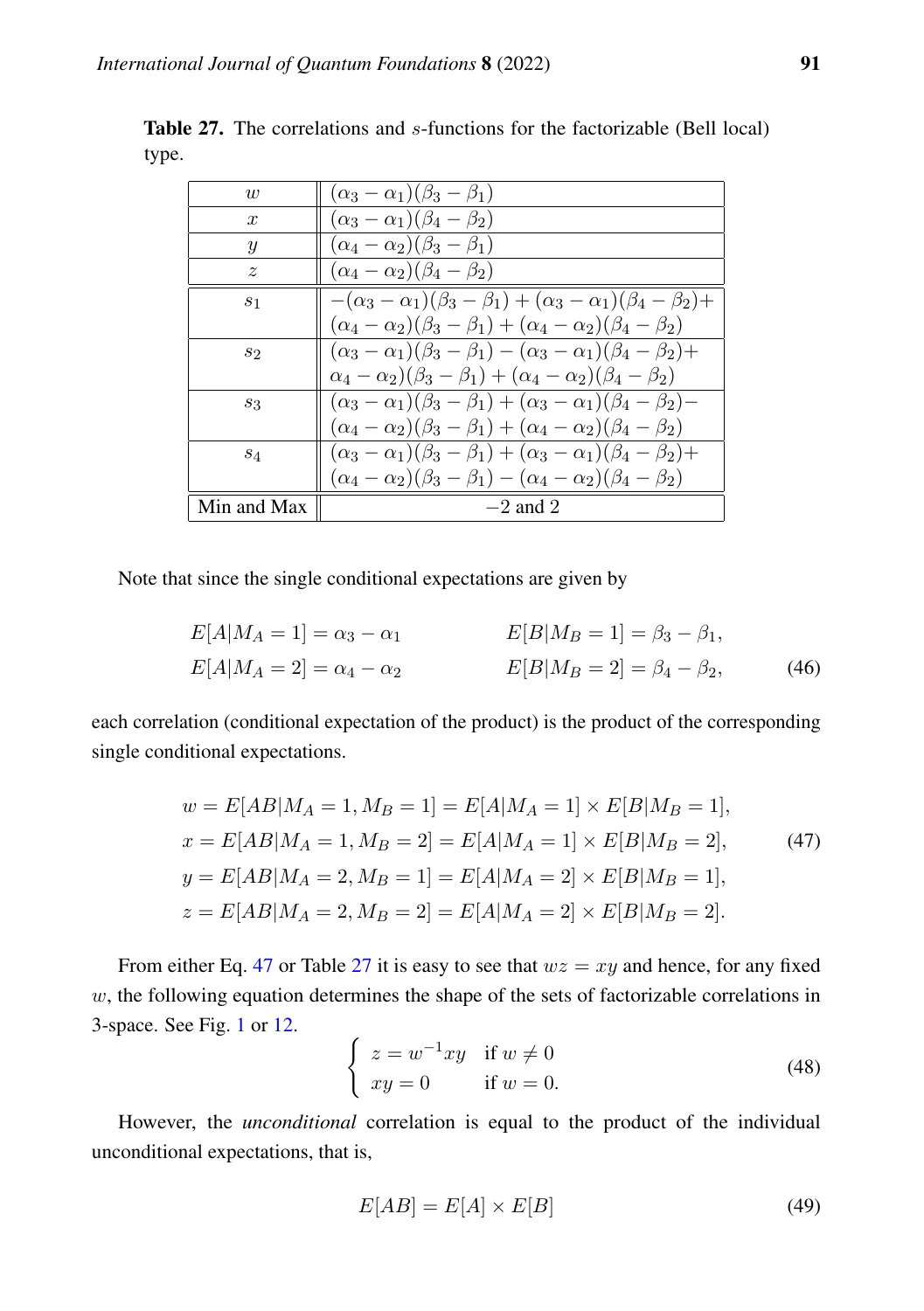**Table 27.** The correlations and $s$-functions for the factorizable (Bell local) type.

| | |
|---|---|
| $w$ | $(\alpha_3 - \alpha_1)(\beta_3 - \beta_1)$ |
| $x$ | $(\alpha_3 - \alpha_1)(\beta_4 - \beta_2)$ |
| $y$ | $(\alpha_4 - \alpha_2)(\beta_3 - \beta_1)$ |
| $z$ | $(\alpha_4 - \alpha_2)(\beta_4 - \beta_2)$ |
| $s_1$ | $-(\alpha_3 - \alpha_1)(\beta_3 - \beta_1) + (\alpha_3 - \alpha_1)(\beta_4 - \beta_2) +$ $(\alpha_4 - \alpha_2)(\beta_3 - \beta_1) + (\alpha_4 - \alpha_2)(\beta_4 - \beta_2)$ |
| $s_2$ | $(\alpha_3 - \alpha_1)(\beta_3 - \beta_1) - (\alpha_3 - \alpha_1)(\beta_4 - \beta_2) +$ $\alpha_4 - \alpha_2)(\beta_3 - \beta_1) + (\alpha_4 - \alpha_2)(\beta_4 - \beta_2)$ |
| $s_3$ | $(\alpha_3 - \alpha_1)(\beta_3 - \beta_1) + (\alpha_3 - \alpha_1)(\beta_4 - \beta_2) -$ $(\alpha_4 - \alpha_2)(\beta_3 - \beta_1) + (\alpha_4 - \alpha_2)(\beta_4 - \beta_2)$ |
| $s_4$ | $(\alpha_3 - \alpha_1)(\beta_3 - \beta_1) + (\alpha_3 - \alpha_1)(\beta_4 - \beta_2) +$ $(\alpha_4 - \alpha_2)(\beta_3 - \beta_1) - (\alpha_4 - \alpha_2)(\beta_4 - \beta_2)$ |
| Min and Max | $-2$ and $2$ |

Note that since the single conditional expectations are given by

$$
\begin{aligned}
E[A|M_A = 1] &= \alpha_3 - \alpha_1 & \qquad E[B|M_B = 1] &= \beta_3 - \beta_1, \\
E[A|M_A = 2] &= \alpha_4 - \alpha_2 & \qquad E[B|M_B = 2] &= \beta_4 - \beta_2,
\end{aligned}
\tag{46}
$$

each correlation (conditional expectation of the product) is the product of the corresponding single conditional expectations.

$$
\begin{aligned}
w &= E[AB|M_A = 1, M_B = 1] = E[A|M_A = 1] \times E[B|M_B = 1], \\
x &= E[AB|M_A = 1, M_B = 2] = E[A|M_A = 1] \times E[B|M_B = 2], \\
y &= E[AB|M_A = 2, M_B = 1] = E[A|M_A = 2] \times E[B|M_B = 1], \\
z &= E[AB|M_A = 2, M_B = 2] = E[A|M_A = 2] \times E[B|M_B = 2].
\end{aligned}
\tag{47}
$$

From either Eq. 47 or Table 27 it is easy to see that $wz = xy$ and hence, for any fixed $w$, the following equation determines the shape of the sets of factorizable correlations in 3-space. See Fig. 1 or 12.

$$
\begin{cases} z = w^{-1}xy & \text{if } w \neq 0 \\ xy = 0 & \text{if } w = 0. \end{cases}
\tag{48}
$$

However, the *unconditional* correlation is equal to the product of the individual unconditional expectations, that is,

$$
E[AB] = E[A] \times E[B] \tag{49}
$$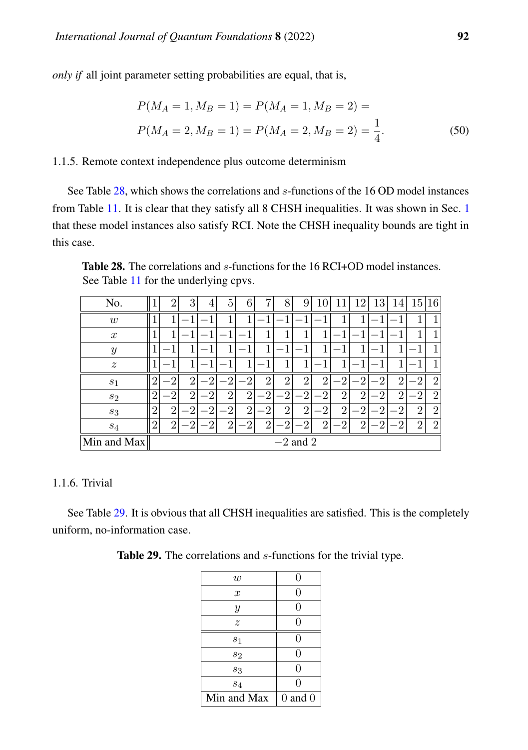*only if* all joint parameter setting probabilities are equal, that is,

$$
\begin{aligned}
&P(M_A = 1, M_B = 1) = P(M_A = 1, M_B = 2) = \\
&P(M_A = 2, M_B = 1) = P(M_A = 2, M_B = 2) = \frac{1}{4}.
\end{aligned} \tag{50}
$$

1.1.5. Remote context independence plus outcome determinism

See Table 28, which shows the correlations and $s$-functions of the 16 OD model instances from Table 11. It is clear that they satisfy all 8 CHSH inequalities. It was shown in Sec. 1 that these model instances also satisfy RCI. Note the CHSH inequality bounds are tight in this case.

**Table 28.** The correlations and $s$-functions for the 16 RCI+OD model instances. See Table 11 for the underlying cpvs.

| No. | 1 | 2 | 3 | 4 | 5 | 6 | 7 | 8 | 9 | 10 | 11 | 12 | 13 | 14 | 15 | 16 |
|---|---|---|---|---|---|---|---|---|---|---|---|---|---|---|---|---|
| $w$ | 1 | 1 | −1 | −1 | 1 | 1 | −1 | −1 | −1 | −1 | 1 | 1 | −1 | −1 | 1 | 1 |
| $x$ | 1 | 1 | −1 | −1 | −1 | −1 | 1 | 1 | 1 | 1 | −1 | −1 | −1 | −1 | 1 | 1 |
| $y$ | 1 | −1 | 1 | −1 | 1 | −1 | 1 | −1 | −1 | 1 | −1 | 1 | −1 | 1 | −1 | 1 |
| $z$ | 1 | −1 | 1 | −1 | −1 | 1 | −1 | 1 | 1 | −1 | 1 | −1 | −1 | 1 | −1 | 1 |
| $s_1$ | 2 | −2 | 2 | −2 | −2 | −2 | 2 | 2 | 2 | 2 | −2 | −2 | −2 | 2 | −2 | 2 |
| $s_2$ | 2 | −2 | 2 | −2 | 2 | 2 | −2 | −2 | −2 | −2 | 2 | 2 | −2 | 2 | −2 | 2 |
| $s_3$ | 2 | 2 | −2 | −2 | −2 | 2 | −2 | 2 | 2 | −2 | 2 | −2 | −2 | −2 | 2 | 2 |
| $s_4$ | 2 | 2 | −2 | −2 | 2 | −2 | 2 | −2 | −2 | 2 | −2 | 2 | −2 | −2 | 2 | 2 |
| Min and Max | −2 and 2 | | | | | | | | | | | | | | | |

1.1.6. Trivial

See Table 29. It is obvious that all CHSH inequalities are satisfied. This is the completely uniform, no-information case.

**Table 29.** The correlations and $s$-functions for the trivial type.

| | |
|---|---|
| $w$ | 0 |
| $x$ | 0 |
| $y$ | 0 |
| $z$ | 0 |
| $s_1$ | 0 |
| $s_2$ | 0 |
| $s_3$ | 0 |
| $s_4$ | 0 |
| Min and Max | 0 and 0 |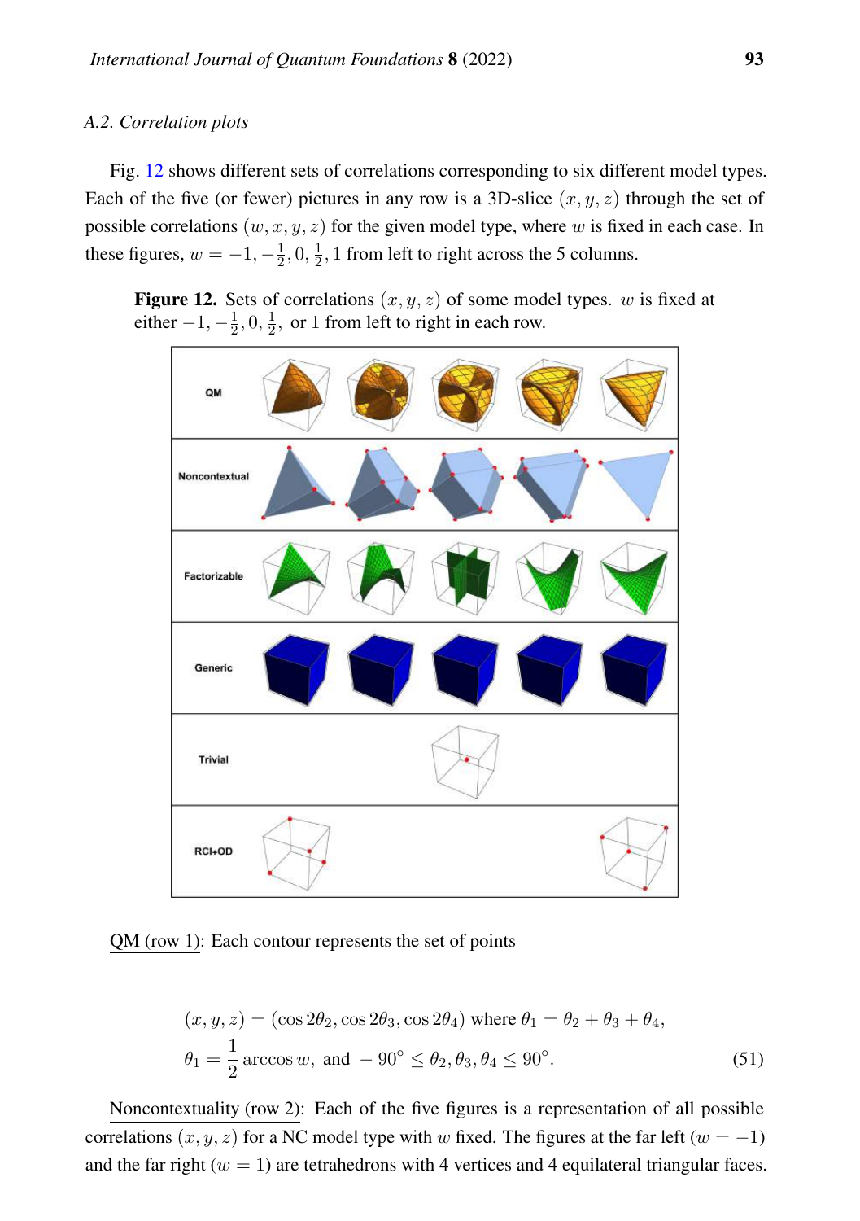### A.2. Correlation plots

Fig. 12 shows different sets of correlations corresponding to six different model types. Each of the five (or fewer) pictures in any row is a 3D-slice $(x, y, z)$ through the set of possible correlations $(w, x, y, z)$ for the given model type, where $w$ is fixed in each case. In these figures, $w = -1, -\frac{1}{2}, 0, \frac{1}{2}, 1$ from left to right across the 5 columns.

**Figure 12.** Sets of correlations $(x, y, z)$ of some model types. $w$ is fixed at either $-1, -\frac{1}{2}, 0, \frac{1}{2},$ or 1 from left to right in each row.

QM (row 1): Each contour represents the set of points

$$
(x, y, z) = (\cos 2\theta_2, \cos 2\theta_3, \cos 2\theta_4) \text{ where } \theta_1 = \theta_2 + \theta_3 + \theta_4,
$$

$$
\theta_1 = \frac{1}{2}\arccos w, \text{ and } -90^\circ \leq \theta_2, \theta_3, \theta_4 \leq 90^\circ. \tag{51}
$$

Noncontextuality (row 2): Each of the five figures is a representation of all possible correlations $(x, y, z)$ for a NC model type with $w$ fixed. The figures at the far left $(w = -1)$ and the far right $(w = 1)$ are tetrahedrons with 4 vertices and 4 equilateral triangular faces.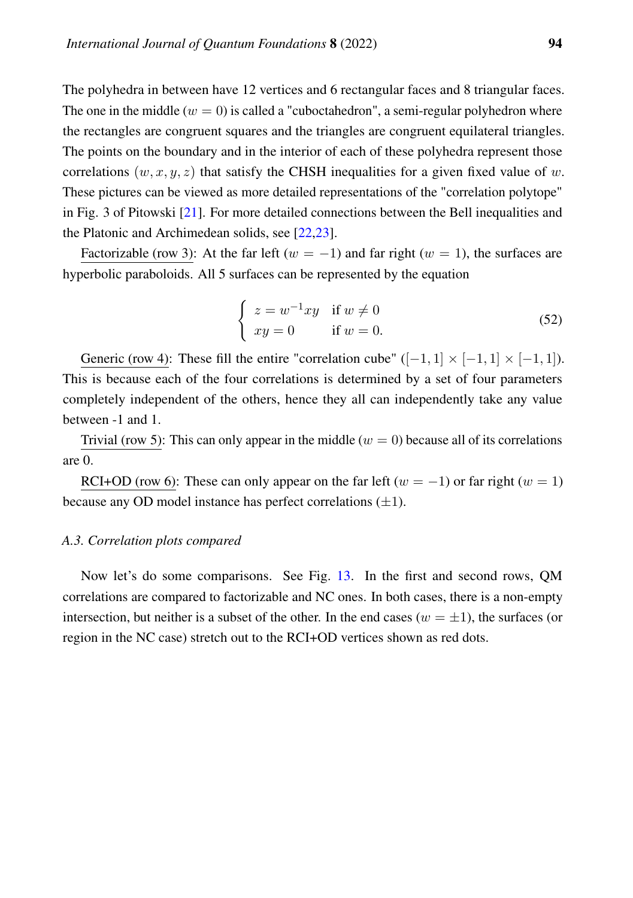The polyhedra in between have 12 vertices and 6 rectangular faces and 8 triangular faces. The one in the middle ($w = 0$) is called a "cuboctahedron", a semi-regular polyhedron where the rectangles are congruent squares and the triangles are congruent equilateral triangles. The points on the boundary and in the interior of each of these polyhedra represent those correlations $(w, x, y, z)$ that satisfy the CHSH inequalities for a given fixed value of $w$. These pictures can be viewed as more detailed representations of the "correlation polytope" in Fig. 3 of Pitowski [21]. For more detailed connections between the Bell inequalities and the Platonic and Archimedean solids, see [22,23].

Factorizable (row 3): At the far left ($w = -1$) and far right ($w = 1$), the surfaces are hyperbolic paraboloids. All 5 surfaces can be represented by the equation

$$\begin{cases} z = w^{-1}xy & \text{if } w \neq 0 \\ xy = 0 & \text{if } w = 0. \end{cases} \tag{52}$$

Generic (row 4): These fill the entire "correlation cube" ($[-1, 1] \times [-1, 1] \times [-1, 1]$). This is because each of the four correlations is determined by a set of four parameters completely independent of the others, hence they all can independently take any value between -1 and 1.

Trivial (row 5): This can only appear in the middle ($w = 0$) because all of its correlations are 0.

RCI+OD (row 6): These can only appear on the far left ($w = -1$) or far right ($w = 1$) because any OD model instance has perfect correlations ($\pm 1$).

### A.3. Correlation plots compared

Now let's do some comparisons. See Fig. 13. In the first and second rows, QM correlations are compared to factorizable and NC ones. In both cases, there is a non-empty intersection, but neither is a subset of the other. In the end cases ($w = \pm 1$), the surfaces (or region in the NC case) stretch out to the RCI+OD vertices shown as red dots.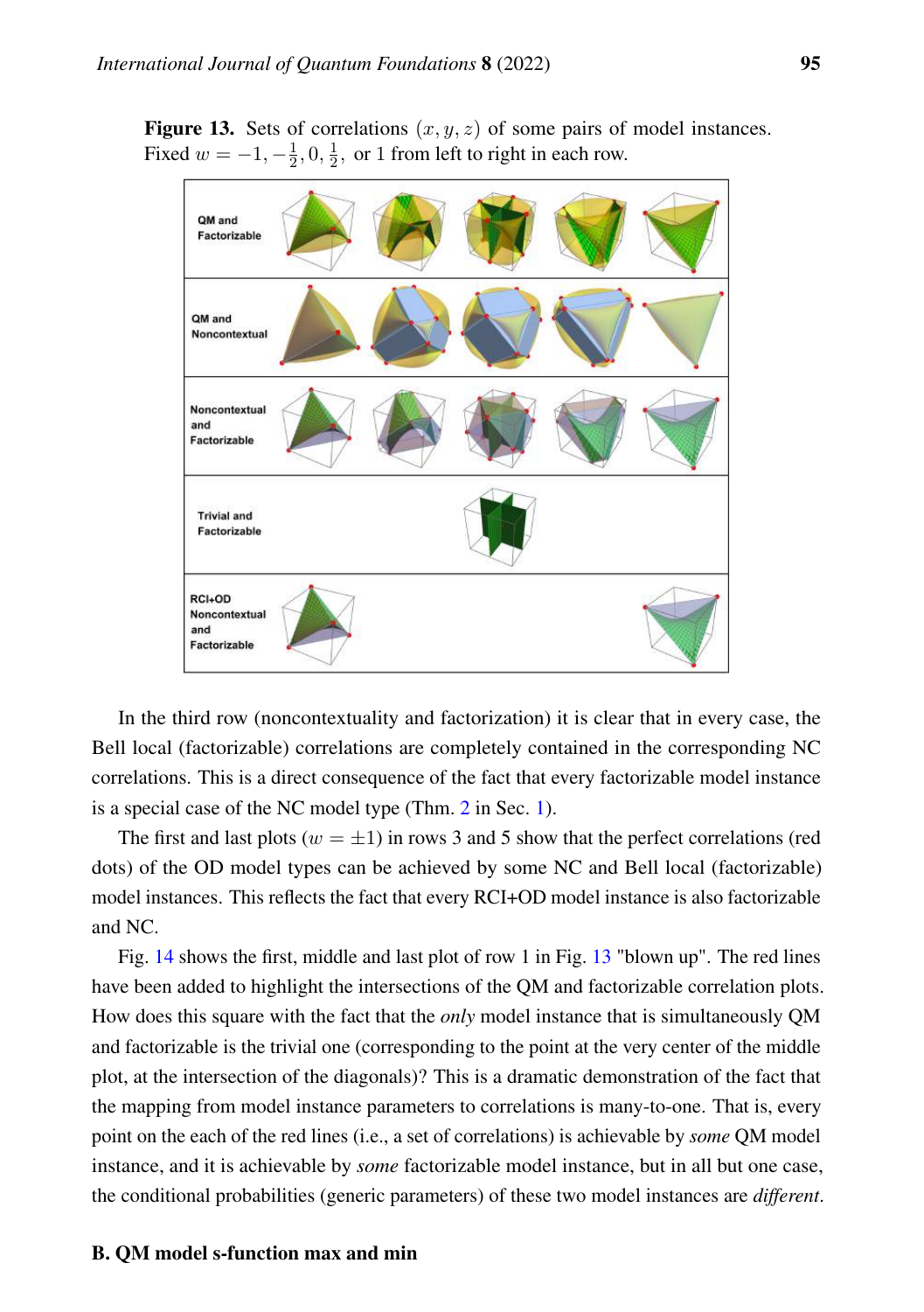**Figure 13.** Sets of correlations $(x, y, z)$ of some pairs of model instances. Fixed $w = -1, -\frac{1}{2}, 0, \frac{1}{2}$, or 1 from left to right in each row.

In the third row (noncontextuality and factorization) it is clear that in every case, the Bell local (factorizable) correlations are completely contained in the corresponding NC correlations. This is a direct consequence of the fact that every factorizable model instance is a special case of the NC model type (Thm. 2 in Sec. 1).

The first and last plots ($w = \pm 1$) in rows 3 and 5 show that the perfect correlations (red dots) of the OD model types can be achieved by some NC and Bell local (factorizable) model instances. This reflects the fact that every RCI+OD model instance is also factorizable and NC.

Fig. 14 shows the first, middle and last plot of row 1 in Fig. 13 "blown up". The red lines have been added to highlight the intersections of the QM and factorizable correlation plots. How does this square with the fact that the *only* model instance that is simultaneously QM and factorizable is the trivial one (corresponding to the point at the very center of the middle plot, at the intersection of the diagonals)? This is a dramatic demonstration of the fact that the mapping from model instance parameters to correlations is many-to-one. That is, every point on the each of the red lines (i.e., a set of correlations) is achievable by *some* QM model instance, and it is achievable by *some* factorizable model instance, but in all but one case, the conditional probabilities (generic parameters) of these two model instances are *different*.

### B. QM model s-function max and min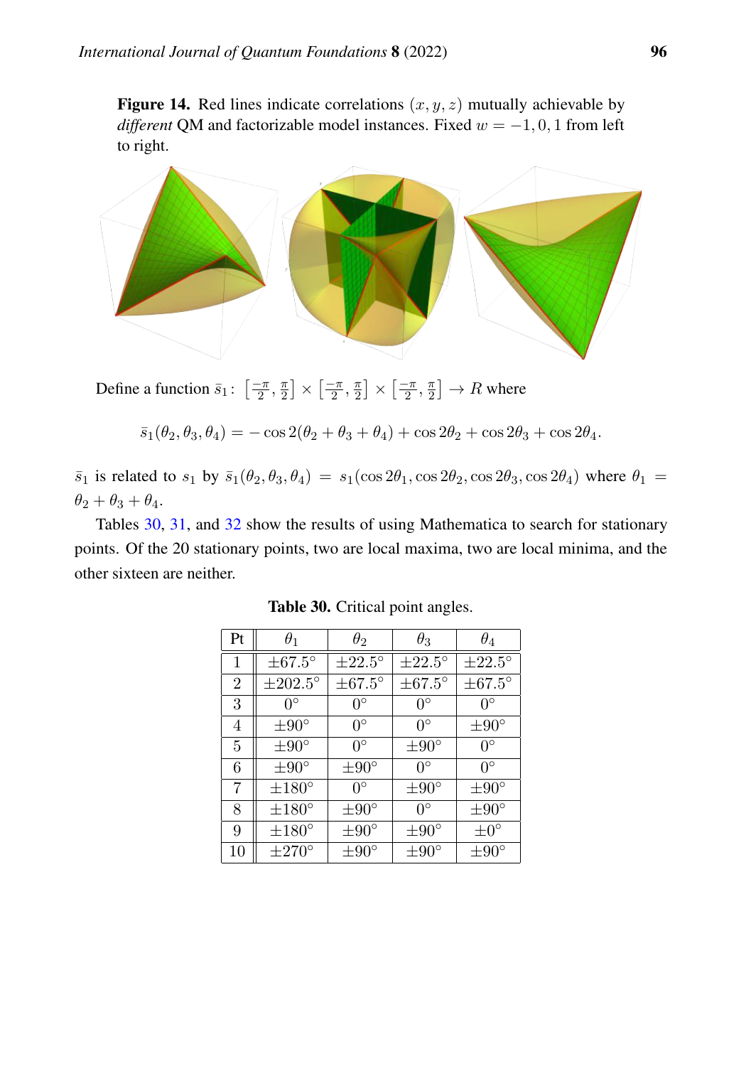**Figure 14.** Red lines indicate correlations $(x, y, z)$ mutually achievable by *different* QM and factorizable model instances. Fixed $w = -1, 0, 1$ from left to right.

Define a function $\bar{s}_1 \colon \left[\frac{-\pi}{2}, \frac{\pi}{2}\right] \times \left[\frac{-\pi}{2}, \frac{\pi}{2}\right] \times \left[\frac{-\pi}{2}, \frac{\pi}{2}\right] \to R$ where

$$\bar{s}_1(\theta_2, \theta_3, \theta_4) = -\cos 2(\theta_2 + \theta_3 + \theta_4) + \cos 2\theta_2 + \cos 2\theta_3 + \cos 2\theta_4.$$

$\bar{s}_1$ is related to $s_1$ by $\bar{s}_1(\theta_2, \theta_3, \theta_4) = s_1(\cos 2\theta_1, \cos 2\theta_2, \cos 2\theta_3, \cos 2\theta_4)$ where $\theta_1 = \theta_2 + \theta_3 + \theta_4$.

Tables 30, 31, and 32 show the results of using Mathematica to search for stationary points. Of the 20 stationary points, two are local maxima, two are local minima, and the other sixteen are neither.

**Table 30.** Critical point angles.

| Pt | $\theta_1$ | $\theta_2$ | $\theta_3$ | $\theta_4$ |
|---|---|---|---|---|
| 1 | $\pm 67.5°$ | $\pm 22.5°$ | $\pm 22.5°$ | $\pm 22.5°$ |
| 2 | $\pm 202.5°$ | $\pm 67.5°$ | $\pm 67.5°$ | $\pm 67.5°$ |
| 3 | $0°$ | $0°$ | $0°$ | $0°$ |
| 4 | $\pm 90°$ | $0°$ | $0°$ | $\pm 90°$ |
| 5 | $\pm 90°$ | $0°$ | $\pm 90°$ | $0°$ |
| 6 | $\pm 90°$ | $\pm 90°$ | $0°$ | $0°$ |
| 7 | $\pm 180°$ | $0°$ | $\pm 90°$ | $\pm 90°$ |
| 8 | $\pm 180°$ | $\pm 90°$ | $0°$ | $\pm 90°$ |
| 9 | $\pm 180°$ | $\pm 90°$ | $\pm 90°$ | $\pm 0°$ |
| 10 | $\pm 270°$ | $\pm 90°$ | $\pm 90°$ | $\pm 90°$ |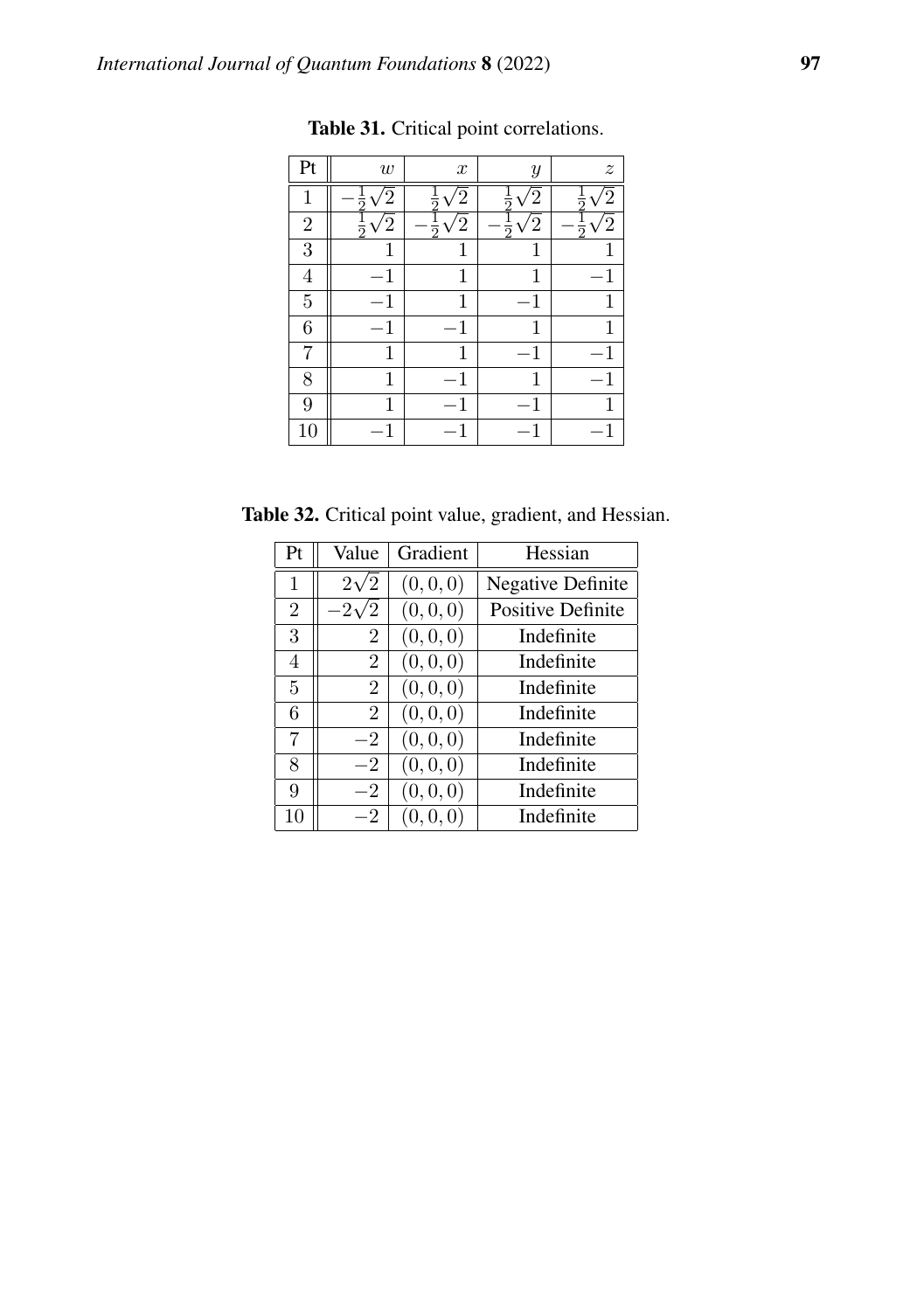**Table 31.** Critical point correlations.

| Pt | $w$ | $x$ | $y$ | $z$ |
|---|---|---|---|---|
| 1 | $-\frac{1}{2}\sqrt{2}$ | $\frac{1}{2}\sqrt{2}$ | $\frac{1}{2}\sqrt{2}$ | $\frac{1}{2}\sqrt{2}$ |
| 2 | $\frac{1}{2}\sqrt{2}$ | $-\frac{1}{2}\sqrt{2}$ | $-\frac{1}{2}\sqrt{2}$ | $-\frac{1}{2}\sqrt{2}$ |
| 3 | $1$ | $1$ | $1$ | $1$ |
| 4 | $-1$ | $1$ | $1$ | $-1$ |
| 5 | $-1$ | $1$ | $-1$ | $1$ |
| 6 | $-1$ | $-1$ | $1$ | $1$ |
| 7 | $1$ | $1$ | $-1$ | $-1$ |
| 8 | $1$ | $-1$ | $1$ | $-1$ |
| 9 | $1$ | $-1$ | $-1$ | $1$ |
| 10 | $-1$ | $-1$ | $-1$ | $-1$ |

**Table 32.** Critical point value, gradient, and Hessian.

| Pt | Value | Gradient | Hessian |
|---|---|---|---|
| 1 | $2\sqrt{2}$ | $(0, 0, 0)$ | Negative Definite |
| 2 | $-2\sqrt{2}$ | $(0, 0, 0)$ | Positive Definite |
| 3 | $2$ | $(0, 0, 0)$ | Indefinite |
| 4 | $2$ | $(0, 0, 0)$ | Indefinite |
| 5 | $2$ | $(0, 0, 0)$ | Indefinite |
| 6 | $2$ | $(0, 0, 0)$ | Indefinite |
| 7 | $-2$ | $(0, 0, 0)$ | Indefinite |
| 8 | $-2$ | $(0, 0, 0)$ | Indefinite |
| 9 | $-2$ | $(0, 0, 0)$ | Indefinite |
| 10 | $-2$ | $(0, 0, 0)$ | Indefinite |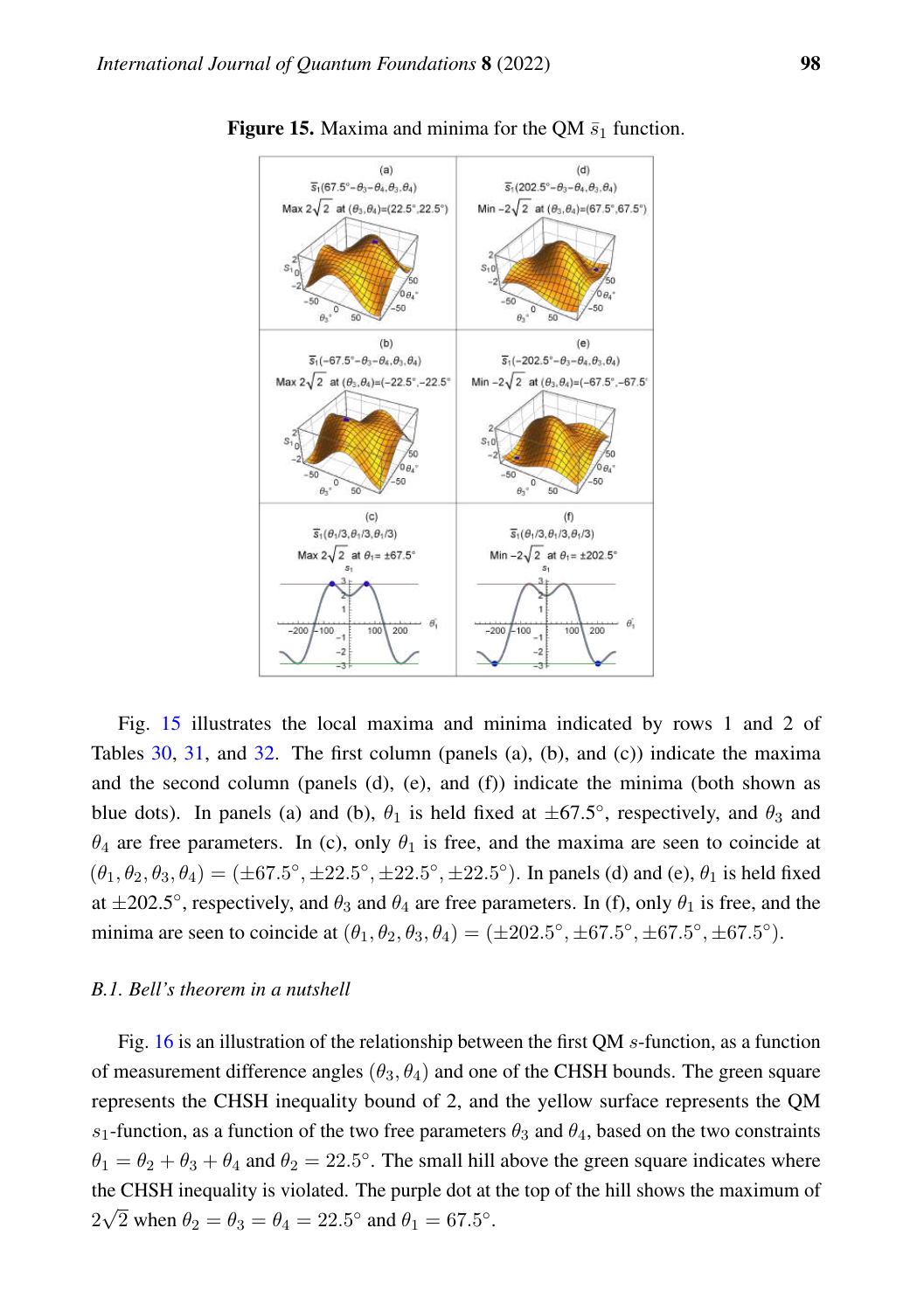**Figure 15.** Maxima and minima for the QM $\bar{s}_1$ function.

Fig. 15 illustrates the local maxima and minima indicated by rows 1 and 2 of Tables 30, 31, and 32. The first column (panels (a), (b), and (c)) indicate the maxima and the second column (panels (d), (e), and (f)) indicate the minima (both shown as blue dots). In panels (a) and (b), $\theta_1$ is held fixed at $\pm 67.5^\circ$, respectively, and $\theta_3$ and $\theta_4$ are free parameters. In (c), only $\theta_1$ is free, and the maxima are seen to coincide at $(\theta_1, \theta_2, \theta_3, \theta_4) = (\pm 67.5^\circ, \pm 22.5^\circ, \pm 22.5^\circ, \pm 22.5^\circ)$. In panels (d) and (e), $\theta_1$ is held fixed at $\pm 202.5^\circ$, respectively, and $\theta_3$ and $\theta_4$ are free parameters. In (f), only $\theta_1$ is free, and the minima are seen to coincide at $(\theta_1, \theta_2, \theta_3, \theta_4) = (\pm 202.5^\circ, \pm 67.5^\circ, \pm 67.5^\circ, \pm 67.5^\circ)$.

### *B.1. Bell's theorem in a nutshell*

Fig. 16 is an illustration of the relationship between the first QM $s$-function, as a function of measurement difference angles $(\theta_3, \theta_4)$ and one of the CHSH bounds. The green square represents the CHSH inequality bound of 2, and the yellow surface represents the QM $s_1$-function, as a function of the two free parameters $\theta_3$ and $\theta_4$, based on the two constraints $\theta_1 = \theta_2 + \theta_3 + \theta_4$ and $\theta_2 = 22.5^\circ$. The small hill above the green square indicates where the CHSH inequality is violated. The purple dot at the top of the hill shows the maximum of $2\sqrt{2}$ when $\theta_2 = \theta_3 = \theta_4 = 22.5^\circ$ and $\theta_1 = 67.5^\circ$.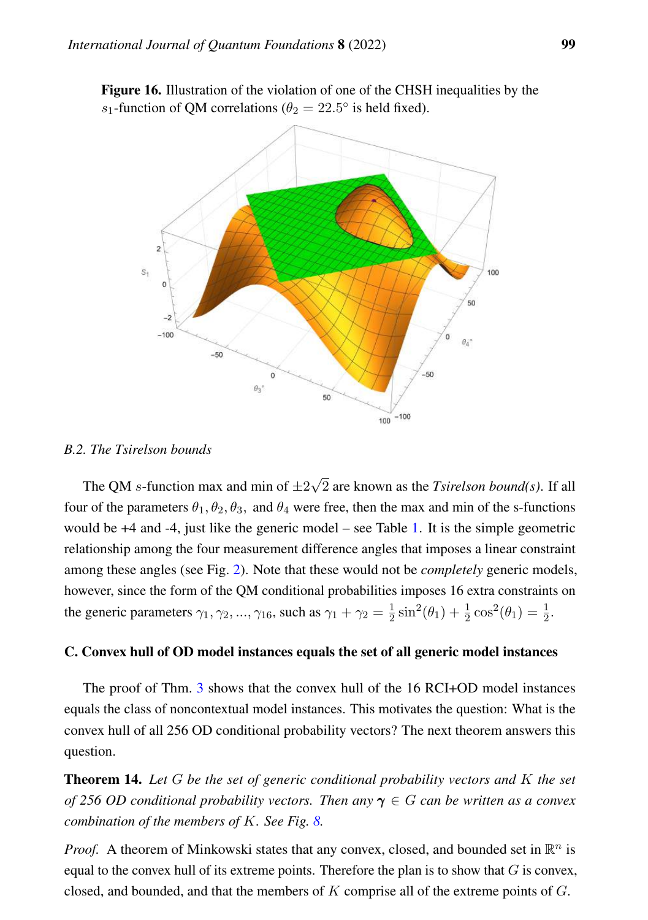**Figure 16.** Illustration of the violation of one of the CHSH inequalities by the $s_1$-function of QM correlations ($\theta_2 = 22.5°$ is held fixed).

*B.2. The Tsirelson bounds*

The QM $s$-function max and min of $\pm 2\sqrt{2}$ are known as the *Tsirelson bound(s)*. If all four of the parameters $\theta_1, \theta_2, \theta_3,$ and $\theta_4$ were free, then the max and min of the s-functions would be +4 and -4, just like the generic model – see Table 1. It is the simple geometric relationship among the four measurement difference angles that imposes a linear constraint among these angles (see Fig. 2). Note that these would not be *completely* generic models, however, since the form of the QM conditional probabilities imposes 16 extra constraints on the generic parameters $\gamma_1, \gamma_2, ..., \gamma_{16}$, such as $\gamma_1 + \gamma_2 = \frac{1}{2}\sin^2(\theta_1) + \frac{1}{2}\cos^2(\theta_1) = \frac{1}{2}$.

### C. Convex hull of OD model instances equals the set of all generic model instances

The proof of Thm. 3 shows that the convex hull of the 16 RCI+OD model instances equals the class of noncontextual model instances. This motivates the question: What is the convex hull of all 256 OD conditional probability vectors? The next theorem answers this question.

**Theorem 14.** *Let $G$ be the set of generic conditional probability vectors and $K$ the set of 256 OD conditional probability vectors. Then any $\boldsymbol{\gamma} \in G$ can be written as a convex combination of the members of $K$. See Fig. 8.*

*Proof.* A theorem of Minkowski states that any convex, closed, and bounded set in $\mathbb{R}^n$ is equal to the convex hull of its extreme points. Therefore the plan is to show that $G$ is convex, closed, and bounded, and that the members of $K$ comprise all of the extreme points of $G$.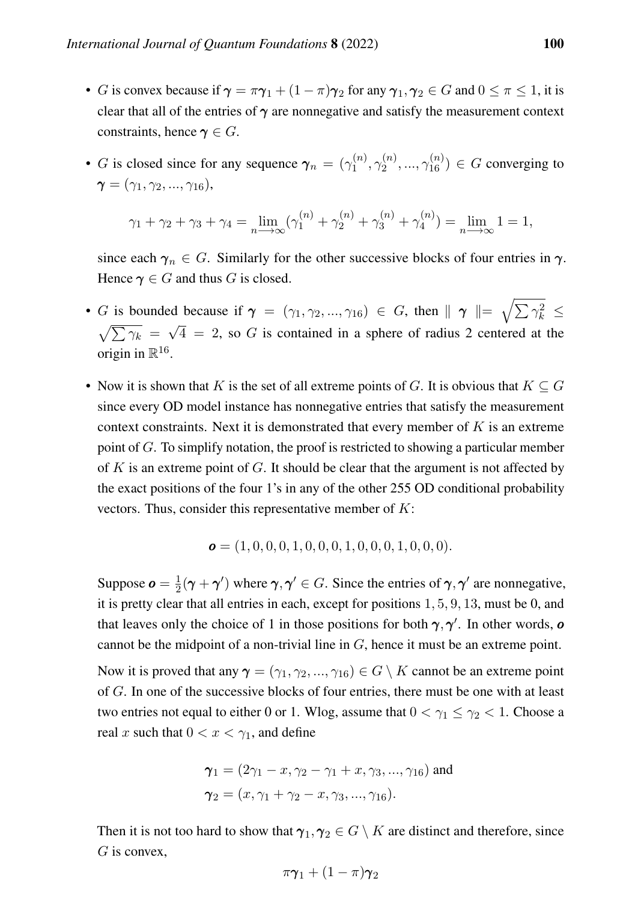- $G$ is convex because if $\boldsymbol{\gamma} = \pi\boldsymbol{\gamma}_1 + (1-\pi)\boldsymbol{\gamma}_2$ for any $\boldsymbol{\gamma}_1, \boldsymbol{\gamma}_2 \in G$ and $0 \leq \pi \leq 1$, it is clear that all of the entries of $\boldsymbol{\gamma}$ are nonnegative and satisfy the measurement context constraints, hence $\boldsymbol{\gamma} \in G$.

- $G$ is closed since for any sequence $\boldsymbol{\gamma}_n = (\gamma_1^{(n)}, \gamma_2^{(n)}, ..., \gamma_{16}^{(n)}) \in G$ converging to $\boldsymbol{\gamma} = (\gamma_1, \gamma_2, ..., \gamma_{16})$,

$$\gamma_1 + \gamma_2 + \gamma_3 + \gamma_4 = \lim_{n \longrightarrow \infty} (\gamma_1^{(n)} + \gamma_2^{(n)} + \gamma_3^{(n)} + \gamma_4^{(n)}) = \lim_{n \longrightarrow \infty} 1 = 1,$$

  since each $\boldsymbol{\gamma}_n \in G$. Similarly for the other successive blocks of four entries in $\boldsymbol{\gamma}$. Hence $\boldsymbol{\gamma} \in G$ and thus $G$ is closed.

- $G$ is bounded because if $\boldsymbol{\gamma} = (\gamma_1, \gamma_2, ..., \gamma_{16}) \in G$, then $\| \boldsymbol{\gamma} \| = \sqrt{\sum \gamma_k^2} \leq \sqrt{\sum \gamma_k} = \sqrt{4} = 2$, so $G$ is contained in a sphere of radius 2 centered at the origin in $\mathbb{R}^{16}$.

- Now it is shown that $K$ is the set of all extreme points of $G$. It is obvious that $K \subseteq G$ since every OD model instance has nonnegative entries that satisfy the measurement context constraints. Next it is demonstrated that every member of $K$ is an extreme point of $G$. To simplify notation, the proof is restricted to showing a particular member of $K$ is an extreme point of $G$. It should be clear that the argument is not affected by the exact positions of the four 1's in any of the other 255 OD conditional probability vectors. Thus, consider this representative member of $K$:

$$\boldsymbol{o} = (1, 0, 0, 0, 1, 0, 0, 0, 1, 0, 0, 0, 1, 0, 0, 0).$$

  Suppose $\boldsymbol{o} = \frac{1}{2}(\boldsymbol{\gamma} + \boldsymbol{\gamma}')$ where $\boldsymbol{\gamma}, \boldsymbol{\gamma}' \in G$. Since the entries of $\boldsymbol{\gamma}, \boldsymbol{\gamma}'$ are nonnegative, it is pretty clear that all entries in each, except for positions $1, 5, 9, 13$, must be 0, and that leaves only the choice of 1 in those positions for both $\boldsymbol{\gamma}, \boldsymbol{\gamma}'$. In other words, $\boldsymbol{o}$ cannot be the midpoint of a non-trivial line in $G$, hence it must be an extreme point.

  Now it is proved that any $\boldsymbol{\gamma} = (\gamma_1, \gamma_2, ..., \gamma_{16}) \in G \setminus K$ cannot be an extreme point of $G$. In one of the successive blocks of four entries, there must be one with at least two entries not equal to either 0 or 1. Wlog, assume that $0 < \gamma_1 \leq \gamma_2 < 1$. Choose a real $x$ such that $0 < x < \gamma_1$, and define

$$\boldsymbol{\gamma}_1 = (2\gamma_1 - x, \gamma_2 - \gamma_1 + x, \gamma_3, ..., \gamma_{16}) \text{ and}$$
$$\boldsymbol{\gamma}_2 = (x, \gamma_1 + \gamma_2 - x, \gamma_3, ..., \gamma_{16}).$$

  Then it is not too hard to show that $\boldsymbol{\gamma}_1, \boldsymbol{\gamma}_2 \in G \setminus K$ are distinct and therefore, since $G$ is convex,

$$\pi\boldsymbol{\gamma}_1 + (1-\pi)\boldsymbol{\gamma}_2$$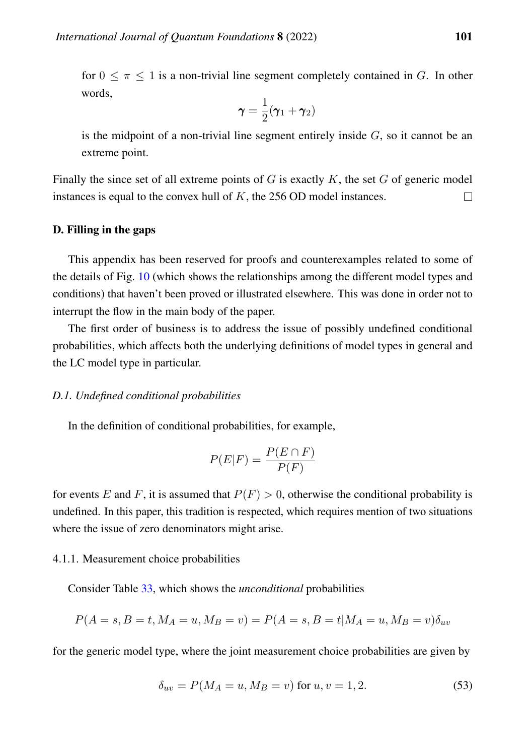for $0 \leq \pi \leq 1$ is a non-trivial line segment completely contained in $G$. In other words,

$$\boldsymbol{\gamma} = \frac{1}{2}(\boldsymbol{\gamma}_1 + \boldsymbol{\gamma}_2)$$

is the midpoint of a non-trivial line segment entirely inside $G$, so it cannot be an extreme point.

Finally the since set of all extreme points of $G$ is exactly $K$, the set $G$ of generic model instances is equal to the convex hull of $K$, the 256 OD model instances. □

## D. Filling in the gaps

This appendix has been reserved for proofs and counterexamples related to some of the details of Fig. 10 (which shows the relationships among the different model types and conditions) that haven't been proved or illustrated elsewhere. This was done in order not to interrupt the flow in the main body of the paper.

The first order of business is to address the issue of possibly undefined conditional probabilities, which affects both the underlying definitions of model types in general and the LC model type in particular.

### *D.1. Undefined conditional probabilities*

In the definition of conditional probabilities, for example,

$$P(E|F) = \frac{P(E \cap F)}{P(F)}$$

for events $E$ and $F$, it is assumed that $P(F) > 0$, otherwise the conditional probability is undefined. In this paper, this tradition is respected, which requires mention of two situations where the issue of zero denominators might arise.

#### 4.1.1. Measurement choice probabilities

Consider Table 33, which shows the *unconditional* probabilities

$$P(A = s, B = t, M_A = u, M_B = v) = P(A = s, B = t | M_A = u, M_B = v)\delta_{uv}$$

for the generic model type, where the joint measurement choice probabilities are given by

$$\delta_{uv} = P(M_A = u, M_B = v) \text{ for } u, v = 1, 2. \tag{53}$$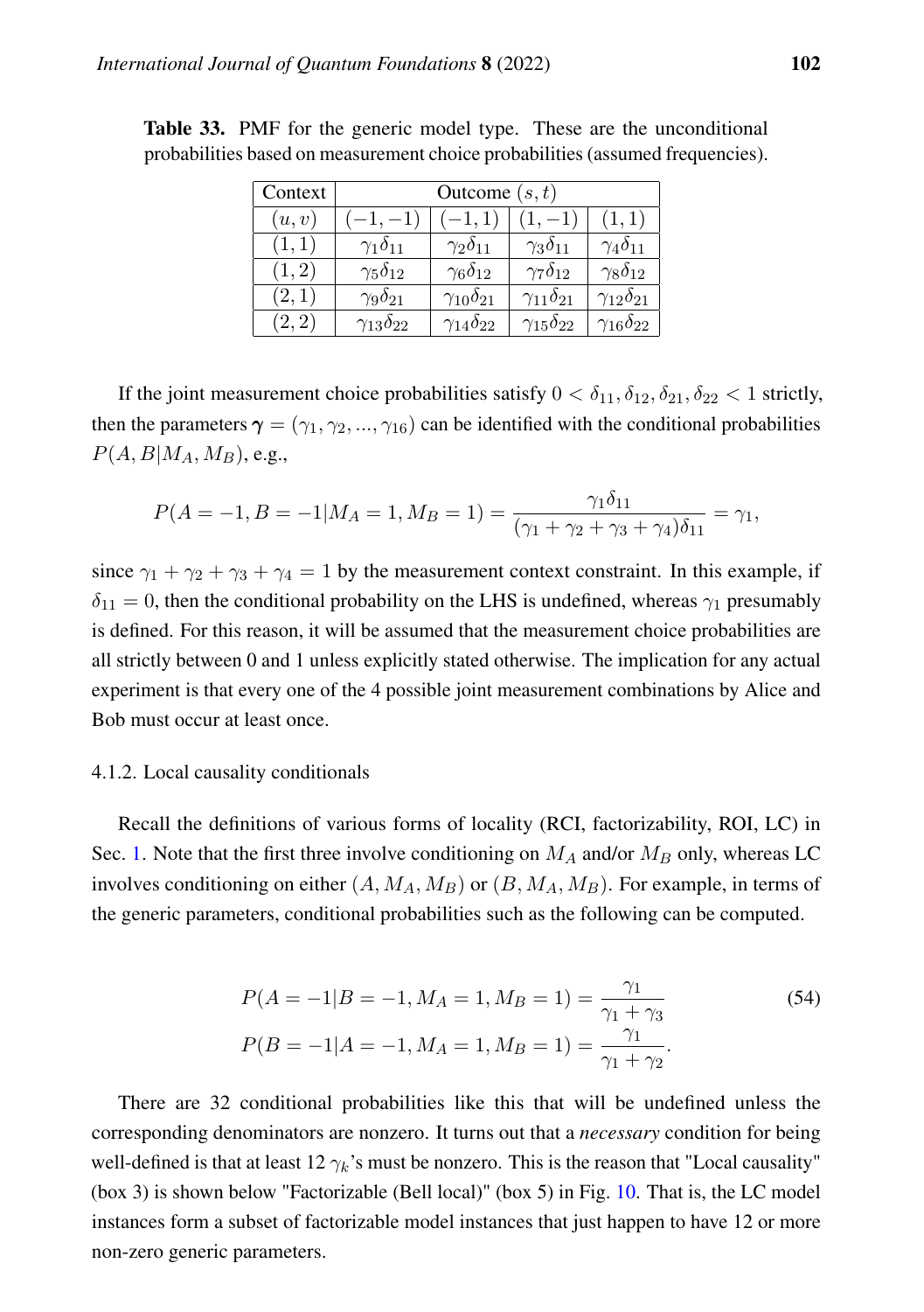**Table 33.** PMF for the generic model type. These are the unconditional probabilities based on measurement choice probabilities (assumed frequencies).

| Context | Outcome $(s, t)$ | | | |
|---|---|---|---|---|
| $(u, v)$ | $(-1, -1)$ | $(-1, 1)$ | $(1, -1)$ | $(1, 1)$ |
| $(1, 1)$ | $\gamma_1\delta_{11}$ | $\gamma_2\delta_{11}$ | $\gamma_3\delta_{11}$ | $\gamma_4\delta_{11}$ |
| $(1, 2)$ | $\gamma_5\delta_{12}$ | $\gamma_6\delta_{12}$ | $\gamma_7\delta_{12}$ | $\gamma_8\delta_{12}$ |
| $(2, 1)$ | $\gamma_9\delta_{21}$ | $\gamma_{10}\delta_{21}$ | $\gamma_{11}\delta_{21}$ | $\gamma_{12}\delta_{21}$ |
| $(2, 2)$ | $\gamma_{13}\delta_{22}$ | $\gamma_{14}\delta_{22}$ | $\gamma_{15}\delta_{22}$ | $\gamma_{16}\delta_{22}$ |

If the joint measurement choice probabilities satisfy $0 < \delta_{11}, \delta_{12}, \delta_{21}, \delta_{22} < 1$ strictly, then the parameters $\boldsymbol{\gamma} = (\gamma_1, \gamma_2, ..., \gamma_{16})$ can be identified with the conditional probabilities $P(A, B|M_A, M_B)$, e.g.,

$$P(A = -1, B = -1|M_A = 1, M_B = 1) = \frac{\gamma_1\delta_{11}}{(\gamma_1 + \gamma_2 + \gamma_3 + \gamma_4)\delta_{11}} = \gamma_1,$$

since $\gamma_1 + \gamma_2 + \gamma_3 + \gamma_4 = 1$ by the measurement context constraint. In this example, if $\delta_{11} = 0$, then the conditional probability on the LHS is undefined, whereas $\gamma_1$ presumably is defined. For this reason, it will be assumed that the measurement choice probabilities are all strictly between 0 and 1 unless explicitly stated otherwise. The implication for any actual experiment is that every one of the 4 possible joint measurement combinations by Alice and Bob must occur at least once.

#### 4.1.2. Local causality conditionals

Recall the definitions of various forms of locality (RCI, factorizability, ROI, LC) in Sec. 1. Note that the first three involve conditioning on $M_A$ and/or $M_B$ only, whereas LC involves conditioning on either $(A, M_A, M_B)$ or $(B, M_A, M_B)$. For example, in terms of the generic parameters, conditional probabilities such as the following can be computed.

$$\begin{aligned} P(A = -1|B = -1, M_A = 1, M_B = 1) &= \frac{\gamma_1}{\gamma_1 + \gamma_3} \\ P(B = -1|A = -1, M_A = 1, M_B = 1) &= \frac{\gamma_1}{\gamma_1 + \gamma_2}. \end{aligned} \tag{54}$$

There are 32 conditional probabilities like this that will be undefined unless the corresponding denominators are nonzero. It turns out that a *necessary* condition for being well-defined is that at least 12 $\gamma_k$'s must be nonzero. This is the reason that "Local causality" (box 3) is shown below "Factorizable (Bell local)" (box 5) in Fig. 10. That is, the LC model instances form a subset of factorizable model instances that just happen to have 12 or more non-zero generic parameters.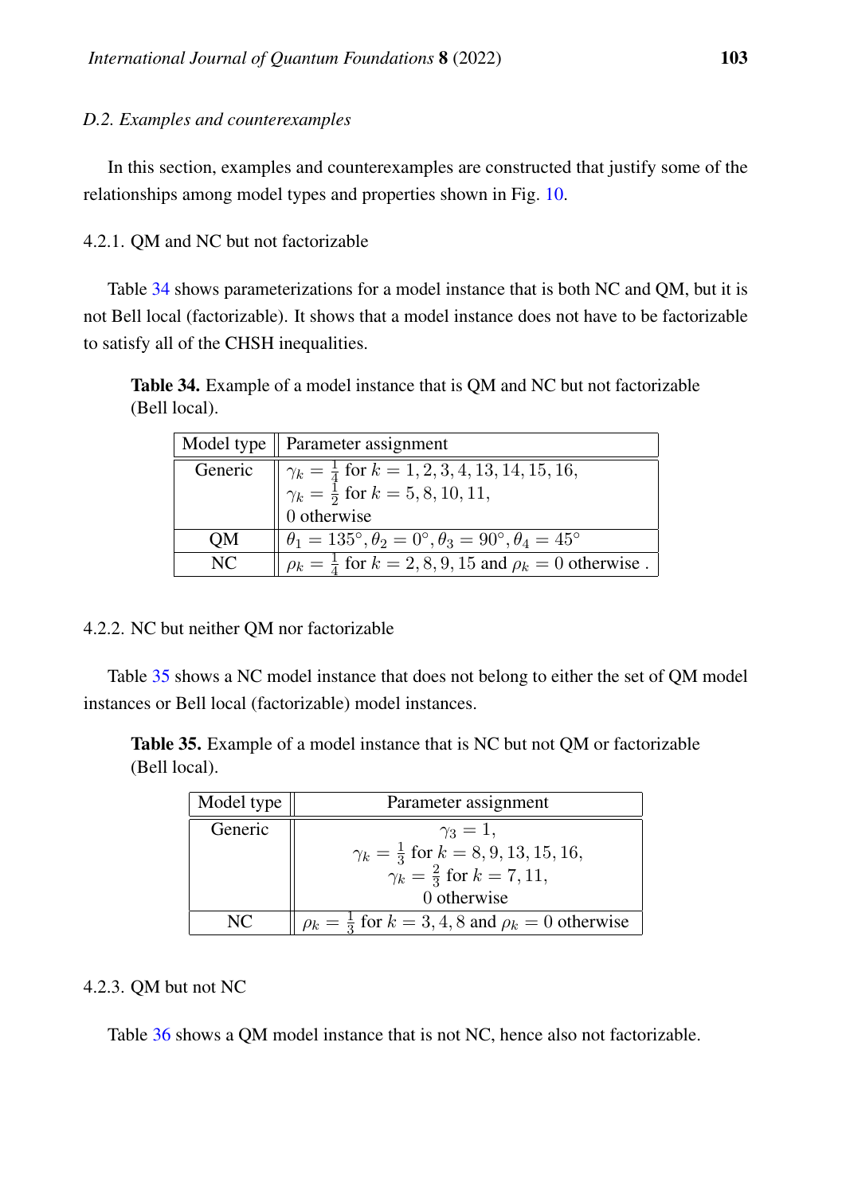*D.2. Examples and counterexamples*

In this section, examples and counterexamples are constructed that justify some of the relationships among model types and properties shown in Fig. 10.

4.2.1. QM and NC but not factorizable

Table 34 shows parameterizations for a model instance that is both NC and QM, but it is not Bell local (factorizable). It shows that a model instance does not have to be factorizable to satisfy all of the CHSH inequalities.

**Table 34.** Example of a model instance that is QM and NC but not factorizable (Bell local).

| Model type | Parameter assignment |
|---|---|
| Generic | $\gamma_k = \frac{1}{4}$ for $k = 1, 2, 3, 4, 13, 14, 15, 16$, $\gamma_k = \frac{1}{2}$ for $k = 5, 8, 10, 11$, 0 otherwise |
| QM | $\theta_1 = 135°, \theta_2 = 0°, \theta_3 = 90°, \theta_4 = 45°$ |
| NC | $\rho_k = \frac{1}{4}$ for $k = 2, 8, 9, 15$ and $\rho_k = 0$ otherwise . |

4.2.2. NC but neither QM nor factorizable

Table 35 shows a NC model instance that does not belong to either the set of QM model instances or Bell local (factorizable) model instances.

**Table 35.** Example of a model instance that is NC but not QM or factorizable (Bell local).

| Model type | Parameter assignment |
|---|---|
| Generic | $\gamma_3 = 1$, $\gamma_k = \frac{1}{3}$ for $k = 8, 9, 13, 15, 16$, $\gamma_k = \frac{2}{3}$ for $k = 7, 11$, 0 otherwise |
| NC | $\rho_k = \frac{1}{3}$ for $k = 3, 4, 8$ and $\rho_k = 0$ otherwise |

4.2.3. QM but not NC

Table 36 shows a QM model instance that is not NC, hence also not factorizable.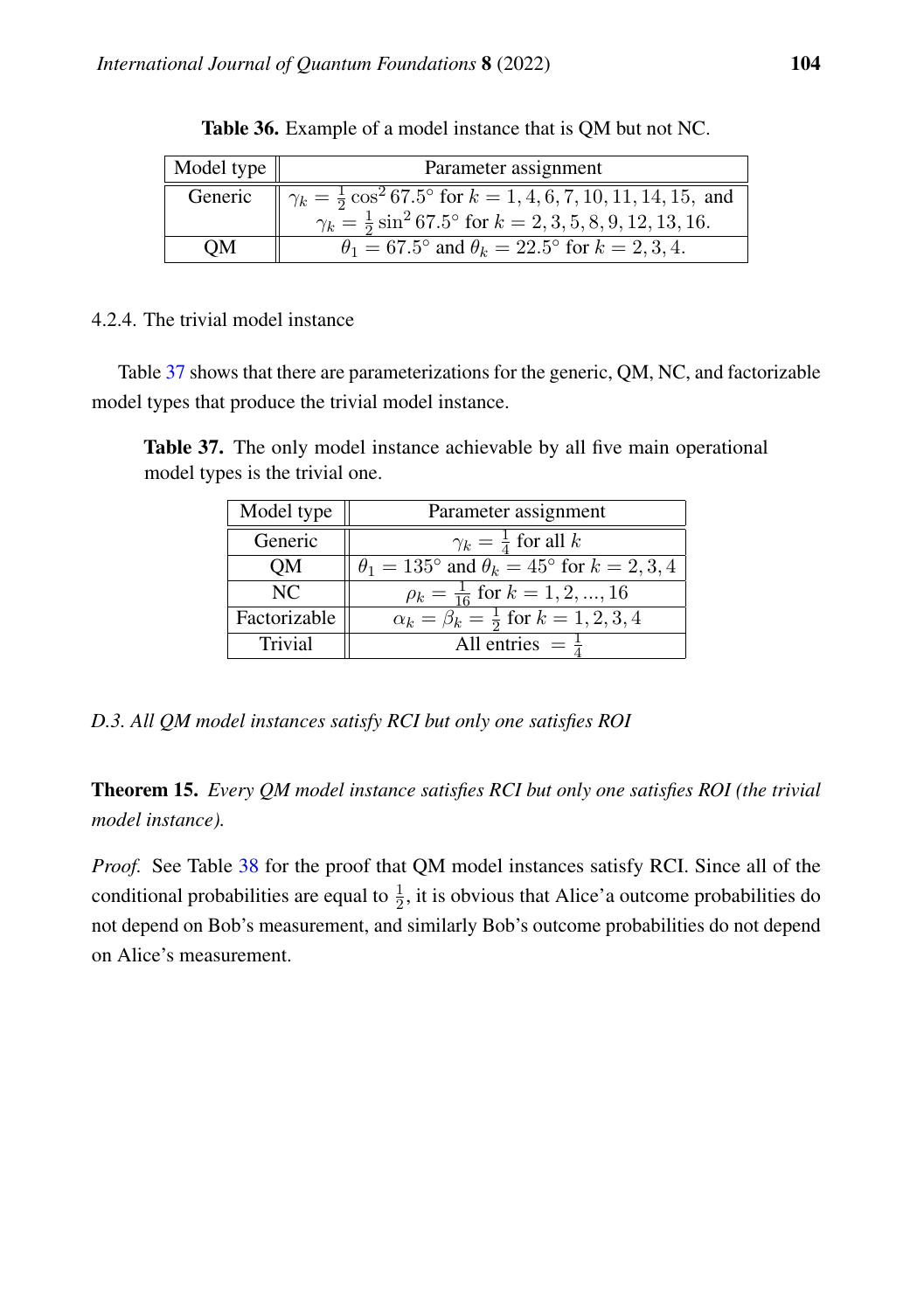**Table 36.** Example of a model instance that is QM but not NC.

| Model type | Parameter assignment |
|---|---|
| Generic | $\gamma_k = \frac{1}{2}\cos^2 67.5°$ for $k = 1, 4, 6, 7, 10, 11, 14, 15,$ and $\gamma_k = \frac{1}{2}\sin^2 67.5°$ for $k = 2, 3, 5, 8, 9, 12, 13, 16.$ |
| QM | $\theta_1 = 67.5°$ and $\theta_k = 22.5°$ for $k = 2, 3, 4.$ |

4.2.4. The trivial model instance

Table 37 shows that there are parameterizations for the generic, QM, NC, and factorizable model types that produce the trivial model instance.

**Table 37.** The only model instance achievable by all five main operational model types is the trivial one.

| Model type | Parameter assignment |
|---|---|
| Generic | $\gamma_k = \frac{1}{4}$ for all $k$ |
| QM | $\theta_1 = 135°$ and $\theta_k = 45°$ for $k = 2, 3, 4$ |
| NC | $\rho_k = \frac{1}{16}$ for $k = 1, 2, ..., 16$ |
| Factorizable | $\alpha_k = \beta_k = \frac{1}{2}$ for $k = 1, 2, 3, 4$ |
| Trivial | All entries $= \frac{1}{4}$ |

*D.3. All QM model instances satisfy RCI but only one satisfies ROI*

**Theorem 15.** *Every QM model instance satisfies RCI but only one satisfies ROI (the trivial model instance).*

*Proof.* See Table 38 for the proof that QM model instances satisfy RCI. Since all of the conditional probabilities are equal to $\frac{1}{2}$, it is obvious that Alice'a outcome probabilities do not depend on Bob's measurement, and similarly Bob's outcome probabilities do not depend on Alice's measurement.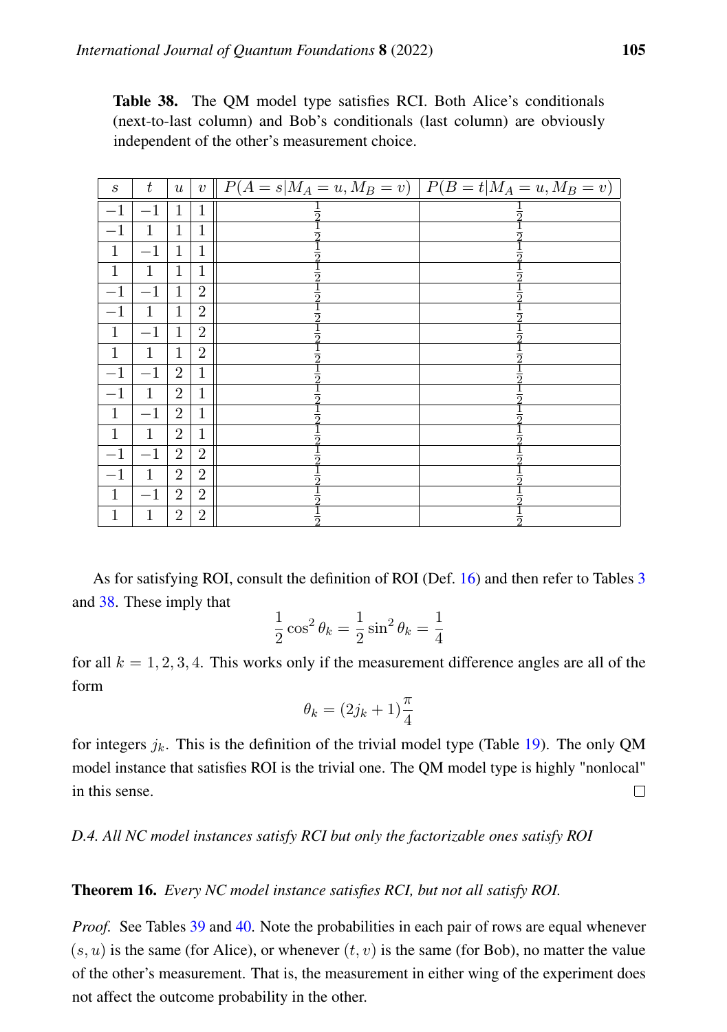**Table 38.** The QM model type satisfies RCI. Both Alice's conditionals (next-to-last column) and Bob's conditionals (last column) are obviously independent of the other's measurement choice.

| $s$ | $t$ | $u$ | $v$ | $P(A=s\|M_A=u,M_B=v)$ | $P(B=t\|M_A=u,M_B=v)$ |
|---|---|---|---|---|---|
| $-1$ | $-1$ | 1 | 1 | $\frac{1}{2}$ | $\frac{1}{2}$ |
| $-1$ | 1 | 1 | 1 | $\frac{1}{2}$ | $\frac{1}{2}$ |
| 1 | $-1$ | 1 | 1 | $\frac{1}{2}$ | $\frac{1}{2}$ |
| 1 | 1 | 1 | 1 | $\frac{1}{2}$ | $\frac{1}{2}$ |
| $-1$ | $-1$ | 1 | 2 | $\frac{1}{2}$ | $\frac{1}{2}$ |
| $-1$ | 1 | 1 | 2 | $\frac{1}{2}$ | $\frac{1}{2}$ |
| 1 | $-1$ | 1 | 2 | $\frac{1}{2}$ | $\frac{1}{2}$ |
| 1 | 1 | 1 | 2 | $\frac{1}{2}$ | $\frac{1}{2}$ |
| $-1$ | $-1$ | 2 | 1 | $\frac{1}{2}$ | $\frac{1}{2}$ |
| $-1$ | 1 | 2 | 1 | $\frac{1}{2}$ | $\frac{1}{2}$ |
| 1 | $-1$ | 2 | 1 | $\frac{1}{2}$ | $\frac{1}{2}$ |
| 1 | 1 | 2 | 1 | $\frac{1}{2}$ | $\frac{1}{2}$ |
| $-1$ | $-1$ | 2 | 2 | $\frac{1}{2}$ | $\frac{1}{2}$ |
| $-1$ | 1 | 2 | 2 | $\frac{1}{2}$ | $\frac{1}{2}$ |
| 1 | $-1$ | 2 | 2 | $\frac{1}{2}$ | $\frac{1}{2}$ |
| 1 | 1 | 2 | 2 | $\frac{1}{2}$ | $\frac{1}{2}$ |

As for satisfying ROI, consult the definition of ROI (Def. 16) and then refer to Tables 3 and 38. These imply that

$$\frac{1}{2}\cos^2\theta_k = \frac{1}{2}\sin^2\theta_k = \frac{1}{4}$$

for all $k = 1, 2, 3, 4$. This works only if the measurement difference angles are all of the form

$$\theta_k = (2j_k + 1)\frac{\pi}{4}$$

for integers $j_k$. This is the definition of the trivial model type (Table 19). The only QM model instance that satisfies ROI is the trivial one. The QM model type is highly "nonlocal" in this sense. □

*D.4. All NC model instances satisfy RCI but only the factorizable ones satisfy ROI*

**Theorem 16.** *Every NC model instance satisfies RCI, but not all satisfy ROI.*

*Proof.* See Tables 39 and 40. Note the probabilities in each pair of rows are equal whenever $(s, u)$ is the same (for Alice), or whenever $(t, v)$ is the same (for Bob), no matter the value of the other's measurement. That is, the measurement in either wing of the experiment does not affect the outcome probability in the other.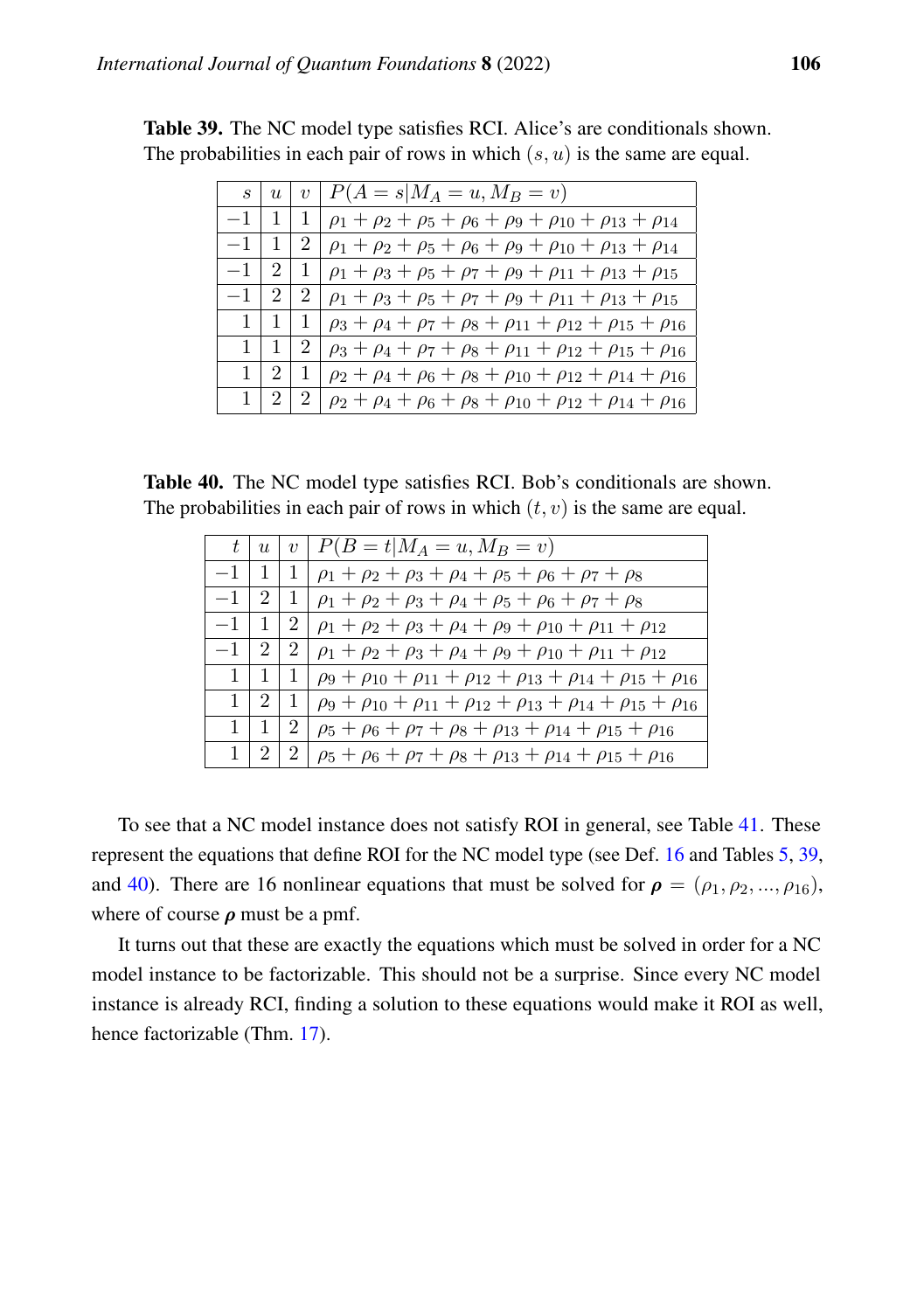**Table 39.** The NC model type satisfies RCI. Alice's are conditionals shown. The probabilities in each pair of rows in which $(s, u)$ is the same are equal.

| $s$ | $u$ | $v$ | $P(A = s \mid M_A = u, M_B = v)$ |
|---|---|---|---|
| $-1$ | $1$ | $1$ | $\rho_1 + \rho_2 + \rho_5 + \rho_6 + \rho_9 + \rho_{10} + \rho_{13} + \rho_{14}$ |
| $-1$ | $1$ | $2$ | $\rho_1 + \rho_2 + \rho_5 + \rho_6 + \rho_9 + \rho_{10} + \rho_{13} + \rho_{14}$ |
| $-1$ | $2$ | $1$ | $\rho_1 + \rho_3 + \rho_5 + \rho_7 + \rho_9 + \rho_{11} + \rho_{13} + \rho_{15}$ |
| $-1$ | $2$ | $2$ | $\rho_1 + \rho_3 + \rho_5 + \rho_7 + \rho_9 + \rho_{11} + \rho_{13} + \rho_{15}$ |
| $1$ | $1$ | $1$ | $\rho_3 + \rho_4 + \rho_7 + \rho_8 + \rho_{11} + \rho_{12} + \rho_{15} + \rho_{16}$ |
| $1$ | $1$ | $2$ | $\rho_3 + \rho_4 + \rho_7 + \rho_8 + \rho_{11} + \rho_{12} + \rho_{15} + \rho_{16}$ |
| $1$ | $2$ | $1$ | $\rho_2 + \rho_4 + \rho_6 + \rho_8 + \rho_{10} + \rho_{12} + \rho_{14} + \rho_{16}$ |
| $1$ | $2$ | $2$ | $\rho_2 + \rho_4 + \rho_6 + \rho_8 + \rho_{10} + \rho_{12} + \rho_{14} + \rho_{16}$ |

**Table 40.** The NC model type satisfies RCI. Bob's conditionals are shown. The probabilities in each pair of rows in which $(t, v)$ is the same are equal.

| $t$ | $u$ | $v$ | $P(B = t \mid M_A = u, M_B = v)$ |
|---|---|---|---|
| $-1$ | $1$ | $1$ | $\rho_1 + \rho_2 + \rho_3 + \rho_4 + \rho_5 + \rho_6 + \rho_7 + \rho_8$ |
| $-1$ | $2$ | $1$ | $\rho_1 + \rho_2 + \rho_3 + \rho_4 + \rho_5 + \rho_6 + \rho_7 + \rho_8$ |
| $-1$ | $1$ | $2$ | $\rho_1 + \rho_2 + \rho_3 + \rho_4 + \rho_9 + \rho_{10} + \rho_{11} + \rho_{12}$ |
| $-1$ | $2$ | $2$ | $\rho_1 + \rho_2 + \rho_3 + \rho_4 + \rho_9 + \rho_{10} + \rho_{11} + \rho_{12}$ |
| $1$ | $1$ | $1$ | $\rho_9 + \rho_{10} + \rho_{11} + \rho_{12} + \rho_{13} + \rho_{14} + \rho_{15} + \rho_{16}$ |
| $1$ | $2$ | $1$ | $\rho_9 + \rho_{10} + \rho_{11} + \rho_{12} + \rho_{13} + \rho_{14} + \rho_{15} + \rho_{16}$ |
| $1$ | $1$ | $2$ | $\rho_5 + \rho_6 + \rho_7 + \rho_8 + \rho_{13} + \rho_{14} + \rho_{15} + \rho_{16}$ |
| $1$ | $2$ | $2$ | $\rho_5 + \rho_6 + \rho_7 + \rho_8 + \rho_{13} + \rho_{14} + \rho_{15} + \rho_{16}$ |

To see that a NC model instance does not satisfy ROI in general, see Table 41. These represent the equations that define ROI for the NC model type (see Def. 16 and Tables 5, 39, and 40). There are 16 nonlinear equations that must be solved for $\boldsymbol{\rho} = (\rho_1, \rho_2, ..., \rho_{16})$, where of course $\boldsymbol{\rho}$ must be a pmf.

It turns out that these are exactly the equations which must be solved in order for a NC model instance to be factorizable. This should not be a surprise. Since every NC model instance is already RCI, finding a solution to these equations would make it ROI as well, hence factorizable (Thm. 17).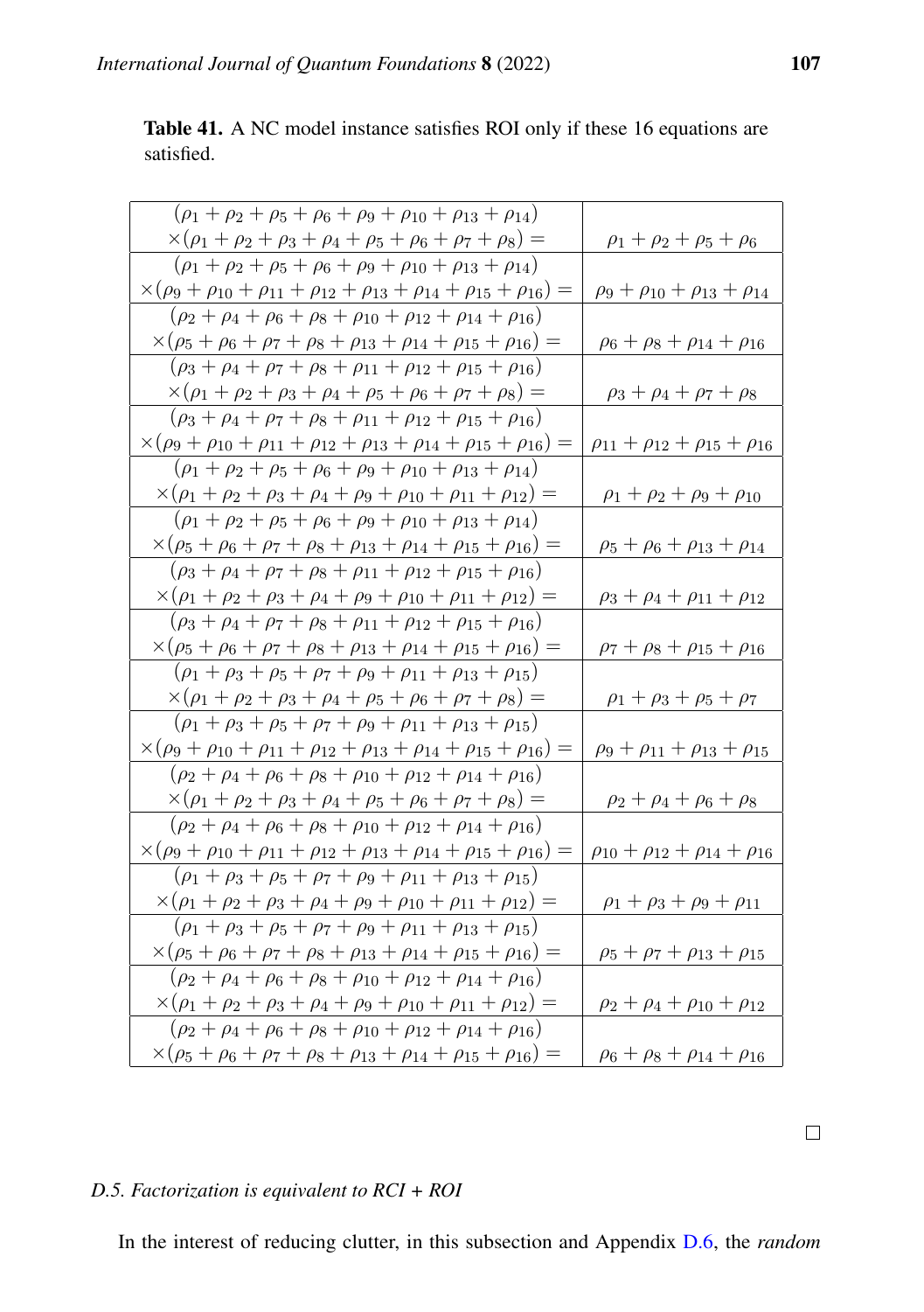**Table 41.** A NC model instance satisfies ROI only if these 16 equations are satisfied.

| | |
|---|---|
| $(\rho_1+\rho_2+\rho_5+\rho_6+\rho_9+\rho_{10}+\rho_{13}+\rho_{14}) \times(\rho_1+\rho_2+\rho_3+\rho_4+\rho_5+\rho_6+\rho_7+\rho_8)=$ | $\rho_1+\rho_2+\rho_5+\rho_6$ |
| $(\rho_1+\rho_2+\rho_5+\rho_6+\rho_9+\rho_{10}+\rho_{13}+\rho_{14}) \times(\rho_9+\rho_{10}+\rho_{11}+\rho_{12}+\rho_{13}+\rho_{14}+\rho_{15}+\rho_{16})=$ | $\rho_9+\rho_{10}+\rho_{13}+\rho_{14}$ |
| $(\rho_2+\rho_4+\rho_6+\rho_8+\rho_{10}+\rho_{12}+\rho_{14}+\rho_{16}) \times(\rho_5+\rho_6+\rho_7+\rho_8+\rho_{13}+\rho_{14}+\rho_{15}+\rho_{16})=$ | $\rho_6+\rho_8+\rho_{14}+\rho_{16}$ |
| $(\rho_3+\rho_4+\rho_7+\rho_8+\rho_{11}+\rho_{12}+\rho_{15}+\rho_{16}) \times(\rho_1+\rho_2+\rho_3+\rho_4+\rho_5+\rho_6+\rho_7+\rho_8)=$ | $\rho_3+\rho_4+\rho_7+\rho_8$ |
| $(\rho_3+\rho_4+\rho_7+\rho_8+\rho_{11}+\rho_{12}+\rho_{15}+\rho_{16}) \times(\rho_9+\rho_{10}+\rho_{11}+\rho_{12}+\rho_{13}+\rho_{14}+\rho_{15}+\rho_{16})=$ | $\rho_{11}+\rho_{12}+\rho_{15}+\rho_{16}$ |
| $(\rho_1+\rho_2+\rho_5+\rho_6+\rho_9+\rho_{10}+\rho_{13}+\rho_{14}) \times(\rho_1+\rho_2+\rho_3+\rho_4+\rho_9+\rho_{10}+\rho_{11}+\rho_{12})=$ | $\rho_1+\rho_2+\rho_9+\rho_{10}$ |
| $(\rho_1+\rho_2+\rho_5+\rho_6+\rho_9+\rho_{10}+\rho_{13}+\rho_{14}) \times(\rho_5+\rho_6+\rho_7+\rho_8+\rho_{13}+\rho_{14}+\rho_{15}+\rho_{16})=$ | $\rho_5+\rho_6+\rho_{13}+\rho_{14}$ |
| $(\rho_3+\rho_4+\rho_7+\rho_8+\rho_{11}+\rho_{12}+\rho_{15}+\rho_{16}) \times(\rho_1+\rho_2+\rho_3+\rho_4+\rho_9+\rho_{10}+\rho_{11}+\rho_{12})=$ | $\rho_3+\rho_4+\rho_{11}+\rho_{12}$ |
| $(\rho_3+\rho_4+\rho_7+\rho_8+\rho_{11}+\rho_{12}+\rho_{15}+\rho_{16}) \times(\rho_5+\rho_6+\rho_7+\rho_8+\rho_{13}+\rho_{14}+\rho_{15}+\rho_{16})=$ | $\rho_7+\rho_8+\rho_{15}+\rho_{16}$ |
| $(\rho_1+\rho_3+\rho_5+\rho_7+\rho_9+\rho_{11}+\rho_{13}+\rho_{15}) \times(\rho_1+\rho_2+\rho_3+\rho_4+\rho_5+\rho_6+\rho_7+\rho_8)=$ | $\rho_1+\rho_3+\rho_5+\rho_7$ |
| $(\rho_1+\rho_3+\rho_5+\rho_7+\rho_9+\rho_{11}+\rho_{13}+\rho_{15}) \times(\rho_9+\rho_{10}+\rho_{11}+\rho_{12}+\rho_{13}+\rho_{14}+\rho_{15}+\rho_{16})=$ | $\rho_9+\rho_{11}+\rho_{13}+\rho_{15}$ |
| $(\rho_2+\rho_4+\rho_6+\rho_8+\rho_{10}+\rho_{12}+\rho_{14}+\rho_{16}) \times(\rho_1+\rho_2+\rho_3+\rho_4+\rho_5+\rho_6+\rho_7+\rho_8)=$ | $\rho_2+\rho_4+\rho_6+\rho_8$ |
| $(\rho_2+\rho_4+\rho_6+\rho_8+\rho_{10}+\rho_{12}+\rho_{14}+\rho_{16}) \times(\rho_9+\rho_{10}+\rho_{11}+\rho_{12}+\rho_{13}+\rho_{14}+\rho_{15}+\rho_{16})=$ | $\rho_{10}+\rho_{12}+\rho_{14}+\rho_{16}$ |
| $(\rho_1+\rho_3+\rho_5+\rho_7+\rho_9+\rho_{11}+\rho_{13}+\rho_{15}) \times(\rho_1+\rho_2+\rho_3+\rho_4+\rho_9+\rho_{10}+\rho_{11}+\rho_{12})=$ | $\rho_1+\rho_3+\rho_9+\rho_{11}$ |
| $(\rho_1+\rho_3+\rho_5+\rho_7+\rho_9+\rho_{11}+\rho_{13}+\rho_{15}) \times(\rho_5+\rho_6+\rho_7+\rho_8+\rho_{13}+\rho_{14}+\rho_{15}+\rho_{16})=$ | $\rho_5+\rho_7+\rho_{13}+\rho_{15}$ |
| $(\rho_2+\rho_4+\rho_6+\rho_8+\rho_{10}+\rho_{12}+\rho_{14}+\rho_{16}) \times(\rho_1+\rho_2+\rho_3+\rho_4+\rho_9+\rho_{10}+\rho_{11}+\rho_{12})=$ | $\rho_2+\rho_4+\rho_{10}+\rho_{12}$ |
| $(\rho_2+\rho_4+\rho_6+\rho_8+\rho_{10}+\rho_{12}+\rho_{14}+\rho_{16}) \times(\rho_5+\rho_6+\rho_7+\rho_8+\rho_{13}+\rho_{14}+\rho_{15}+\rho_{16})=$ | $\rho_6+\rho_8+\rho_{14}+\rho_{16}$ |

□

### *D.5. Factorization is equivalent to RCI + ROI*

In the interest of reducing clutter, in this subsection and Appendix D.6, the *random*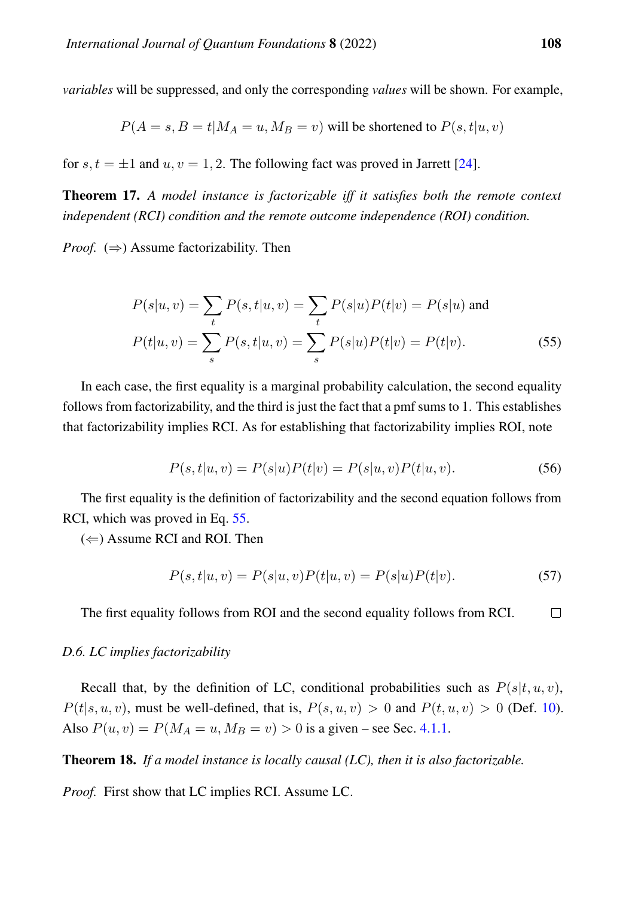*variables* will be suppressed, and only the corresponding *values* will be shown. For example,

$$P(A = s, B = t | M_A = u, M_B = v) \text{ will be shortened to } P(s, t|u, v)$$

for $s, t = \pm 1$ and $u, v = 1, 2$. The following fact was proved in Jarrett [24].

**Theorem 17.** *A model instance is factorizable iff it satisfies both the remote context independent (RCI) condition and the remote outcome independence (ROI) condition.*

*Proof.* $(\Rightarrow)$ Assume factorizability. Then

$$\begin{aligned} P(s|u, v) &= \sum_t P(s, t|u, v) = \sum_t P(s|u)P(t|v) = P(s|u) \text{ and} \\ P(t|u, v) &= \sum_s P(s, t|u, v) = \sum_s P(s|u)P(t|v) = P(t|v). \end{aligned} \tag{55}$$

In each case, the first equality is a marginal probability calculation, the second equality follows from factorizability, and the third is just the fact that a pmf sums to 1. This establishes that factorizability implies RCI. As for establishing that factorizability implies ROI, note

$$P(s, t|u, v) = P(s|u)P(t|v) = P(s|u, v)P(t|u, v). \tag{56}$$

The first equality is the definition of factorizability and the second equation follows from RCI, which was proved in Eq. 55.

$(\Leftarrow)$ Assume RCI and ROI. Then

$$P(s, t|u, v) = P(s|u, v)P(t|u, v) = P(s|u)P(t|v). \tag{57}$$

The first equality follows from ROI and the second equality follows from RCI. □

### D.6. LC implies factorizability

Recall that, by the definition of LC, conditional probabilities such as $P(s|t, u, v)$, $P(t|s, u, v)$, must be well-defined, that is, $P(s, u, v) > 0$ and $P(t, u, v) > 0$ (Def. 10). Also $P(u, v) = P(M_A = u, M_B = v) > 0$ is a given – see Sec. 4.1.1.

**Theorem 18.** *If a model instance is locally causal (LC), then it is also factorizable.*

*Proof.* First show that LC implies RCI. Assume LC.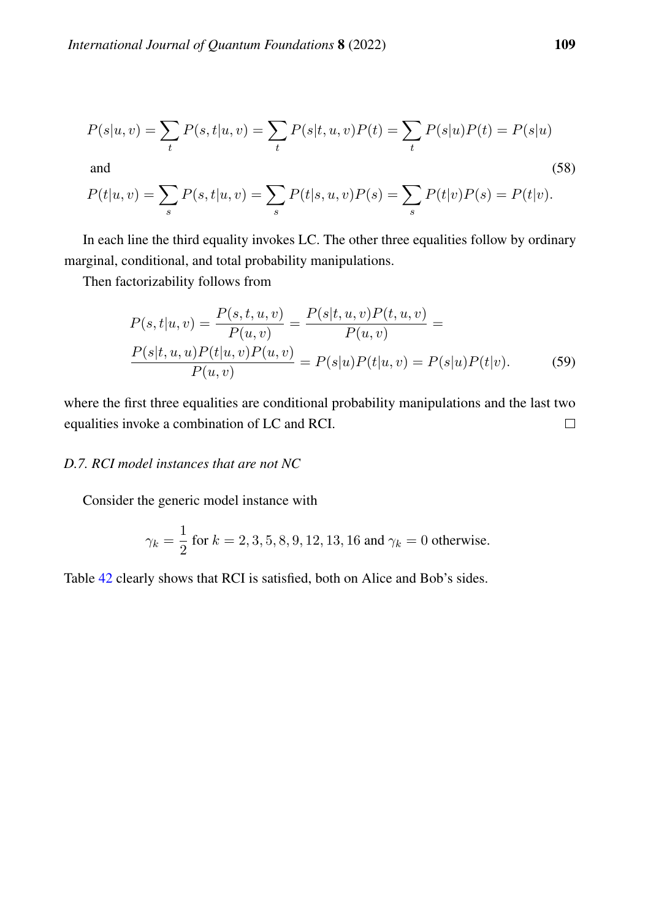$$P(s|u,v) = \sum_t P(s,t|u,v) = \sum_t P(s|t,u,v)P(t) = \sum_t P(s|u)P(t) = P(s|u)$$

and (58)

$$P(t|u,v) = \sum_s P(s,t|u,v) = \sum_s P(t|s,u,v)P(s) = \sum_s P(t|v)P(s) = P(t|v).$$

In each line the third equality invokes LC. The other three equalities follow by ordinary marginal, conditional, and total probability manipulations.

Then factorizability follows from

$$P(s,t|u,v) = \frac{P(s,t,u,v)}{P(u,v)} = \frac{P(s|t,u,v)P(t,u,v)}{P(u,v)} = \frac{P(s|t,u,u)P(t|u,v)P(u,v)}{P(u,v)} = P(s|u)P(t|u,v) = P(s|u)P(t|v). \quad (59)$$

where the first three equalities are conditional probability manipulations and the last two equalities invoke a combination of LC and RCI. □

### *D.7. RCI model instances that are not NC*

Consider the generic model instance with

$$\gamma_k = \frac{1}{2} \text{ for } k = 2,3,5,8,9,12,13,16 \text{ and } \gamma_k = 0 \text{ otherwise.}$$

Table 42 clearly shows that RCI is satisfied, both on Alice and Bob's sides.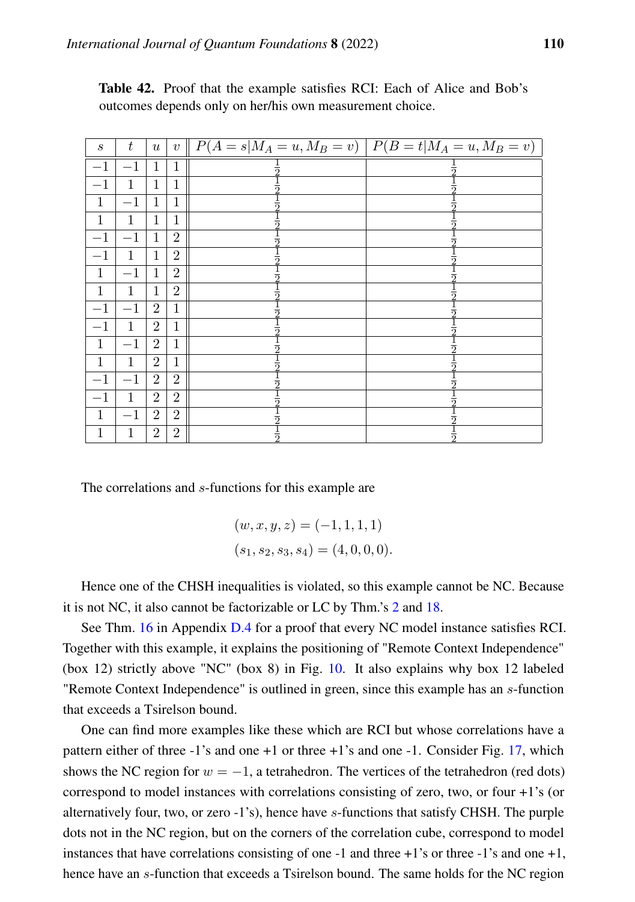**Table 42.** Proof that the example satisfies RCI: Each of Alice and Bob's outcomes depends only on her/his own measurement choice.

| $s$ | $t$ | $u$ | $v$ | $P(A = s \mid M_A = u, M_B = v)$ | $P(B = t \mid M_A = u, M_B = v)$ |
|---|---|---|---|---|---|
| $-1$ | $-1$ | 1 | 1 | $\frac{1}{2}$ | $\frac{1}{2}$ |
| $-1$ | 1 | 1 | 1 | $\frac{1}{2}$ | $\frac{1}{2}$ |
| 1 | $-1$ | 1 | 1 | $\frac{1}{2}$ | $\frac{1}{2}$ |
| 1 | 1 | 1 | 1 | $\frac{1}{2}$ | $\frac{1}{2}$ |
| $-1$ | $-1$ | 1 | 2 | $\frac{1}{2}$ | $\frac{1}{2}$ |
| $-1$ | 1 | 1 | 2 | $\frac{1}{2}$ | $\frac{1}{2}$ |
| 1 | $-1$ | 1 | 2 | $\frac{1}{2}$ | $\frac{1}{2}$ |
| 1 | 1 | 1 | 2 | $\frac{1}{2}$ | $\frac{1}{2}$ |
| $-1$ | $-1$ | 2 | 1 | $\frac{1}{2}$ | $\frac{1}{2}$ |
| $-1$ | 1 | 2 | 1 | $\frac{1}{2}$ | $\frac{1}{2}$ |
| 1 | $-1$ | 2 | 1 | $\frac{1}{2}$ | $\frac{1}{2}$ |
| 1 | 1 | 2 | 1 | $\frac{1}{2}$ | $\frac{1}{2}$ |
| $-1$ | $-1$ | 2 | 2 | $\frac{1}{2}$ | $\frac{1}{2}$ |
| $-1$ | 1 | 2 | 2 | $\frac{1}{2}$ | $\frac{1}{2}$ |
| 1 | $-1$ | 2 | 2 | $\frac{1}{2}$ | $\frac{1}{2}$ |
| 1 | 1 | 2 | 2 | $\frac{1}{2}$ | $\frac{1}{2}$ |

The correlations and $s$-functions for this example are

$$(w, x, y, z) = (-1, 1, 1, 1)$$
$$(s_1, s_2, s_3, s_4) = (4, 0, 0, 0).$$

Hence one of the CHSH inequalities is violated, so this example cannot be NC. Because it is not NC, it also cannot be factorizable or LC by Thm.'s 2 and 18.

See Thm. 16 in Appendix D.4 for a proof that every NC model instance satisfies RCI. Together with this example, it explains the positioning of "Remote Context Independence" (box 12) strictly above "NC" (box 8) in Fig. 10. It also explains why box 12 labeled "Remote Context Independence" is outlined in green, since this example has an $s$-function that exceeds a Tsirelson bound.

One can find more examples like these which are RCI but whose correlations have a pattern either of three -1's and one +1 or three +1's and one -1. Consider Fig. 17, which shows the NC region for $w = -1$, a tetrahedron. The vertices of the tetrahedron (red dots) correspond to model instances with correlations consisting of zero, two, or four +1's (or alternatively four, two, or zero -1's), hence have $s$-functions that satisfy CHSH. The purple dots not in the NC region, but on the corners of the correlation cube, correspond to model instances that have correlations consisting of one -1 and three +1's or three -1's and one +1, hence have an $s$-function that exceeds a Tsirelson bound. The same holds for the NC region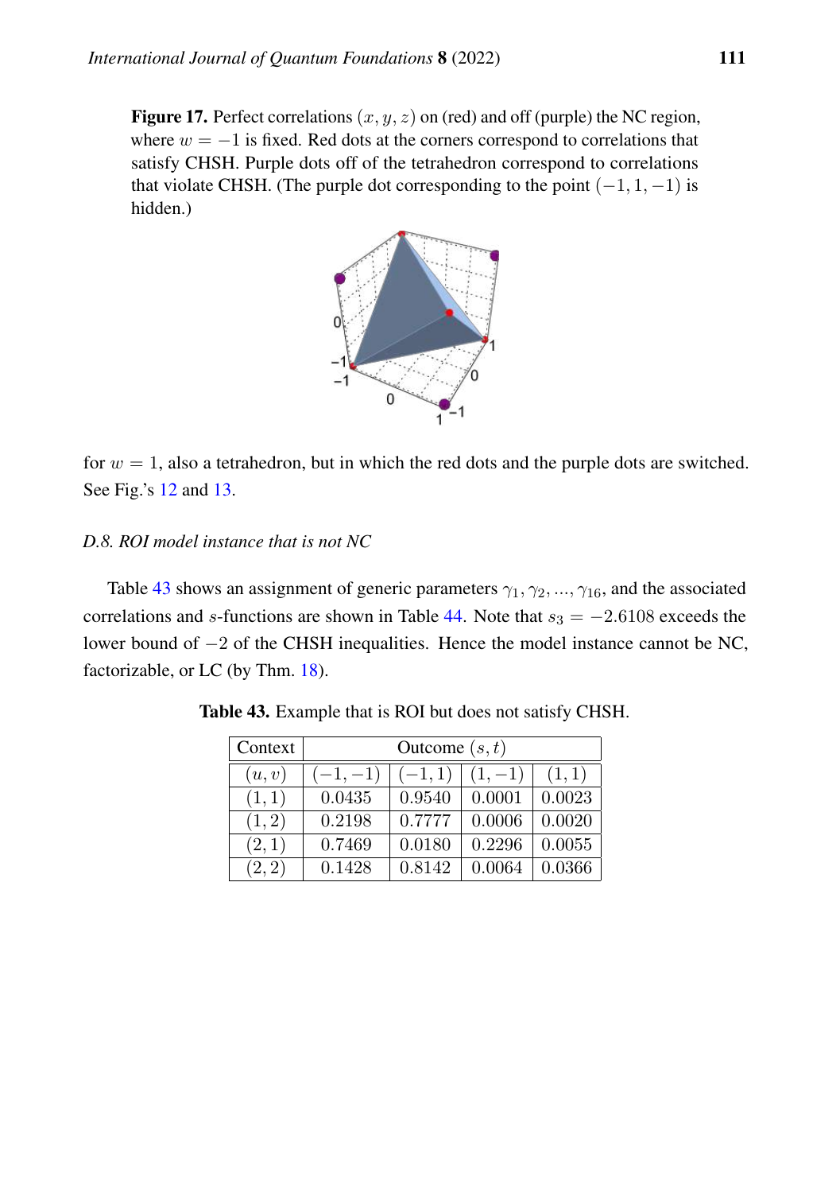**Figure 17.** Perfect correlations $(x, y, z)$ on (red) and off (purple) the NC region, where $w = -1$ is fixed. Red dots at the corners correspond to correlations that satisfy CHSH. Purple dots off of the tetrahedron correspond to correlations that violate CHSH. (The purple dot corresponding to the point $(-1, 1, -1)$ is hidden.)

for $w = 1$, also a tetrahedron, but in which the red dots and the purple dots are switched. See Fig.'s 12 and 13.

*D.8. ROI model instance that is not NC*

Table 43 shows an assignment of generic parameters $\gamma_1, \gamma_2, ..., \gamma_{16}$, and the associated correlations and $s$-functions are shown in Table 44. Note that $s_3 = -2.6108$ exceeds the lower bound of $-2$ of the CHSH inequalities. Hence the model instance cannot be NC, factorizable, or LC (by Thm. 18).

**Table 43.** Example that is ROI but does not satisfy CHSH.

| Context | Outcome $(s, t)$ | | | |
|---|---|---|---|---|
| $(u, v)$ | $(-1, -1)$ | $(-1, 1)$ | $(1, -1)$ | $(1, 1)$ |
| $(1, 1)$ | 0.0435 | 0.9540 | 0.0001 | 0.0023 |
| $(1, 2)$ | 0.2198 | 0.7777 | 0.0006 | 0.0020 |
| $(2, 1)$ | 0.7469 | 0.0180 | 0.2296 | 0.0055 |
| $(2, 2)$ | 0.1428 | 0.8142 | 0.0064 | 0.0366 |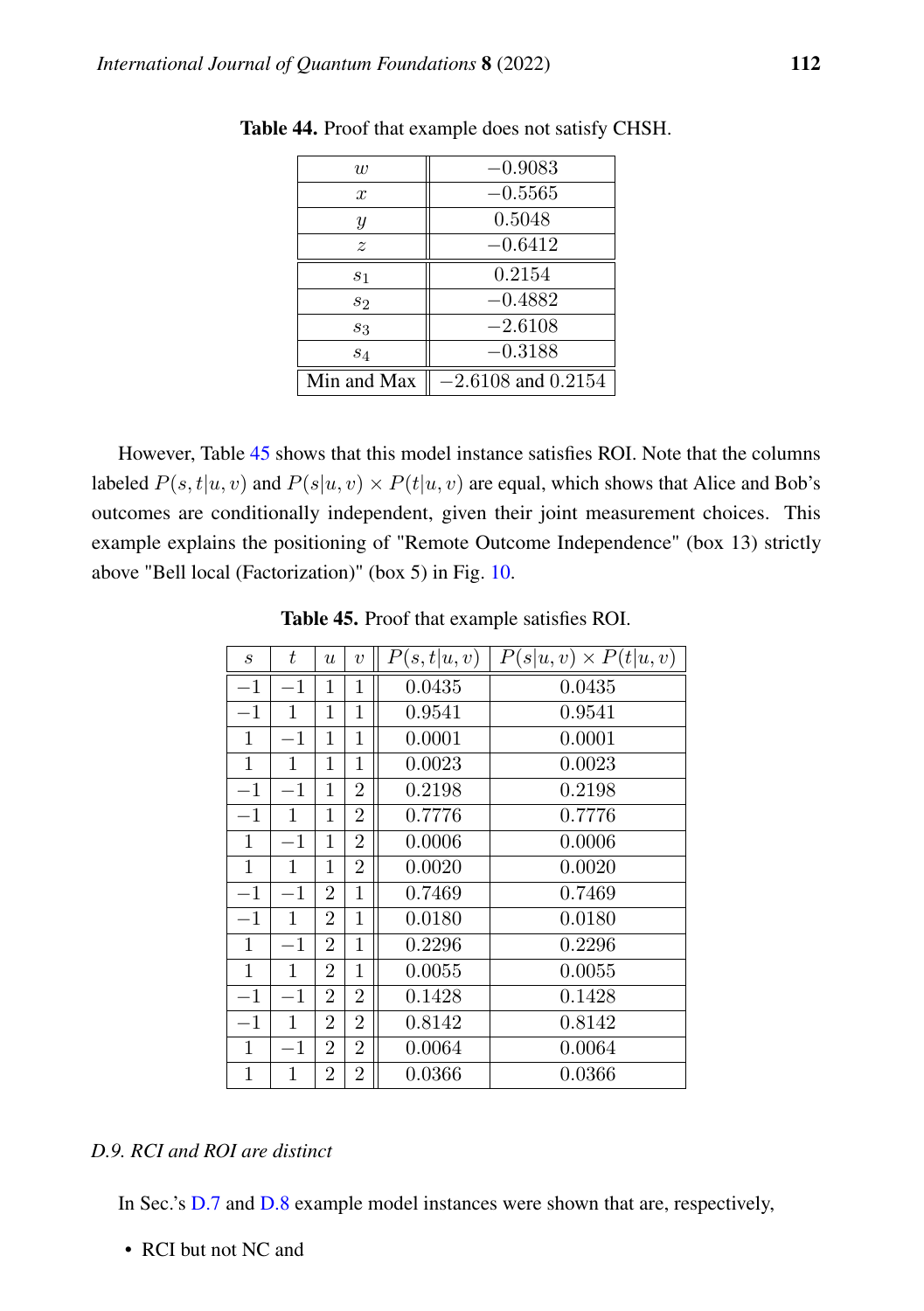**Table 44.** Proof that example does not satisfy CHSH.

| | |
|---|---|
| $w$ | $-0.9083$ |
| $x$ | $-0.5565$ |
| $y$ | $0.5048$ |
| $z$ | $-0.6412$ |
| $s_1$ | $0.2154$ |
| $s_2$ | $-0.4882$ |
| $s_3$ | $-2.6108$ |
| $s_4$ | $-0.3188$ |
| Min and Max | $-2.6108$ and $0.2154$ |

However, Table 45 shows that this model instance satisfies ROI. Note that the columns labeled $P(s,t|u,v)$ and $P(s|u,v) \times P(t|u,v)$ are equal, which shows that Alice and Bob's outcomes are conditionally independent, given their joint measurement choices. This example explains the positioning of "Remote Outcome Independence" (box 13) strictly above "Bell local (Factorization)" (box 5) in Fig. 10.

**Table 45.** Proof that example satisfies ROI.

| $s$ | $t$ | $u$ | $v$ | $P(s,t\|u,v)$ | $P(s\|u,v) \times P(t\|u,v)$ |
|---|---|---|---|---|---|
| $-1$ | $-1$ | 1 | 1 | 0.0435 | 0.0435 |
| $-1$ | 1 | 1 | 1 | 0.9541 | 0.9541 |
| 1 | $-1$ | 1 | 1 | 0.0001 | 0.0001 |
| 1 | 1 | 1 | 1 | 0.0023 | 0.0023 |
| $-1$ | $-1$ | 1 | 2 | 0.2198 | 0.2198 |
| $-1$ | 1 | 1 | 2 | 0.7776 | 0.7776 |
| 1 | $-1$ | 1 | 2 | 0.0006 | 0.0006 |
| 1 | 1 | 1 | 2 | 0.0020 | 0.0020 |
| $-1$ | $-1$ | 2 | 1 | 0.7469 | 0.7469 |
| $-1$ | 1 | 2 | 1 | 0.0180 | 0.0180 |
| 1 | $-1$ | 2 | 1 | 0.2296 | 0.2296 |
| 1 | 1 | 2 | 1 | 0.0055 | 0.0055 |
| $-1$ | $-1$ | 2 | 2 | 0.1428 | 0.1428 |
| $-1$ | 1 | 2 | 2 | 0.8142 | 0.8142 |
| 1 | $-1$ | 2 | 2 | 0.0064 | 0.0064 |
| 1 | 1 | 2 | 2 | 0.0366 | 0.0366 |

### *D.9. RCI and ROI are distinct*

In Sec.'s D.7 and D.8 example model instances were shown that are, respectively,

- RCI but not NC and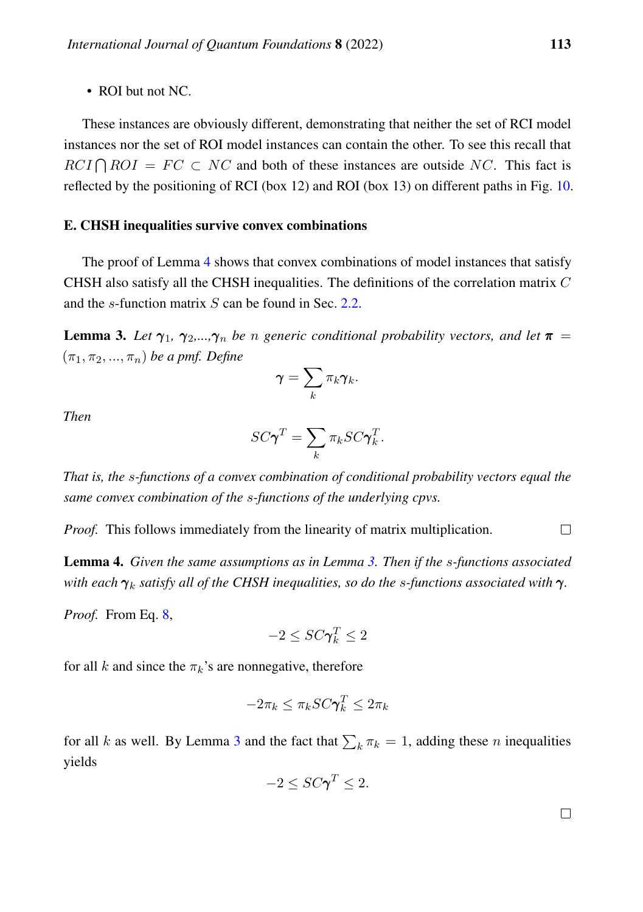- ROI but not NC.

These instances are obviously different, demonstrating that neither the set of RCI model instances nor the set of ROI model instances can contain the other. To see this recall that $RCI \bigcap ROI = FC \subset NC$ and both of these instances are outside $NC$. This fact is reflected by the positioning of RCI (box 12) and ROI (box 13) on different paths in Fig. 10.

### E. CHSH inequalities survive convex combinations

The proof of Lemma 4 shows that convex combinations of model instances that satisfy CHSH also satisfy all the CHSH inequalities. The definitions of the correlation matrix $C$ and the $s$-function matrix $S$ can be found in Sec. 2.2.

**Lemma 3.** *Let $\boldsymbol{\gamma}_1$, $\boldsymbol{\gamma}_2$,...,$\boldsymbol{\gamma}_n$ be $n$ generic conditional probability vectors, and let $\boldsymbol{\pi} = (\pi_1, \pi_2, ..., \pi_n)$ be a pmf. Define*

$$\boldsymbol{\gamma} = \sum_k \pi_k \boldsymbol{\gamma}_k.$$

*Then*

$$SC\boldsymbol{\gamma}^T = \sum_k \pi_k SC\boldsymbol{\gamma}_k^T.$$

*That is, the $s$-functions of a convex combination of conditional probability vectors equal the same convex combination of the $s$-functions of the underlying cpvs.*

*Proof.* This follows immediately from the linearity of matrix multiplication. □

**Lemma 4.** *Given the same assumptions as in Lemma 3. Then if the $s$-functions associated with each $\boldsymbol{\gamma}_k$ satisfy all of the CHSH inequalities, so do the $s$-functions associated with $\boldsymbol{\gamma}$.*

*Proof.* From Eq. 8,

$$-2 \leq SC\boldsymbol{\gamma}_k^T \leq 2$$

for all $k$ and since the $\pi_k$'s are nonnegative, therefore

$$-2\pi_k \leq \pi_k SC\boldsymbol{\gamma}_k^T \leq 2\pi_k$$

for all $k$ as well. By Lemma 3 and the fact that $\sum_k \pi_k = 1$, adding these $n$ inequalities yields

$$-2 \leq SC\boldsymbol{\gamma}^T \leq 2.$$

□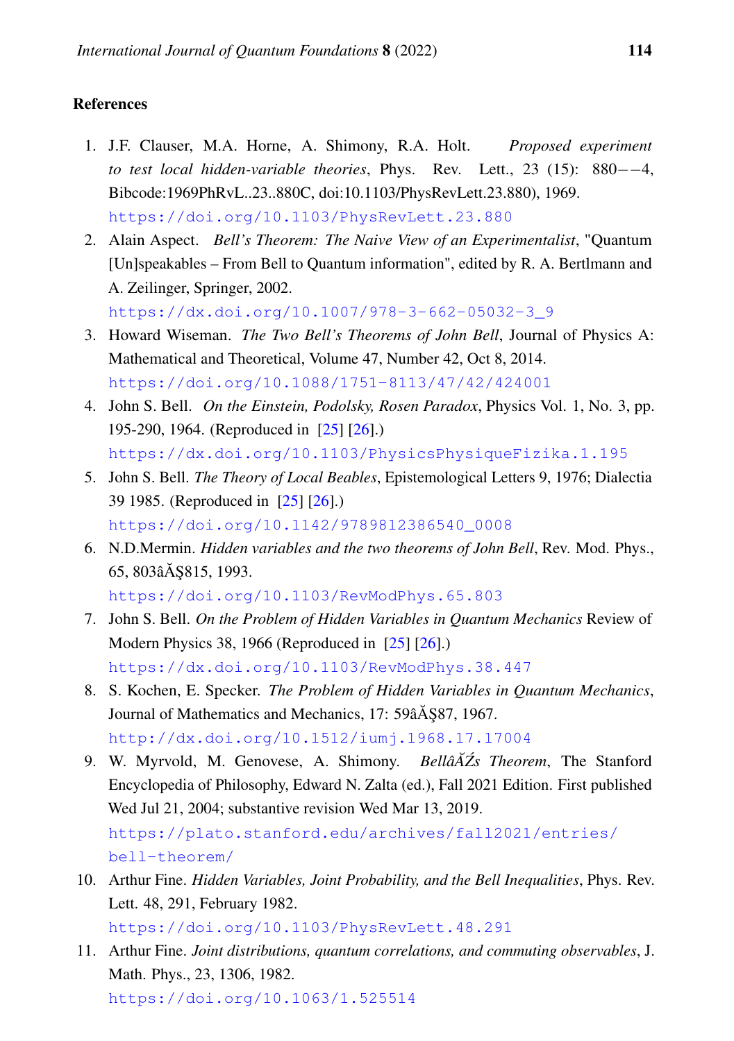### References

1. J.F. Clauser, M.A. Horne, A. Shimony, R.A. Holt. *Proposed experiment to test local hidden-variable theories*, Phys. Rev. Lett., 23 (15): 880−−4, Bibcode:1969PhRvL..23..880C, doi:10.1103/PhysRevLett.23.880), 1969. https://doi.org/10.1103/PhysRevLett.23.880
2. Alain Aspect. *Bell's Theorem: The Naive View of an Experimentalist*, "Quantum [Un]speakables – From Bell to Quantum information", edited by R. A. Bertlmann and A. Zeilinger, Springer, 2002. https://dx.doi.org/10.1007/978-3-662-05032-3_9
3. Howard Wiseman. *The Two Bell's Theorems of John Bell*, Journal of Physics A: Mathematical and Theoretical, Volume 47, Number 42, Oct 8, 2014. https://doi.org/10.1088/1751-8113/47/42/424001
4. John S. Bell. *On the Einstein, Podolsky, Rosen Paradox*, Physics Vol. 1, No. 3, pp. 195-290, 1964. (Reproduced in [25] [26].) https://dx.doi.org/10.1103/PhysicsPhysiqueFizika.1.195
5. John S. Bell. *The Theory of Local Beables*, Epistemological Letters 9, 1976; Dialectia 39 1985. (Reproduced in [25] [26].) https://doi.org/10.1142/9789812386540_0008
6. N.D.Mermin. *Hidden variables and the two theorems of John Bell*, Rev. Mod. Phys., 65, 803âĂŞ815, 1993. https://doi.org/10.1103/RevModPhys.65.803
7. John S. Bell. *On the Problem of Hidden Variables in Quantum Mechanics* Review of Modern Physics 38, 1966 (Reproduced in [25] [26].) https://dx.doi.org/10.1103/RevModPhys.38.447
8. S. Kochen, E. Specker. *The Problem of Hidden Variables in Quantum Mechanics*, Journal of Mathematics and Mechanics, 17: 59âĂŞ87, 1967. http://dx.doi.org/10.1512/iumj.1968.17.17004
9. W. Myrvold, M. Genovese, A. Shimony. *BellâĂŹs Theorem*, The Stanford Encyclopedia of Philosophy, Edward N. Zalta (ed.), Fall 2021 Edition. First published Wed Jul 21, 2004; substantive revision Wed Mar 13, 2019. https://plato.stanford.edu/archives/fall2021/entries/bell-theorem/
10. Arthur Fine. *Hidden Variables, Joint Probability, and the Bell Inequalities*, Phys. Rev. Lett. 48, 291, February 1982. https://doi.org/10.1103/PhysRevLett.48.291
11. Arthur Fine. *Joint distributions, quantum correlations, and commuting observables*, J. Math. Phys., 23, 1306, 1982. https://doi.org/10.1063/1.525514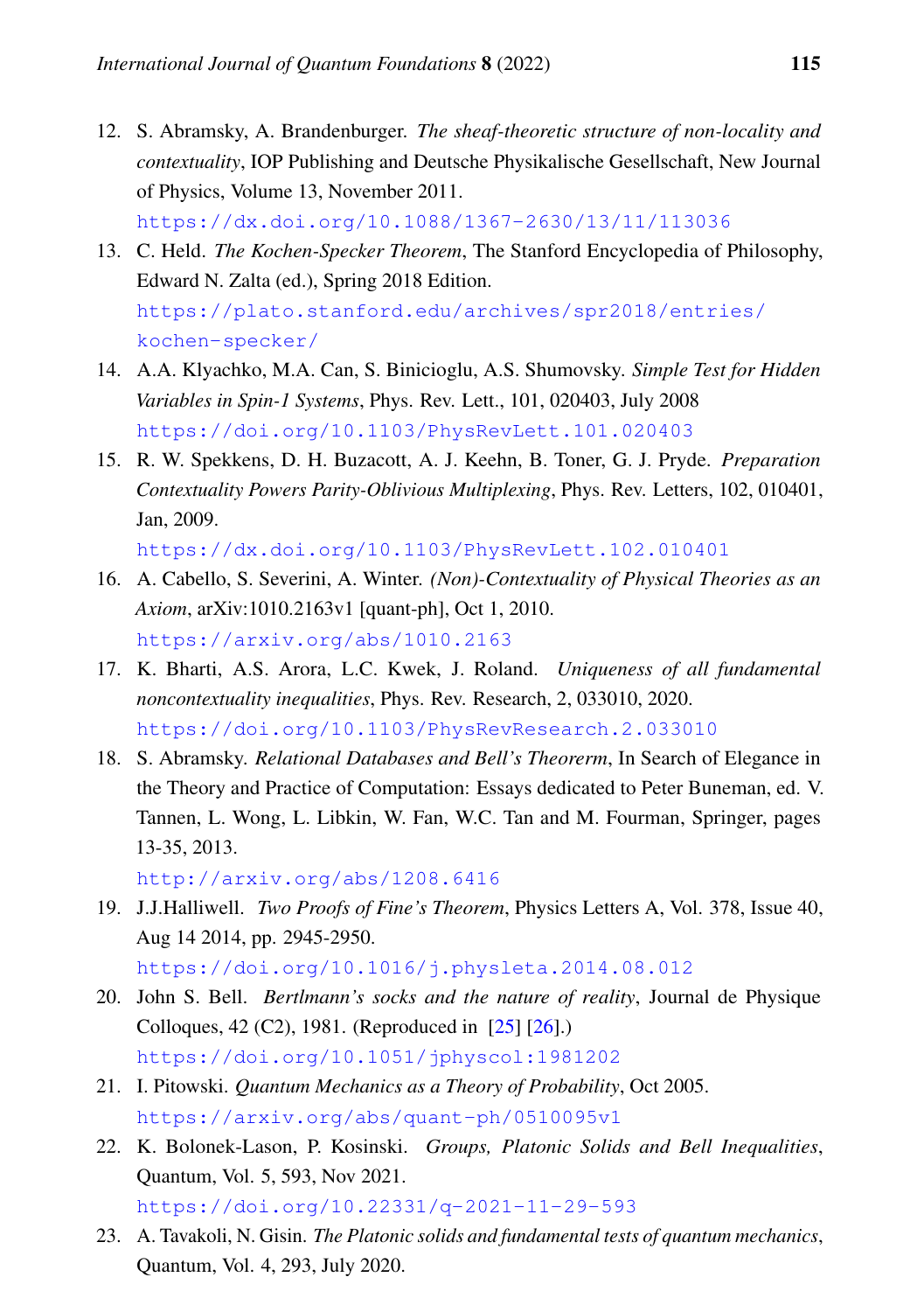12. S. Abramsky, A. Brandenburger. *The sheaf-theoretic structure of non-locality and contextuality*, IOP Publishing and Deutsche Physikalische Gesellschaft, New Journal of Physics, Volume 13, November 2011.
https://dx.doi.org/10.1088/1367-2630/13/11/113036
13. C. Held. *The Kochen-Specker Theorem*, The Stanford Encyclopedia of Philosophy, Edward N. Zalta (ed.), Spring 2018 Edition.
https://plato.stanford.edu/archives/spr2018/entries/kochen-specker/
14. A.A. Klyachko, M.A. Can, S. Binicioglu, A.S. Shumovsky. *Simple Test for Hidden Variables in Spin-1 Systems*, Phys. Rev. Lett., 101, 020403, July 2008
https://doi.org/10.1103/PhysRevLett.101.020403
15. R. W. Spekkens, D. H. Buzacott, A. J. Keehn, B. Toner, G. J. Pryde. *Preparation Contextuality Powers Parity-Oblivious Multiplexing*, Phys. Rev. Letters, 102, 010401, Jan, 2009.
https://dx.doi.org/10.1103/PhysRevLett.102.010401
16. A. Cabello, S. Severini, A. Winter. *(Non)-Contextuality of Physical Theories as an Axiom*, arXiv:1010.2163v1 [quant-ph], Oct 1, 2010.
https://arxiv.org/abs/1010.2163
17. K. Bharti, A.S. Arora, L.C. Kwek, J. Roland. *Uniqueness of all fundamental noncontextuality inequalities*, Phys. Rev. Research, 2, 033010, 2020.
https://doi.org/10.1103/PhysRevResearch.2.033010
18. S. Abramsky. *Relational Databases and Bell's Theorerm*, In Search of Elegance in the Theory and Practice of Computation: Essays dedicated to Peter Buneman, ed. V. Tannen, L. Wong, L. Libkin, W. Fan, W.C. Tan and M. Fourman, Springer, pages 13-35, 2013.
http://arxiv.org/abs/1208.6416
19. J.J.Halliwell. *Two Proofs of Fine's Theorem*, Physics Letters A, Vol. 378, Issue 40, Aug 14 2014, pp. 2945-2950.
https://doi.org/10.1016/j.physleta.2014.08.012
20. John S. Bell. *Bertlmann's socks and the nature of reality*, Journal de Physique Colloques, 42 (C2), 1981. (Reproduced in [25] [26].)
https://doi.org/10.1051/jphyscol:1981202
21. I. Pitowski. *Quantum Mechanics as a Theory of Probability*, Oct 2005.
https://arxiv.org/abs/quant-ph/0510095v1
22. K. Bolonek-Lason, P. Kosinski. *Groups, Platonic Solids and Bell Inequalities*, Quantum, Vol. 5, 593, Nov 2021.
https://doi.org/10.22331/q-2021-11-29-593
23. A. Tavakoli, N. Gisin. *The Platonic solids and fundamental tests of quantum mechanics*, Quantum, Vol. 4, 293, July 2020.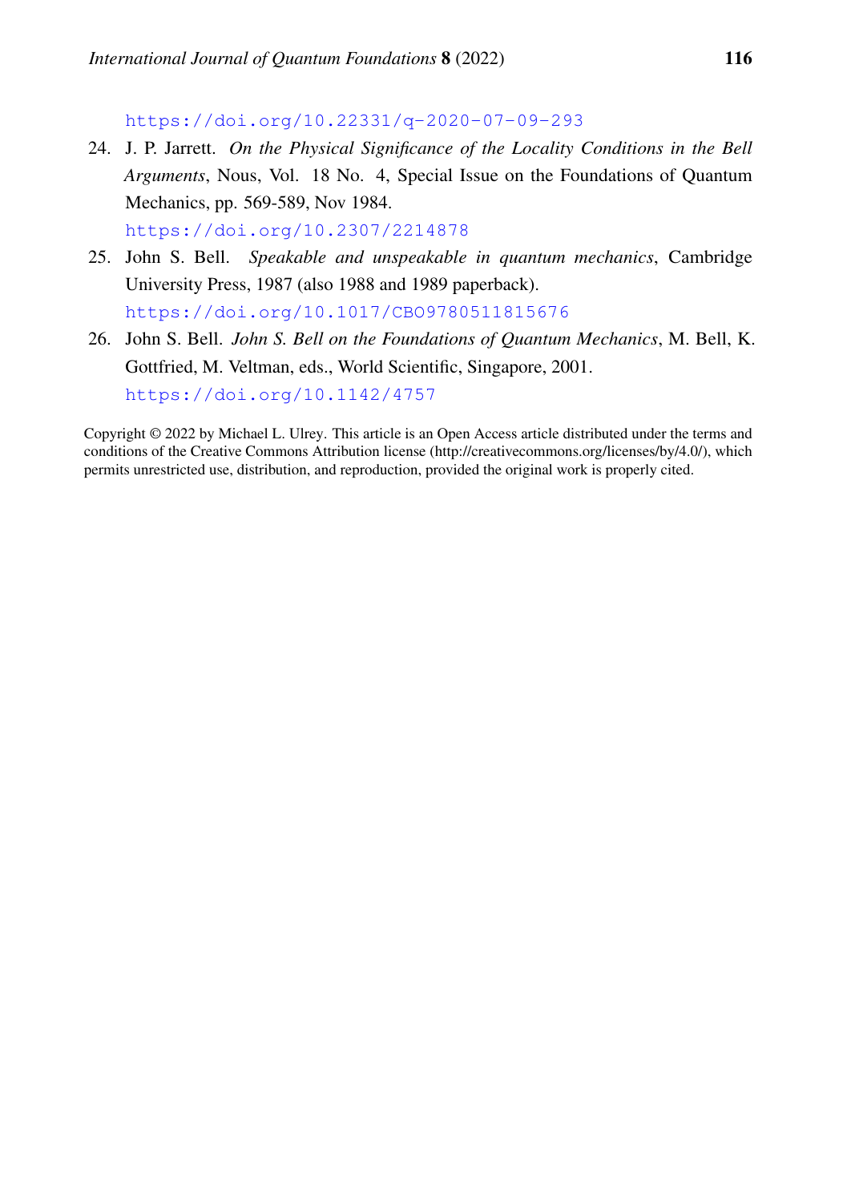https://doi.org/10.22331/q-2020-07-09-293

24. J. P. Jarrett. *On the Physical Significance of the Locality Conditions in the Bell Arguments*, Nous, Vol. 18 No. 4, Special Issue on the Foundations of Quantum Mechanics, pp. 569-589, Nov 1984.
https://doi.org/10.2307/2214878

25. John S. Bell. *Speakable and unspeakable in quantum mechanics*, Cambridge University Press, 1987 (also 1988 and 1989 paperback).
https://doi.org/10.1017/CBO9780511815676

26. John S. Bell. *John S. Bell on the Foundations of Quantum Mechanics*, M. Bell, K. Gottfried, M. Veltman, eds., World Scientific, Singapore, 2001.
https://doi.org/10.1142/4757

Copyright © 2022 by Michael L. Ulrey. This article is an Open Access article distributed under the terms and conditions of the Creative Commons Attribution license (http://creativecommons.org/licenses/by/4.0/), which permits unrestricted use, distribution, and reproduction, provided the original work is properly cited.